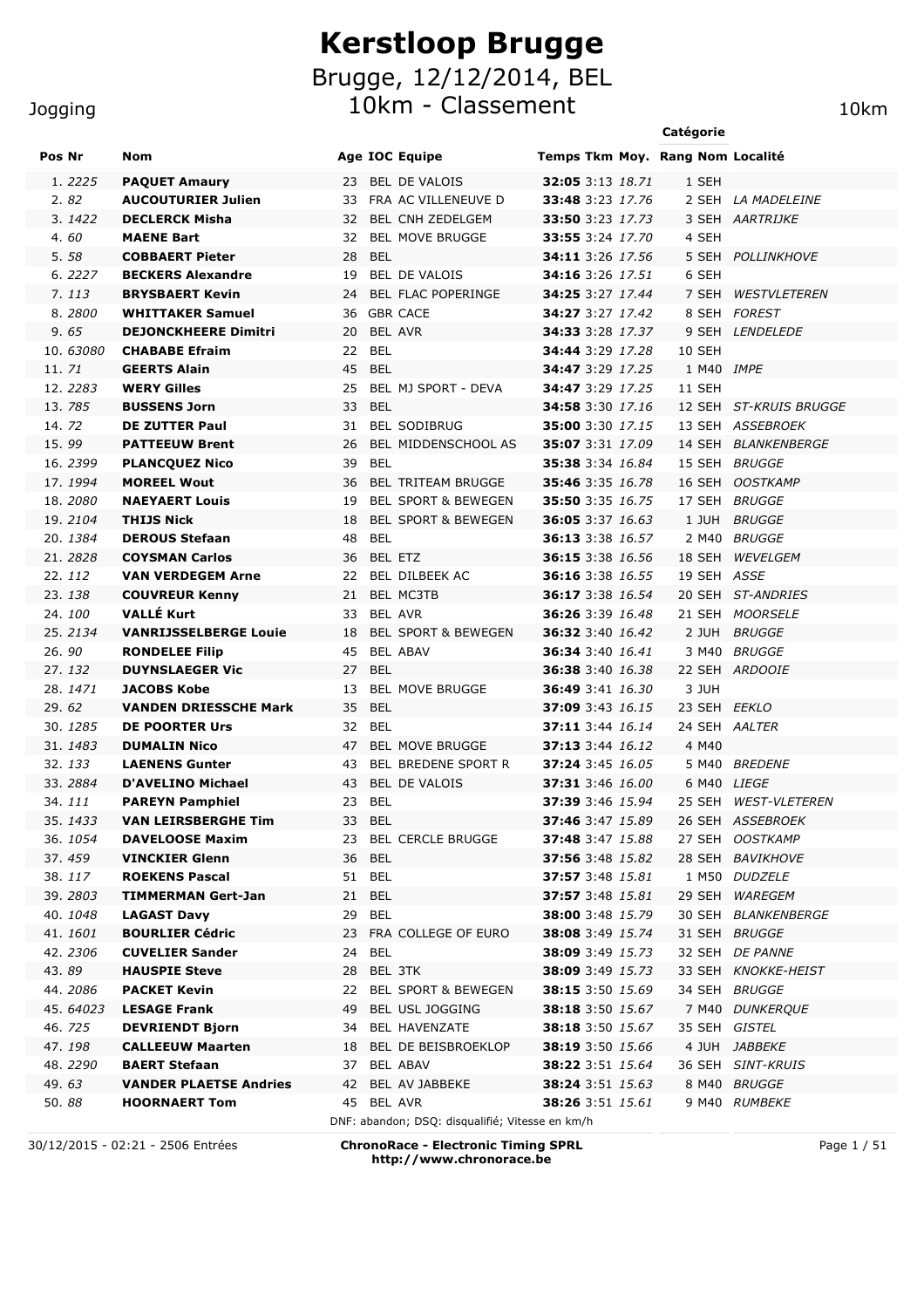# Kerstloop Brugge

## Brugge, 12/12/2014, BEL

## 10km - Classement

Jogging — 10km

| Pos | Nr | Nom | Age | IOC | Equipe | Temps | Tkm | Moy. | Catégorie Rang | Catégorie Nom | Localité |
|---|---|---|---|---|---|---|---|---|---|---|---|
| 1. | *2225* | **PAQUET Amaury** | 23 | BEL | DE VALOIS | **32:05** | 3:13 | *18.71* | 1 | SEH | |
| 2. | *82* | **AUCOUTURIER Julien** | 33 | FRA | AC VILLENEUVE D | **33:48** | 3:23 | *17.76* | 2 | SEH | *LA MADELEINE* |
| 3. | *1422* | **DECLERCK Misha** | 32 | BEL | CNH ZEDELGEM | **33:50** | 3:23 | *17.73* | 3 | SEH | *AARTRIJKE* |
| 4. | *60* | **MAENE Bart** | 32 | BEL | MOVE BRUGGE | **33:55** | 3:24 | *17.70* | 4 | SEH | |
| 5. | *58* | **COBBAERT Pieter** | 28 | BEL | | **34:11** | 3:26 | *17.56* | 5 | SEH | *POLLINKHOVE* |
| 6. | *2227* | **BECKERS Alexandre** | 19 | BEL | DE VALOIS | **34:16** | 3:26 | *17.51* | 6 | SEH | |
| 7. | *113* | **BRYSBAERT Kevin** | 24 | BEL | FLAC POPERINGE | **34:25** | 3:27 | *17.44* | 7 | SEH | *WESTVLETEREN* |
| 8. | *2800* | **WHITTAKER Samuel** | 36 | GBR | CACE | **34:27** | 3:27 | *17.42* | 8 | SEH | *FOREST* |
| 9. | *65* | **DEJONCKHEERE Dimitri** | 20 | BEL | AVR | **34:33** | 3:28 | *17.37* | 9 | SEH | *LENDELEDE* |
| 10. | *63080* | **CHABABE Efraim** | 22 | BEL | | **34:44** | 3:29 | *17.28* | 10 | SEH | |
| 11. | *71* | **GEERTS Alain** | 45 | BEL | | **34:47** | 3:29 | *17.25* | 1 | M40 | *IMPE* |
| 12. | *2283* | **WERY Gilles** | 25 | BEL | MJ SPORT - DEVA | **34:47** | 3:29 | *17.25* | 11 | SEH | |
| 13. | *785* | **BUSSENS Jorn** | 33 | BEL | | **34:58** | 3:30 | *17.16* | 12 | SEH | *ST-KRUIS BRUGGE* |
| 14. | *72* | **DE ZUTTER Paul** | 31 | BEL | SODIBRUG | **35:00** | 3:30 | *17.15* | 13 | SEH | *ASSEBROEK* |
| 15. | *99* | **PATTEEUW Brent** | 26 | BEL | MIDDENSCHOOL AS | **35:07** | 3:31 | *17.09* | 14 | SEH | *BLANKENBERGE* |
| 16. | *2399* | **PLANCQUEZ Nico** | 39 | BEL | | **35:38** | 3:34 | *16.84* | 15 | SEH | *BRUGGE* |
| 17. | *1994* | **MOREEL Wout** | 36 | BEL | TRITEAM BRUGGE | **35:46** | 3:35 | *16.78* | 16 | SEH | *OOSTKAMP* |
| 18. | *2080* | **NAEYAERT Louis** | 19 | BEL | SPORT & BEWEGEN | **35:50** | 3:35 | *16.75* | 17 | SEH | *BRUGGE* |
| 19. | *2104* | **THIJS Nick** | 18 | BEL | SPORT & BEWEGEN | **36:05** | 3:37 | *16.63* | 1 | JUH | *BRUGGE* |
| 20. | *1384* | **DEROUS Stefaan** | 48 | BEL | | **36:13** | 3:38 | *16.57* | 2 | M40 | *BRUGGE* |
| 21. | *2828* | **COYSMAN Carlos** | 36 | BEL | ETZ | **36:15** | 3:38 | *16.56* | 18 | SEH | *WEVELGEM* |
| 22. | *112* | **VAN VERDEGEM Arne** | 22 | BEL | DILBEEK AC | **36:16** | 3:38 | *16.55* | 19 | SEH | *ASSE* |
| 23. | *138* | **COUVREUR Kenny** | 21 | BEL | MC3TB | **36:17** | 3:38 | *16.54* | 20 | SEH | *ST-ANDRIES* |
| 24. | *100* | **VALLÉ Kurt** | 33 | BEL | AVR | **36:26** | 3:39 | *16.48* | 21 | SEH | *MOORSELE* |
| 25. | *2134* | **VANRIJSSELBERGE Louie** | 18 | BEL | SPORT & BEWEGEN | **36:32** | 3:40 | *16.42* | 2 | JUH | *BRUGGE* |
| 26. | *90* | **RONDELEE Filip** | 45 | BEL | ABAV | **36:34** | 3:40 | *16.41* | 3 | M40 | *BRUGGE* |
| 27. | *132* | **DUYNSLAEGER Vic** | 27 | BEL | | **36:38** | 3:40 | *16.38* | 22 | SEH | *ARDOOIE* |
| 28. | *1471* | **JACOBS Kobe** | 13 | BEL | MOVE BRUGGE | **36:49** | 3:41 | *16.30* | 3 | JUH | |
| 29. | *62* | **VANDEN DRIESSCHE Mark** | 35 | BEL | | **37:09** | 3:43 | *16.15* | 23 | SEH | *EEKLO* |
| 30. | *1285* | **DE POORTER Urs** | 32 | BEL | | **37:11** | 3:44 | *16.14* | 24 | SEH | *AALTER* |
| 31. | *1483* | **DUMALIN Nico** | 47 | BEL | MOVE BRUGGE | **37:13** | 3:44 | *16.12* | 4 | M40 | |
| 32. | *133* | **LAENENS Gunter** | 43 | BEL | BREDENE SPORT R | **37:24** | 3:45 | *16.05* | 5 | M40 | *BREDENE* |
| 33. | *2884* | **D'AVELINO Michael** | 43 | BEL | DE VALOIS | **37:31** | 3:46 | *16.00* | 6 | M40 | *LIEGE* |
| 34. | *111* | **PAREYN Pamphiel** | 23 | BEL | | **37:39** | 3:46 | *15.94* | 25 | SEH | *WEST-VLETEREN* |
| 35. | *1433* | **VAN LEIRSBERGHE Tim** | 33 | BEL | | **37:46** | 3:47 | *15.89* | 26 | SEH | *ASSEBROEK* |
| 36. | *1054* | **DAVELOOSE Maxim** | 23 | BEL | CERCLE BRUGGE | **37:48** | 3:47 | *15.88* | 27 | SEH | *OOSTKAMP* |
| 37. | *459* | **VINCKIER Glenn** | 36 | BEL | | **37:56** | 3:48 | *15.82* | 28 | SEH | *BAVIKHOVE* |
| 38. | *117* | **ROEKENS Pascal** | 51 | BEL | | **37:57** | 3:48 | *15.81* | 1 | M50 | *DUDZELE* |
| 39. | *2803* | **TIMMERMAN Gert-Jan** | 21 | BEL | | **37:57** | 3:48 | *15.81* | 29 | SEH | *WAREGEM* |
| 40. | *1048* | **LAGAST Davy** | 29 | BEL | | **38:00** | 3:48 | *15.79* | 30 | SEH | *BLANKENBERGE* |
| 41. | *1601* | **BOURLIER Cédric** | 23 | FRA | COLLEGE OF EURO | **38:08** | 3:49 | *15.74* | 31 | SEH | *BRUGGE* |
| 42. | *2306* | **CUVELIER Sander** | 24 | BEL | | **38:09** | 3:49 | *15.73* | 32 | SEH | *DE PANNE* |
| 43. | *89* | **HAUSPIE Steve** | 28 | BEL | 3TK | **38:09** | 3:49 | *15.73* | 33 | SEH | *KNOKKE-HEIST* |
| 44. | *2086* | **PACKET Kevin** | 22 | BEL | SPORT & BEWEGEN | **38:15** | 3:50 | *15.69* | 34 | SEH | *BRUGGE* |
| 45. | *64023* | **LESAGE Frank** | 49 | BEL | USL JOGGING | **38:18** | 3:50 | *15.67* | 7 | M40 | *DUNKERQUE* |
| 46. | *725* | **DEVRIENDT Bjorn** | 34 | BEL | HAVENZATE | **38:18** | 3:50 | *15.67* | 35 | SEH | *GISTEL* |
| 47. | *198* | **CALLEEUW Maarten** | 18 | BEL | DE BEISBROEKLOP | **38:19** | 3:50 | *15.66* | 4 | JUH | *JABBEKE* |
| 48. | *2290* | **BAERT Stefaan** | 37 | BEL | ABAV | **38:22** | 3:51 | *15.64* | 36 | SEH | *SINT-KRUIS* |
| 49. | *63* | **VANDER PLAETSE Andries** | 42 | BEL | AV JABBEKE | **38:24** | 3:51 | *15.63* | 8 | M40 | *BRUGGE* |
| 50. | *88* | **HOORNAERT Tom** | 45 | BEL | AVR | **38:26** | 3:51 | *15.61* | 9 | M40 | *RUMBEKE* |

DNF: abandon; DSQ: disqualifié; Vitesse en km/h

30/12/2015 - 02:21 - 2506 Entrées

**ChronoRace - Electronic Timing SPRL**
**http://www.chronorace.be**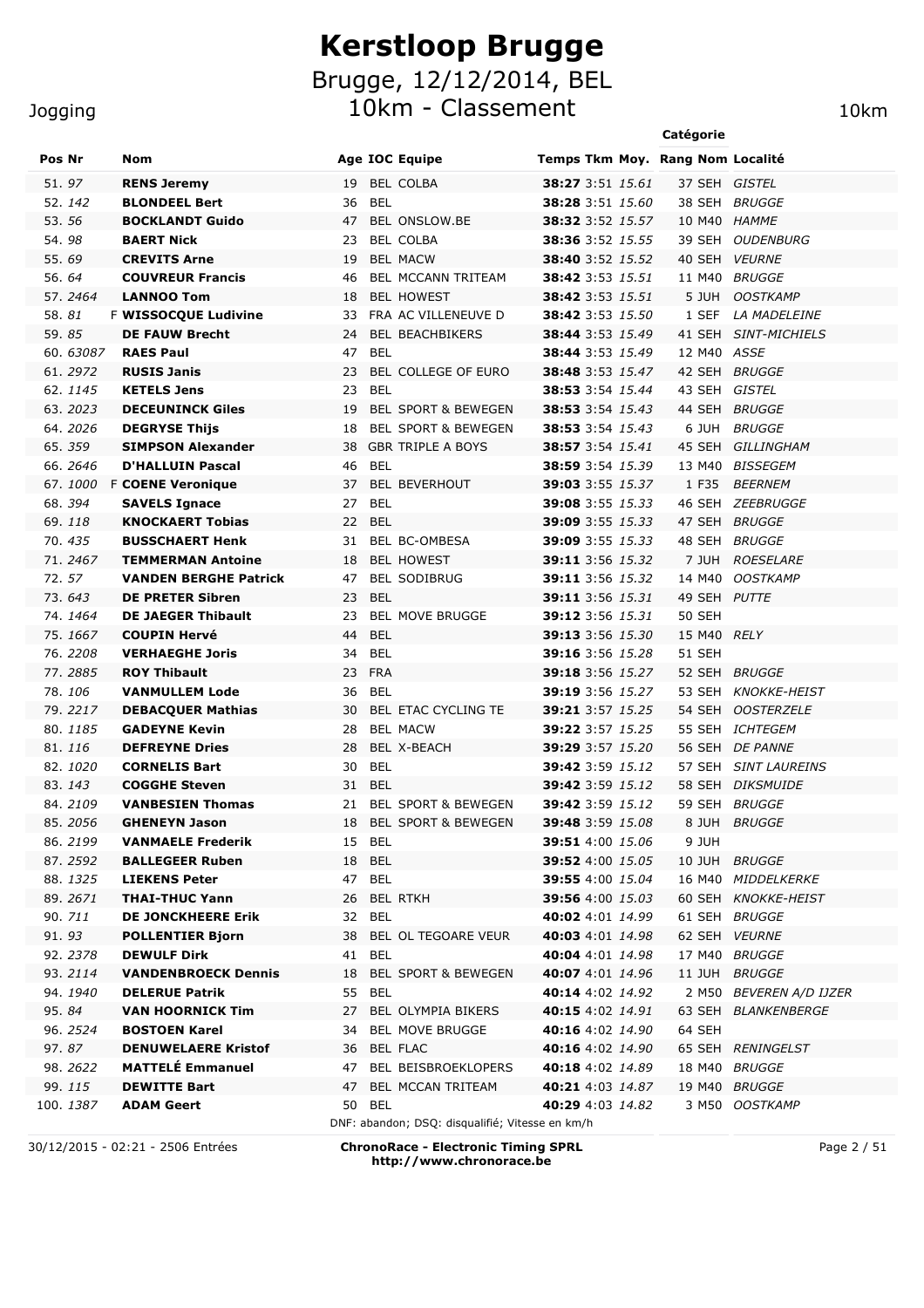# Kerstloop Brugge

## Brugge, 12/12/2014, BEL

## 10km - Classement

Jogging — 10km

| Pos | Nr | | Nom | Age | IOC | Equipe | Temps | Tkm | Moy. | Rang | Catégorie Nom | Localité |
|---|---|---|---|---|---|---|---|---|---|---|---|---|
| 51. | 97 | | **RENS Jeremy** | 19 | BEL | COLBA | **38:27** | 3:51 | *15.61* | 37 | SEH | *GISTEL* |
| 52. | 142 | | **BLONDEEL Bert** | 36 | BEL | | **38:28** | 3:51 | *15.60* | 38 | SEH | *BRUGGE* |
| 53. | 56 | | **BOCKLANDT Guido** | 47 | BEL | ONSLOW.BE | **38:32** | 3:52 | *15.57* | 10 | M40 | *HAMME* |
| 54. | 98 | | **BAERT Nick** | 23 | BEL | COLBA | **38:36** | 3:52 | *15.55* | 39 | SEH | *OUDENBURG* |
| 55. | 69 | | **CREVITS Arne** | 19 | BEL | MACW | **38:40** | 3:52 | *15.52* | 40 | SEH | *VEURNE* |
| 56. | 64 | | **COUVREUR Francis** | 46 | BEL | MCCANN TRITEAM | **38:42** | 3:53 | *15.51* | 11 | M40 | *BRUGGE* |
| 57. | 2464 | | **LANNOO Tom** | 18 | BEL | HOWEST | **38:42** | 3:53 | *15.51* | 5 | JUH | *OOSTKAMP* |
| 58. | 81 | F | **WISSOCQUE Ludivine** | 33 | FRA | AC VILLENEUVE D | **38:42** | 3:53 | *15.50* | 1 | SEF | *LA MADELEINE* |
| 59. | 85 | | **DE FAUW Brecht** | 24 | BEL | BEACHBIKERS | **38:44** | 3:53 | *15.49* | 41 | SEH | *SINT-MICHIELS* |
| 60. | 63087 | | **RAES Paul** | 47 | BEL | | **38:44** | 3:53 | *15.49* | 12 | M40 | *ASSE* |
| 61. | 2972 | | **RUSIS Janis** | 23 | BEL | COLLEGE OF EURO | **38:48** | 3:53 | *15.47* | 42 | SEH | *BRUGGE* |
| 62. | 1145 | | **KETELS Jens** | 23 | BEL | | **38:53** | 3:54 | *15.44* | 43 | SEH | *GISTEL* |
| 63. | 2023 | | **DECEUNINCK Giles** | 19 | BEL | SPORT & BEWEGEN | **38:53** | 3:54 | *15.43* | 44 | SEH | *BRUGGE* |
| 64. | 2026 | | **DEGRYSE Thijs** | 18 | BEL | SPORT & BEWEGEN | **38:53** | 3:54 | *15.43* | 6 | JUH | *BRUGGE* |
| 65. | 359 | | **SIMPSON Alexander** | 38 | GBR | TRIPLE A BOYS | **38:57** | 3:54 | *15.41* | 45 | SEH | *GILLINGHAM* |
| 66. | 2646 | | **D'HALLUIN Pascal** | 46 | BEL | | **38:59** | 3:54 | *15.39* | 13 | M40 | *BISSEGEM* |
| 67. | 1000 | F | **COENE Veronique** | 37 | BEL | BEVERHOUT | **39:03** | 3:55 | *15.37* | 1 | F35 | *BEERNEM* |
| 68. | 394 | | **SAVELS Ignace** | 27 | BEL | | **39:08** | 3:55 | *15.33* | 46 | SEH | *ZEEBRUGGE* |
| 69. | 118 | | **KNOCKAERT Tobias** | 22 | BEL | | **39:09** | 3:55 | *15.33* | 47 | SEH | *BRUGGE* |
| 70. | 435 | | **BUSSCHAERT Henk** | 31 | BEL | BC-OMBESA | **39:09** | 3:55 | *15.33* | 48 | SEH | *BRUGGE* |
| 71. | 2467 | | **TEMMERMAN Antoine** | 18 | BEL | HOWEST | **39:11** | 3:56 | *15.32* | 7 | JUH | *ROESELARE* |
| 72. | 57 | | **VANDEN BERGHE Patrick** | 47 | BEL | SODIBRUG | **39:11** | 3:56 | *15.32* | 14 | M40 | *OOSTKAMP* |
| 73. | 643 | | **DE PRETER Sibren** | 23 | BEL | | **39:11** | 3:56 | *15.31* | 49 | SEH | *PUTTE* |
| 74. | 1464 | | **DE JAEGER Thibault** | 23 | BEL | MOVE BRUGGE | **39:12** | 3:56 | *15.31* | 50 | SEH | |
| 75. | 1667 | | **COUPIN Hervé** | 44 | BEL | | **39:13** | 3:56 | *15.30* | 15 | M40 | *RELY* |
| 76. | 2208 | | **VERHAEGHE Joris** | 34 | BEL | | **39:16** | 3:56 | *15.28* | 51 | SEH | |
| 77. | 2885 | | **ROY Thibault** | 23 | FRA | | **39:18** | 3:56 | *15.27* | 52 | SEH | *BRUGGE* |
| 78. | 106 | | **VANMULLEM Lode** | 36 | BEL | | **39:19** | 3:56 | *15.27* | 53 | SEH | *KNOKKE-HEIST* |
| 79. | 2217 | | **DEBACQUER Mathias** | 30 | BEL | ETAC CYCLING TE | **39:21** | 3:57 | *15.25* | 54 | SEH | *OOSTERZELE* |
| 80. | 1185 | | **GADEYNE Kevin** | 28 | BEL | MACW | **39:22** | 3:57 | *15.25* | 55 | SEH | *ICHTEGEM* |
| 81. | 116 | | **DEFREYNE Dries** | 28 | BEL | X-BEACH | **39:29** | 3:57 | *15.20* | 56 | SEH | *DE PANNE* |
| 82. | 1020 | | **CORNELIS Bart** | 30 | BEL | | **39:42** | 3:59 | *15.12* | 57 | SEH | *SINT LAUREINS* |
| 83. | 143 | | **COGGHE Steven** | 31 | BEL | | **39:42** | 3:59 | *15.12* | 58 | SEH | *DIKSMUIDE* |
| 84. | 2109 | | **VANBESIEN Thomas** | 21 | BEL | SPORT & BEWEGEN | **39:42** | 3:59 | *15.12* | 59 | SEH | *BRUGGE* |
| 85. | 2056 | | **GHENEYN Jason** | 18 | BEL | SPORT & BEWEGEN | **39:48** | 3:59 | *15.08* | 8 | JUH | *BRUGGE* |
| 86. | 2199 | | **VANMAELE Frederik** | 15 | BEL | | **39:51** | 4:00 | *15.06* | 9 | JUH | |
| 87. | 2592 | | **BALLEGEER Ruben** | 18 | BEL | | **39:52** | 4:00 | *15.05* | 10 | JUH | *BRUGGE* |
| 88. | 1325 | | **LIEKENS Peter** | 47 | BEL | | **39:55** | 4:00 | *15.04* | 16 | M40 | *MIDDELKERKE* |
| 89. | 2671 | | **THAI-THUC Yann** | 26 | BEL | RTKH | **39:56** | 4:00 | *15.03* | 60 | SEH | *KNOKKE-HEIST* |
| 90. | 711 | | **DE JONCKHEERE Erik** | 32 | BEL | | **40:02** | 4:01 | *14.99* | 61 | SEH | *BRUGGE* |
| 91. | 93 | | **POLLENTIER Bjorn** | 38 | BEL | OL TEGOARE VEUR | **40:03** | 4:01 | *14.98* | 62 | SEH | *VEURNE* |
| 92. | 2378 | | **DEWULF Dirk** | 41 | BEL | | **40:04** | 4:01 | *14.98* | 17 | M40 | *BRUGGE* |
| 93. | 2114 | | **VANDENBROECK Dennis** | 18 | BEL | SPORT & BEWEGEN | **40:07** | 4:01 | *14.96* | 11 | JUH | *BRUGGE* |
| 94. | 1940 | | **DELERUE Patrik** | 55 | BEL | | **40:14** | 4:02 | *14.92* | 2 | M50 | *BEVEREN A/D IJZER* |
| 95. | 84 | | **VAN HOORNICK Tim** | 27 | BEL | OLYMPIA BIKERS | **40:15** | 4:02 | *14.91* | 63 | SEH | *BLANKENBERGE* |
| 96. | 2524 | | **BOSTOEN Karel** | 34 | BEL | MOVE BRUGGE | **40:16** | 4:02 | *14.90* | 64 | SEH | |
| 97. | 87 | | **DENUWELAERE Kristof** | 36 | BEL | FLAC | **40:16** | 4:02 | *14.90* | 65 | SEH | *RENINGELST* |
| 98. | 2622 | | **MATTELÉ Emmanuel** | 47 | BEL | BEISBROEKLOPERS | **40:18** | 4:02 | *14.89* | 18 | M40 | *BRUGGE* |
| 99. | 115 | | **DEWITTE Bart** | 47 | BEL | MCCAN TRITEAM | **40:21** | 4:03 | *14.87* | 19 | M40 | *BRUGGE* |
| 100. | 1387 | | **ADAM Geert** | 50 | BEL | | **40:29** | 4:03 | *14.82* | 3 | M50 | *OOSTKAMP* |

DNF: abandon; DSQ: disqualifié; Vitesse en km/h

30/12/2015 - 02:21 - 2506 Entrées

**ChronoRace - Electronic Timing SPRL**
**http://www.chronorace.be**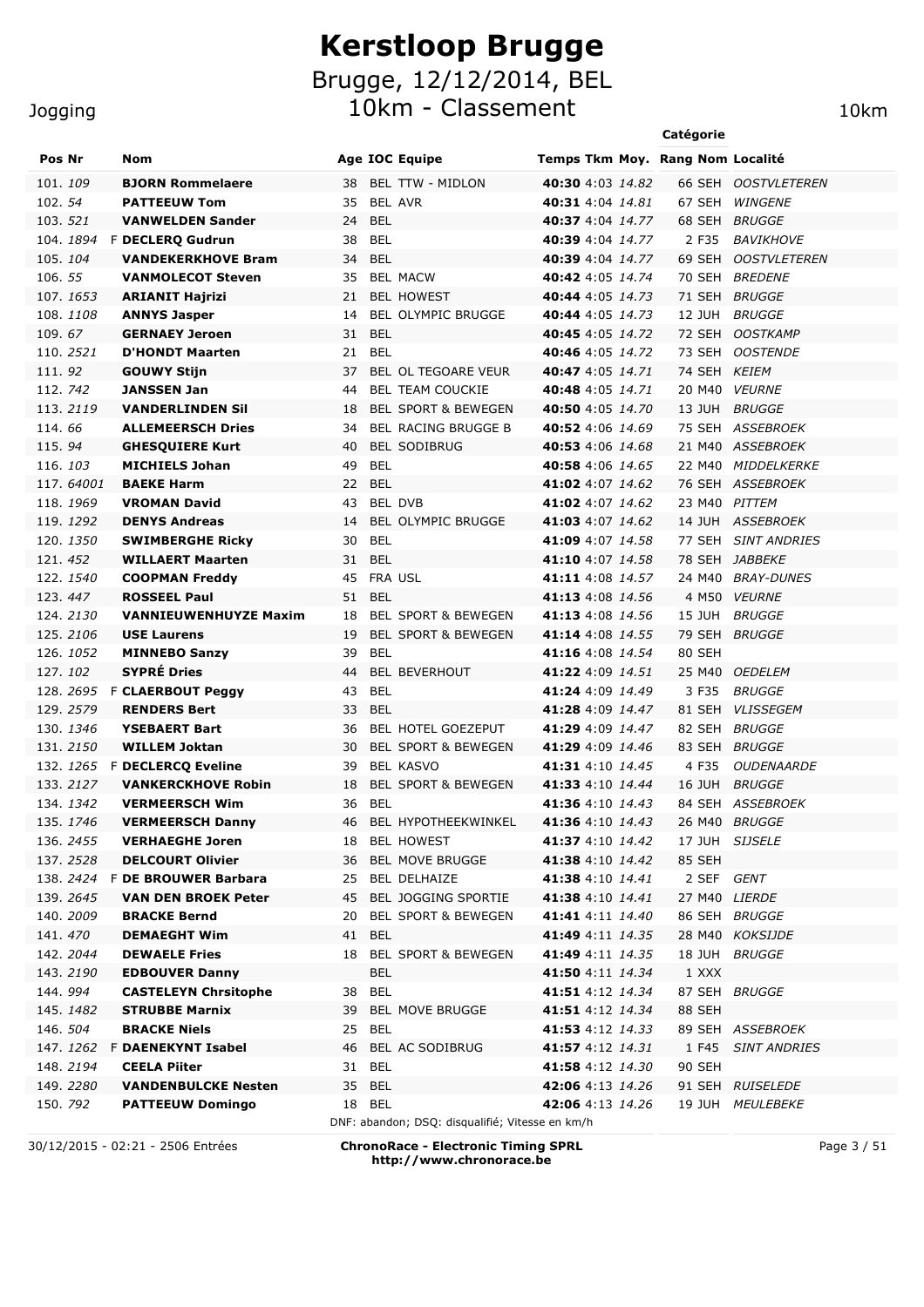# Kerstloop Brugge

## Brugge, 12/12/2014, BEL

## 10km - Classement

Jogging 10km

| Pos | Nr | | Nom | Age | IOC | Equipe | Temps | Tkm | Moy. | Rang | Catégorie Nom | Localité |
|---|---|---|---|---|---|---|---|---|---|---|---|---|
| 101. | 109 | | **BJORN Rommelaere** | 38 | BEL | TTW - MIDLON | **40:30** | 4:03 | 14.82 | 66 | SEH | OOSTVLETEREN |
| 102. | 54 | | **PATTEEUW Tom** | 35 | BEL | AVR | **40:31** | 4:04 | 14.81 | 67 | SEH | WINGENE |
| 103. | 521 | | **VANWELDEN Sander** | 24 | BEL | | **40:37** | 4:04 | 14.77 | 68 | SEH | BRUGGE |
| 104. | 1894 | F | **DECLERQ Gudrun** | 38 | BEL | | **40:39** | 4:04 | 14.77 | 2 | F35 | BAVIKHOVE |
| 105. | 104 | | **VANDEKERKHOVE Bram** | 34 | BEL | | **40:39** | 4:04 | 14.77 | 69 | SEH | OOSTVLETEREN |
| 106. | 55 | | **VANMOLECOT Steven** | 35 | BEL | MACW | **40:42** | 4:05 | 14.74 | 70 | SEH | BREDENE |
| 107. | 1653 | | **ARIANIT Hajrizi** | 21 | BEL | HOWEST | **40:44** | 4:05 | 14.73 | 71 | SEH | BRUGGE |
| 108. | 1108 | | **ANNYS Jasper** | 14 | BEL | OLYMPIC BRUGGE | **40:44** | 4:05 | 14.73 | 12 | JUH | BRUGGE |
| 109. | 67 | | **GERNAEY Jeroen** | 31 | BEL | | **40:45** | 4:05 | 14.72 | 72 | SEH | OOSTKAMP |
| 110. | 2521 | | **D'HONDT Maarten** | 21 | BEL | | **40:46** | 4:05 | 14.72 | 73 | SEH | OOSTENDE |
| 111. | 92 | | **GOUWY Stijn** | 37 | BEL | OL TEGOARE VEUR | **40:47** | 4:05 | 14.71 | 74 | SEH | KEIEM |
| 112. | 742 | | **JANSSEN Jan** | 44 | BEL | TEAM COUCKIE | **40:48** | 4:05 | 14.71 | 20 | M40 | VEURNE |
| 113. | 2119 | | **VANDERLINDEN Sil** | 18 | BEL | SPORT & BEWEGEN | **40:50** | 4:05 | 14.70 | 13 | JUH | BRUGGE |
| 114. | 66 | | **ALLEMEERSCH Dries** | 34 | BEL | RACING BRUGGE B | **40:52** | 4:06 | 14.69 | 75 | SEH | ASSEBROEK |
| 115. | 94 | | **GHESQUIERE Kurt** | 40 | BEL | SODIBRUG | **40:53** | 4:06 | 14.68 | 21 | M40 | ASSEBROEK |
| 116. | 103 | | **MICHIELS Johan** | 49 | BEL | | **40:58** | 4:06 | 14.65 | 22 | M40 | MIDDELKERKE |
| 117. | 64001 | | **BAEKE Harm** | 22 | BEL | | **41:02** | 4:07 | 14.62 | 76 | SEH | ASSEBROEK |
| 118. | 1969 | | **VROMAN David** | 43 | BEL | DVB | **41:02** | 4:07 | 14.62 | 23 | M40 | PITTEM |
| 119. | 1292 | | **DENYS Andreas** | 14 | BEL | OLYMPIC BRUGGE | **41:03** | 4:07 | 14.62 | 14 | JUH | ASSEBROEK |
| 120. | 1350 | | **SWIMBERGHE Ricky** | 30 | BEL | | **41:09** | 4:07 | 14.58 | 77 | SEH | SINT ANDRIES |
| 121. | 452 | | **WILLAERT Maarten** | 31 | BEL | | **41:10** | 4:07 | 14.58 | 78 | SEH | JABBEKE |
| 122. | 1540 | | **COOPMAN Freddy** | 45 | FRA | USL | **41:11** | 4:08 | 14.57 | 24 | M40 | BRAY-DUNES |
| 123. | 447 | | **ROSSEEL Paul** | 51 | BEL | | **41:13** | 4:08 | 14.56 | 4 | M50 | VEURNE |
| 124. | 2130 | | **VANNIEUWENHUYZE Maxim** | 18 | BEL | SPORT & BEWEGEN | **41:13** | 4:08 | 14.56 | 15 | JUH | BRUGGE |
| 125. | 2106 | | **USE Laurens** | 19 | BEL | SPORT & BEWEGEN | **41:14** | 4:08 | 14.55 | 79 | SEH | BRUGGE |
| 126. | 1052 | | **MINNEBO Sanzy** | 39 | BEL | | **41:16** | 4:08 | 14.54 | 80 | SEH | |
| 127. | 102 | | **SYPRÉ Dries** | 44 | BEL | BEVERHOUT | **41:22** | 4:09 | 14.51 | 25 | M40 | OEDELEM |
| 128. | 2695 | F | **CLAERBOUT Peggy** | 43 | BEL | | **41:24** | 4:09 | 14.49 | 3 | F35 | BRUGGE |
| 129. | 2579 | | **RENDERS Bert** | 33 | BEL | | **41:28** | 4:09 | 14.47 | 81 | SEH | VLISSEGEM |
| 130. | 1346 | | **YSEBAERT Bart** | 36 | BEL | HOTEL GOEZEPUT | **41:29** | 4:09 | 14.47 | 82 | SEH | BRUGGE |
| 131. | 2150 | | **WILLEM Joktan** | 30 | BEL | SPORT & BEWEGEN | **41:29** | 4:09 | 14.46 | 83 | SEH | BRUGGE |
| 132. | 1265 | F | **DECLERCQ Eveline** | 39 | BEL | KASVO | **41:31** | 4:10 | 14.45 | 4 | F35 | OUDENAARDE |
| 133. | 2127 | | **VANKERCKHOVE Robin** | 18 | BEL | SPORT & BEWEGEN | **41:33** | 4:10 | 14.44 | 16 | JUH | BRUGGE |
| 134. | 1342 | | **VERMEERSCH Wim** | 36 | BEL | | **41:36** | 4:10 | 14.43 | 84 | SEH | ASSEBROEK |
| 135. | 1746 | | **VERMEERSCH Danny** | 46 | BEL | HYPOTHEEKWINKEL | **41:36** | 4:10 | 14.43 | 26 | M40 | BRUGGE |
| 136. | 2455 | | **VERHAEGHE Joren** | 18 | BEL | HOWEST | **41:37** | 4:10 | 14.42 | 17 | JUH | SIJSELE |
| 137. | 2528 | | **DELCOURT Olivier** | 36 | BEL | MOVE BRUGGE | **41:38** | 4:10 | 14.42 | 85 | SEH | |
| 138. | 2424 | F | **DE BROUWER Barbara** | 25 | BEL | DELHAIZE | **41:38** | 4:10 | 14.41 | 2 | SEF | GENT |
| 139. | 2645 | | **VAN DEN BROEK Peter** | 45 | BEL | JOGGING SPORTIE | **41:38** | 4:10 | 14.41 | 27 | M40 | LIERDE |
| 140. | 2009 | | **BRACKE Bernd** | 20 | BEL | SPORT & BEWEGEN | **41:41** | 4:11 | 14.40 | 86 | SEH | BRUGGE |
| 141. | 470 | | **DEMAEGHT Wim** | 41 | BEL | | **41:49** | 4:11 | 14.35 | 28 | M40 | KOKSIJDE |
| 142. | 2044 | | **DEWAELE Fries** | 18 | BEL | SPORT & BEWEGEN | **41:49** | 4:11 | 14.35 | 18 | JUH | BRUGGE |
| 143. | 2190 | | **EDBOUVER Danny** | | BEL | | **41:50** | 4:11 | 14.34 | 1 | XXX | |
| 144. | 994 | | **CASTELEYN Chrsitophe** | 38 | BEL | | **41:51** | 4:12 | 14.34 | 87 | SEH | BRUGGE |
| 145. | 1482 | | **STRUBBE Marnix** | 39 | BEL | MOVE BRUGGE | **41:51** | 4:12 | 14.34 | 88 | SEH | |
| 146. | 504 | | **BRACKE Niels** | 25 | BEL | | **41:53** | 4:12 | 14.33 | 89 | SEH | ASSEBROEK |
| 147. | 1262 | F | **DAENEKYNT Isabel** | 46 | BEL | AC SODIBRUG | **41:57** | 4:12 | 14.31 | 1 | F45 | SINT ANDRIES |
| 148. | 2194 | | **CEELA Piiter** | 31 | BEL | | **41:58** | 4:12 | 14.30 | 90 | SEH | |
| 149. | 2280 | | **VANDENBULCKE Nesten** | 35 | BEL | | **42:06** | 4:13 | 14.26 | 91 | SEH | RUISELEDE |
| 150. | 792 | | **PATTEEUW Domingo** | 18 | BEL | | **42:06** | 4:13 | 14.26 | 19 | JUH | MEULEBEKE |

DNF: abandon; DSQ: disqualifié; Vitesse en km/h

30/12/2015 - 02:21 - 2506 Entrées

**ChronoRace - Electronic Timing SPRL**
**http://www.chronorace.be**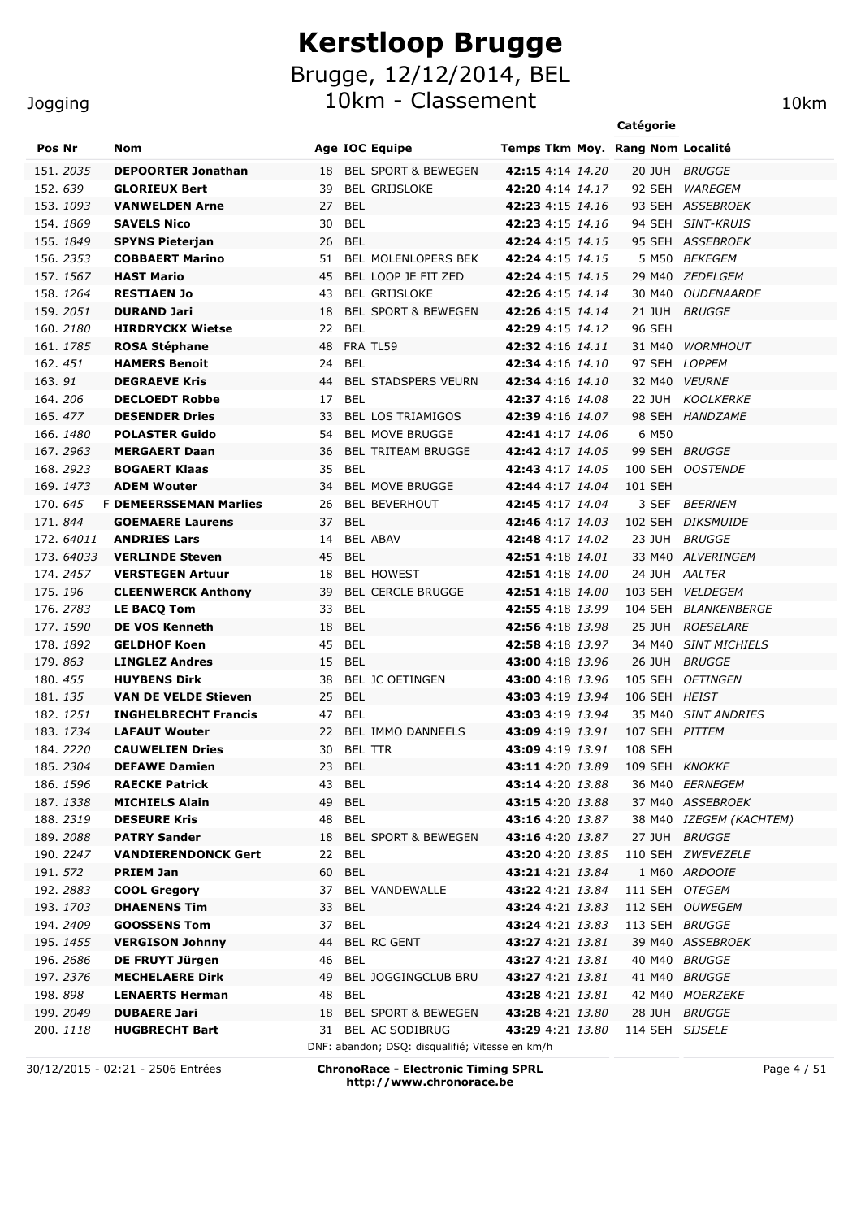# Kerstloop Brugge

## Brugge, 12/12/2014, BEL

## 10km - Classement

Jogging — 10km

| Pos | Nr | Nom | Age | IOC | Equipe | Temps | Tkm | Moy. | Catégorie Rang | Catégorie Nom | Localité |
|---|---|---|---|---|---|---|---|---|---|---|---|
| 151. | 2035 | **DEPOORTER Jonathan** | 18 | BEL | SPORT & BEWEGEN | **42:15** | 4:14 | 14.20 | 20 | JUH | BRUGGE |
| 152. | 639 | **GLORIEUX Bert** | 39 | BEL | GRIJSLOKE | **42:20** | 4:14 | 14.17 | 92 | SEH | WAREGEM |
| 153. | 1093 | **VANWELDEN Arne** | 27 | BEL | | **42:23** | 4:15 | 14.16 | 93 | SEH | ASSEBROEK |
| 154. | 1869 | **SAVELS Nico** | 30 | BEL | | **42:23** | 4:15 | 14.16 | 94 | SEH | SINT-KRUIS |
| 155. | 1849 | **SPYNS Pieterjan** | 26 | BEL | | **42:24** | 4:15 | 14.15 | 95 | SEH | ASSEBROEK |
| 156. | 2353 | **COBBAERT Marino** | 51 | BEL | MOLENLOPERS BEK | **42:24** | 4:15 | 14.15 | 5 | M50 | BEKEGEM |
| 157. | 1567 | **HAST Mario** | 45 | BEL | LOOP JE FIT ZED | **42:24** | 4:15 | 14.15 | 29 | M40 | ZEDELGEM |
| 158. | 1264 | **RESTIAEN Jo** | 43 | BEL | GRIJSLOKE | **42:26** | 4:15 | 14.14 | 30 | M40 | OUDENAARDE |
| 159. | 2051 | **DURAND Jari** | 18 | BEL | SPORT & BEWEGEN | **42:26** | 4:15 | 14.14 | 21 | JUH | BRUGGE |
| 160. | 2180 | **HIRDRYCKX Wietse** | 22 | BEL | | **42:29** | 4:15 | 14.12 | 96 | SEH | |
| 161. | 1785 | **ROSA Stéphane** | 48 | FRA | TL59 | **42:32** | 4:16 | 14.11 | 31 | M40 | WORMHOUT |
| 162. | 451 | **HAMERS Benoit** | 24 | BEL | | **42:34** | 4:16 | 14.10 | 97 | SEH | LOPPEM |
| 163. | 91 | **DEGRAEVE Kris** | 44 | BEL | STADSPERS VEURN | **42:34** | 4:16 | 14.10 | 32 | M40 | VEURNE |
| 164. | 206 | **DECLOEDT Robbe** | 17 | BEL | | **42:37** | 4:16 | 14.08 | 22 | JUH | KOOLKERKE |
| 165. | 477 | **DESENDER Dries** | 33 | BEL | LOS TRIAMIGOS | **42:39** | 4:16 | 14.07 | 98 | SEH | HANDZAME |
| 166. | 1480 | **POLASTER Guido** | 54 | BEL | MOVE BRUGGE | **42:41** | 4:17 | 14.06 | 6 | M50 | |
| 167. | 2963 | **MERGAERT Daan** | 36 | BEL | TRITEAM BRUGGE | **42:42** | 4:17 | 14.05 | 99 | SEH | BRUGGE |
| 168. | 2923 | **BOGAERT Klaas** | 35 | BEL | | **42:43** | 4:17 | 14.05 | 100 | SEH | OOSTENDE |
| 169. | 1473 | **ADEM Wouter** | 34 | BEL | MOVE BRUGGE | **42:44** | 4:17 | 14.04 | 101 | SEH | |
| 170. | 645 | F **DEMEERSSEMAN Marlies** | 26 | BEL | BEVERHOUT | **42:45** | 4:17 | 14.04 | 3 | SEF | BEERNEM |
| 171. | 844 | **GOEMAERE Laurens** | 37 | BEL | | **42:46** | 4:17 | 14.03 | 102 | SEH | DIKSMUIDE |
| 172. | 64011 | **ANDRIES Lars** | 14 | BEL | ABAV | **42:48** | 4:17 | 14.02 | 23 | JUH | BRUGGE |
| 173. | 64033 | **VERLINDE Steven** | 45 | BEL | | **42:51** | 4:18 | 14.01 | 33 | M40 | ALVERINGEM |
| 174. | 2457 | **VERSTEGEN Artuur** | 18 | BEL | HOWEST | **42:51** | 4:18 | 14.00 | 24 | JUH | AALTER |
| 175. | 196 | **CLEENWERCK Anthony** | 39 | BEL | CERCLE BRUGGE | **42:51** | 4:18 | 14.00 | 103 | SEH | VELDEGEM |
| 176. | 2783 | **LE BACQ Tom** | 33 | BEL | | **42:55** | 4:18 | 13.99 | 104 | SEH | BLANKENBERGE |
| 177. | 1590 | **DE VOS Kenneth** | 18 | BEL | | **42:56** | 4:18 | 13.98 | 25 | JUH | ROESELARE |
| 178. | 1892 | **GELDHOF Koen** | 45 | BEL | | **42:58** | 4:18 | 13.97 | 34 | M40 | SINT MICHIELS |
| 179. | 863 | **LINGLEZ Andres** | 15 | BEL | | **43:00** | 4:18 | 13.96 | 26 | JUH | BRUGGE |
| 180. | 455 | **HUYBENS Dirk** | 38 | BEL | JC OETINGEN | **43:00** | 4:18 | 13.96 | 105 | SEH | OETINGEN |
| 181. | 135 | **VAN DE VELDE Stieven** | 25 | BEL | | **43:03** | 4:19 | 13.94 | 106 | SEH | HEIST |
| 182. | 1251 | **INGHELBRECHT Francis** | 47 | BEL | | **43:03** | 4:19 | 13.94 | 35 | M40 | SINT ANDRIES |
| 183. | 1734 | **LAFAUT Wouter** | 22 | BEL | IMMO DANNEELS | **43:09** | 4:19 | 13.91 | 107 | SEH | PITTEM |
| 184. | 2220 | **CAUWELIEN Dries** | 30 | BEL | TTR | **43:09** | 4:19 | 13.91 | 108 | SEH | |
| 185. | 2304 | **DEFAWE Damien** | 23 | BEL | | **43:11** | 4:20 | 13.89 | 109 | SEH | KNOKKE |
| 186. | 1596 | **RAECKE Patrick** | 43 | BEL | | **43:14** | 4:20 | 13.88 | 36 | M40 | EERNEGEM |
| 187. | 1338 | **MICHIELS Alain** | 49 | BEL | | **43:15** | 4:20 | 13.88 | 37 | M40 | ASSEBROEK |
| 188. | 2319 | **DESEURE Kris** | 48 | BEL | | **43:16** | 4:20 | 13.87 | 38 | M40 | IZEGEM (KACHTEM) |
| 189. | 2088 | **PATRY Sander** | 18 | BEL | SPORT & BEWEGEN | **43:16** | 4:20 | 13.87 | 27 | JUH | BRUGGE |
| 190. | 2247 | **VANDIERENDONCK Gert** | 22 | BEL | | **43:20** | 4:20 | 13.85 | 110 | SEH | ZWEVEZELE |
| 191. | 572 | **PRIEM Jan** | 60 | BEL | | **43:21** | 4:21 | 13.84 | 1 | M60 | ARDOOIE |
| 192. | 2883 | **COOL Gregory** | 37 | BEL | VANDEWALLE | **43:22** | 4:21 | 13.84 | 111 | SEH | OTEGEM |
| 193. | 1703 | **DHAENENS Tim** | 33 | BEL | | **43:24** | 4:21 | 13.83 | 112 | SEH | OUWEGEM |
| 194. | 2409 | **GOOSSENS Tom** | 37 | BEL | | **43:24** | 4:21 | 13.83 | 113 | SEH | BRUGGE |
| 195. | 1455 | **VERGISON Johnny** | 44 | BEL | RC GENT | **43:27** | 4:21 | 13.81 | 39 | M40 | ASSEBROEK |
| 196. | 2686 | **DE FRUYT Jürgen** | 46 | BEL | | **43:27** | 4:21 | 13.81 | 40 | M40 | BRUGGE |
| 197. | 2376 | **MECHELAERE Dirk** | 49 | BEL | JOGGINGCLUB BRU | **43:27** | 4:21 | 13.81 | 41 | M40 | BRUGGE |
| 198. | 898 | **LENAERTS Herman** | 48 | BEL | | **43:28** | 4:21 | 13.81 | 42 | M40 | MOERZEKE |
| 199. | 2049 | **DUBAERE Jari** | 18 | BEL | SPORT & BEWEGEN | **43:28** | 4:21 | 13.80 | 28 | JUH | BRUGGE |
| 200. | 1118 | **HUGBRECHT Bart** | 31 | BEL | AC SODIBRUG | **43:29** | 4:21 | 13.80 | 114 | SEH | SIJSELE |

DNF: abandon; DSQ: disqualifié; Vitesse en km/h

30/12/2015 - 02:21 - 2506 Entrées

**ChronoRace - Electronic Timing SPRL**
**http://www.chronorace.be**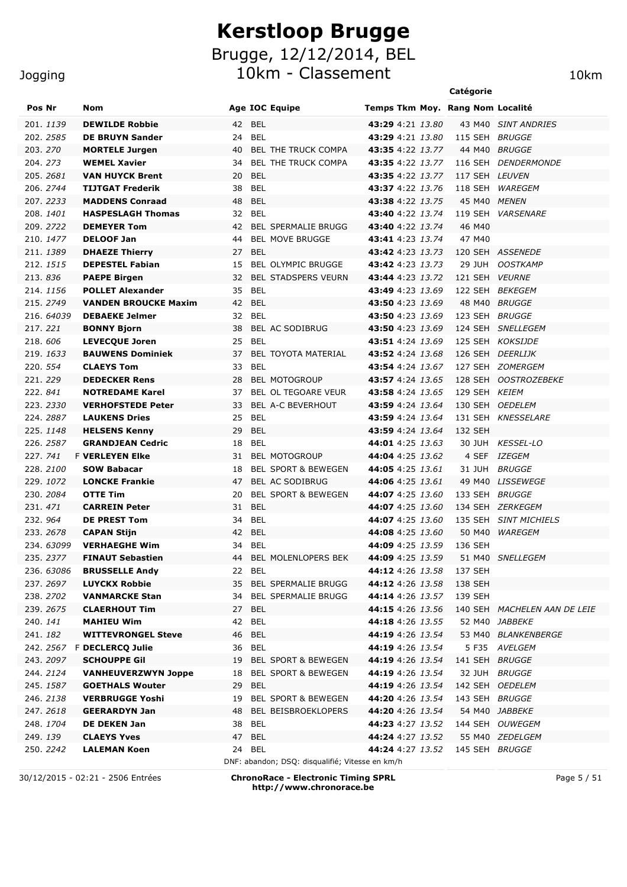# Kerstloop Brugge

## Brugge, 12/12/2014, BEL

## 10km - Classement

Jogging

10km

| Pos | Nr | | Nom | Age | IOC | Equipe | Temps | Tkm | Moy. | Catégorie Rang | Catégorie Nom | Localité |
|---|---|---|---|---|---|---|---|---|---|---|---|---|
| 201. | 1139 | | **DEWILDE Robbie** | 42 | BEL | | **43:29** | 4:21 | 13.80 | 43 | M40 | SINT ANDRIES |
| 202. | 2585 | | **DE BRUYN Sander** | 24 | BEL | | **43:29** | 4:21 | 13.80 | 115 | SEH | BRUGGE |
| 203. | 270 | | **MORTELE Jurgen** | 40 | BEL | THE TRUCK COMPA | **43:35** | 4:22 | 13.77 | 44 | M40 | BRUGGE |
| 204. | 273 | | **WEMEL Xavier** | 34 | BEL | THE TRUCK COMPA | **43:35** | 4:22 | 13.77 | 116 | SEH | DENDERMONDE |
| 205. | 2681 | | **VAN HUYCK Brent** | 20 | BEL | | **43:35** | 4:22 | 13.77 | 117 | SEH | LEUVEN |
| 206. | 2744 | | **TIJTGAT Frederik** | 38 | BEL | | **43:37** | 4:22 | 13.76 | 118 | SEH | WAREGEM |
| 207. | 2233 | | **MADDENS Conraad** | 48 | BEL | | **43:38** | 4:22 | 13.75 | 45 | M40 | MENEN |
| 208. | 1401 | | **HASPESLAGH Thomas** | 32 | BEL | | **43:40** | 4:22 | 13.74 | 119 | SEH | VARSENARE |
| 209. | 2722 | | **DEMEYER Tom** | 42 | BEL | SPERMALIE BRUGG | **43:40** | 4:22 | 13.74 | 46 | M40 | |
| 210. | 1477 | | **DELOOF Jan** | 44 | BEL | MOVE BRUGGE | **43:41** | 4:23 | 13.74 | 47 | M40 | |
| 211. | 1389 | | **DHAEZE Thierry** | 27 | BEL | | **43:42** | 4:23 | 13.73 | 120 | SEH | ASSENEDE |
| 212. | 1515 | | **DEPESTEL Fabian** | 15 | BEL | OLYMPIC BRUGGE | **43:42** | 4:23 | 13.73 | 29 | JUH | OOSTKAMP |
| 213. | 836 | | **PAEPE Birgen** | 32 | BEL | STADSPERS VEURN | **43:44** | 4:23 | 13.72 | 121 | SEH | VEURNE |
| 214. | 1156 | | **POLLET Alexander** | 35 | BEL | | **43:49** | 4:23 | 13.69 | 122 | SEH | BEKEGEM |
| 215. | 2749 | | **VANDEN BROUCKE Maxim** | 42 | BEL | | **43:50** | 4:23 | 13.69 | 48 | M40 | BRUGGE |
| 216. | 64039 | | **DEBAEKE Jelmer** | 32 | BEL | | **43:50** | 4:23 | 13.69 | 123 | SEH | BRUGGE |
| 217. | 221 | | **BONNY Bjorn** | 38 | BEL | AC SODIBRUG | **43:50** | 4:23 | 13.69 | 124 | SEH | SNELLEGEM |
| 218. | 606 | | **LEVECQUE Joren** | 25 | BEL | | **43:51** | 4:24 | 13.69 | 125 | SEH | KOKSIJDE |
| 219. | 1633 | | **BAUWENS Dominiek** | 37 | BEL | TOYOTA MATERIAL | **43:52** | 4:24 | 13.68 | 126 | SEH | DEERLIJK |
| 220. | 554 | | **CLAEYS Tom** | 33 | BEL | | **43:54** | 4:24 | 13.67 | 127 | SEH | ZOMERGEM |
| 221. | 229 | | **DEDECKER Rens** | 28 | BEL | MOTOGROUP | **43:57** | 4:24 | 13.65 | 128 | SEH | OOSTROZEBEKE |
| 222. | 841 | | **NOTREDAME Karel** | 37 | BEL | OL TEGOARE VEUR | **43:58** | 4:24 | 13.65 | 129 | SEH | KEIEM |
| 223. | 2330 | | **VERHOFSTEDE Peter** | 33 | BEL | A-C BEVERHOUT | **43:59** | 4:24 | 13.64 | 130 | SEH | OEDELEM |
| 224. | 2887 | | **LAUKENS Dries** | 25 | BEL | | **43:59** | 4:24 | 13.64 | 131 | SEH | KNESSELARE |
| 225. | 1148 | | **HELSENS Kenny** | 29 | BEL | | **43:59** | 4:24 | 13.64 | 132 | SEH | |
| 226. | 2587 | | **GRANDJEAN Cedric** | 18 | BEL | | **44:01** | 4:25 | 13.63 | 30 | JUH | KESSEL-LO |
| 227. | 741 | F | **VERLEYEN Elke** | 31 | BEL | MOTOGROUP | **44:04** | 4:25 | 13.62 | 4 | SEF | IZEGEM |
| 228. | 2100 | | **SOW Babacar** | 18 | BEL | SPORT & BEWEGEN | **44:05** | 4:25 | 13.61 | 31 | JUH | BRUGGE |
| 229. | 1072 | | **LONCKE Frankie** | 47 | BEL | AC SODIBRUG | **44:06** | 4:25 | 13.61 | 49 | M40 | LISSEWEGE |
| 230. | 2084 | | **OTTE Tim** | 20 | BEL | SPORT & BEWEGEN | **44:07** | 4:25 | 13.60 | 133 | SEH | BRUGGE |
| 231. | 471 | | **CARREIN Peter** | 31 | BEL | | **44:07** | 4:25 | 13.60 | 134 | SEH | ZERKEGEM |
| 232. | 964 | | **DE PREST Tom** | 34 | BEL | | **44:07** | 4:25 | 13.60 | 135 | SEH | SINT MICHIELS |
| 233. | 2678 | | **CAPAN Stijn** | 42 | BEL | | **44:08** | 4:25 | 13.60 | 50 | M40 | WAREGEM |
| 234. | 63099 | | **VERHAEGHE Wim** | 34 | BEL | | **44:09** | 4:25 | 13.59 | 136 | SEH | |
| 235. | 2377 | | **FINAUT Sebastien** | 44 | BEL | MOLENLOPERS BEK | **44:09** | 4:25 | 13.59 | 51 | M40 | SNELLEGEM |
| 236. | 63086 | | **BRUSSELLE Andy** | 22 | BEL | | **44:12** | 4:26 | 13.58 | 137 | SEH | |
| 237. | 2697 | | **LUYCKX Robbie** | 35 | BEL | SPERMALIE BRUGG | **44:12** | 4:26 | 13.58 | 138 | SEH | |
| 238. | 2702 | | **VANMARCKE Stan** | 34 | BEL | SPERMALIE BRUGG | **44:14** | 4:26 | 13.57 | 139 | SEH | |
| 239. | 2675 | | **CLAERHOUT Tim** | 27 | BEL | | **44:15** | 4:26 | 13.56 | 140 | SEH | MACHELEN AAN DE LEIE |
| 240. | 141 | | **MAHIEU Wim** | 42 | BEL | | **44:18** | 4:26 | 13.55 | 52 | M40 | JABBEKE |
| 241. | 182 | | **WITTEVRONGEL Steve** | 46 | BEL | | **44:19** | 4:26 | 13.54 | 53 | M40 | BLANKENBERGE |
| 242. | 2567 | F | **DECLERCQ Julie** | 36 | BEL | | **44:19** | 4:26 | 13.54 | 5 | F35 | AVELGEM |
| 243. | 2097 | | **SCHOUPPE Gil** | 19 | BEL | SPORT & BEWEGEN | **44:19** | 4:26 | 13.54 | 141 | SEH | BRUGGE |
| 244. | 2124 | | **VANHEUVERZWYN Joppe** | 18 | BEL | SPORT & BEWEGEN | **44:19** | 4:26 | 13.54 | 32 | JUH | BRUGGE |
| 245. | 1587 | | **GOETHALS Wouter** | 29 | BEL | | **44:19** | 4:26 | 13.54 | 142 | SEH | OEDELEM |
| 246. | 2138 | | **VERBRUGGE Yoshi** | 19 | BEL | SPORT & BEWEGEN | **44:20** | 4:26 | 13.54 | 143 | SEH | BRUGGE |
| 247. | 2618 | | **GEERARDYN Jan** | 48 | BEL | BEISBROEKLOPERS | **44:20** | 4:26 | 13.54 | 54 | M40 | JABBEKE |
| 248. | 1704 | | **DE DEKEN Jan** | 38 | BEL | | **44:23** | 4:27 | 13.52 | 144 | SEH | OUWEGEM |
| 249. | 139 | | **CLAEYS Yves** | 47 | BEL | | **44:24** | 4:27 | 13.52 | 55 | M40 | ZEDELGEM |
| 250. | 2242 | | **LALEMAN Koen** | 24 | BEL | | **44:24** | 4:27 | 13.52 | 145 | SEH | BRUGGE |

DNF: abandon; DSQ: disqualifié; Vitesse en km/h

30/12/2015 - 02:21 - 2506 Entrées

**ChronoRace - Electronic Timing SPRL**
**http://www.chronorace.be**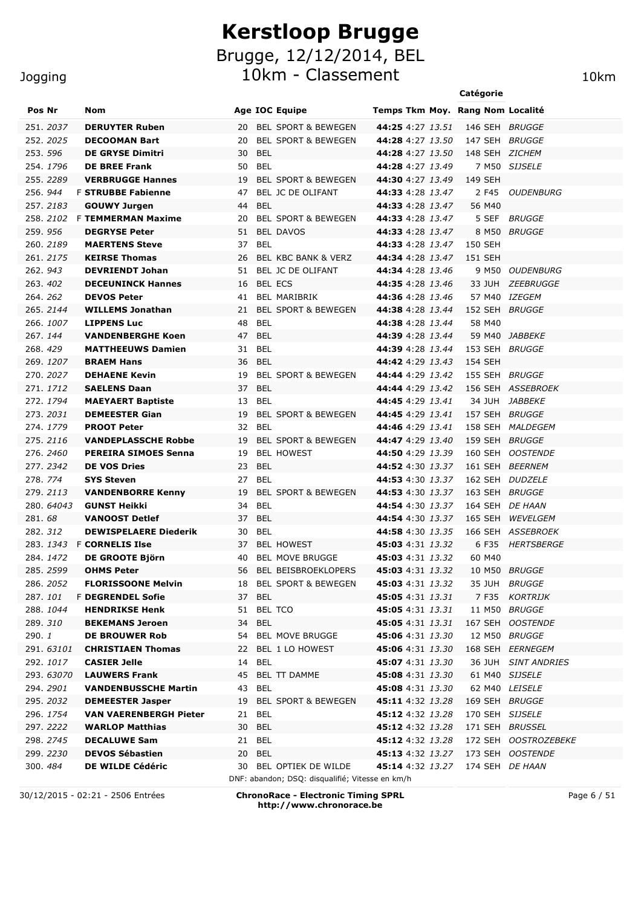# Kerstloop Brugge

## Brugge, 12/12/2014, BEL

## 10km - Classement

Jogging 10km

| Pos | Nr | | Nom | Age | IOC | Equipe | Temps | Tkm | Moy. | Rang | Catégorie | Localité |
|---|---|---|---|---|---|---|---|---|---|---|---|---|
| 251. | 2037 | | **DERUYTER Ruben** | 20 | BEL | SPORT & BEWEGEN | **44:25** | 4:27 | 13.51 | 146 | SEH | BRUGGE |
| 252. | 2025 | | **DECOOMAN Bart** | 20 | BEL | SPORT & BEWEGEN | **44:28** | 4:27 | 13.50 | 147 | SEH | BRUGGE |
| 253. | 596 | | **DE GRYSE Dimitri** | 30 | BEL | | **44:28** | 4:27 | 13.50 | 148 | SEH | ZICHEM |
| 254. | 1796 | | **DE BREE Frank** | 50 | BEL | | **44:28** | 4:27 | 13.49 | 7 | M50 | SIJSELE |
| 255. | 2289 | | **VERBRUGGE Hannes** | 19 | BEL | SPORT & BEWEGEN | **44:30** | 4:27 | 13.49 | 149 | SEH | |
| 256. | 944 | F | **STRUBBE Fabienne** | 47 | BEL | JC DE OLIFANT | **44:33** | 4:28 | 13.47 | 2 | F45 | OUDENBURG |
| 257. | 2183 | | **GOUWY Jurgen** | 44 | BEL | | **44:33** | 4:28 | 13.47 | 56 | M40 | |
| 258. | 2102 | F | **TEMMERMAN Maxime** | 20 | BEL | SPORT & BEWEGEN | **44:33** | 4:28 | 13.47 | 5 | SEF | BRUGGE |
| 259. | 956 | | **DEGRYSE Peter** | 51 | BEL | DAVOS | **44:33** | 4:28 | 13.47 | 8 | M50 | BRUGGE |
| 260. | 2189 | | **MAERTENS Steve** | 37 | BEL | | **44:33** | 4:28 | 13.47 | 150 | SEH | |
| 261. | 2175 | | **KEIRSE Thomas** | 26 | BEL | KBC BANK & VERZ | **44:34** | 4:28 | 13.47 | 151 | SEH | |
| 262. | 943 | | **DEVRIENDT Johan** | 51 | BEL | JC DE OLIFANT | **44:34** | 4:28 | 13.46 | 9 | M50 | OUDENBURG |
| 263. | 402 | | **DECEUNINCK Hannes** | 16 | BEL | ECS | **44:35** | 4:28 | 13.46 | 33 | JUH | ZEEBRUGGE |
| 264. | 262 | | **DEVOS Peter** | 41 | BEL | MARIBRIK | **44:36** | 4:28 | 13.46 | 57 | M40 | IZEGEM |
| 265. | 2144 | | **WILLEMS Jonathan** | 21 | BEL | SPORT & BEWEGEN | **44:38** | 4:28 | 13.44 | 152 | SEH | BRUGGE |
| 266. | 1007 | | **LIPPENS Luc** | 48 | BEL | | **44:38** | 4:28 | 13.44 | 58 | M40 | |
| 267. | 144 | | **VANDENBERGHE Koen** | 47 | BEL | | **44:39** | 4:28 | 13.44 | 59 | M40 | JABBEKE |
| 268. | 429 | | **MATTHEEUWS Damien** | 31 | BEL | | **44:39** | 4:28 | 13.44 | 153 | SEH | BRUGGE |
| 269. | 1207 | | **BRAEM Hans** | 36 | BEL | | **44:42** | 4:29 | 13.43 | 154 | SEH | |
| 270. | 2027 | | **DEHAENE Kevin** | 19 | BEL | SPORT & BEWEGEN | **44:44** | 4:29 | 13.42 | 155 | SEH | BRUGGE |
| 271. | 1712 | | **SAELENS Daan** | 37 | BEL | | **44:44** | 4:29 | 13.42 | 156 | SEH | ASSEBROEK |
| 272. | 1794 | | **MAEYAERT Baptiste** | 13 | BEL | | **44:45** | 4:29 | 13.41 | 34 | JUH | JABBEKE |
| 273. | 2031 | | **DEMEESTER Gian** | 19 | BEL | SPORT & BEWEGEN | **44:45** | 4:29 | 13.41 | 157 | SEH | BRUGGE |
| 274. | 1779 | | **PROOT Peter** | 32 | BEL | | **44:46** | 4:29 | 13.41 | 158 | SEH | MALDEGEM |
| 275. | 2116 | | **VANDEPLASSCHE Robbe** | 19 | BEL | SPORT & BEWEGEN | **44:47** | 4:29 | 13.40 | 159 | SEH | BRUGGE |
| 276. | 2460 | | **PEREIRA SIMOES Senna** | 19 | BEL | HOWEST | **44:50** | 4:29 | 13.39 | 160 | SEH | OOSTENDE |
| 277. | 2342 | | **DE VOS Dries** | 23 | BEL | | **44:52** | 4:30 | 13.37 | 161 | SEH | BEERNEM |
| 278. | 774 | | **SYS Steven** | 27 | BEL | | **44:53** | 4:30 | 13.37 | 162 | SEH | DUDZELE |
| 279. | 2113 | | **VANDENBORRE Kenny** | 19 | BEL | SPORT & BEWEGEN | **44:53** | 4:30 | 13.37 | 163 | SEH | BRUGGE |
| 280. | 64043 | | **GUNST Heikki** | 34 | BEL | | **44:54** | 4:30 | 13.37 | 164 | SEH | DE HAAN |
| 281. | 68 | | **VANOOST Detlef** | 37 | BEL | | **44:54** | 4:30 | 13.37 | 165 | SEH | WEVELGEM |
| 282. | 312 | | **DEWISPELAERE Diederik** | 30 | BEL | | **44:58** | 4:30 | 13.35 | 166 | SEH | ASSEBROEK |
| 283. | 1343 | F | **CORNELIS Ilse** | 37 | BEL | HOWEST | **45:03** | 4:31 | 13.32 | 6 | F35 | HERTSBERGE |
| 284. | 1472 | | **DE GROOTE Björn** | 40 | BEL | MOVE BRUGGE | **45:03** | 4:31 | 13.32 | 60 | M40 | |
| 285. | 2599 | | **OHMS Peter** | 56 | BEL | BEISBROEKLOPERS | **45:03** | 4:31 | 13.32 | 10 | M50 | BRUGGE |
| 286. | 2052 | | **FLORISSOONE Melvin** | 18 | BEL | SPORT & BEWEGEN | **45:03** | 4:31 | 13.32 | 35 | JUH | BRUGGE |
| 287. | 101 | F | **DEGRENDEL Sofie** | 37 | BEL | | **45:05** | 4:31 | 13.31 | 7 | F35 | KORTRIJK |
| 288. | 1044 | | **HENDRIKSE Henk** | 51 | BEL | TCO | **45:05** | 4:31 | 13.31 | 11 | M50 | BRUGGE |
| 289. | 310 | | **BEKEMANS Jeroen** | 34 | BEL | | **45:05** | 4:31 | 13.31 | 167 | SEH | OOSTENDE |
| 290. | 1 | | **DE BROUWER Rob** | 54 | BEL | MOVE BRUGGE | **45:06** | 4:31 | 13.30 | 12 | M50 | BRUGGE |
| 291. | 63101 | | **CHRISTIAEN Thomas** | 22 | BEL | 1 LO HOWEST | **45:06** | 4:31 | 13.30 | 168 | SEH | EERNEGEM |
| 292. | 1017 | | **CASIER Jelle** | 14 | BEL | | **45:07** | 4:31 | 13.30 | 36 | JUH | SINT ANDRIES |
| 293. | 63070 | | **LAUWERS Frank** | 45 | BEL | TT DAMME | **45:08** | 4:31 | 13.30 | 61 | M40 | SIJSELE |
| 294. | 2901 | | **VANDENBUSSCHE Martin** | 43 | BEL | | **45:08** | 4:31 | 13.30 | 62 | M40 | LEISELE |
| 295. | 2032 | | **DEMEESTER Jasper** | 19 | BEL | SPORT & BEWEGEN | **45:11** | 4:32 | 13.28 | 169 | SEH | BRUGGE |
| 296. | 1754 | | **VAN VAERENBERGH Pieter** | 21 | BEL | | **45:12** | 4:32 | 13.28 | 170 | SEH | SIJSELE |
| 297. | 2222 | | **WARLOP Matthias** | 30 | BEL | | **45:12** | 4:32 | 13.28 | 171 | SEH | BRUSSEL |
| 298. | 2745 | | **DECALUWE Sam** | 21 | BEL | | **45:12** | 4:32 | 13.28 | 172 | SEH | OOSTROZEBEKE |
| 299. | 2230 | | **DEVOS Sébastien** | 20 | BEL | | **45:13** | 4:32 | 13.27 | 173 | SEH | OOSTENDE |
| 300. | 484 | | **DE WILDE Cédéric** | 30 | BEL | OPTIEK DE WILDE | **45:14** | 4:32 | 13.27 | 174 | SEH | DE HAAN |

DNF: abandon; DSQ: disqualifié; Vitesse en km/h

30/12/2015 - 02:21 - 2506 Entrées

**ChronoRace - Electronic Timing SPRL**
**http://www.chronorace.be**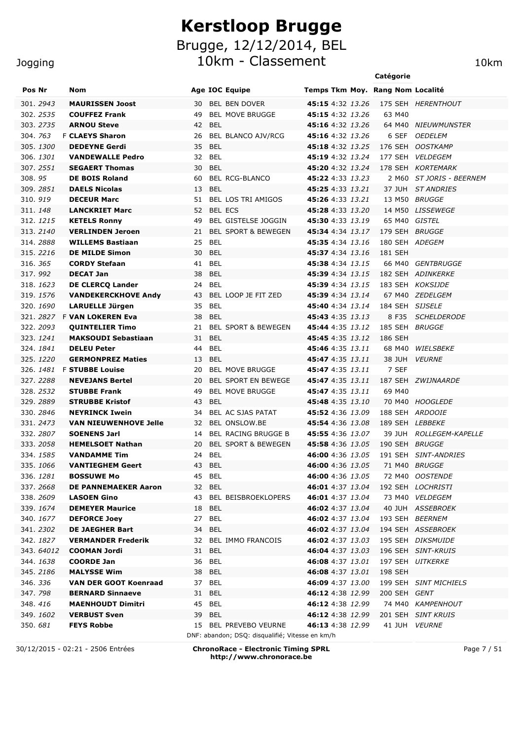# Kerstloop Brugge

## Brugge, 12/12/2014, BEL

## 10km - Classement

Jogging — 10km

| Pos | Nr | | Nom | Age | IOC | Equipe | Temps | Tkm | Moy. | Rang | Catégorie | Localité |
|---|---|---|---|---|---|---|---|---|---|---|---|---|
| 301. | 2943 | | **MAURISSEN Joost** | 30 | BEL | BEN DOVER | **45:15** | 4:32 | 13.26 | 175 | SEH | HERENTHOUT |
| 302. | 2535 | | **COUFFEZ Frank** | 49 | BEL | MOVE BRUGGE | **45:15** | 4:32 | 13.26 | 63 | M40 | |
| 303. | 2735 | | **ARNOU Steve** | 42 | BEL | | **45:16** | 4:32 | 13.26 | 64 | M40 | NIEUWMUNSTER |
| 304. | 763 | F | **CLAEYS Sharon** | 26 | BEL | BLANCO AJV/RCG | **45:16** | 4:32 | 13.26 | 6 | SEF | OEDELEM |
| 305. | 1300 | | **DEDEYNE Gerdi** | 35 | BEL | | **45:18** | 4:32 | 13.25 | 176 | SEH | OOSTKAMP |
| 306. | 1301 | | **VANDEWALLE Pedro** | 32 | BEL | | **45:19** | 4:32 | 13.24 | 177 | SEH | VELDEGEM |
| 307. | 2551 | | **SEGAERT Thomas** | 30 | BEL | | **45:20** | 4:32 | 13.24 | 178 | SEH | KORTEMARK |
| 308. | 95 | | **DE BOIS Roland** | 60 | BEL | RCG-BLANCO | **45:22** | 4:33 | 13.23 | 2 | M60 | ST JORIS - BEERNEM |
| 309. | 2851 | | **DAELS Nicolas** | 13 | BEL | | **45:25** | 4:33 | 13.21 | 37 | JUH | ST ANDRIES |
| 310. | 919 | | **DECEUR Marc** | 51 | BEL | LOS TRI AMIGOS | **45:26** | 4:33 | 13.21 | 13 | M50 | BRUGGE |
| 311. | 148 | | **LANCKRIET Marc** | 52 | BEL | ECS | **45:28** | 4:33 | 13.20 | 14 | M50 | LISSEWEGE |
| 312. | 1215 | | **KETELS Ronny** | 49 | BEL | GISTELSE JOGGIN | **45:30** | 4:33 | 13.19 | 65 | M40 | GISTEL |
| 313. | 2140 | | **VERLINDEN Jeroen** | 21 | BEL | SPORT & BEWEGEN | **45:34** | 4:34 | 13.17 | 179 | SEH | BRUGGE |
| 314. | 2888 | | **WILLEMS Bastiaan** | 25 | BEL | | **45:35** | 4:34 | 13.16 | 180 | SEH | ADEGEM |
| 315. | 2216 | | **DE MILDE Simon** | 30 | BEL | | **45:37** | 4:34 | 13.16 | 181 | SEH | |
| 316. | 365 | | **CORDY Stefaan** | 41 | BEL | | **45:38** | 4:34 | 13.15 | 66 | M40 | GENTBRUGGE |
| 317. | 992 | | **DECAT Jan** | 38 | BEL | | **45:39** | 4:34 | 13.15 | 182 | SEH | ADINKERKE |
| 318. | 1623 | | **DE CLERCQ Lander** | 24 | BEL | | **45:39** | 4:34 | 13.15 | 183 | SEH | KOKSIJDE |
| 319. | 1576 | | **VANDEKERCKHOVE Andy** | 43 | BEL | LOOP JE FIT ZED | **45:39** | 4:34 | 13.14 | 67 | M40 | ZEDELGEM |
| 320. | 1690 | | **LARUELLE Jürgen** | 35 | BEL | | **45:40** | 4:34 | 13.14 | 184 | SEH | SIJSELE |
| 321. | 2827 | F | **VAN LOKEREN Eva** | 38 | BEL | | **45:43** | 4:35 | 13.13 | 8 | F35 | SCHELDERODE |
| 322. | 2093 | | **QUINTELIER Timo** | 21 | BEL | SPORT & BEWEGEN | **45:44** | 4:35 | 13.12 | 185 | SEH | BRUGGE |
| 323. | 1241 | | **MAKSOUDI Sebastiaan** | 31 | BEL | | **45:45** | 4:35 | 13.12 | 186 | SEH | |
| 324. | 1841 | | **DELEU Peter** | 44 | BEL | | **45:46** | 4:35 | 13.11 | 68 | M40 | WIELSBEKE |
| 325. | 1220 | | **GERMONPREZ Maties** | 13 | BEL | | **45:47** | 4:35 | 13.11 | 38 | JUH | VEURNE |
| 326. | 1481 | F | **STUBBE Louise** | 20 | BEL | MOVE BRUGGE | **45:47** | 4:35 | 13.11 | 7 | SEF | |
| 327. | 2288 | | **NEVEJANS Bertel** | 20 | BEL | SPORT EN BEWEGE | **45:47** | 4:35 | 13.11 | 187 | SEH | ZWIJNAARDE |
| 328. | 2532 | | **STUBBE Frank** | 49 | BEL | MOVE BRUGGE | **45:47** | 4:35 | 13.11 | 69 | M40 | |
| 329. | 2889 | | **STRUBBE Kristof** | 43 | BEL | | **45:48** | 4:35 | 13.10 | 70 | M40 | HOOGLEDE |
| 330. | 2846 | | **NEYRINCK Iwein** | 34 | BEL | AC SJAS PATAT | **45:52** | 4:36 | 13.09 | 188 | SEH | ARDOOIE |
| 331. | 2473 | | **VAN NIEUWENHOVE Jelle** | 32 | BEL | ONSLOW.BE | **45:54** | 4:36 | 13.08 | 189 | SEH | LEBBEKE |
| 332. | 2807 | | **SOENENS Jarl** | 14 | BEL | RACING BRUGGE B | **45:55** | 4:36 | 13.07 | 39 | JUH | ROLLEGEM-KAPELLE |
| 333. | 2058 | | **HEMELSOET Nathan** | 20 | BEL | SPORT & BEWEGEN | **45:58** | 4:36 | 13.05 | 190 | SEH | BRUGGE |
| 334. | 1585 | | **VANDAMME Tim** | 24 | BEL | | **46:00** | 4:36 | 13.05 | 191 | SEH | SINT-ANDRIES |
| 335. | 1066 | | **VANTIEGHEM Geert** | 43 | BEL | | **46:00** | 4:36 | 13.05 | 71 | M40 | BRUGGE |
| 336. | 1281 | | **BOSSUWE Mo** | 45 | BEL | | **46:00** | 4:36 | 13.05 | 72 | M40 | OOSTENDE |
| 337. | 2668 | | **DE PANNEMAEKER Aaron** | 32 | BEL | | **46:01** | 4:37 | 13.04 | 192 | SEH | LOCHRISTI |
| 338. | 2609 | | **LASOEN Gino** | 43 | BEL | BEISBROEKLOPERS | **46:01** | 4:37 | 13.04 | 73 | M40 | VELDEGEM |
| 339. | 1674 | | **DEMEYER Maurice** | 18 | BEL | | **46:02** | 4:37 | 13.04 | 40 | JUH | ASSEBROEK |
| 340. | 1677 | | **DEFORCE Joey** | 27 | BEL | | **46:02** | 4:37 | 13.04 | 193 | SEH | BEERNEM |
| 341. | 2302 | | **DE JAEGHER Bart** | 34 | BEL | | **46:02** | 4:37 | 13.04 | 194 | SEH | ASSEBROEK |
| 342. | 1827 | | **VERMANDER Frederik** | 32 | BEL | IMMO FRANCOIS | **46:02** | 4:37 | 13.03 | 195 | SEH | DIKSMUIDE |
| 343. | 64012 | | **COOMAN Jordi** | 31 | BEL | | **46:04** | 4:37 | 13.03 | 196 | SEH | SINT-KRUIS |
| 344. | 1638 | | **COORDE Jan** | 36 | BEL | | **46:08** | 4:37 | 13.01 | 197 | SEH | UITKERKE |
| 345. | 2186 | | **MALYSSE Wim** | 38 | BEL | | **46:08** | 4:37 | 13.01 | 198 | SEH | |
| 346. | 336 | | **VAN DER GOOT Koenraad** | 37 | BEL | | **46:09** | 4:37 | 13.00 | 199 | SEH | SINT MICHIELS |
| 347. | 798 | | **BERNARD Sinnaeve** | 31 | BEL | | **46:12** | 4:38 | 12.99 | 200 | SEH | GENT |
| 348. | 416 | | **MAENHOUDT Dimitri** | 45 | BEL | | **46:12** | 4:38 | 12.99 | 74 | M40 | KAMPENHOUT |
| 349. | 1602 | | **VERBUST Sven** | 39 | BEL | | **46:12** | 4:38 | 12.99 | 201 | SEH | SINT KRUIS |
| 350. | 681 | | **FEYS Robbe** | 15 | BEL | PREVEBO VEURNE | **46:13** | 4:38 | 12.99 | 41 | JUH | VEURNE |

DNF: abandon; DSQ: disqualifié; Vitesse en km/h

30/12/2015 - 02:21 - 2506 Entrées

**ChronoRace - Electronic Timing SPRL**
**http://www.chronorace.be**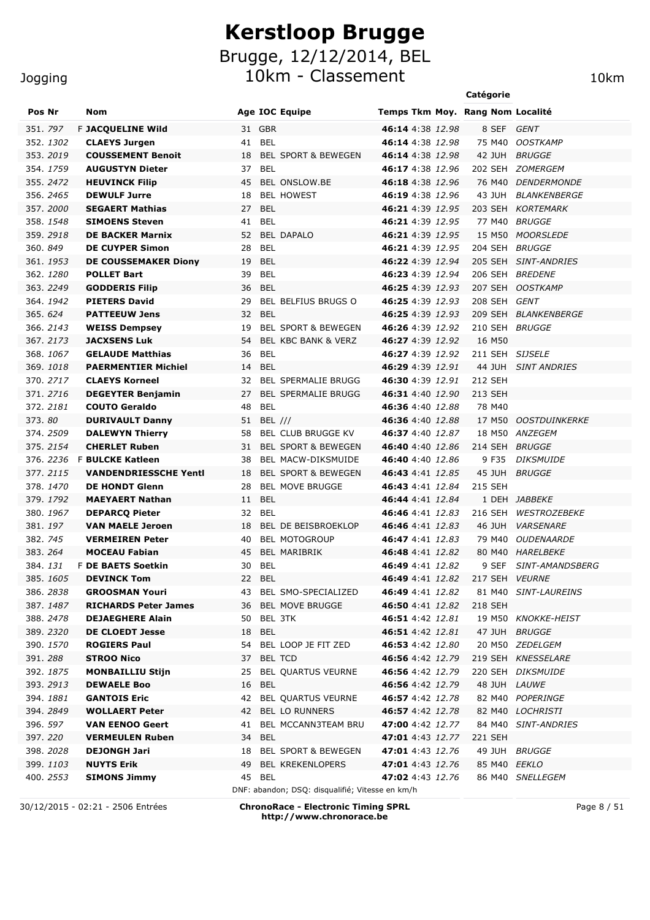# Kerstloop Brugge

## Brugge, 12/12/2014, BEL

## 10km - Classement

Jogging — 10km

| Pos | Nr | | Nom | Age | IOC | Equipe | Temps | Tkm | Moy. | Rang | Catégorie | Localité |
|---|---|---|---|---|---|---|---|---|---|---|---|---|
| 351. | 797 | F | **JACQUELINE Wild** | 31 | GBR | | **46:14** | 4:38 | *12.98* | 8 | SEF | *GENT* |
| 352. | 1302 | | **CLAEYS Jurgen** | 41 | BEL | | **46:14** | 4:38 | *12.98* | 75 | M40 | *OOSTKAMP* |
| 353. | 2019 | | **COUSSEMENT Benoit** | 18 | BEL | SPORT & BEWEGEN | **46:14** | 4:38 | *12.98* | 42 | JUH | *BRUGGE* |
| 354. | 1759 | | **AUGUSTYN Dieter** | 37 | BEL | | **46:17** | 4:38 | *12.96* | 202 | SEH | *ZOMERGEM* |
| 355. | 2472 | | **HEUVINCK Filip** | 45 | BEL | ONSLOW.BE | **46:18** | 4:38 | *12.96* | 76 | M40 | *DENDERMONDE* |
| 356. | 2465 | | **DEWULF Jurre** | 18 | BEL | HOWEST | **46:19** | 4:38 | *12.96* | 43 | JUH | *BLANKENBERGE* |
| 357. | 2000 | | **SEGAERT Mathias** | 27 | BEL | | **46:21** | 4:39 | *12.95* | 203 | SEH | *KORTEMARK* |
| 358. | 1548 | | **SIMOENS Steven** | 41 | BEL | | **46:21** | 4:39 | *12.95* | 77 | M40 | *BRUGGE* |
| 359. | 2918 | | **DE BACKER Marnix** | 52 | BEL | DAPALO | **46:21** | 4:39 | *12.95* | 15 | M50 | *MOORSLEDE* |
| 360. | 849 | | **DE CUYPER Simon** | 28 | BEL | | **46:21** | 4:39 | *12.95* | 204 | SEH | *BRUGGE* |
| 361. | 1953 | | **DE COUSSEMAKER Diony** | 19 | BEL | | **46:22** | 4:39 | *12.94* | 205 | SEH | *SINT-ANDRIES* |
| 362. | 1280 | | **POLLET Bart** | 39 | BEL | | **46:23** | 4:39 | *12.94* | 206 | SEH | *BREDENE* |
| 363. | 2249 | | **GODDERIS Filip** | 36 | BEL | | **46:25** | 4:39 | *12.93* | 207 | SEH | *OOSTKAMP* |
| 364. | 1942 | | **PIETERS David** | 29 | BEL | BELFIUS BRUGS O | **46:25** | 4:39 | *12.93* | 208 | SEH | *GENT* |
| 365. | 624 | | **PATTEEUW Jens** | 32 | BEL | | **46:25** | 4:39 | *12.93* | 209 | SEH | *BLANKENBERGE* |
| 366. | 2143 | | **WEISS Dempsey** | 19 | BEL | SPORT & BEWEGEN | **46:26** | 4:39 | *12.92* | 210 | SEH | *BRUGGE* |
| 367. | 2173 | | **JACXSENS Luk** | 54 | BEL | KBC BANK & VERZ | **46:27** | 4:39 | *12.92* | 16 | M50 | |
| 368. | 1067 | | **GELAUDE Matthias** | 36 | BEL | | **46:27** | 4:39 | *12.92* | 211 | SEH | *SIJSELE* |
| 369. | 1018 | | **PAERMENTIER Michiel** | 14 | BEL | | **46:29** | 4:39 | *12.91* | 44 | JUH | *SINT ANDRIES* |
| 370. | 2717 | | **CLAEYS Korneel** | 32 | BEL | SPERMALIE BRUGG | **46:30** | 4:39 | *12.91* | 212 | SEH | |
| 371. | 2716 | | **DEGEYTER Benjamin** | 27 | BEL | SPERMALIE BRUGG | **46:31** | 4:40 | *12.90* | 213 | SEH | |
| 372. | 2181 | | **COUTO Geraldo** | 48 | BEL | | **46:36** | 4:40 | *12.88* | 78 | M40 | |
| 373. | 80 | | **DURIVAULT Danny** | 51 | BEL | /// | **46:36** | 4:40 | *12.88* | 17 | M50 | *OOSTDUINKERKE* |
| 374. | 2509 | | **DALEWYN Thierry** | 58 | BEL | CLUB BRUGGE KV | **46:37** | 4:40 | *12.87* | 18 | M50 | *ANZEGEM* |
| 375. | 2154 | | **CHERLET Ruben** | 31 | BEL | SPORT & BEWEGEN | **46:40** | 4:40 | *12.86* | 214 | SEH | *BRUGGE* |
| 376. | 2236 | F | **BULCKE Katleen** | 38 | BEL | MACW-DIKSMUIDE | **46:40** | 4:40 | *12.86* | 9 | F35 | *DIKSMUIDE* |
| 377. | 2115 | | **VANDENDRIESSCHE Yentl** | 18 | BEL | SPORT & BEWEGEN | **46:43** | 4:41 | *12.85* | 45 | JUH | *BRUGGE* |
| 378. | 1470 | | **DE HONDT Glenn** | 28 | BEL | MOVE BRUGGE | **46:43** | 4:41 | *12.84* | 215 | SEH | |
| 379. | 1792 | | **MAEYAERT Nathan** | 11 | BEL | | **46:44** | 4:41 | *12.84* | 1 | DEH | *JABBEKE* |
| 380. | 1967 | | **DEPARCQ Pieter** | 32 | BEL | | **46:46** | 4:41 | *12.83* | 216 | SEH | *WESTROZEBEKE* |
| 381. | 197 | | **VAN MAELE Jeroen** | 18 | BEL | DE BEISBROEKLOP | **46:46** | 4:41 | *12.83* | 46 | JUH | *VARSENARE* |
| 382. | 745 | | **VERMEIREN Peter** | 40 | BEL | MOTOGROUP | **46:47** | 4:41 | *12.83* | 79 | M40 | *OUDENAARDE* |
| 383. | 264 | | **MOCEAU Fabian** | 45 | BEL | MARIBRIK | **46:48** | 4:41 | *12.82* | 80 | M40 | *HARELBEKE* |
| 384. | 131 | F | **DE BAETS Soetkin** | 30 | BEL | | **46:49** | 4:41 | *12.82* | 9 | SEF | *SINT-AMANDSBERG* |
| 385. | 1605 | | **DEVINCK Tom** | 22 | BEL | | **46:49** | 4:41 | *12.82* | 217 | SEH | *VEURNE* |
| 386. | 2838 | | **GROOSMAN Youri** | 43 | BEL | SMO-SPECIALIZED | **46:49** | 4:41 | *12.82* | 81 | M40 | *SINT-LAUREINS* |
| 387. | 1487 | | **RICHARDS Peter James** | 36 | BEL | MOVE BRUGGE | **46:50** | 4:41 | *12.82* | 218 | SEH | |
| 388. | 2478 | | **DEJAEGHERE Alain** | 50 | BEL | 3TK | **46:51** | 4:42 | *12.81* | 19 | M50 | *KNOKKE-HEIST* |
| 389. | 2320 | | **DE CLOEDT Jesse** | 18 | BEL | | **46:51** | 4:42 | *12.81* | 47 | JUH | *BRUGGE* |
| 390. | 1570 | | **ROGIERS Paul** | 54 | BEL | LOOP JE FIT ZED | **46:53** | 4:42 | *12.80* | 20 | M50 | *ZEDELGEM* |
| 391. | 288 | | **STROO Nico** | 37 | BEL | TCD | **46:56** | 4:42 | *12.79* | 219 | SEH | *KNESSELARE* |
| 392. | 1875 | | **MONBAILLIU Stijn** | 25 | BEL | QUARTUS VEURNE | **46:56** | 4:42 | *12.79* | 220 | SEH | *DIKSMUIDE* |
| 393. | 2913 | | **DEWAELE Boo** | 16 | BEL | | **46:56** | 4:42 | *12.79* | 48 | JUH | *LAUWE* |
| 394. | 1881 | | **GANTOIS Eric** | 42 | BEL | QUARTUS VEURNE | **46:57** | 4:42 | *12.78* | 82 | M40 | *POPERINGE* |
| 394. | 2849 | | **WOLLAERT Peter** | 42 | BEL | LO RUNNERS | **46:57** | 4:42 | *12.78* | 82 | M40 | *LOCHRISTI* |
| 396. | 597 | | **VAN EENOO Geert** | 41 | BEL | MCCANN3TEAM BRU | **47:00** | 4:42 | *12.77* | 84 | M40 | *SINT-ANDRIES* |
| 397. | 220 | | **VERMEULEN Ruben** | 34 | BEL | | **47:01** | 4:43 | *12.77* | 221 | SEH | |
| 398. | 2028 | | **DEJONGH Jari** | 18 | BEL | SPORT & BEWEGEN | **47:01** | 4:43 | *12.76* | 49 | JUH | *BRUGGE* |
| 399. | 1103 | | **NUYTS Erik** | 49 | BEL | KREKENLOPERS | **47:01** | 4:43 | *12.76* | 85 | M40 | *EEKLO* |
| 400. | 2553 | | **SIMONS Jimmy** | 45 | BEL | | **47:02** | 4:43 | *12.76* | 86 | M40 | *SNELLEGEM* |

DNF: abandon; DSQ: disqualifié; Vitesse en km/h

30/12/2015 - 02:21 - 2506 Entrées

**ChronoRace - Electronic Timing SPRL**
**http://www.chronorace.be**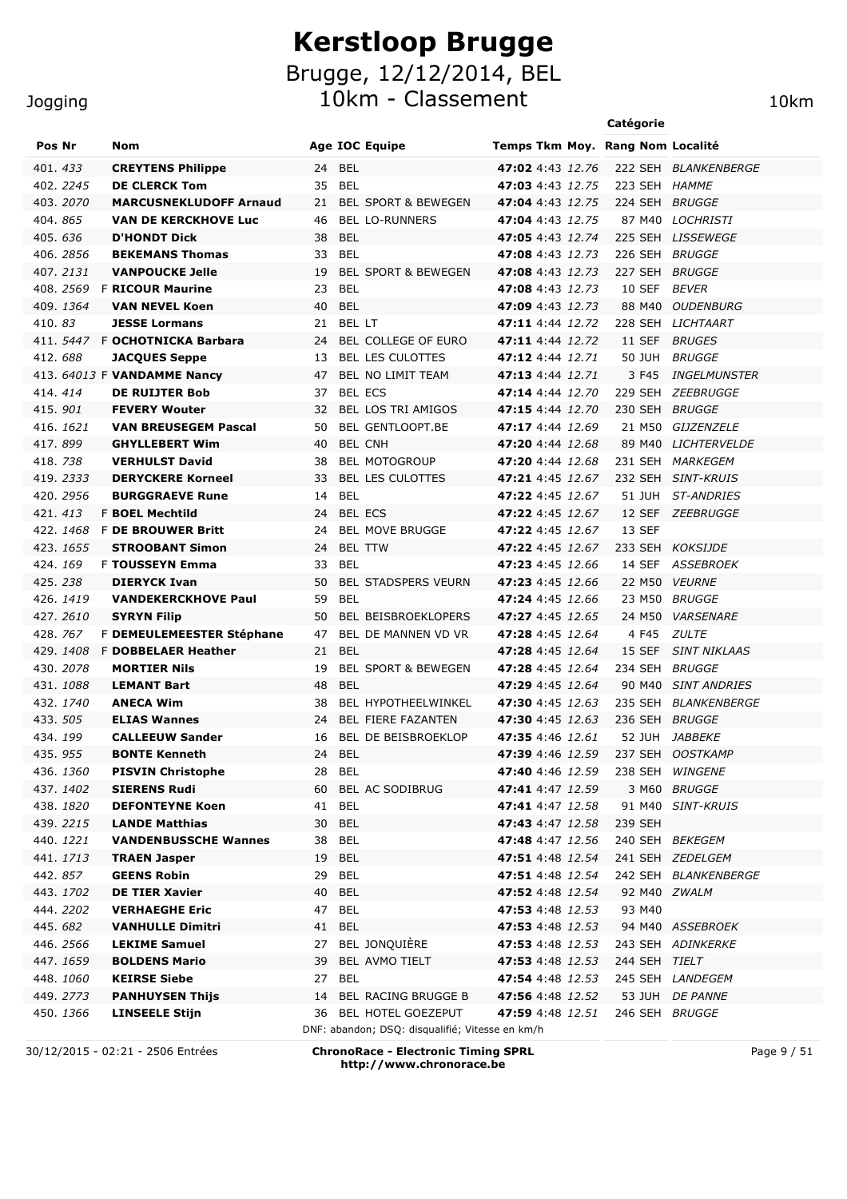# Kerstloop Brugge

## Brugge, 12/12/2014, BEL

## 10km - Classement

Jogging — 10km

| Pos | Nr | | Nom | Age | IOC | Equipe | Temps | Tkm | Moy. | Rang | Catégorie Nom | Localité |
|---|---|---|---|---|---|---|---|---|---|---|---|---|
| 401. | 433 | | **CREYTENS Philippe** | 24 | BEL | | **47:02** | 4:43 | 12.76 | 222 | SEH | BLANKENBERGE |
| 402. | 2245 | | **DE CLERCK Tom** | 35 | BEL | | **47:03** | 4:43 | 12.75 | 223 | SEH | HAMME |
| 403. | 2070 | | **MARCUSNEKLUDOFF Arnaud** | 21 | BEL | SPORT & BEWEGEN | **47:04** | 4:43 | 12.75 | 224 | SEH | BRUGGE |
| 404. | 865 | | **VAN DE KERCKHOVE Luc** | 46 | BEL | LO-RUNNERS | **47:04** | 4:43 | 12.75 | 87 | M40 | LOCHRISTI |
| 405. | 636 | | **D'HONDT Dick** | 38 | BEL | | **47:05** | 4:43 | 12.74 | 225 | SEH | LISSEWEGE |
| 406. | 2856 | | **BEKEMANS Thomas** | 33 | BEL | | **47:08** | 4:43 | 12.73 | 226 | SEH | BRUGGE |
| 407. | 2131 | | **VANPOUCKE Jelle** | 19 | BEL | SPORT & BEWEGEN | **47:08** | 4:43 | 12.73 | 227 | SEH | BRUGGE |
| 408. | 2569 | F | **RICOUR Maurine** | 23 | BEL | | **47:08** | 4:43 | 12.73 | 10 | SEF | BEVER |
| 409. | 1364 | | **VAN NEVEL Koen** | 40 | BEL | | **47:09** | 4:43 | 12.73 | 88 | M40 | OUDENBURG |
| 410. | 83 | | **JESSE Lormans** | 21 | BEL | LT | **47:11** | 4:44 | 12.72 | 228 | SEH | LICHTAART |
| 411. | 5447 | F | **OCHOTNICKA Barbara** | 24 | BEL | COLLEGE OF EURO | **47:11** | 4:44 | 12.72 | 11 | SEF | BRUGES |
| 412. | 688 | | **JACQUES Seppe** | 13 | BEL | LES CULOTTES | **47:12** | 4:44 | 12.71 | 50 | JUH | BRUGGE |
| 413. | 64013 | F | **VANDAMME Nancy** | 47 | BEL | NO LIMIT TEAM | **47:13** | 4:44 | 12.71 | 3 | F45 | INGELMUNSTER |
| 414. | 414 | | **DE RUIJTER Bob** | 37 | BEL | ECS | **47:14** | 4:44 | 12.70 | 229 | SEH | ZEEBRUGGE |
| 415. | 901 | | **FEVERY Wouter** | 32 | BEL | LOS TRI AMIGOS | **47:15** | 4:44 | 12.70 | 230 | SEH | BRUGGE |
| 416. | 1621 | | **VAN BREUSEGEM Pascal** | 50 | BEL | GENTLOOPT.BE | **47:17** | 4:44 | 12.69 | 21 | M50 | GIJZENZELE |
| 417. | 899 | | **GHYLLEBERT Wim** | 40 | BEL | CNH | **47:20** | 4:44 | 12.68 | 89 | M40 | LICHTERVELDE |
| 418. | 738 | | **VERHULST David** | 38 | BEL | MOTOGROUP | **47:20** | 4:44 | 12.68 | 231 | SEH | MARKEGEM |
| 419. | 2333 | | **DERYCKERE Korneel** | 33 | BEL | LES CULOTTES | **47:21** | 4:45 | 12.67 | 232 | SEH | SINT-KRUIS |
| 420. | 2956 | | **BURGGRAEVE Rune** | 14 | BEL | | **47:22** | 4:45 | 12.67 | 51 | JUH | ST-ANDRIES |
| 421. | 413 | F | **BOEL Mechtild** | 24 | BEL | ECS | **47:22** | 4:45 | 12.67 | 12 | SEF | ZEEBRUGGE |
| 422. | 1468 | F | **DE BROUWER Britt** | 24 | BEL | MOVE BRUGGE | **47:22** | 4:45 | 12.67 | 13 | SEF | |
| 423. | 1655 | | **STROOBANT Simon** | 24 | BEL | TTW | **47:22** | 4:45 | 12.67 | 233 | SEH | KOKSIJDE |
| 424. | 169 | F | **TOUSSEYN Emma** | 33 | BEL | | **47:23** | 4:45 | 12.66 | 14 | SEF | ASSEBROEK |
| 425. | 238 | | **DIERYCK Ivan** | 50 | BEL | STADSPERS VEURN | **47:23** | 4:45 | 12.66 | 22 | M50 | VEURNE |
| 426. | 1419 | | **VANDEKERCKHOVE Paul** | 59 | BEL | | **47:24** | 4:45 | 12.66 | 23 | M50 | BRUGGE |
| 427. | 2610 | | **SYRYN Filip** | 50 | BEL | BEISBROEKLOPERS | **47:27** | 4:45 | 12.65 | 24 | M50 | VARSENARE |
| 428. | 767 | F | **DEMEULEMEESTER Stéphane** | 47 | BEL | DE MANNEN VD VR | **47:28** | 4:45 | 12.64 | 4 | F45 | ZULTE |
| 429. | 1408 | F | **DOBBELAER Heather** | 21 | BEL | | **47:28** | 4:45 | 12.64 | 15 | SEF | SINT NIKLAAS |
| 430. | 2078 | | **MORTIER Nils** | 19 | BEL | SPORT & BEWEGEN | **47:28** | 4:45 | 12.64 | 234 | SEH | BRUGGE |
| 431. | 1088 | | **LEMANT Bart** | 48 | BEL | | **47:29** | 4:45 | 12.64 | 90 | M40 | SINT ANDRIES |
| 432. | 1740 | | **ANECA Wim** | 38 | BEL | HYPOTHEELWINKEL | **47:30** | 4:45 | 12.63 | 235 | SEH | BLANKENBERGE |
| 433. | 505 | | **ELIAS Wannes** | 24 | BEL | FIERE FAZANTEN | **47:30** | 4:45 | 12.63 | 236 | SEH | BRUGGE |
| 434. | 199 | | **CALLEEUW Sander** | 16 | BEL | DE BEISBROEKLOP | **47:35** | 4:46 | 12.61 | 52 | JUH | JABBEKE |
| 435. | 955 | | **BONTE Kenneth** | 24 | BEL | | **47:39** | 4:46 | 12.59 | 237 | SEH | OOSTKAMP |
| 436. | 1360 | | **PISVIN Christophe** | 28 | BEL | | **47:40** | 4:46 | 12.59 | 238 | SEH | WINGENE |
| 437. | 1402 | | **SIERENS Rudi** | 60 | BEL | AC SODIBRUG | **47:41** | 4:47 | 12.59 | 3 | M60 | BRUGGE |
| 438. | 1820 | | **DEFONTEYNE Koen** | 41 | BEL | | **47:41** | 4:47 | 12.58 | 91 | M40 | SINT-KRUIS |
| 439. | 2215 | | **LANDE Matthias** | 30 | BEL | | **47:43** | 4:47 | 12.58 | 239 | SEH | |
| 440. | 1221 | | **VANDENBUSSCHE Wannes** | 38 | BEL | | **47:48** | 4:47 | 12.56 | 240 | SEH | BEKEGEM |
| 441. | 1713 | | **TRAEN Jasper** | 19 | BEL | | **47:51** | 4:48 | 12.54 | 241 | SEH | ZEDELGEM |
| 442. | 857 | | **GEENS Robin** | 29 | BEL | | **47:51** | 4:48 | 12.54 | 242 | SEH | BLANKENBERGE |
| 443. | 1702 | | **DE TIER Xavier** | 40 | BEL | | **47:52** | 4:48 | 12.54 | 92 | M40 | ZWALM |
| 444. | 2202 | | **VERHAEGHE Eric** | 47 | BEL | | **47:53** | 4:48 | 12.53 | 93 | M40 | |
| 445. | 682 | | **VANHULLE Dimitri** | 41 | BEL | | **47:53** | 4:48 | 12.53 | 94 | M40 | ASSEBROEK |
| 446. | 2566 | | **LEKIME Samuel** | 27 | BEL | JONQUIÈRE | **47:53** | 4:48 | 12.53 | 243 | SEH | ADINKERKE |
| 447. | 1659 | | **BOLDENS Mario** | 39 | BEL | AVMO TIELT | **47:53** | 4:48 | 12.53 | 244 | SEH | TIELT |
| 448. | 1060 | | **KEIRSE Siebe** | 27 | BEL | | **47:54** | 4:48 | 12.53 | 245 | SEH | LANDEGEM |
| 449. | 2773 | | **PANHUYSEN Thijs** | 14 | BEL | RACING BRUGGE B | **47:56** | 4:48 | 12.52 | 53 | JUH | DE PANNE |
| 450. | 1366 | | **LINSEELE Stijn** | 36 | BEL | HOTEL GOEZEPUT | **47:59** | 4:48 | 12.51 | 246 | SEH | BRUGGE |

DNF: abandon; DSQ: disqualifié; Vitesse en km/h

30/12/2015 - 02:21 - 2506 Entrées

**ChronoRace - Electronic Timing SPRL**
**http://www.chronorace.be**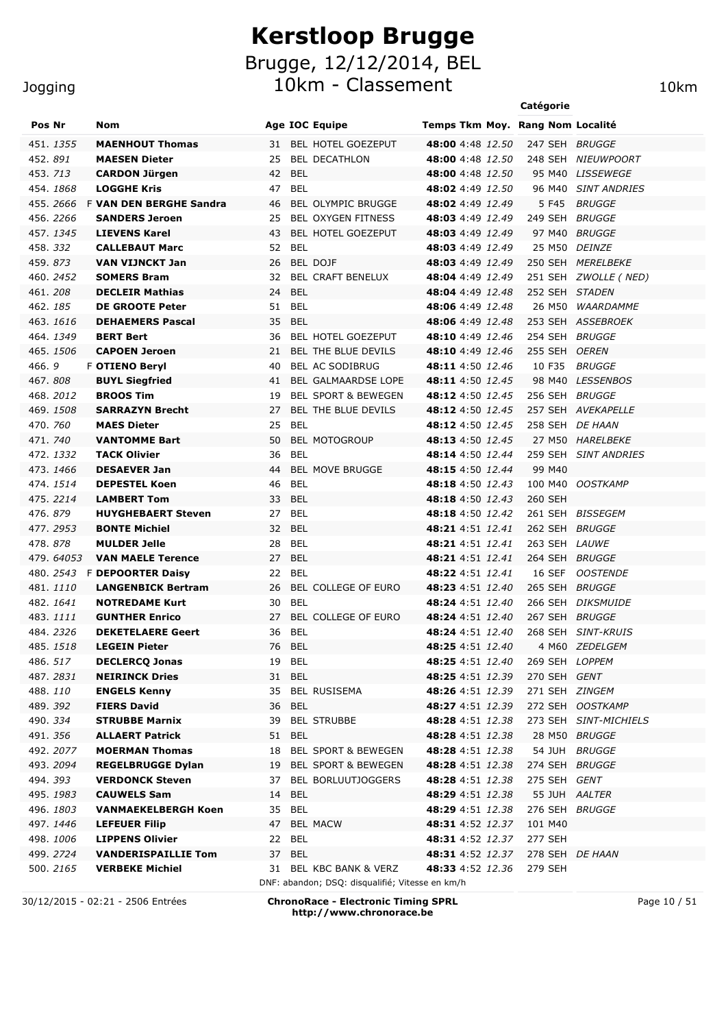# Kerstloop Brugge

## Brugge, 12/12/2014, BEL

## 10km - Classement

Jogging — 10km

| Pos | Nr | | Nom | Age | IOC | Equipe | Temps | Tkm | Moy. | Rang | Catégorie Nom | Localité |
|---|---|---|---|---|---|---|---|---|---|---|---|---|
| 451. | 1355 | | **MAENHOUT Thomas** | 31 | BEL | HOTEL GOEZEPUT | **48:00** | 4:48 | 12.50 | 247 | SEH | BRUGGE |
| 452. | 891 | | **MAESEN Dieter** | 25 | BEL | DECATHLON | **48:00** | 4:48 | 12.50 | 248 | SEH | NIEUWPOORT |
| 453. | 713 | | **CARDON Jürgen** | 42 | BEL | | **48:00** | 4:48 | 12.50 | 95 | M40 | LISSEWEGE |
| 454. | 1868 | | **LOGGHE Kris** | 47 | BEL | | **48:02** | 4:49 | 12.50 | 96 | M40 | SINT ANDRIES |
| 455. | 2666 | F | **VAN DEN BERGHE Sandra** | 46 | BEL | OLYMPIC BRUGGE | **48:02** | 4:49 | 12.49 | 5 | F45 | BRUGGE |
| 456. | 2266 | | **SANDERS Jeroen** | 25 | BEL | OXYGEN FITNESS | **48:03** | 4:49 | 12.49 | 249 | SEH | BRUGGE |
| 457. | 1345 | | **LIEVENS Karel** | 43 | BEL | HOTEL GOEZEPUT | **48:03** | 4:49 | 12.49 | 97 | M40 | BRUGGE |
| 458. | 332 | | **CALLEBAUT Marc** | 52 | BEL | | **48:03** | 4:49 | 12.49 | 25 | M50 | DEINZE |
| 459. | 873 | | **VAN VIJNCKT Jan** | 26 | BEL | DOJF | **48:03** | 4:49 | 12.49 | 250 | SEH | MERELBEKE |
| 460. | 2452 | | **SOMERS Bram** | 32 | BEL | CRAFT BENELUX | **48:04** | 4:49 | 12.49 | 251 | SEH | ZWOLLE ( NED) |
| 461. | 208 | | **DECLEIR Mathias** | 24 | BEL | | **48:04** | 4:49 | 12.48 | 252 | SEH | STADEN |
| 462. | 185 | | **DE GROOTE Peter** | 51 | BEL | | **48:06** | 4:49 | 12.48 | 26 | M50 | WAARDAMME |
| 463. | 1616 | | **DEHAEMERS Pascal** | 35 | BEL | | **48:06** | 4:49 | 12.48 | 253 | SEH | ASSEBROEK |
| 464. | 1349 | | **BERT Bert** | 36 | BEL | HOTEL GOEZEPUT | **48:10** | 4:49 | 12.46 | 254 | SEH | BRUGGE |
| 465. | 1506 | | **CAPOEN Jeroen** | 21 | BEL | THE BLUE DEVILS | **48:10** | 4:49 | 12.46 | 255 | SEH | OEREN |
| 466. | 9 | F | **OTIENO Beryl** | 40 | BEL | AC SODIBRUG | **48:11** | 4:50 | 12.46 | 10 | F35 | BRUGGE |
| 467. | 808 | | **BUYL Siegfried** | 41 | BEL | GALMAARDSE LOPE | **48:11** | 4:50 | 12.45 | 98 | M40 | LESSENBOS |
| 468. | 2012 | | **BROOS Tim** | 19 | BEL | SPORT & BEWEGEN | **48:12** | 4:50 | 12.45 | 256 | SEH | BRUGGE |
| 469. | 1508 | | **SARRAZYN Brecht** | 27 | BEL | THE BLUE DEVILS | **48:12** | 4:50 | 12.45 | 257 | SEH | AVEKAPELLE |
| 470. | 760 | | **MAES Dieter** | 25 | BEL | | **48:12** | 4:50 | 12.45 | 258 | SEH | DE HAAN |
| 471. | 740 | | **VANTOMME Bart** | 50 | BEL | MOTOGROUP | **48:13** | 4:50 | 12.45 | 27 | M50 | HARELBEKE |
| 472. | 1332 | | **TACK Olivier** | 36 | BEL | | **48:14** | 4:50 | 12.44 | 259 | SEH | SINT ANDRIES |
| 473. | 1466 | | **DESAEVER Jan** | 44 | BEL | MOVE BRUGGE | **48:15** | 4:50 | 12.44 | 99 | M40 | |
| 474. | 1514 | | **DEPESTEL Koen** | 46 | BEL | | **48:18** | 4:50 | 12.43 | 100 | M40 | OOSTKAMP |
| 475. | 2214 | | **LAMBERT Tom** | 33 | BEL | | **48:18** | 4:50 | 12.43 | 260 | SEH | |
| 476. | 879 | | **HUYGHEBAERT Steven** | 27 | BEL | | **48:18** | 4:50 | 12.42 | 261 | SEH | BISSEGEM |
| 477. | 2953 | | **BONTE Michiel** | 32 | BEL | | **48:21** | 4:51 | 12.41 | 262 | SEH | BRUGGE |
| 478. | 878 | | **MULDER Jelle** | 28 | BEL | | **48:21** | 4:51 | 12.41 | 263 | SEH | LAUWE |
| 479. | 64053 | | **VAN MAELE Terence** | 27 | BEL | | **48:21** | 4:51 | 12.41 | 264 | SEH | BRUGGE |
| 480. | 2543 | F | **DEPOORTER Daisy** | 22 | BEL | | **48:22** | 4:51 | 12.41 | 16 | SEF | OOSTENDE |
| 481. | 1110 | | **LANGENBICK Bertram** | 26 | BEL | COLLEGE OF EURO | **48:23** | 4:51 | 12.40 | 265 | SEH | BRUGGE |
| 482. | 1641 | | **NOTREDAME Kurt** | 30 | BEL | | **48:24** | 4:51 | 12.40 | 266 | SEH | DIKSMUIDE |
| 483. | 1111 | | **GUNTHER Enrico** | 27 | BEL | COLLEGE OF EURO | **48:24** | 4:51 | 12.40 | 267 | SEH | BRUGGE |
| 484. | 2326 | | **DEKETELAERE Geert** | 36 | BEL | | **48:24** | 4:51 | 12.40 | 268 | SEH | SINT-KRUIS |
| 485. | 1518 | | **LEGEIN Pieter** | 76 | BEL | | **48:25** | 4:51 | 12.40 | 4 | M60 | ZEDELGEM |
| 486. | 517 | | **DECLERCQ Jonas** | 19 | BEL | | **48:25** | 4:51 | 12.40 | 269 | SEH | LOPPEM |
| 487. | 2831 | | **NEIRINCK Dries** | 31 | BEL | | **48:25** | 4:51 | 12.39 | 270 | SEH | GENT |
| 488. | 110 | | **ENGELS Kenny** | 35 | BEL | RUSISEMA | **48:26** | 4:51 | 12.39 | 271 | SEH | ZINGEM |
| 489. | 392 | | **FIERS David** | 36 | BEL | | **48:27** | 4:51 | 12.39 | 272 | SEH | OOSTKAMP |
| 490. | 334 | | **STRUBBE Marnix** | 39 | BEL | STRUBBE | **48:28** | 4:51 | 12.38 | 273 | SEH | SINT-MICHIELS |
| 491. | 356 | | **ALLAERT Patrick** | 51 | BEL | | **48:28** | 4:51 | 12.38 | 28 | M50 | BRUGGE |
| 492. | 2077 | | **MOERMAN Thomas** | 18 | BEL | SPORT & BEWEGEN | **48:28** | 4:51 | 12.38 | 54 | JUH | BRUGGE |
| 493. | 2094 | | **REGELBRUGGE Dylan** | 19 | BEL | SPORT & BEWEGEN | **48:28** | 4:51 | 12.38 | 274 | SEH | BRUGGE |
| 494. | 393 | | **VERDONCK Steven** | 37 | BEL | BORLUUTJOGGERS | **48:28** | 4:51 | 12.38 | 275 | SEH | GENT |
| 495. | 1983 | | **CAUWELS Sam** | 14 | BEL | | **48:29** | 4:51 | 12.38 | 55 | JUH | AALTER |
| 496. | 1803 | | **VANMAEKELBERGH Koen** | 35 | BEL | | **48:29** | 4:51 | 12.38 | 276 | SEH | BRUGGE |
| 497. | 1446 | | **LEFEUER Filip** | 47 | BEL | MACW | **48:31** | 4:52 | 12.37 | 101 | M40 | |
| 498. | 1006 | | **LIPPENS Olivier** | 22 | BEL | | **48:31** | 4:52 | 12.37 | 277 | SEH | |
| 499. | 2724 | | **VANDERISPAILLIE Tom** | 37 | BEL | | **48:31** | 4:52 | 12.37 | 278 | SEH | DE HAAN |
| 500. | 2165 | | **VERBEKE Michiel** | 31 | BEL | KBC BANK & VERZ | **48:33** | 4:52 | 12.36 | 279 | SEH | |

DNF: abandon; DSQ: disqualifié; Vitesse en km/h

30/12/2015 - 02:21 - 2506 Entrées

**ChronoRace - Electronic Timing SPRL**
**http://www.chronorace.be**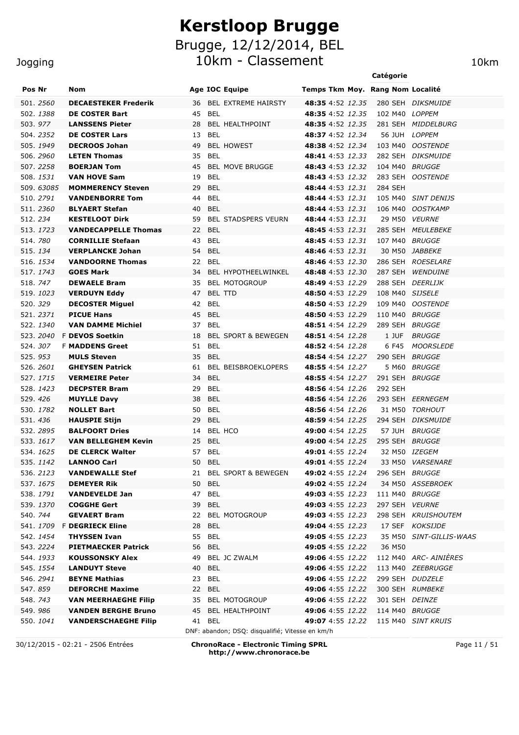# Kerstloop Brugge

## Brugge, 12/12/2014, BEL

## 10km - Classement

Jogging — 10km

| Pos | Nr | Nom | Age | IOC | Equipe | Temps | Tkm | Moy. | Rang | Catégorie | Localité |
|---|---|---|---|---|---|---|---|---|---|---|---|
| 501. | 2560 | **DECAESTEKER Frederik** | 36 | BEL | EXTREME HAIRSTY | **48:35** | 4:52 | 12.35 | 280 | SEH | DIKSMUIDE |
| 502. | 1388 | **DE COSTER Bart** | 45 | BEL | | **48:35** | 4:52 | 12.35 | 102 | M40 | LOPPEM |
| 503. | 977 | **LANSSENS Pieter** | 28 | BEL | HEALTHPOINT | **48:35** | 4:52 | 12.35 | 281 | SEH | MIDDELBURG |
| 504. | 2352 | **DE COSTER Lars** | 13 | BEL | | **48:37** | 4:52 | 12.34 | 56 | JUH | LOPPEM |
| 505. | 1949 | **DECROOS Johan** | 49 | BEL | HOWEST | **48:38** | 4:52 | 12.34 | 103 | M40 | OOSTENDE |
| 506. | 2960 | **LETEN Thomas** | 35 | BEL | | **48:41** | 4:53 | 12.33 | 282 | SEH | DIKSMUIDE |
| 507. | 2258 | **BOERJAN Tom** | 45 | BEL | MOVE BRUGGE | **48:43** | 4:53 | 12.32 | 104 | M40 | BRUGGE |
| 508. | 1531 | **VAN HOVE Sam** | 19 | BEL | | **48:43** | 4:53 | 12.32 | 283 | SEH | OOSTENDE |
| 509. | 63085 | **MOMMERENCY Steven** | 29 | BEL | | **48:44** | 4:53 | 12.31 | 284 | SEH | |
| 510. | 2791 | **VANDENBORRE Tom** | 44 | BEL | | **48:44** | 4:53 | 12.31 | 105 | M40 | SINT DENIJS |
| 511. | 2360 | **BLYAERT Stefan** | 40 | BEL | | **48:44** | 4:53 | 12.31 | 106 | M40 | OOSTKAMP |
| 512. | 234 | **KESTELOOT Dirk** | 59 | BEL | STADSPERS VEURN | **48:44** | 4:53 | 12.31 | 29 | M50 | VEURNE |
| 513. | 1723 | **VANDECAPPELLE Thomas** | 22 | BEL | | **48:45** | 4:53 | 12.31 | 285 | SEH | MEULEBEKE |
| 514. | 780 | **CORNILLIE Stefaan** | 43 | BEL | | **48:45** | 4:53 | 12.31 | 107 | M40 | BRUGGE |
| 515. | 134 | **VERPLANCKE Johan** | 54 | BEL | | **48:46** | 4:53 | 12.31 | 30 | M50 | JABBEKE |
| 516. | 1534 | **VANDOORNE Thomas** | 22 | BEL | | **48:46** | 4:53 | 12.30 | 286 | SEH | ROESELARE |
| 517. | 1743 | **GOES Mark** | 34 | BEL | HYPOTHEELWINKEL | **48:48** | 4:53 | 12.30 | 287 | SEH | WENDUINE |
| 518. | 747 | **DEWAELE Bram** | 35 | BEL | MOTOGROUP | **48:49** | 4:53 | 12.29 | 288 | SEH | DEERLIJK |
| 519. | 1023 | **VERDUYN Eddy** | 47 | BEL | TTD | **48:50** | 4:53 | 12.29 | 108 | M40 | SIJSELE |
| 520. | 329 | **DECOSTER Miguel** | 42 | BEL | | **48:50** | 4:53 | 12.29 | 109 | M40 | OOSTENDE |
| 521. | 2371 | **PICUE Hans** | 45 | BEL | | **48:50** | 4:53 | 12.29 | 110 | M40 | BRUGGE |
| 522. | 1340 | **VAN DAMME Michiel** | 37 | BEL | | **48:51** | 4:54 | 12.29 | 289 | SEH | BRUGGE |
| 523. | 2040 | F **DEVOS Soetkin** | 18 | BEL | SPORT & BEWEGEN | **48:51** | 4:54 | 12.28 | 1 | JUF | BRUGGE |
| 524. | 307 | F **MADDENS Greet** | 51 | BEL | | **48:52** | 4:54 | 12.28 | 6 | F45 | MOORSLEDE |
| 525. | 953 | **MULS Steven** | 35 | BEL | | **48:54** | 4:54 | 12.27 | 290 | SEH | BRUGGE |
| 526. | 2601 | **GHEYSEN Patrick** | 61 | BEL | BEISBROEKLOPERS | **48:55** | 4:54 | 12.27 | 5 | M60 | BRUGGE |
| 527. | 1715 | **VERMEIRE Peter** | 34 | BEL | | **48:55** | 4:54 | 12.27 | 291 | SEH | BRUGGE |
| 528. | 1423 | **DECPSTER Bram** | 29 | BEL | | **48:56** | 4:54 | 12.26 | 292 | SEH | |
| 529. | 426 | **MUYLLE Davy** | 38 | BEL | | **48:56** | 4:54 | 12.26 | 293 | SEH | EERNEGEM |
| 530. | 1782 | **NOLLET Bart** | 50 | BEL | | **48:56** | 4:54 | 12.26 | 31 | M50 | TORHOUT |
| 531. | 436 | **HAUSPIE Stijn** | 29 | BEL | | **48:59** | 4:54 | 12.25 | 294 | SEH | DIKSMUIDE |
| 532. | 2895 | **BALFOORT Dries** | 14 | BEL | HCO | **49:00** | 4:54 | 12.25 | 57 | JUH | BRUGGE |
| 533. | 1617 | **VAN BELLEGHEM Kevin** | 25 | BEL | | **49:00** | 4:54 | 12.25 | 295 | SEH | BRUGGE |
| 534. | 1625 | **DE CLERCK Walter** | 57 | BEL | | **49:01** | 4:55 | 12.24 | 32 | M50 | IZEGEM |
| 535. | 1142 | **LANNOO Carl** | 50 | BEL | | **49:01** | 4:55 | 12.24 | 33 | M50 | VARSENARE |
| 536. | 2123 | **VANDEWALLE Stef** | 21 | BEL | SPORT & BEWEGEN | **49:02** | 4:55 | 12.24 | 296 | SEH | BRUGGE |
| 537. | 1675 | **DEMEYER Rik** | 50 | BEL | | **49:02** | 4:55 | 12.24 | 34 | M50 | ASSEBROEK |
| 538. | 1791 | **VANDEVELDE Jan** | 47 | BEL | | **49:03** | 4:55 | 12.23 | 111 | M40 | BRUGGE |
| 539. | 1370 | **COGGHE Gert** | 39 | BEL | | **49:03** | 4:55 | 12.23 | 297 | SEH | VEURNE |
| 540. | 744 | **GEVAERT Bram** | 22 | BEL | MOTOGROUP | **49:03** | 4:55 | 12.23 | 298 | SEH | KRUISHOUTEM |
| 541. | 1709 | F **DEGRIECK Eline** | 28 | BEL | | **49:04** | 4:55 | 12.23 | 17 | SEF | KOKSIJDE |
| 542. | 1454 | **THYSSEN Ivan** | 55 | BEL | | **49:05** | 4:55 | 12.23 | 35 | M50 | SINT-GILLIS-WAAS |
| 543. | 2224 | **PIETMAECKER Patrick** | 56 | BEL | | **49:05** | 4:55 | 12.22 | 36 | M50 | |
| 544. | 1933 | **KOUSSONSKY Alex** | 49 | BEL | JC ZWALM | **49:06** | 4:55 | 12.22 | 112 | M40 | ARC- AINIÈRES |
| 545. | 1554 | **LANDUYT Steve** | 40 | BEL | | **49:06** | 4:55 | 12.22 | 113 | M40 | ZEEBRUGGE |
| 546. | 2941 | **BEYNE Mathias** | 23 | BEL | | **49:06** | 4:55 | 12.22 | 299 | SEH | DUDZELE |
| 547. | 859 | **DEFORCHE Maxime** | 22 | BEL | | **49:06** | 4:55 | 12.22 | 300 | SEH | RUMBEKE |
| 548. | 743 | **VAN MEERHAEGHE Filip** | 35 | BEL | MOTOGROUP | **49:06** | 4:55 | 12.22 | 301 | SEH | DEINZE |
| 549. | 986 | **VANDEN BERGHE Bruno** | 45 | BEL | HEALTHPOINT | **49:06** | 4:55 | 12.22 | 114 | M40 | BRUGGE |
| 550. | 1041 | **VANDERSCHAEGHE Filip** | 41 | BEL | | **49:07** | 4:55 | 12.22 | 115 | M40 | SINT KRUIS |

DNF: abandon; DSQ: disqualifié; Vitesse en km/h

30/12/2015 - 02:21 - 2506 Entrées

**ChronoRace - Electronic Timing SPRL**
**http://www.chronorace.be**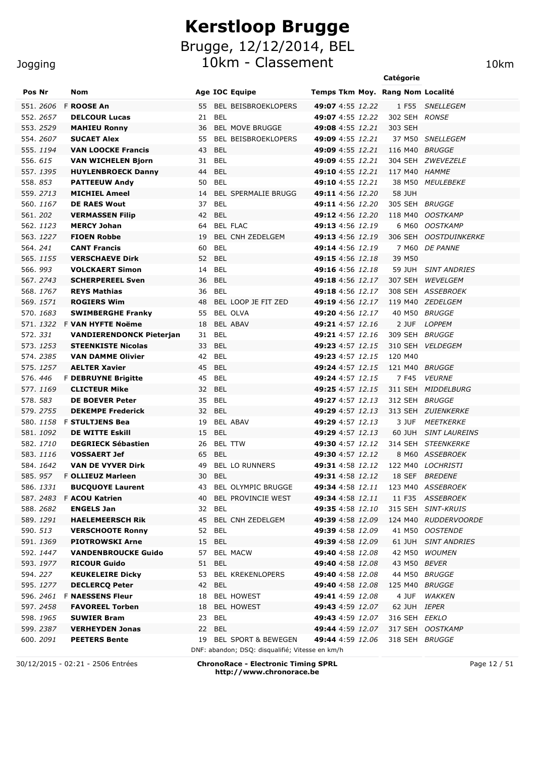# Kerstloop Brugge

## Brugge, 12/12/2014, BEL

## 10km - Classement

Jogging — 10km

| Pos | Nr | | Nom | Age | IOC | Equipe | Temps | Tkm | Moy. | Rang | Catégorie | Localité |
|---|---|---|---|---|---|---|---|---|---|---|---|---|
| 551. | 2606 | F | **ROOSE An** | 55 | BEL | BEISBROEKLOPERS | **49:07** | 4:55 | *12.22* | 1 | F55 | *SNELLEGEM* |
| 552. | 2657 | | **DELCOUR Lucas** | 21 | BEL | | **49:07** | 4:55 | *12.22* | 302 | SEH | *RONSE* |
| 553. | 2529 | | **MAHIEU Ronny** | 36 | BEL | MOVE BRUGGE | **49:08** | 4:55 | *12.21* | 303 | SEH | |
| 554. | 2607 | | **SUCAET Alex** | 55 | BEL | BEISBROEKLOPERS | **49:09** | 4:55 | *12.21* | 37 | M50 | *SNELLEGEM* |
| 555. | 1194 | | **VAN LOOCKE Francis** | 43 | BEL | | **49:09** | 4:55 | *12.21* | 116 | M40 | *BRUGGE* |
| 556. | 615 | | **VAN WICHELEN Bjorn** | 31 | BEL | | **49:09** | 4:55 | *12.21* | 304 | SEH | *ZWEVEZELE* |
| 557. | 1395 | | **HUYLENBROECK Danny** | 44 | BEL | | **49:10** | 4:55 | *12.21* | 117 | M40 | *HAMME* |
| 558. | 853 | | **PATTEEUW Andy** | 50 | BEL | | **49:10** | 4:55 | *12.21* | 38 | M50 | *MEULEBEKE* |
| 559. | 2713 | | **MICHIEL Ameel** | 14 | BEL | SPERMALIE BRUGG | **49:11** | 4:56 | *12.20* | 58 | JUH | |
| 560. | 1167 | | **DE RAES Wout** | 37 | BEL | | **49:11** | 4:56 | *12.20* | 305 | SEH | *BRUGGE* |
| 561. | 202 | | **VERMASSEN Filip** | 42 | BEL | | **49:12** | 4:56 | *12.20* | 118 | M40 | *OOSTKAMP* |
| 562. | 1123 | | **MERCY Johan** | 64 | BEL | FLAC | **49:13** | 4:56 | *12.19* | 6 | M60 | *OOSTKAMP* |
| 563. | 1227 | | **FIOEN Robbe** | 19 | BEL | CNH ZEDELGEM | **49:13** | 4:56 | *12.19* | 306 | SEH | *OOSTDUINKERKE* |
| 564. | 241 | | **CANT Francis** | 60 | BEL | | **49:14** | 4:56 | *12.19* | 7 | M60 | *DE PANNE* |
| 565. | 1155 | | **VERSCHAEVE Dirk** | 52 | BEL | | **49:15** | 4:56 | *12.18* | 39 | M50 | |
| 566. | 993 | | **VOLCKAERT Simon** | 14 | BEL | | **49:16** | 4:56 | *12.18* | 59 | JUH | *SINT ANDRIES* |
| 567. | 2743 | | **SCHERPEREEL Sven** | 36 | BEL | | **49:18** | 4:56 | *12.17* | 307 | SEH | *WEVELGEM* |
| 568. | 1767 | | **REYS Mathias** | 36 | BEL | | **49:18** | 4:56 | *12.17* | 308 | SEH | *ASSEBROEK* |
| 569. | 1571 | | **ROGIERS Wim** | 48 | BEL | LOOP JE FIT ZED | **49:19** | 4:56 | *12.17* | 119 | M40 | *ZEDELGEM* |
| 570. | 1683 | | **SWIMBERGHE Franky** | 55 | BEL | OLVA | **49:20** | 4:56 | *12.17* | 40 | M50 | *BRUGGE* |
| 571. | 1322 | F | **VAN HYFTE Noëme** | 18 | BEL | ABAV | **49:21** | 4:57 | *12.16* | 2 | JUF | *LOPPEM* |
| 572. | 331 | | **VANDIERENDONCK Pieterjan** | 31 | BEL | | **49:21** | 4:57 | *12.16* | 309 | SEH | *BRUGGE* |
| 573. | 1253 | | **STEENKISTE Nicolas** | 33 | BEL | | **49:23** | 4:57 | *12.15* | 310 | SEH | *VELDEGEM* |
| 574. | 2385 | | **VAN DAMME Olivier** | 42 | BEL | | **49:23** | 4:57 | *12.15* | 120 | M40 | |
| 575. | 1257 | | **AELTER Xavier** | 45 | BEL | | **49:24** | 4:57 | *12.15* | 121 | M40 | *BRUGGE* |
| 576. | 446 | F | **DEBRUYNE Brigitte** | 45 | BEL | | **49:24** | 4:57 | *12.15* | 7 | F45 | *VEURNE* |
| 577. | 1169 | | **CLICTEUR Mike** | 32 | BEL | | **49:25** | 4:57 | *12.15* | 311 | SEH | *MIDDELBURG* |
| 578. | 583 | | **DE BOEVER Peter** | 35 | BEL | | **49:27** | 4:57 | *12.13* | 312 | SEH | *BRUGGE* |
| 579. | 2755 | | **DEKEMPE Frederick** | 32 | BEL | | **49:29** | 4:57 | *12.13* | 313 | SEH | *ZUIENKERKE* |
| 580. | 1158 | F | **STULTJENS Bea** | 19 | BEL | ABAV | **49:29** | 4:57 | *12.13* | 3 | JUF | *MEETKERKE* |
| 581. | 1092 | | **DE WITTE Eskill** | 15 | BEL | | **49:29** | 4:57 | *12.13* | 60 | JUH | *SINT LAUREINS* |
| 582. | 1710 | | **DEGRIECK Sébastien** | 26 | BEL | TTW | **49:30** | 4:57 | *12.12* | 314 | SEH | *STEENKERKE* |
| 583. | 1116 | | **VOSSAERT Jef** | 65 | BEL | | **49:30** | 4:57 | *12.12* | 8 | M60 | *ASSEBROEK* |
| 584. | 1642 | | **VAN DE VYVER Dirk** | 49 | BEL | LO RUNNERS | **49:31** | 4:57 | *12.12* | 122 | M40 | *LOCHRISTI* |
| 585. | 957 | F | **OLLIEUZ Marleen** | 30 | BEL | | **49:31** | 4:58 | *12.12* | 18 | SEF | *BREDENE* |
| 586. | 1331 | | **BUCQUOYE Laurent** | 43 | BEL | OLYMPIC BRUGGE | **49:34** | 4:58 | *12.11* | 123 | M40 | *ASSEBROEK* |
| 587. | 2483 | F | **ACOU Katrien** | 40 | BEL | PROVINCIE WEST | **49:34** | 4:58 | *12.11* | 11 | F35 | *ASSEBROEK* |
| 588. | 2682 | | **ENGELS Jan** | 32 | BEL | | **49:35** | 4:58 | *12.10* | 315 | SEH | *SINT-KRUIS* |
| 589. | 1291 | | **HAELEMEERSCH Rik** | 45 | BEL | CNH ZEDELGEM | **49:39** | 4:58 | *12.09* | 124 | M40 | *RUDDERVOORDE* |
| 590. | 513 | | **VERSCHOOTE Ronny** | 52 | BEL | | **49:39** | 4:58 | *12.09* | 41 | M50 | *OOSTENDE* |
| 591. | 1369 | | **PIOTROWSKI Arne** | 15 | BEL | | **49:39** | 4:58 | *12.09* | 61 | JUH | *SINT ANDRIES* |
| 592. | 1447 | | **VANDENBROUCKE Guido** | 57 | BEL | MACW | **49:40** | 4:58 | *12.08* | 42 | M50 | *WOUMEN* |
| 593. | 1977 | | **RICOUR Guido** | 51 | BEL | | **49:40** | 4:58 | *12.08* | 43 | M50 | *BEVER* |
| 594. | 227 | | **KEUKELEIRE Dicky** | 53 | BEL | KREKENLOPERS | **49:40** | 4:58 | *12.08* | 44 | M50 | *BRUGGE* |
| 595. | 1277 | | **DECLERCQ Peter** | 42 | BEL | | **49:40** | 4:58 | *12.08* | 125 | M40 | *BRUGGE* |
| 596. | 2461 | F | **NAESSENS Fleur** | 18 | BEL | HOWEST | **49:41** | 4:59 | *12.08* | 4 | JUF | *WAKKEN* |
| 597. | 2458 | | **FAVOREEL Torben** | 18 | BEL | HOWEST | **49:43** | 4:59 | *12.07* | 62 | JUH | *IEPER* |
| 598. | 1965 | | **SUWIER Bram** | 23 | BEL | | **49:43** | 4:59 | *12.07* | 316 | SEH | *EEKLO* |
| 599. | 2387 | | **VERHEYDEN Jonas** | 22 | BEL | | **49:44** | 4:59 | *12.07* | 317 | SEH | *OOSTKAMP* |
| 600. | 2091 | | **PEETERS Bente** | 19 | BEL | SPORT & BEWEGEN | **49:44** | 4:59 | *12.06* | 318 | SEH | *BRUGGE* |

DNF: abandon; DSQ: disqualifié; Vitesse en km/h

30/12/2015 - 02:21 - 2506 Entrées

**ChronoRace - Electronic Timing SPRL**
**http://www.chronorace.be**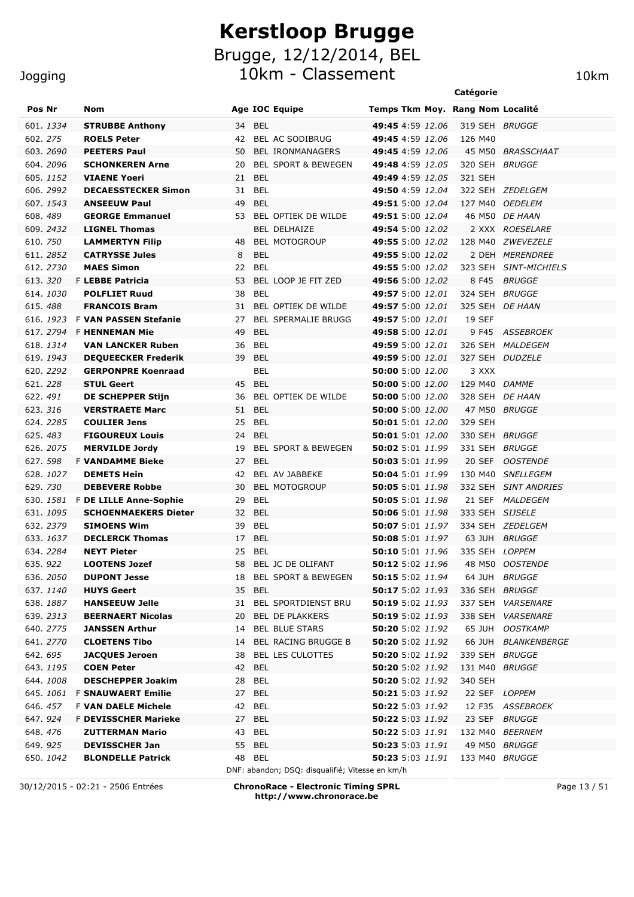# Kerstloop Brugge

## Brugge, 12/12/2014, BEL

## 10km - Classement

Jogging — 10km

| Pos | Nr | | Nom | Age | IOC | Equipe | Temps | Tkm | Moy. | Rang | Catégorie | Localité |
|---|---|---|---|---|---|---|---|---|---|---|---|---|
| 601. | *1334* | | **STRUBBE Anthony** | 34 | BEL | | **49:45** | 4:59 | *12.06* | 319 | SEH | *BRUGGE* |
| 602. | *275* | | **ROELS Peter** | 42 | BEL | AC SODIBRUG | **49:45** | 4:59 | *12.06* | 126 | M40 | |
| 603. | *2690* | | **PEETERS Paul** | 50 | BEL | IRONMANAGERS | **49:45** | 4:59 | *12.06* | 45 | M50 | *BRASSCHAAT* |
| 604. | *2096* | | **SCHONKEREN Arne** | 20 | BEL | SPORT & BEWEGEN | **49:48** | 4:59 | *12.05* | 320 | SEH | *BRUGGE* |
| 605. | *1152* | | **VIAENE Yoeri** | 21 | BEL | | **49:49** | 4:59 | *12.05* | 321 | SEH | |
| 606. | *2992* | | **DECAESSTECKER Simon** | 31 | BEL | | **49:50** | 4:59 | *12.04* | 322 | SEH | *ZEDELGEM* |
| 607. | *1543* | | **ANSEEUW Paul** | 49 | BEL | | **49:51** | 5:00 | *12.04* | 127 | M40 | *OEDELEM* |
| 608. | *489* | | **GEORGE Emmanuel** | 53 | BEL | OPTIEK DE WILDE | **49:51** | 5:00 | *12.04* | 46 | M50 | *DE HAAN* |
| 609. | *2432* | | **LIGNEL Thomas** | | BEL | DELHAIZE | **49:54** | 5:00 | *12.02* | 2 | XXX | *ROESELARE* |
| 610. | *750* | | **LAMMERTYN Filip** | 48 | BEL | MOTOGROUP | **49:55** | 5:00 | *12.02* | 128 | M40 | *ZWEVEZELE* |
| 611. | *2852* | | **CATRYSSE Jules** | 8 | BEL | | **49:55** | 5:00 | *12.02* | 2 | DEH | *MERENDREE* |
| 612. | *2730* | | **MAES Simon** | 22 | BEL | | **49:55** | 5:00 | *12.02* | 323 | SEH | *SINT-MICHIELS* |
| 613. | *320* | F | **LEBBE Patricia** | 53 | BEL | LOOP JE FIT ZED | **49:56** | 5:00 | *12.02* | 8 | F45 | *BRUGGE* |
| 614. | *1030* | | **POLFLIET Ruud** | 38 | BEL | | **49:57** | 5:00 | *12.01* | 324 | SEH | *BRUGGE* |
| 615. | *488* | | **FRANCOIS Bram** | 31 | BEL | OPTIEK DE WILDE | **49:57** | 5:00 | *12.01* | 325 | SEH | *DE HAAN* |
| 616. | *1923* | F | **VAN PASSEN Stefanie** | 27 | BEL | SPERMALIE BRUGG | **49:57** | 5:00 | *12.01* | 19 | SEF | |
| 617. | *2794* | F | **HENNEMAN Mie** | 49 | BEL | | **49:58** | 5:00 | *12.01* | 9 | F45 | *ASSEBROEK* |
| 618. | *1314* | | **VAN LANCKER Ruben** | 36 | BEL | | **49:59** | 5:00 | *12.01* | 326 | SEH | *MALDEGEM* |
| 619. | *1943* | | **DEQUEECKER Frederik** | 39 | BEL | | **49:59** | 5:00 | *12.01* | 327 | SEH | *DUDZELE* |
| 620. | *2292* | | **GERPONPRE Koenraad** | | BEL | | **50:00** | 5:00 | *12.00* | 3 | XXX | |
| 621. | *228* | | **STUL Geert** | 45 | BEL | | **50:00** | 5:00 | *12.00* | 129 | M40 | *DAMME* |
| 622. | *491* | | **DE SCHEPPER Stijn** | 36 | BEL | OPTIEK DE WILDE | **50:00** | 5:00 | *12.00* | 328 | SEH | *DE HAAN* |
| 623. | *316* | | **VERSTRAETE Marc** | 51 | BEL | | **50:00** | 5:00 | *12.00* | 47 | M50 | *BRUGGE* |
| 624. | *2285* | | **COULIER Jens** | 25 | BEL | | **50:01** | 5:01 | *12.00* | 329 | SEH | |
| 625. | *483* | | **FIGOUREUX Louis** | 24 | BEL | | **50:01** | 5:01 | *12.00* | 330 | SEH | *BRUGGE* |
| 626. | *2075* | | **MERVILDE Jordy** | 19 | BEL | SPORT & BEWEGEN | **50:02** | 5:01 | *11.99* | 331 | SEH | *BRUGGE* |
| 627. | *598* | F | **VANDAMME Bieke** | 27 | BEL | | **50:03** | 5:01 | *11.99* | 20 | SEF | *OOSTENDE* |
| 628. | *1027* | | **DEMETS Hein** | 42 | BEL | AV JABBEKE | **50:04** | 5:01 | *11.99* | 130 | M40 | *SNELLEGEM* |
| 629. | *730* | | **DEBEVERE Robbe** | 30 | BEL | MOTOGROUP | **50:05** | 5:01 | *11.98* | 332 | SEH | *SINT ANDRIES* |
| 630. | *1581* | F | **DE LILLE Anne-Sophie** | 29 | BEL | | **50:05** | 5:01 | *11.98* | 21 | SEF | *MALDEGEM* |
| 631. | *1095* | | **SCHOENMAEKERS Dieter** | 32 | BEL | | **50:06** | 5:01 | *11.98* | 333 | SEH | *SIJSELE* |
| 632. | *2379* | | **SIMOENS Wim** | 39 | BEL | | **50:07** | 5:01 | *11.97* | 334 | SEH | *ZEDELGEM* |
| 633. | *1637* | | **DECLERCK Thomas** | 17 | BEL | | **50:08** | 5:01 | *11.97* | 63 | JUH | *BRUGGE* |
| 634. | *2284* | | **NEYT Pieter** | 25 | BEL | | **50:10** | 5:01 | *11.96* | 335 | SEH | *LOPPEM* |
| 635. | *922* | | **LOOTENS Jozef** | 58 | BEL | JC DE OLIFANT | **50:12** | 5:02 | *11.96* | 48 | M50 | *OOSTENDE* |
| 636. | *2050* | | **DUPONT Jesse** | 18 | BEL | SPORT & BEWEGEN | **50:15** | 5:02 | *11.94* | 64 | JUH | *BRUGGE* |
| 637. | *1140* | | **HUYS Geert** | 35 | BEL | | **50:17** | 5:02 | *11.93* | 336 | SEH | *BRUGGE* |
| 638. | *1887* | | **HANSEEUW Jelle** | 31 | BEL | SPORTDIENST BRU | **50:19** | 5:02 | *11.93* | 337 | SEH | *VARSENARE* |
| 639. | *2313* | | **BEERNAERT Nicolas** | 20 | BEL | DE PLAKKERS | **50:19** | 5:02 | *11.93* | 338 | SEH | *VARSENARE* |
| 640. | *2775* | | **JANSSEN Arthur** | 14 | BEL | BLUE STARS | **50:20** | 5:02 | *11.92* | 65 | JUH | *OOSTKAMP* |
| 641. | *2770* | | **CLOETENS Tibo** | 14 | BEL | RACING BRUGGE B | **50:20** | 5:02 | *11.92* | 66 | JUH | *BLANKENBERGE* |
| 642. | *695* | | **JACQUES Jeroen** | 38 | BEL | LES CULOTTES | **50:20** | 5:02 | *11.92* | 339 | SEH | *BRUGGE* |
| 643. | *1195* | | **COEN Peter** | 42 | BEL | | **50:20** | 5:02 | *11.92* | 131 | M40 | *BRUGGE* |
| 644. | *1008* | | **DESCHEPPER Joakim** | 28 | BEL | | **50:20** | 5:02 | *11.92* | 340 | SEH | |
| 645. | *1061* | F | **SNAUWAERT Emilie** | 27 | BEL | | **50:21** | 5:03 | *11.92* | 22 | SEF | *LOPPEM* |
| 646. | *457* | F | **VAN DAELE Michele** | 42 | BEL | | **50:22** | 5:03 | *11.92* | 12 | F35 | *ASSEBROEK* |
| 647. | *924* | F | **DEVISSCHER Marieke** | 27 | BEL | | **50:22** | 5:03 | *11.92* | 23 | SEF | *BRUGGE* |
| 648. | *476* | | **ZUTTERMAN Mario** | 43 | BEL | | **50:22** | 5:03 | *11.91* | 132 | M40 | *BEERNEM* |
| 649. | *925* | | **DEVISSCHER Jan** | 55 | BEL | | **50:23** | 5:03 | *11.91* | 49 | M50 | *BRUGGE* |
| 650. | *1042* | | **BLONDELLE Patrick** | 48 | BEL | | **50:23** | 5:03 | *11.91* | 133 | M40 | *BRUGGE* |

DNF: abandon; DSQ: disqualifié; Vitesse en km/h

30/12/2015 - 02:21 - 2506 Entrées

**ChronoRace - Electronic Timing SPRL**
**http://www.chronorace.be**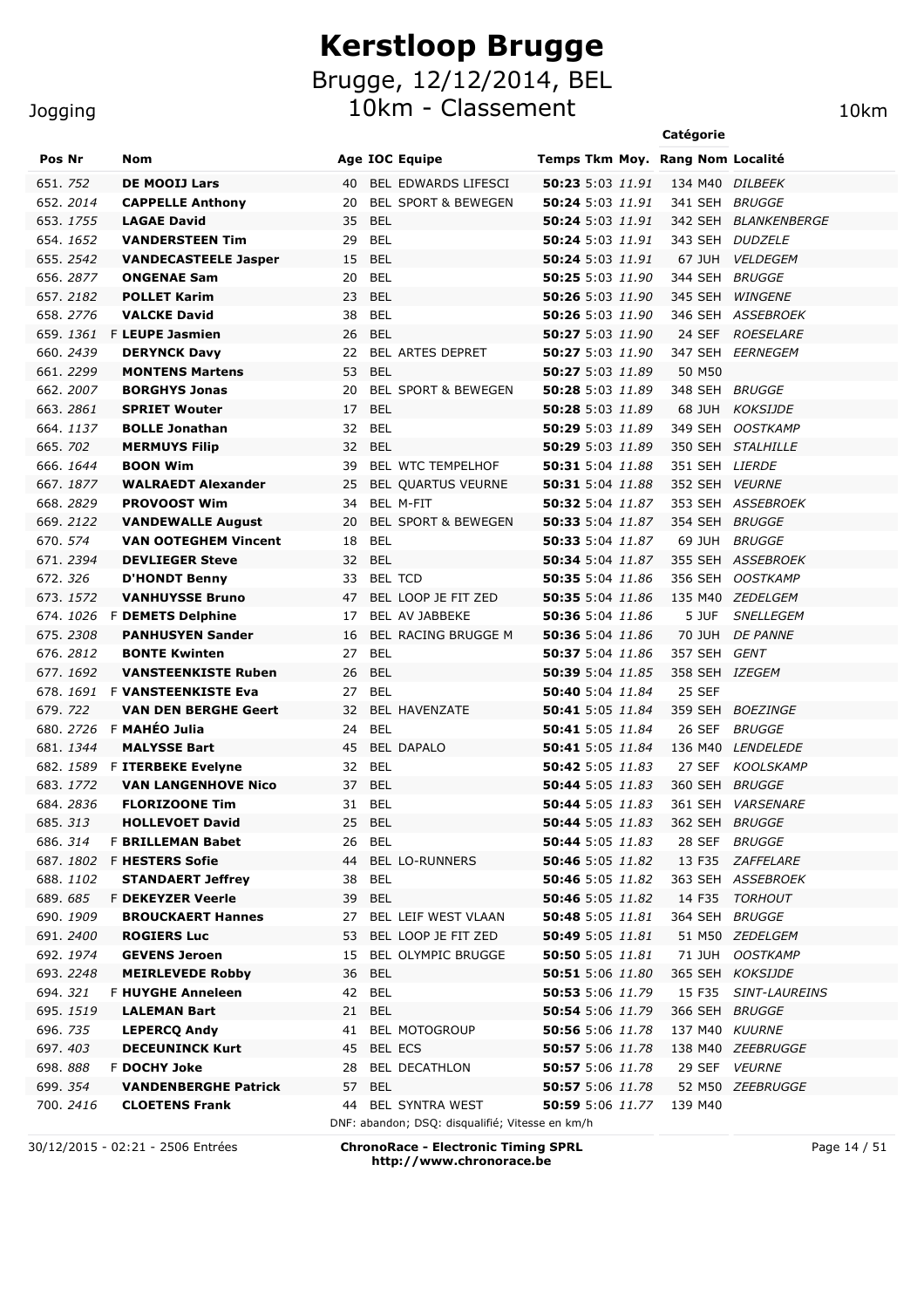# Kerstloop Brugge

## Brugge, 12/12/2014, BEL

## 10km - Classement

Jogging 10km

| Pos | Nr | | Nom | Age | IOC | Equipe | Temps | Tkm | Moy. | Rang | Catégorie Nom | Localité |
|---|---|---|---|---|---|---|---|---|---|---|---|---|
| 651. | 752 | | **DE MOOIJ Lars** | 40 | BEL | EDWARDS LIFESCI | **50:23** | 5:03 | *11.91* | 134 | M40 | *DILBEEK* |
| 652. | 2014 | | **CAPPELLE Anthony** | 20 | BEL | SPORT & BEWEGEN | **50:24** | 5:03 | *11.91* | 341 | SEH | *BRUGGE* |
| 653. | 1755 | | **LAGAE David** | 35 | BEL | | **50:24** | 5:03 | *11.91* | 342 | SEH | *BLANKENBERGE* |
| 654. | 1652 | | **VANDERSTEEN Tim** | 29 | BEL | | **50:24** | 5:03 | *11.91* | 343 | SEH | *DUDZELE* |
| 655. | 2542 | | **VANDECASTEELE Jasper** | 15 | BEL | | **50:24** | 5:03 | *11.91* | 67 | JUH | *VELDEGEM* |
| 656. | 2877 | | **ONGENAE Sam** | 20 | BEL | | **50:25** | 5:03 | *11.90* | 344 | SEH | *BRUGGE* |
| 657. | 2182 | | **POLLET Karim** | 23 | BEL | | **50:26** | 5:03 | *11.90* | 345 | SEH | *WINGENE* |
| 658. | 2776 | | **VALCKE David** | 38 | BEL | | **50:26** | 5:03 | *11.90* | 346 | SEH | *ASSEBROEK* |
| 659. | 1361 | F | **LEUPE Jasmien** | 26 | BEL | | **50:27** | 5:03 | *11.90* | 24 | SEF | *ROESELARE* |
| 660. | 2439 | | **DERYNCK Davy** | 22 | BEL | ARTES DEPRET | **50:27** | 5:03 | *11.90* | 347 | SEH | *EERNEGEM* |
| 661. | 2299 | | **MONTENS Martens** | 53 | BEL | | **50:27** | 5:03 | *11.89* | 50 | M50 | |
| 662. | 2007 | | **BORGHYS Jonas** | 20 | BEL | SPORT & BEWEGEN | **50:28** | 5:03 | *11.89* | 348 | SEH | *BRUGGE* |
| 663. | 2861 | | **SPRIET Wouter** | 17 | BEL | | **50:28** | 5:03 | *11.89* | 68 | JUH | *KOKSIJDE* |
| 664. | 1137 | | **BOLLE Jonathan** | 32 | BEL | | **50:29** | 5:03 | *11.89* | 349 | SEH | *OOSTKAMP* |
| 665. | 702 | | **MERMUYS Filip** | 32 | BEL | | **50:29** | 5:03 | *11.89* | 350 | SEH | *STALHILLE* |
| 666. | 1644 | | **BOON Wim** | 39 | BEL | WTC TEMPELHOF | **50:31** | 5:04 | *11.88* | 351 | SEH | *LIERDE* |
| 667. | 1877 | | **WALRAEDT Alexander** | 25 | BEL | QUARTUS VEURNE | **50:31** | 5:04 | *11.88* | 352 | SEH | *VEURNE* |
| 668. | 2829 | | **PROVOOST Wim** | 34 | BEL | M-FIT | **50:32** | 5:04 | *11.87* | 353 | SEH | *ASSEBROEK* |
| 669. | 2122 | | **VANDEWALLE August** | 20 | BEL | SPORT & BEWEGEN | **50:33** | 5:04 | *11.87* | 354 | SEH | *BRUGGE* |
| 670. | 574 | | **VAN OOTEGHEM Vincent** | 18 | BEL | | **50:33** | 5:04 | *11.87* | 69 | JUH | *BRUGGE* |
| 671. | 2394 | | **DEVLIEGER Steve** | 32 | BEL | | **50:34** | 5:04 | *11.87* | 355 | SEH | *ASSEBROEK* |
| 672. | 326 | | **D'HONDT Benny** | 33 | BEL | TCD | **50:35** | 5:04 | *11.86* | 356 | SEH | *OOSTKAMP* |
| 673. | 1572 | | **VANHUYSSE Bruno** | 47 | BEL | LOOP JE FIT ZED | **50:35** | 5:04 | *11.86* | 135 | M40 | *ZEDELGEM* |
| 674. | 1026 | F | **DEMETS Delphine** | 17 | BEL | AV JABBEKE | **50:36** | 5:04 | *11.86* | 5 | JUF | *SNELLEGEM* |
| 675. | 2308 | | **PANHUSYEN Sander** | 16 | BEL | RACING BRUGGE M | **50:36** | 5:04 | *11.86* | 70 | JUH | *DE PANNE* |
| 676. | 2812 | | **BONTE Kwinten** | 27 | BEL | | **50:37** | 5:04 | *11.86* | 357 | SEH | *GENT* |
| 677. | 1692 | | **VANSTEENKISTE Ruben** | 26 | BEL | | **50:39** | 5:04 | *11.85* | 358 | SEH | *IZEGEM* |
| 678. | 1691 | F | **VANSTEENKISTE Eva** | 27 | BEL | | **50:40** | 5:04 | *11.84* | 25 | SEF | |
| 679. | 722 | | **VAN DEN BERGHE Geert** | 32 | BEL | HAVENZATE | **50:41** | 5:05 | *11.84* | 359 | SEH | *BOEZINGE* |
| 680. | 2726 | F | **MAHÉO Julia** | 24 | BEL | | **50:41** | 5:05 | *11.84* | 26 | SEF | *BRUGGE* |
| 681. | 1344 | | **MALYSSE Bart** | 45 | BEL | DAPALO | **50:41** | 5:05 | *11.84* | 136 | M40 | *LENDELEDE* |
| 682. | 1589 | F | **ITERBEKE Evelyne** | 32 | BEL | | **50:42** | 5:05 | *11.83* | 27 | SEF | *KOOLSKAMP* |
| 683. | 1772 | | **VAN LANGENHOVE Nico** | 37 | BEL | | **50:44** | 5:05 | *11.83* | 360 | SEH | *BRUGGE* |
| 684. | 2836 | | **FLORIZOONE Tim** | 31 | BEL | | **50:44** | 5:05 | *11.83* | 361 | SEH | *VARSENARE* |
| 685. | 313 | | **HOLLEVOET David** | 25 | BEL | | **50:44** | 5:05 | *11.83* | 362 | SEH | *BRUGGE* |
| 686. | 314 | F | **BRILLEMAN Babet** | 26 | BEL | | **50:44** | 5:05 | *11.83* | 28 | SEF | *BRUGGE* |
| 687. | 1802 | F | **HESTERS Sofie** | 44 | BEL | LO-RUNNERS | **50:46** | 5:05 | *11.82* | 13 | F35 | *ZAFFELARE* |
| 688. | 1102 | | **STANDAERT Jeffrey** | 38 | BEL | | **50:46** | 5:05 | *11.82* | 363 | SEH | *ASSEBROEK* |
| 689. | 685 | F | **DEKEYZER Veerle** | 39 | BEL | | **50:46** | 5:05 | *11.82* | 14 | F35 | *TORHOUT* |
| 690. | 1909 | | **BROUCKAERT Hannes** | 27 | BEL | LEIF WEST VLAAN | **50:48** | 5:05 | *11.81* | 364 | SEH | *BRUGGE* |
| 691. | 2400 | | **ROGIERS Luc** | 53 | BEL | LOOP JE FIT ZED | **50:49** | 5:05 | *11.81* | 51 | M50 | *ZEDELGEM* |
| 692. | 1974 | | **GEVENS Jeroen** | 15 | BEL | OLYMPIC BRUGGE | **50:50** | 5:05 | *11.81* | 71 | JUH | *OOSTKAMP* |
| 693. | 2248 | | **MEIRLEVEDE Robby** | 36 | BEL | | **50:51** | 5:06 | *11.80* | 365 | SEH | *KOKSIJDE* |
| 694. | 321 | F | **HUYGHE Anneleen** | 42 | BEL | | **50:53** | 5:06 | *11.79* | 15 | F35 | *SINT-LAUREINS* |
| 695. | 1519 | | **LALEMAN Bart** | 21 | BEL | | **50:54** | 5:06 | *11.79* | 366 | SEH | *BRUGGE* |
| 696. | 735 | | **LEPERCQ Andy** | 41 | BEL | MOTOGROUP | **50:56** | 5:06 | *11.78* | 137 | M40 | *KUURNE* |
| 697. | 403 | | **DECEUNINCK Kurt** | 45 | BEL | ECS | **50:57** | 5:06 | *11.78* | 138 | M40 | *ZEEBRUGGE* |
| 698. | 888 | F | **DOCHY Joke** | 28 | BEL | DECATHLON | **50:57** | 5:06 | *11.78* | 29 | SEF | *VEURNE* |
| 699. | 354 | | **VANDENBERGHE Patrick** | 57 | BEL | | **50:57** | 5:06 | *11.78* | 52 | M50 | *ZEEBRUGGE* |
| 700. | 2416 | | **CLOETENS Frank** | 44 | BEL | SYNTRA WEST | **50:59** | 5:06 | *11.77* | 139 | M40 | |

DNF: abandon; DSQ: disqualifié; Vitesse en km/h

30/12/2015 - 02:21 - 2506 Entrées

**ChronoRace - Electronic Timing SPRL**
**http://www.chronorace.be**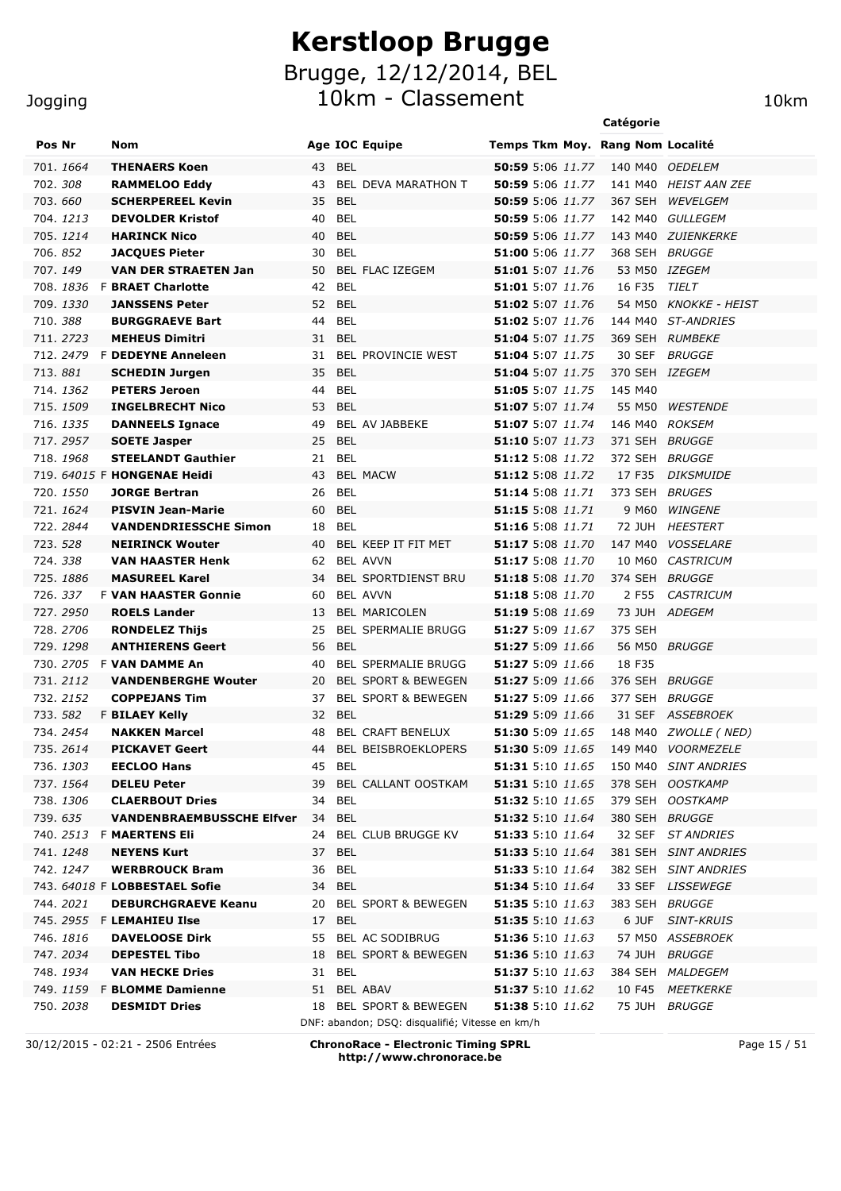# Kerstloop Brugge

## Brugge, 12/12/2014, BEL

## 10km - Classement

Jogging — 10km

| Pos | Nr | | Nom | Age | IOC | Equipe | Temps | Tkm | Moy. | Rang | Catégorie Nom | Localité |
|---|---|---|---|---|---|---|---|---|---|---|---|---|
| 701. | *1664* | | **THENAERS Koen** | 43 | BEL | | **50:59** | 5:06 | *11.77* | 140 | M40 | *OEDELEM* |
| 702. | *308* | | **RAMMELOO Eddy** | 43 | BEL | DEVA MARATHON T | **50:59** | 5:06 | *11.77* | 141 | M40 | *HEIST AAN ZEE* |
| 703. | *660* | | **SCHERPEREEL Kevin** | 35 | BEL | | **50:59** | 5:06 | *11.77* | 367 | SEH | *WEVELGEM* |
| 704. | *1213* | | **DEVOLDER Kristof** | 40 | BEL | | **50:59** | 5:06 | *11.77* | 142 | M40 | *GULLEGEM* |
| 705. | *1214* | | **HARINCK Nico** | 40 | BEL | | **50:59** | 5:06 | *11.77* | 143 | M40 | *ZUIENKERKE* |
| 706. | *852* | | **JACQUES Pieter** | 30 | BEL | | **51:00** | 5:06 | *11.77* | 368 | SEH | *BRUGGE* |
| 707. | *149* | | **VAN DER STRAETEN Jan** | 50 | BEL | FLAC IZEGEM | **51:01** | 5:07 | *11.76* | 53 | M50 | *IZEGEM* |
| 708. | *1836* | F | **BRAET Charlotte** | 42 | BEL | | **51:01** | 5:07 | *11.76* | 16 | F35 | *TIELT* |
| 709. | *1330* | | **JANSSENS Peter** | 52 | BEL | | **51:02** | 5:07 | *11.76* | 54 | M50 | *KNOKKE - HEIST* |
| 710. | *388* | | **BURGGRAEVE Bart** | 44 | BEL | | **51:02** | 5:07 | *11.76* | 144 | M40 | *ST-ANDRIES* |
| 711. | *2723* | | **MEHEUS Dimitri** | 31 | BEL | | **51:04** | 5:07 | *11.75* | 369 | SEH | *RUMBEKE* |
| 712. | *2479* | F | **DEDEYNE Anneleen** | 31 | BEL | PROVINCIE WEST | **51:04** | 5:07 | *11.75* | 30 | SEF | *BRUGGE* |
| 713. | *881* | | **SCHEDIN Jurgen** | 35 | BEL | | **51:04** | 5:07 | *11.75* | 370 | SEH | *IZEGEM* |
| 714. | *1362* | | **PETERS Jeroen** | 44 | BEL | | **51:05** | 5:07 | *11.75* | 145 | M40 | |
| 715. | *1509* | | **INGELBRECHT Nico** | 53 | BEL | | **51:07** | 5:07 | *11.74* | 55 | M50 | *WESTENDE* |
| 716. | *1335* | | **DANNEELS Ignace** | 49 | BEL | AV JABBEKE | **51:07** | 5:07 | *11.74* | 146 | M40 | *ROKSEM* |
| 717. | *2957* | | **SOETE Jasper** | 25 | BEL | | **51:10** | 5:07 | *11.73* | 371 | SEH | *BRUGGE* |
| 718. | *1968* | | **STEELANDT Gauthier** | 21 | BEL | | **51:12** | 5:08 | *11.72* | 372 | SEH | *BRUGGE* |
| 719. | *64015* | F | **HONGENAE Heidi** | 43 | BEL | MACW | **51:12** | 5:08 | *11.72* | 17 | F35 | *DIKSMUIDE* |
| 720. | *1550* | | **JORGE Bertran** | 26 | BEL | | **51:14** | 5:08 | *11.71* | 373 | SEH | *BRUGES* |
| 721. | *1624* | | **PISVIN Jean-Marie** | 60 | BEL | | **51:15** | 5:08 | *11.71* | 9 | M60 | *WINGENE* |
| 722. | *2844* | | **VANDENDRIESSCHE Simon** | 18 | BEL | | **51:16** | 5:08 | *11.71* | 72 | JUH | *HEESTERT* |
| 723. | *528* | | **NEIRINCK Wouter** | 40 | BEL | KEEP IT FIT MET | **51:17** | 5:08 | *11.70* | 147 | M40 | *VOSSELARE* |
| 724. | *338* | | **VAN HAASTER Henk** | 62 | BEL | AVVN | **51:17** | 5:08 | *11.70* | 10 | M60 | *CASTRICUM* |
| 725. | *1886* | | **MASUREEL Karel** | 34 | BEL | SPORTDIENST BRU | **51:18** | 5:08 | *11.70* | 374 | SEH | *BRUGGE* |
| 726. | *337* | F | **VAN HAASTER Gonnie** | 60 | BEL | AVVN | **51:18** | 5:08 | *11.70* | 2 | F55 | *CASTRICUM* |
| 727. | *2950* | | **ROELS Lander** | 13 | BEL | MARICOLEN | **51:19** | 5:08 | *11.69* | 73 | JUH | *ADEGEM* |
| 728. | *2706* | | **RONDELEZ Thijs** | 25 | BEL | SPERMALIE BRUGG | **51:27** | 5:09 | *11.67* | 375 | SEH | |
| 729. | *1298* | | **ANTHIERENS Geert** | 56 | BEL | | **51:27** | 5:09 | *11.66* | 56 | M50 | *BRUGGE* |
| 730. | *2705* | F | **VAN DAMME An** | 40 | BEL | SPERMALIE BRUGG | **51:27** | 5:09 | *11.66* | 18 | F35 | |
| 731. | *2112* | | **VANDENBERGHE Wouter** | 20 | BEL | SPORT & BEWEGEN | **51:27** | 5:09 | *11.66* | 376 | SEH | *BRUGGE* |
| 732. | *2152* | | **COPPEJANS Tim** | 37 | BEL | SPORT & BEWEGEN | **51:27** | 5:09 | *11.66* | 377 | SEH | *BRUGGE* |
| 733. | *582* | F | **BILAEY Kelly** | 32 | BEL | | **51:29** | 5:09 | *11.66* | 31 | SEF | *ASSEBROEK* |
| 734. | *2454* | | **NAKKEN Marcel** | 48 | BEL | CRAFT BENELUX | **51:30** | 5:09 | *11.65* | 148 | M40 | *ZWOLLE ( NED)* |
| 735. | *2614* | | **PICKAVET Geert** | 44 | BEL | BEISBROEKLOPERS | **51:30** | 5:09 | *11.65* | 149 | M40 | *VOORMEZELE* |
| 736. | *1303* | | **EECLOO Hans** | 45 | BEL | | **51:31** | 5:10 | *11.65* | 150 | M40 | *SINT ANDRIES* |
| 737. | *1564* | | **DELEU Peter** | 39 | BEL | CALLANT OOSTKAM | **51:31** | 5:10 | *11.65* | 378 | SEH | *OOSTKAMP* |
| 738. | *1306* | | **CLAERBOUT Dries** | 34 | BEL | | **51:32** | 5:10 | *11.65* | 379 | SEH | *OOSTKAMP* |
| 739. | *635* | | **VANDENBRAEMBUSSCHE Elfver** | 34 | BEL | | **51:32** | 5:10 | *11.64* | 380 | SEH | *BRUGGE* |
| 740. | *2513* | F | **MAERTENS Eli** | 24 | BEL | CLUB BRUGGE KV | **51:33** | 5:10 | *11.64* | 32 | SEF | *ST ANDRIES* |
| 741. | *1248* | | **NEYENS Kurt** | 37 | BEL | | **51:33** | 5:10 | *11.64* | 381 | SEH | *SINT ANDRIES* |
| 742. | *1247* | | **WERBROUCK Bram** | 36 | BEL | | **51:33** | 5:10 | *11.64* | 382 | SEH | *SINT ANDRIES* |
| 743. | *64018* | F | **LOBBESTAEL Sofie** | 34 | BEL | | **51:34** | 5:10 | *11.64* | 33 | SEF | *LISSEWEGE* |
| 744. | *2021* | | **DEBURCHGRAEVE Keanu** | 20 | BEL | SPORT & BEWEGEN | **51:35** | 5:10 | *11.63* | 383 | SEH | *BRUGGE* |
| 745. | *2955* | F | **LEMAHIEU Ilse** | 17 | BEL | | **51:35** | 5:10 | *11.63* | 6 | JUF | *SINT-KRUIS* |
| 746. | *1816* | | **DAVELOOSE Dirk** | 55 | BEL | AC SODIBRUG | **51:36** | 5:10 | *11.63* | 57 | M50 | *ASSEBROEK* |
| 747. | *2034* | | **DEPESTEL Tibo** | 18 | BEL | SPORT & BEWEGEN | **51:36** | 5:10 | *11.63* | 74 | JUH | *BRUGGE* |
| 748. | *1934* | | **VAN HECKE Dries** | 31 | BEL | | **51:37** | 5:10 | *11.63* | 384 | SEH | *MALDEGEM* |
| 749. | *1159* | F | **BLOMME Damienne** | 51 | BEL | ABAV | **51:37** | 5:10 | *11.62* | 10 | F45 | *MEETKERKE* |
| 750. | *2038* | | **DESMIDT Dries** | 18 | BEL | SPORT & BEWEGEN | **51:38** | 5:10 | *11.62* | 75 | JUH | *BRUGGE* |

DNF: abandon; DSQ: disqualifié; Vitesse en km/h

30/12/2015 - 02:21 - 2506 Entrées

**ChronoRace - Electronic Timing SPRL**
**http://www.chronorace.be**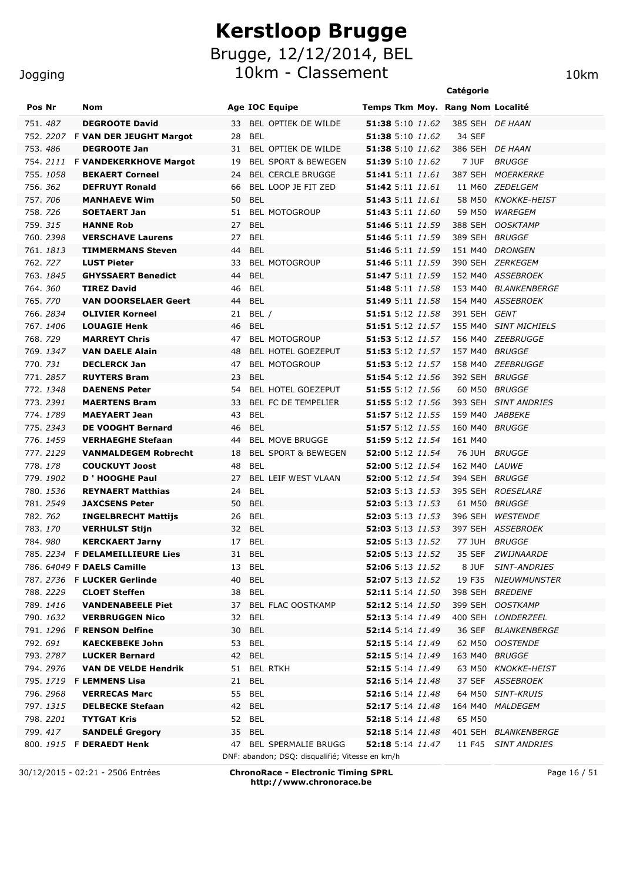# Kerstloop Brugge

## Brugge, 12/12/2014, BEL

## 10km - Classement

Jogging — 10km

| Pos | Nr | | Nom | Age | IOC | Equipe | Temps | Tkm | Moy. | Rang | Catégorie | Localité |
|---|---|---|---|---|---|---|---|---|---|---|---|---|
| 751. | 487 | | **DEGROOTE David** | 33 | BEL | OPTIEK DE WILDE | **51:38** | 5:10 | *11.62* | 385 | SEH | *DE HAAN* |
| 752. | 2207 | F | **VAN DER JEUGHT Margot** | 28 | BEL | | **51:38** | 5:10 | *11.62* | 34 | SEF | |
| 753. | 486 | | **DEGROOTE Jan** | 31 | BEL | OPTIEK DE WILDE | **51:38** | 5:10 | *11.62* | 386 | SEH | *DE HAAN* |
| 754. | 2111 | F | **VANDEKERKHOVE Margot** | 19 | BEL | SPORT & BEWEGEN | **51:39** | 5:10 | *11.62* | 7 | JUF | *BRUGGE* |
| 755. | 1058 | | **BEKAERT Corneel** | 24 | BEL | CERCLE BRUGGE | **51:41** | 5:11 | *11.61* | 387 | SEH | *MOERKERKE* |
| 756. | 362 | | **DEFRUYT Ronald** | 66 | BEL | LOOP JE FIT ZED | **51:42** | 5:11 | *11.61* | 11 | M60 | *ZEDELGEM* |
| 757. | 706 | | **MANHAEVE Wim** | 50 | BEL | | **51:43** | 5:11 | *11.61* | 58 | M50 | *KNOKKE-HEIST* |
| 758. | 726 | | **SOETAERT Jan** | 51 | BEL | MOTOGROUP | **51:43** | 5:11 | *11.60* | 59 | M50 | *WAREGEM* |
| 759. | 315 | | **HANNE Rob** | 27 | BEL | | **51:46** | 5:11 | *11.59* | 388 | SEH | *OOSKTAMP* |
| 760. | 2398 | | **VERSCHAVE Laurens** | 27 | BEL | | **51:46** | 5:11 | *11.59* | 389 | SEH | *BRUGGE* |
| 761. | 1813 | | **TIMMERMANS Steven** | 44 | BEL | | **51:46** | 5:11 | *11.59* | 151 | M40 | *DRONGEN* |
| 762. | 727 | | **LUST Pieter** | 33 | BEL | MOTOGROUP | **51:46** | 5:11 | *11.59* | 390 | SEH | *ZERKEGEM* |
| 763. | 1845 | | **GHYSSAERT Benedict** | 44 | BEL | | **51:47** | 5:11 | *11.59* | 152 | M40 | *ASSEBROEK* |
| 764. | 360 | | **TIREZ David** | 46 | BEL | | **51:48** | 5:11 | *11.58* | 153 | M40 | *BLANKENBERGE* |
| 765. | 770 | | **VAN DOORSELAER Geert** | 44 | BEL | | **51:49** | 5:11 | *11.58* | 154 | M40 | *ASSEBROEK* |
| 766. | 2834 | | **OLIVIER Korneel** | 21 | BEL | / | **51:51** | 5:12 | *11.58* | 391 | SEH | *GENT* |
| 767. | 1406 | | **LOUAGIE Henk** | 46 | BEL | | **51:51** | 5:12 | *11.57* | 155 | M40 | *SINT MICHIELS* |
| 768. | 729 | | **MARREYT Chris** | 47 | BEL | MOTOGROUP | **51:53** | 5:12 | *11.57* | 156 | M40 | *ZEEBRUGGE* |
| 769. | 1347 | | **VAN DAELE Alain** | 48 | BEL | HOTEL GOEZEPUT | **51:53** | 5:12 | *11.57* | 157 | M40 | *BRUGGE* |
| 770. | 731 | | **DECLERCK Jan** | 47 | BEL | MOTOGROUP | **51:53** | 5:12 | *11.57* | 158 | M40 | *ZEEBRUGGE* |
| 771. | 2857 | | **RUYTERS Bram** | 23 | BEL | | **51:54** | 5:12 | *11.56* | 392 | SEH | *BRUGGE* |
| 772. | 1348 | | **DAENENS Peter** | 54 | BEL | HOTEL GOEZEPUT | **51:55** | 5:12 | *11.56* | 60 | M50 | *BRUGGE* |
| 773. | 2391 | | **MAERTENS Bram** | 33 | BEL | FC DE TEMPELIER | **51:55** | 5:12 | *11.56* | 393 | SEH | *SINT ANDRIES* |
| 774. | 1789 | | **MAEYAERT Jean** | 43 | BEL | | **51:57** | 5:12 | *11.55* | 159 | M40 | *JABBEKE* |
| 775. | 2343 | | **DE VOOGHT Bernard** | 46 | BEL | | **51:57** | 5:12 | *11.55* | 160 | M40 | *BRUGGE* |
| 776. | 1459 | | **VERHAEGHE Stefaan** | 44 | BEL | MOVE BRUGGE | **51:59** | 5:12 | *11.54* | 161 | M40 | |
| 777. | 2129 | | **VANMALDEGEM Robrecht** | 18 | BEL | SPORT & BEWEGEN | **52:00** | 5:12 | *11.54* | 76 | JUH | *BRUGGE* |
| 778. | 178 | | **COUCKUYT Joost** | 48 | BEL | | **52:00** | 5:12 | *11.54* | 162 | M40 | *LAUWE* |
| 779. | 1902 | | **D ' HOOGHE Paul** | 27 | BEL | LEIF WEST VLAAN | **52:00** | 5:12 | *11.54* | 394 | SEH | *BRUGGE* |
| 780. | 1536 | | **REYNAERT Matthias** | 24 | BEL | | **52:03** | 5:13 | *11.53* | 395 | SEH | *ROESELARE* |
| 781. | 2549 | | **JAXCSENS Peter** | 50 | BEL | | **52:03** | 5:13 | *11.53* | 61 | M50 | *BRUGGE* |
| 782. | 762 | | **INGELBRECHT Mattijs** | 26 | BEL | | **52:03** | 5:13 | *11.53* | 396 | SEH | *WESTENDE* |
| 783. | 170 | | **VERHULST Stijn** | 32 | BEL | | **52:03** | 5:13 | *11.53* | 397 | SEH | *ASSEBROEK* |
| 784. | 980 | | **KERCKAERT Jarny** | 17 | BEL | | **52:05** | 5:13 | *11.52* | 77 | JUH | *BRUGGE* |
| 785. | 2234 | F | **DELAMEILLIEURE Lies** | 31 | BEL | | **52:05** | 5:13 | *11.52* | 35 | SEF | *ZWIJNAARDE* |
| 786. | 64049 | F | **DAELS Camille** | 13 | BEL | | **52:06** | 5:13 | *11.52* | 8 | JUF | *SINT-ANDRIES* |
| 787. | 2736 | F | **LUCKER Gerlinde** | 40 | BEL | | **52:07** | 5:13 | *11.52* | 19 | F35 | *NIEUWMUNSTER* |
| 788. | 2229 | | **CLOET Steffen** | 38 | BEL | | **52:11** | 5:14 | *11.50* | 398 | SEH | *BREDENE* |
| 789. | 1416 | | **VANDENABEELE Piet** | 37 | BEL | FLAC OOSTKAMP | **52:12** | 5:14 | *11.50* | 399 | SEH | *OOSTKAMP* |
| 790. | 1632 | | **VERBRUGGEN Nico** | 32 | BEL | | **52:13** | 5:14 | *11.49* | 400 | SEH | *LONDERZEEL* |
| 791. | 1296 | F | **RENSON Delfine** | 30 | BEL | | **52:14** | 5:14 | *11.49* | 36 | SEF | *BLANKENBERGE* |
| 792. | 691 | | **KAECKEBEKE John** | 53 | BEL | | **52:15** | 5:14 | *11.49* | 62 | M50 | *OOSTENDE* |
| 793. | 2787 | | **LUCKER Bernard** | 42 | BEL | | **52:15** | 5:14 | *11.49* | 163 | M40 | *BRUGGE* |
| 794. | 2976 | | **VAN DE VELDE Hendrik** | 51 | BEL | RTKH | **52:15** | 5:14 | *11.49* | 63 | M50 | *KNOKKE-HEIST* |
| 795. | 1719 | F | **LEMMENS Lisa** | 21 | BEL | | **52:16** | 5:14 | *11.48* | 37 | SEF | *ASSEBROEK* |
| 796. | 2968 | | **VERRECAS Marc** | 55 | BEL | | **52:16** | 5:14 | *11.48* | 64 | M50 | *SINT-KRUIS* |
| 797. | 1315 | | **DELBECKE Stefaan** | 42 | BEL | | **52:17** | 5:14 | *11.48* | 164 | M40 | *MALDEGEM* |
| 798. | 2201 | | **TYTGAT Kris** | 52 | BEL | | **52:18** | 5:14 | *11.48* | 65 | M50 | |
| 799. | 417 | | **SANDELÉ Gregory** | 35 | BEL | | **52:18** | 5:14 | *11.48* | 401 | SEH | *BLANKENBERGE* |
| 800. | 1915 | F | **DERAEDT Henk** | 47 | BEL | SPERMALIE BRUGG | **52:18** | 5:14 | *11.47* | 11 | F45 | *SINT ANDRIES* |

DNF: abandon; DSQ: disqualifié; Vitesse en km/h

30/12/2015 - 02:21 - 2506 Entrées

**ChronoRace - Electronic Timing SPRL**
**http://www.chronorace.be**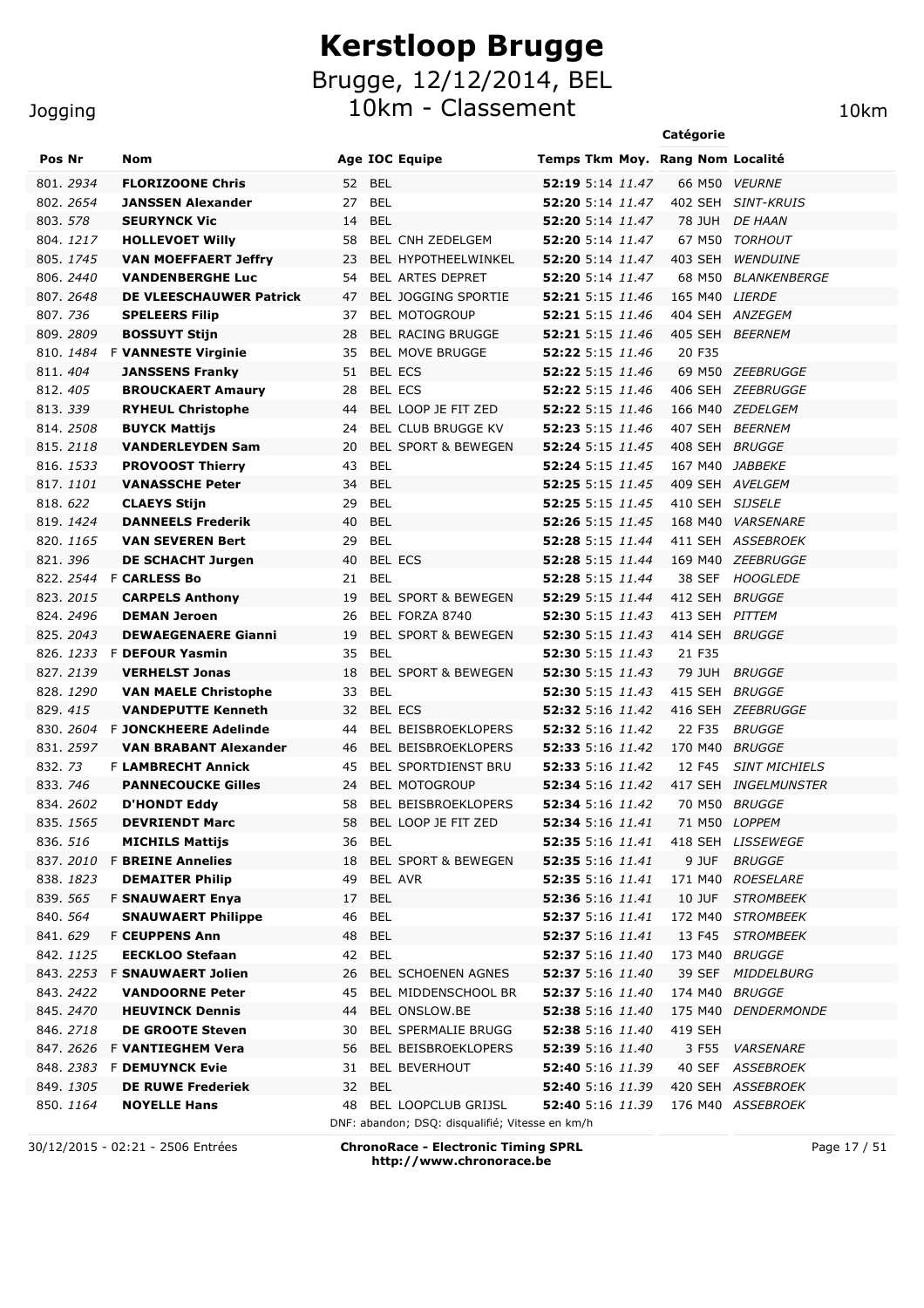# Kerstloop Brugge

## Brugge, 12/12/2014, BEL

## 10km - Classement

Jogging — 10km

| Pos | Nr | | Nom | Age | IOC | Equipe | Temps | Tkm | Moy. | Rang | Catégorie | Localité |
|---|---|---|---|---|---|---|---|---|---|---|---|---|
| 801. | 2934 | | **FLORIZOONE Chris** | 52 | BEL | | **52:19** | 5:14 | *11.47* | 66 | M50 | *VEURNE* |
| 802. | 2654 | | **JANSSEN Alexander** | 27 | BEL | | **52:20** | 5:14 | *11.47* | 402 | SEH | *SINT-KRUIS* |
| 803. | 578 | | **SEURYNCK Vic** | 14 | BEL | | **52:20** | 5:14 | *11.47* | 78 | JUH | *DE HAAN* |
| 804. | 1217 | | **HOLLEVOET Willy** | 58 | BEL | CNH ZEDELGEM | **52:20** | 5:14 | *11.47* | 67 | M50 | *TORHOUT* |
| 805. | 1745 | | **VAN MOEFFAERT Jeffry** | 23 | BEL | HYPOTHEELWINKEL | **52:20** | 5:14 | *11.47* | 403 | SEH | *WENDUINE* |
| 806. | 2440 | | **VANDENBERGHE Luc** | 54 | BEL | ARTES DEPRET | **52:20** | 5:14 | *11.47* | 68 | M50 | *BLANKENBERGE* |
| 807. | 2648 | | **DE VLEESCHAUWER Patrick** | 47 | BEL | JOGGING SPORTIE | **52:21** | 5:15 | *11.46* | 165 | M40 | *LIERDE* |
| 807. | 736 | | **SPELEERS Filip** | 37 | BEL | MOTOGROUP | **52:21** | 5:15 | *11.46* | 404 | SEH | *ANZEGEM* |
| 809. | 2809 | | **BOSSUYT Stijn** | 28 | BEL | RACING BRUGGE | **52:21** | 5:15 | *11.46* | 405 | SEH | *BEERNEM* |
| 810. | 1484 | F | **VANNESTE Virginie** | 35 | BEL | MOVE BRUGGE | **52:22** | 5:15 | *11.46* | 20 | F35 | |
| 811. | 404 | | **JANSSENS Franky** | 51 | BEL | ECS | **52:22** | 5:15 | *11.46* | 69 | M50 | *ZEEBRUGGE* |
| 812. | 405 | | **BROUCKAERT Amaury** | 28 | BEL | ECS | **52:22** | 5:15 | *11.46* | 406 | SEH | *ZEEBRUGGE* |
| 813. | 339 | | **RYHEUL Christophe** | 44 | BEL | LOOP JE FIT ZED | **52:22** | 5:15 | *11.46* | 166 | M40 | *ZEDELGEM* |
| 814. | 2508 | | **BUYCK Mattijs** | 24 | BEL | CLUB BRUGGE KV | **52:23** | 5:15 | *11.46* | 407 | SEH | *BEERNEM* |
| 815. | 2118 | | **VANDERLEYDEN Sam** | 20 | BEL | SPORT & BEWEGEN | **52:24** | 5:15 | *11.45* | 408 | SEH | *BRUGGE* |
| 816. | 1533 | | **PROVOOST Thierry** | 43 | BEL | | **52:24** | 5:15 | *11.45* | 167 | M40 | *JABBEKE* |
| 817. | 1101 | | **VANASSCHE Peter** | 34 | BEL | | **52:25** | 5:15 | *11.45* | 409 | SEH | *AVELGEM* |
| 818. | 622 | | **CLAEYS Stijn** | 29 | BEL | | **52:25** | 5:15 | *11.45* | 410 | SEH | *SIJSELE* |
| 819. | 1424 | | **DANNEELS Frederik** | 40 | BEL | | **52:26** | 5:15 | *11.45* | 168 | M40 | *VARSENARE* |
| 820. | 1165 | | **VAN SEVEREN Bert** | 29 | BEL | | **52:28** | 5:15 | *11.44* | 411 | SEH | *ASSEBROEK* |
| 821. | 396 | | **DE SCHACHT Jurgen** | 40 | BEL | ECS | **52:28** | 5:15 | *11.44* | 169 | M40 | *ZEEBRUGGE* |
| 822. | 2544 | F | **CARLESS Bo** | 21 | BEL | | **52:28** | 5:15 | *11.44* | 38 | SEF | *HOOGLEDE* |
| 823. | 2015 | | **CARPELS Anthony** | 19 | BEL | SPORT & BEWEGEN | **52:29** | 5:15 | *11.44* | 412 | SEH | *BRUGGE* |
| 824. | 2496 | | **DEMAN Jeroen** | 26 | BEL | FORZA 8740 | **52:30** | 5:15 | *11.43* | 413 | SEH | *PITTEM* |
| 825. | 2043 | | **DEWAEGENAERE Gianni** | 19 | BEL | SPORT & BEWEGEN | **52:30** | 5:15 | *11.43* | 414 | SEH | *BRUGGE* |
| 826. | 1233 | F | **DEFOUR Yasmin** | 35 | BEL | | **52:30** | 5:15 | *11.43* | 21 | F35 | |
| 827. | 2139 | | **VERHELST Jonas** | 18 | BEL | SPORT & BEWEGEN | **52:30** | 5:15 | *11.43* | 79 | JUH | *BRUGGE* |
| 828. | 1290 | | **VAN MAELE Christophe** | 33 | BEL | | **52:30** | 5:15 | *11.43* | 415 | SEH | *BRUGGE* |
| 829. | 415 | | **VANDEPUTTE Kenneth** | 32 | BEL | ECS | **52:32** | 5:16 | *11.42* | 416 | SEH | *ZEEBRUGGE* |
| 830. | 2604 | F | **JONCKHEERE Adelinde** | 44 | BEL | BEISBROEKLOPERS | **52:32** | 5:16 | *11.42* | 22 | F35 | *BRUGGE* |
| 831. | 2597 | | **VAN BRABANT Alexander** | 46 | BEL | BEISBROEKLOPERS | **52:33** | 5:16 | *11.42* | 170 | M40 | *BRUGGE* |
| 832. | 73 | F | **LAMBRECHT Annick** | 45 | BEL | SPORTDIENST BRU | **52:33** | 5:16 | *11.42* | 12 | F45 | *SINT MICHIELS* |
| 833. | 746 | | **PANNECOUCKE Gilles** | 24 | BEL | MOTOGROUP | **52:34** | 5:16 | *11.42* | 417 | SEH | *INGELMUNSTER* |
| 834. | 2602 | | **D'HONDT Eddy** | 58 | BEL | BEISBROEKLOPERS | **52:34** | 5:16 | *11.42* | 70 | M50 | *BRUGGE* |
| 835. | 1565 | | **DEVRIENDT Marc** | 58 | BEL | LOOP JE FIT ZED | **52:34** | 5:16 | *11.41* | 71 | M50 | *LOPPEM* |
| 836. | 516 | | **MICHILS Mattijs** | 36 | BEL | | **52:35** | 5:16 | *11.41* | 418 | SEH | *LISSEWEGE* |
| 837. | 2010 | F | **BREINE Annelies** | 18 | BEL | SPORT & BEWEGEN | **52:35** | 5:16 | *11.41* | 9 | JUF | *BRUGGE* |
| 838. | 1823 | | **DEMAITER Philip** | 49 | BEL | AVR | **52:35** | 5:16 | *11.41* | 171 | M40 | *ROESELARE* |
| 839. | 565 | F | **SNAUWAERT Enya** | 17 | BEL | | **52:36** | 5:16 | *11.41* | 10 | JUF | *STROMBEEK* |
| 840. | 564 | | **SNAUWAERT Philippe** | 46 | BEL | | **52:37** | 5:16 | *11.41* | 172 | M40 | *STROMBEEK* |
| 841. | 629 | F | **CEUPPENS Ann** | 48 | BEL | | **52:37** | 5:16 | *11.41* | 13 | F45 | *STROMBEEK* |
| 842. | 1125 | | **EECKLOO Stefaan** | 42 | BEL | | **52:37** | 5:16 | *11.40* | 173 | M40 | *BRUGGE* |
| 843. | 2253 | F | **SNAUWAERT Jolien** | 26 | BEL | SCHOENEN AGNES | **52:37** | 5:16 | *11.40* | 39 | SEF | *MIDDELBURG* |
| 843. | 2422 | | **VANDOORNE Peter** | 45 | BEL | MIDDENSCHOOL BR | **52:37** | 5:16 | *11.40* | 174 | M40 | *BRUGGE* |
| 845. | 2470 | | **HEUVINCK Dennis** | 44 | BEL | ONSLOW.BE | **52:38** | 5:16 | *11.40* | 175 | M40 | *DENDERMONDE* |
| 846. | 2718 | | **DE GROOTE Steven** | 30 | BEL | SPERMALIE BRUGG | **52:38** | 5:16 | *11.40* | 419 | SEH | |
| 847. | 2626 | F | **VANTIEGHEM Vera** | 56 | BEL | BEISBROEKLOPERS | **52:39** | 5:16 | *11.40* | 3 | F55 | *VARSENARE* |
| 848. | 2383 | F | **DEMUYNCK Evie** | 31 | BEL | BEVERHOUT | **52:40** | 5:16 | *11.39* | 40 | SEF | *ASSEBROEK* |
| 849. | 1305 | | **DE RUWE Frederiek** | 32 | BEL | | **52:40** | 5:16 | *11.39* | 420 | SEH | *ASSEBROEK* |
| 850. | 1164 | | **NOYELLE Hans** | 48 | BEL | LOOPCLUB GRIJSL | **52:40** | 5:16 | *11.39* | 176 | M40 | *ASSEBROEK* |

DNF: abandon; DSQ: disqualifié; Vitesse en km/h

30/12/2015 - 02:21 - 2506 Entrées

**ChronoRace - Electronic Timing SPRL**
**http://www.chronorace.be**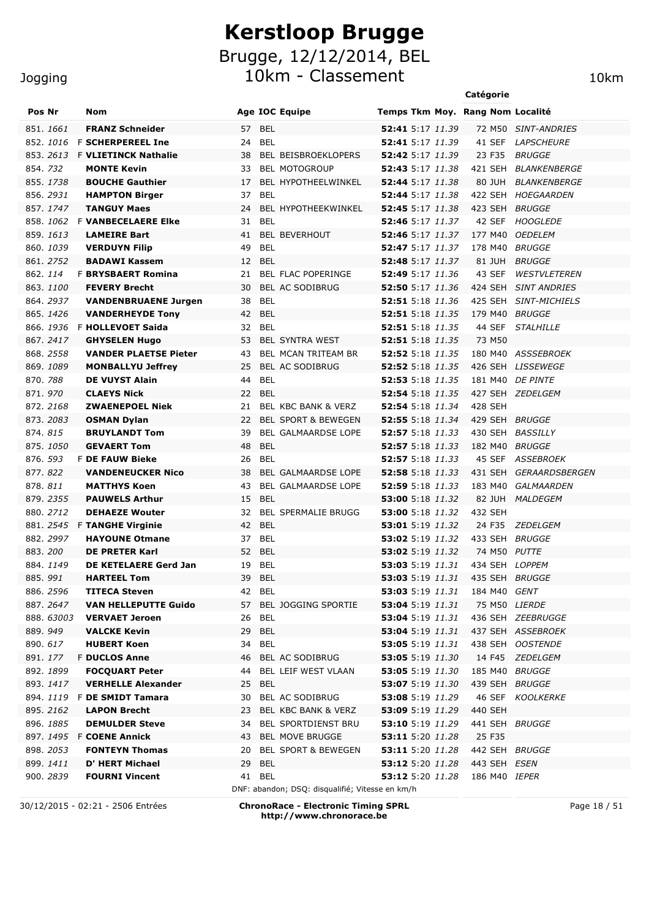# Kerstloop Brugge

## Brugge, 12/12/2014, BEL

## 10km - Classement

Jogging — 10km

| Pos | Nr | | Nom | Age | IOC | Equipe | Temps | Tkm | Moy. | Rang | Catégorie | Localité |
|---|---|---|---|---|---|---|---|---|---|---|---|---|
| 851. | 1661 | | **FRANZ Schneider** | 57 | BEL | | **52:41** | 5:17 | 11.39 | 72 | M50 | SINT-ANDRIES |
| 852. | 1016 | F | **SCHERPEREEL Ine** | 24 | BEL | | **52:41** | 5:17 | 11.39 | 41 | SEF | LAPSCHEURE |
| 853. | 2613 | F | **VLIETINCK Nathalie** | 38 | BEL | BEISBROEKLOPERS | **52:42** | 5:17 | 11.39 | 23 | F35 | BRUGGE |
| 854. | 732 | | **MONTE Kevin** | 33 | BEL | MOTOGROUP | **52:43** | 5:17 | 11.38 | 421 | SEH | BLANKENBERGE |
| 855. | 1738 | | **BOUCHE Gauthier** | 17 | BEL | HYPOTHEELWINKEL | **52:44** | 5:17 | 11.38 | 80 | JUH | BLANKENBERGE |
| 856. | 2931 | | **HAMPTON Birger** | 37 | BEL | | **52:44** | 5:17 | 11.38 | 422 | SEH | HOEGAARDEN |
| 857. | 1747 | | **TANGUY Maes** | 24 | BEL | HYPOTHEEKWINKEL | **52:45** | 5:17 | 11.38 | 423 | SEH | BRUGGE |
| 858. | 1062 | F | **VANBECELAERE Elke** | 31 | BEL | | **52:46** | 5:17 | 11.37 | 42 | SEF | HOOGLEDE |
| 859. | 1613 | | **LAMEIRE Bart** | 41 | BEL | BEVERHOUT | **52:46** | 5:17 | 11.37 | 177 | M40 | OEDELEM |
| 860. | 1039 | | **VERDUYN Filip** | 49 | BEL | | **52:47** | 5:17 | 11.37 | 178 | M40 | BRUGGE |
| 861. | 2752 | | **BADAWI Kassem** | 12 | BEL | | **52:48** | 5:17 | 11.37 | 81 | JUH | BRUGGE |
| 862. | 114 | F | **BRYSBAERT Romina** | 21 | BEL | FLAC POPERINGE | **52:49** | 5:17 | 11.36 | 43 | SEF | WESTVLETEREN |
| 863. | 1100 | | **FEVERY Brecht** | 30 | BEL | AC SODIBRUG | **52:50** | 5:17 | 11.36 | 424 | SEH | SINT ANDRIES |
| 864. | 2937 | | **VANDENBRUAENE Jurgen** | 38 | BEL | | **52:51** | 5:18 | 11.36 | 425 | SEH | SINT-MICHIELS |
| 865. | 1426 | | **VANDERHEYDE Tony** | 42 | BEL | | **52:51** | 5:18 | 11.35 | 179 | M40 | BRUGGE |
| 866. | 1936 | F | **HOLLEVOET Saida** | 32 | BEL | | **52:51** | 5:18 | 11.35 | 44 | SEF | STALHILLE |
| 867. | 2417 | | **GHYSELEN Hugo** | 53 | BEL | SYNTRA WEST | **52:51** | 5:18 | 11.35 | 73 | M50 | |
| 868. | 2558 | | **VANDER PLAETSE Pieter** | 43 | BEL | MCAN TRITEAM BR | **52:52** | 5:18 | 11.35 | 180 | M40 | ASSSEBROEK |
| 869. | 1089 | | **MONBALLYU Jeffrey** | 25 | BEL | AC SODIBRUG | **52:52** | 5:18 | 11.35 | 426 | SEH | LISSEWEGE |
| 870. | 788 | | **DE VUYST Alain** | 44 | BEL | | **52:53** | 5:18 | 11.35 | 181 | M40 | DE PINTE |
| 871. | 970 | | **CLAEYS Nick** | 22 | BEL | | **52:54** | 5:18 | 11.35 | 427 | SEH | ZEDELGEM |
| 872. | 2168 | | **ZWAENEPOEL Niek** | 21 | BEL | KBC BANK & VERZ | **52:54** | 5:18 | 11.34 | 428 | SEH | |
| 873. | 2083 | | **OSMAN Dylan** | 22 | BEL | SPORT & BEWEGEN | **52:55** | 5:18 | 11.34 | 429 | SEH | BRUGGE |
| 874. | 815 | | **BRUYLANDT Tom** | 39 | BEL | GALMAARDSE LOPE | **52:57** | 5:18 | 11.33 | 430 | SEH | BASSILLY |
| 875. | 1050 | | **GEVAERT Tom** | 48 | BEL | | **52:57** | 5:18 | 11.33 | 182 | M40 | BRUGGE |
| 876. | 593 | F | **DE FAUW Bieke** | 26 | BEL | | **52:57** | 5:18 | 11.33 | 45 | SEF | ASSEBROEK |
| 877. | 822 | | **VANDENEUCKER Nico** | 38 | BEL | GALMAARDSE LOPE | **52:58** | 5:18 | 11.33 | 431 | SEH | GERAARDSBERGEN |
| 878. | 811 | | **MATTHYS Koen** | 43 | BEL | GALMAARDSE LOPE | **52:59** | 5:18 | 11.33 | 183 | M40 | GALMAARDEN |
| 879. | 2355 | | **PAUWELS Arthur** | 15 | BEL | | **53:00** | 5:18 | 11.32 | 82 | JUH | MALDEGEM |
| 880. | 2712 | | **DEHAEZE Wouter** | 32 | BEL | SPERMALIE BRUGG | **53:00** | 5:18 | 11.32 | 432 | SEH | |
| 881. | 2545 | F | **TANGHE Virginie** | 42 | BEL | | **53:01** | 5:19 | 11.32 | 24 | F35 | ZEDELGEM |
| 882. | 2997 | | **HAYOUNE Otmane** | 37 | BEL | | **53:02** | 5:19 | 11.32 | 433 | SEH | BRUGGE |
| 883. | 200 | | **DE PRETER Karl** | 52 | BEL | | **53:02** | 5:19 | 11.32 | 74 | M50 | PUTTE |
| 884. | 1149 | | **DE KETELAERE Gerd Jan** | 19 | BEL | | **53:03** | 5:19 | 11.31 | 434 | SEH | LOPPEM |
| 885. | 991 | | **HARTEEL Tom** | 39 | BEL | | **53:03** | 5:19 | 11.31 | 435 | SEH | BRUGGE |
| 886. | 2596 | | **TITECA Steven** | 42 | BEL | | **53:03** | 5:19 | 11.31 | 184 | M40 | GENT |
| 887. | 2647 | | **VAN HELLEPUTTE Guido** | 57 | BEL | JOGGING SPORTIE | **53:04** | 5:19 | 11.31 | 75 | M50 | LIERDE |
| 888. | 63003 | | **VERVAET Jeroen** | 26 | BEL | | **53:04** | 5:19 | 11.31 | 436 | SEH | ZEEBRUGGE |
| 889. | 949 | | **VALCKE Kevin** | 29 | BEL | | **53:04** | 5:19 | 11.31 | 437 | SEH | ASSEBROEK |
| 890. | 617 | | **HUBERT Koen** | 34 | BEL | | **53:05** | 5:19 | 11.31 | 438 | SEH | OOSTENDE |
| 891. | 177 | F | **DUCLOS Anne** | 46 | BEL | AC SODIBRUG | **53:05** | 5:19 | 11.30 | 14 | F45 | ZEDELGEM |
| 892. | 1899 | | **FOCQUART Peter** | 44 | BEL | LEIF WEST VLAAN | **53:05** | 5:19 | 11.30 | 185 | M40 | BRUGGE |
| 893. | 1417 | | **VERHELLE Alexander** | 25 | BEL | | **53:07** | 5:19 | 11.30 | 439 | SEH | BRUGGE |
| 894. | 1119 | F | **DE SMIDT Tamara** | 30 | BEL | AC SODIBRUG | **53:08** | 5:19 | 11.29 | 46 | SEF | KOOLKERKE |
| 895. | 2162 | | **LAPON Brecht** | 23 | BEL | KBC BANK & VERZ | **53:09** | 5:19 | 11.29 | 440 | SEH | |
| 896. | 1885 | | **DEMULDER Steve** | 34 | BEL | SPORTDIENST BRU | **53:10** | 5:19 | 11.29 | 441 | SEH | BRUGGE |
| 897. | 1495 | F | **COENE Annick** | 43 | BEL | MOVE BRUGGE | **53:11** | 5:20 | 11.28 | 25 | F35 | |
| 898. | 2053 | | **FONTEYN Thomas** | 20 | BEL | SPORT & BEWEGEN | **53:11** | 5:20 | 11.28 | 442 | SEH | BRUGGE |
| 899. | 1411 | | **D' HERT Michael** | 29 | BEL | | **53:12** | 5:20 | 11.28 | 443 | SEH | ESEN |
| 900. | 2839 | | **FOURNI Vincent** | 41 | BEL | | **53:12** | 5:20 | 11.28 | 186 | M40 | IEPER |

DNF: abandon; DSQ: disqualifié; Vitesse en km/h

30/12/2015 - 02:21 - 2506 Entrées

**ChronoRace - Electronic Timing SPRL**
**http://www.chronorace.be**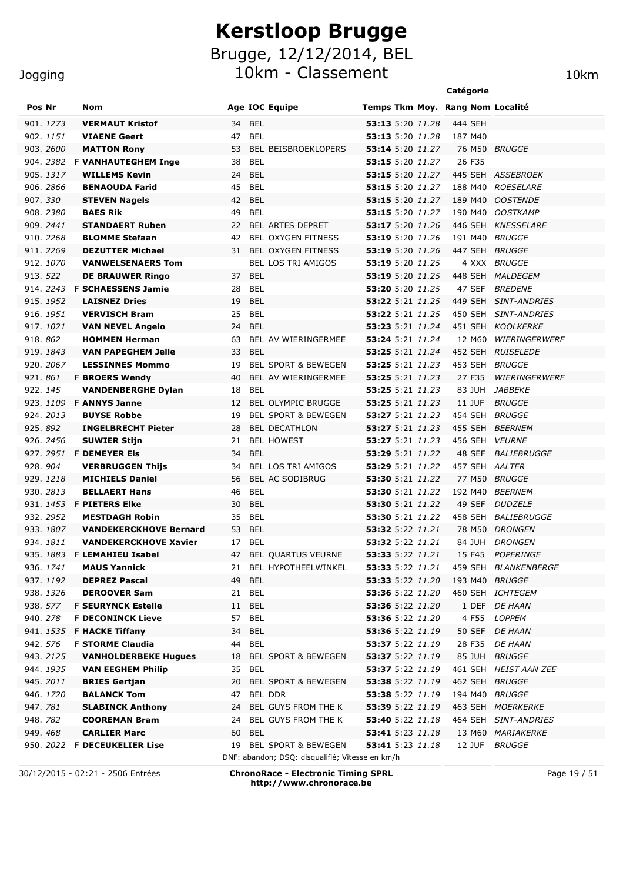# Kerstloop Brugge

## Brugge, 12/12/2014, BEL

## 10km - Classement

Jogging — 10km

| Pos | Nr | | Nom | Age | IOC | Equipe | Temps | Tkm | Moy. | Rang | Catégorie Nom | Localité |
|---|---|---|---|---|---|---|---|---|---|---|---|---|
| 901. | 1273 | | **VERMAUT Kristof** | 34 | BEL | | **53:13** | 5:20 | 11.28 | 444 | SEH | |
| 902. | 1151 | | **VIAENE Geert** | 47 | BEL | | **53:13** | 5:20 | 11.28 | 187 | M40 | |
| 903. | 2600 | | **MATTON Rony** | 53 | BEL | BEISBROEKLOPERS | **53:14** | 5:20 | 11.27 | 76 | M50 | BRUGGE |
| 904. | 2382 | F | **VANHAUTEGHEM Inge** | 38 | BEL | | **53:15** | 5:20 | 11.27 | 26 | F35 | |
| 905. | 1317 | | **WILLEMS Kevin** | 24 | BEL | | **53:15** | 5:20 | 11.27 | 445 | SEH | ASSEBROEK |
| 906. | 2866 | | **BENAOUDA Farid** | 45 | BEL | | **53:15** | 5:20 | 11.27 | 188 | M40 | ROESELARE |
| 907. | 330 | | **STEVEN Nagels** | 42 | BEL | | **53:15** | 5:20 | 11.27 | 189 | M40 | OOSTENDE |
| 908. | 2380 | | **BAES Rik** | 49 | BEL | | **53:15** | 5:20 | 11.27 | 190 | M40 | OOSTKAMP |
| 909. | 2441 | | **STANDAERT Ruben** | 22 | BEL | ARTES DEPRET | **53:17** | 5:20 | 11.26 | 446 | SEH | KNESSELARE |
| 910. | 2268 | | **BLOMME Stefaan** | 42 | BEL | OXYGEN FITNESS | **53:19** | 5:20 | 11.26 | 191 | M40 | BRUGGE |
| 911. | 2269 | | **DEZUTTER Michael** | 31 | BEL | OXYGEN FITNESS | **53:19** | 5:20 | 11.26 | 447 | SEH | BRUGGE |
| 912. | 1070 | | **VANWELSENAERS Tom** | | BEL | LOS TRI AMIGOS | **53:19** | 5:20 | 11.25 | 4 | XXX | BRUGGE |
| 913. | 522 | | **DE BRAUWER Ringo** | 37 | BEL | | **53:19** | 5:20 | 11.25 | 448 | SEH | MALDEGEM |
| 914. | 2243 | F | **SCHAESSENS Jamie** | 28 | BEL | | **53:20** | 5:20 | 11.25 | 47 | SEF | BREDENE |
| 915. | 1952 | | **LAISNEZ Dries** | 19 | BEL | | **53:22** | 5:21 | 11.25 | 449 | SEH | SINT-ANDRIES |
| 916. | 1951 | | **VERVISCH Bram** | 25 | BEL | | **53:22** | 5:21 | 11.25 | 450 | SEH | SINT-ANDRIES |
| 917. | 1021 | | **VAN NEVEL Angelo** | 24 | BEL | | **53:23** | 5:21 | 11.24 | 451 | SEH | KOOLKERKE |
| 918. | 862 | | **HOMMEN Herman** | 63 | BEL | AV WIERINGERMEE | **53:24** | 5:21 | 11.24 | 12 | M60 | WIERINGERWERF |
| 919. | 1843 | | **VAN PAPEGHEM Jelle** | 33 | BEL | | **53:25** | 5:21 | 11.24 | 452 | SEH | RUISELEDE |
| 920. | 2067 | | **LESSINNES Mommo** | 19 | BEL | SPORT & BEWEGEN | **53:25** | 5:21 | 11.23 | 453 | SEH | BRUGGE |
| 921. | 861 | F | **BROERS Wendy** | 40 | BEL | AV WIERINGERMEE | **53:25** | 5:21 | 11.23 | 27 | F35 | WIERINGERWERF |
| 922. | 145 | | **VANDENBERGHE Dylan** | 18 | BEL | | **53:25** | 5:21 | 11.23 | 83 | JUH | JABBEKE |
| 923. | 1109 | F | **ANNYS Janne** | 12 | BEL | OLYMPIC BRUGGE | **53:25** | 5:21 | 11.23 | 11 | JUF | BRUGGE |
| 924. | 2013 | | **BUYSE Robbe** | 19 | BEL | SPORT & BEWEGEN | **53:27** | 5:21 | 11.23 | 454 | SEH | BRUGGE |
| 925. | 892 | | **INGELBRECHT Pieter** | 28 | BEL | DECATHLON | **53:27** | 5:21 | 11.23 | 455 | SEH | BEERNEM |
| 926. | 2456 | | **SUWIER Stijn** | 21 | BEL | HOWEST | **53:27** | 5:21 | 11.23 | 456 | SEH | VEURNE |
| 927. | 2951 | F | **DEMEYER Els** | 34 | BEL | | **53:29** | 5:21 | 11.22 | 48 | SEF | BALIEBRUGGE |
| 928. | 904 | | **VERBRUGGEN Thijs** | 34 | BEL | LOS TRI AMIGOS | **53:29** | 5:21 | 11.22 | 457 | SEH | AALTER |
| 929. | 1218 | | **MICHIELS Daniel** | 56 | BEL | AC SODIBRUG | **53:30** | 5:21 | 11.22 | 77 | M50 | BRUGGE |
| 930. | 2813 | | **BELLAERT Hans** | 46 | BEL | | **53:30** | 5:21 | 11.22 | 192 | M40 | BEERNEM |
| 931. | 1453 | F | **PIETERS Elke** | 30 | BEL | | **53:30** | 5:21 | 11.22 | 49 | SEF | DUDZELE |
| 932. | 2952 | | **MESTDAGH Robin** | 35 | BEL | | **53:30** | 5:21 | 11.22 | 458 | SEH | BALIEBRUGGE |
| 933. | 1807 | | **VANDEKERCKHOVE Bernard** | 53 | BEL | | **53:32** | 5:22 | 11.21 | 78 | M50 | DRONGEN |
| 934. | 1811 | | **VANDEKERCKHOVE Xavier** | 17 | BEL | | **53:32** | 5:22 | 11.21 | 84 | JUH | DRONGEN |
| 935. | 1883 | F | **LEMAHIEU Isabel** | 47 | BEL | QUARTUS VEURNE | **53:33** | 5:22 | 11.21 | 15 | F45 | POPERINGE |
| 936. | 1741 | | **MAUS Yannick** | 21 | BEL | HYPOTHEELWINKEL | **53:33** | 5:22 | 11.21 | 459 | SEH | BLANKENBERGE |
| 937. | 1192 | | **DEPREZ Pascal** | 49 | BEL | | **53:33** | 5:22 | 11.20 | 193 | M40 | BRUGGE |
| 938. | 1326 | | **DEROOVER Sam** | 21 | BEL | | **53:36** | 5:22 | 11.20 | 460 | SEH | ICHTEGEM |
| 938. | 577 | F | **SEURYNCK Estelle** | 11 | BEL | | **53:36** | 5:22 | 11.20 | 1 | DEF | DE HAAN |
| 940. | 278 | F | **DECONINCK Lieve** | 57 | BEL | | **53:36** | 5:22 | 11.20 | 4 | F55 | LOPPEM |
| 941. | 1535 | F | **HACKE Tiffany** | 34 | BEL | | **53:36** | 5:22 | 11.19 | 50 | SEF | DE HAAN |
| 942. | 576 | F | **STORME Claudia** | 44 | BEL | | **53:37** | 5:22 | 11.19 | 28 | F35 | DE HAAN |
| 943. | 2125 | | **VANHOLDERBEKE Hugues** | 18 | BEL | SPORT & BEWEGEN | **53:37** | 5:22 | 11.19 | 85 | JUH | BRUGGE |
| 944. | 1935 | | **VAN EEGHEM Philip** | 35 | BEL | | **53:37** | 5:22 | 11.19 | 461 | SEH | HEIST AAN ZEE |
| 945. | 2011 | | **BRIES Gertjan** | 20 | BEL | SPORT & BEWEGEN | **53:38** | 5:22 | 11.19 | 462 | SEH | BRUGGE |
| 946. | 1720 | | **BALANCK Tom** | 47 | BEL | DDR | **53:38** | 5:22 | 11.19 | 194 | M40 | BRUGGE |
| 947. | 781 | | **SLABINCK Anthony** | 24 | BEL | GUYS FROM THE K | **53:39** | 5:22 | 11.19 | 463 | SEH | MOERKERKE |
| 948. | 782 | | **COOREMAN Bram** | 24 | BEL | GUYS FROM THE K | **53:40** | 5:22 | 11.18 | 464 | SEH | SINT-ANDRIES |
| 949. | 468 | | **CARLIER Marc** | 60 | BEL | | **53:41** | 5:23 | 11.18 | 13 | M60 | MARIAKERKE |
| 950. | 2022 | F | **DECEUKELIER Lise** | 19 | BEL | SPORT & BEWEGEN | **53:41** | 5:23 | 11.18 | 12 | JUF | BRUGGE |

DNF: abandon; DSQ: disqualifié; Vitesse en km/h

30/12/2015 - 02:21 - 2506 Entrées

**ChronoRace - Electronic Timing SPRL**
**http://www.chronorace.be**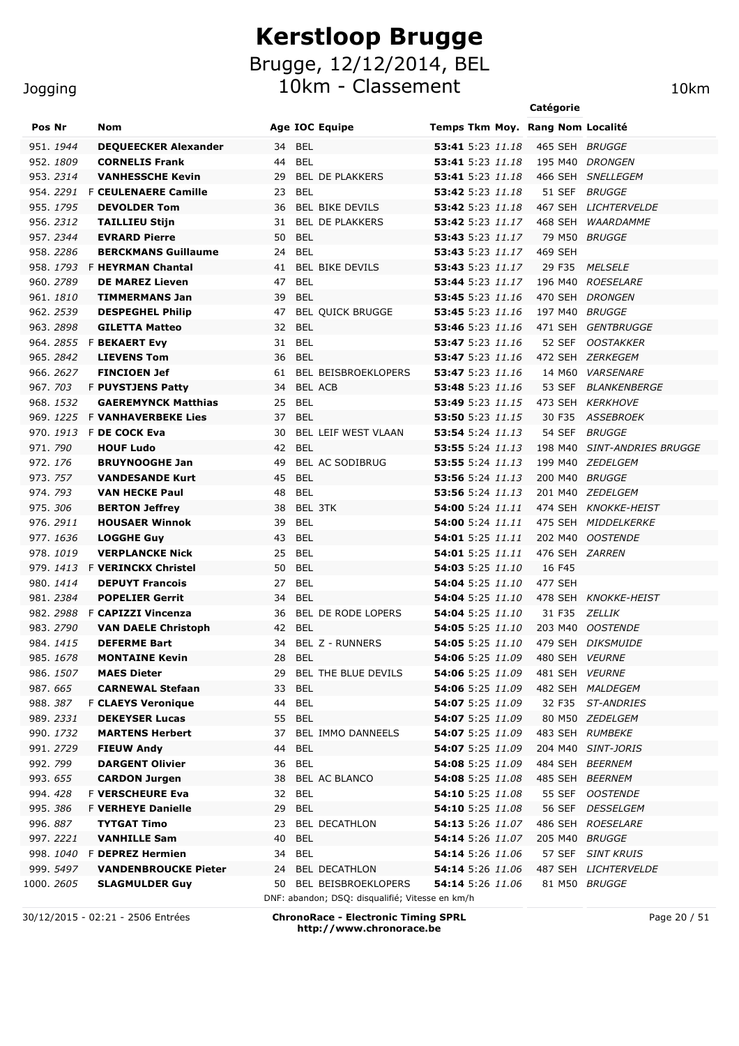# Kerstloop Brugge

## Brugge, 12/12/2014, BEL

## 10km - Classement

Jogging — 10km

| Pos | Nr | | Nom | Age | IOC | Equipe | Temps | Tkm | Moy. | Rang | Catégorie Nom | Localité |
|---|---|---|---|---|---|---|---|---|---|---|---|---|
| 951. | 1944 | | **DEQUEECKER Alexander** | 34 | BEL | | **53:41** | 5:23 | 11.18 | 465 | SEH | BRUGGE |
| 952. | 1809 | | **CORNELIS Frank** | 44 | BEL | | **53:41** | 5:23 | 11.18 | 195 | M40 | DRONGEN |
| 953. | 2314 | | **VANHESSCHE Kevin** | 29 | BEL | DE PLAKKERS | **53:41** | 5:23 | 11.18 | 466 | SEH | SNELLEGEM |
| 954. | 2291 | F | **CEULENAERE Camille** | 23 | BEL | | **53:42** | 5:23 | 11.18 | 51 | SEF | BRUGGE |
| 955. | 1795 | | **DEVOLDER Tom** | 36 | BEL | BIKE DEVILS | **53:42** | 5:23 | 11.18 | 467 | SEH | LICHTERVELDE |
| 956. | 2312 | | **TAILLIEU Stijn** | 31 | BEL | DE PLAKKERS | **53:42** | 5:23 | 11.17 | 468 | SEH | WAARDAMME |
| 957. | 2344 | | **EVRARD Pierre** | 50 | BEL | | **53:43** | 5:23 | 11.17 | 79 | M50 | BRUGGE |
| 958. | 2286 | | **BERCKMANS Guillaume** | 24 | BEL | | **53:43** | 5:23 | 11.17 | 469 | SEH | |
| 958. | 1793 | F | **HEYRMAN Chantal** | 41 | BEL | BIKE DEVILS | **53:43** | 5:23 | 11.17 | 29 | F35 | MELSELE |
| 960. | 2789 | | **DE MAREZ Lieven** | 47 | BEL | | **53:44** | 5:23 | 11.17 | 196 | M40 | ROESELARE |
| 961. | 1810 | | **TIMMERMANS Jan** | 39 | BEL | | **53:45** | 5:23 | 11.16 | 470 | SEH | DRONGEN |
| 962. | 2539 | | **DESPEGHEL Philip** | 47 | BEL | QUICK BRUGGE | **53:45** | 5:23 | 11.16 | 197 | M40 | BRUGGE |
| 963. | 2898 | | **GILETTA Matteo** | 32 | BEL | | **53:46** | 5:23 | 11.16 | 471 | SEH | GENTBRUGGE |
| 964. | 2855 | F | **BEKAERT Evy** | 31 | BEL | | **53:47** | 5:23 | 11.16 | 52 | SEF | OOSTAKKER |
| 965. | 2842 | | **LIEVENS Tom** | 36 | BEL | | **53:47** | 5:23 | 11.16 | 472 | SEH | ZERKEGEM |
| 966. | 2627 | | **FINCIOEN Jef** | 61 | BEL | BEISBROEKLOPERS | **53:47** | 5:23 | 11.16 | 14 | M60 | VARSENARE |
| 967. | 703 | F | **PUYSTJENS Patty** | 34 | BEL | ACB | **53:48** | 5:23 | 11.16 | 53 | SEF | BLANKENBERGE |
| 968. | 1532 | | **GAEREMYNCK Matthias** | 25 | BEL | | **53:49** | 5:23 | 11.15 | 473 | SEH | KERKHOVE |
| 969. | 1225 | F | **VANHAVERBEKE Lies** | 37 | BEL | | **53:50** | 5:23 | 11.15 | 30 | F35 | ASSEBROEK |
| 970. | 1913 | F | **DE COCK Eva** | 30 | BEL | LEIF WEST VLAAN | **53:54** | 5:23 | 11.13 | 54 | SEF | BRUGGE |
| 971. | 790 | | **HOUF Ludo** | 42 | BEL | | **53:55** | 5:24 | 11.13 | 198 | M40 | SINT-ANDRIES BRUGGE |
| 972. | 176 | | **BRUYNOOGHE Jan** | 49 | BEL | AC SODIBRUG | **53:55** | 5:24 | 11.13 | 199 | M40 | ZEDELGEM |
| 973. | 757 | | **VANDESANDE Kurt** | 45 | BEL | | **53:56** | 5:24 | 11.13 | 200 | M40 | BRUGGE |
| 974. | 793 | | **VAN HECKE Paul** | 48 | BEL | | **53:56** | 5:24 | 11.13 | 201 | M40 | ZEDELGEM |
| 975. | 306 | | **BERTON Jeffrey** | 38 | BEL | 3TK | **54:00** | 5:24 | 11.11 | 474 | SEH | KNOKKE-HEIST |
| 976. | 2911 | | **HOUSAER Winnok** | 39 | BEL | | **54:00** | 5:24 | 11.11 | 475 | SEH | MIDDELKERKE |
| 977. | 1636 | | **LOGGHE Guy** | 43 | BEL | | **54:01** | 5:25 | 11.11 | 202 | M40 | OOSTENDE |
| 978. | 1019 | | **VERPLANCKE Nick** | 25 | BEL | | **54:01** | 5:25 | 11.11 | 476 | SEH | ZARREN |
| 979. | 1413 | F | **VERINCKX Christel** | 50 | BEL | | **54:03** | 5:25 | 11.10 | 16 | F45 | |
| 980. | 1414 | | **DEPUYT Francois** | 27 | BEL | | **54:04** | 5:25 | 11.10 | 477 | SEH | |
| 981. | 2384 | | **POPELIER Gerrit** | 34 | BEL | | **54:04** | 5:25 | 11.10 | 478 | SEH | KNOKKE-HEIST |
| 982. | 2988 | F | **CAPIZZI Vincenza** | 36 | BEL | DE RODE LOPERS | **54:04** | 5:25 | 11.10 | 31 | F35 | ZELLIK |
| 983. | 2790 | | **VAN DAELE Christoph** | 42 | BEL | | **54:05** | 5:25 | 11.10 | 203 | M40 | OOSTENDE |
| 984. | 1415 | | **DEFERME Bart** | 34 | BEL | Z - RUNNERS | **54:05** | 5:25 | 11.10 | 479 | SEH | DIKSMUIDE |
| 985. | 1678 | | **MONTAINE Kevin** | 28 | BEL | | **54:06** | 5:25 | 11.09 | 480 | SEH | VEURNE |
| 986. | 1507 | | **MAES Dieter** | 29 | BEL | THE BLUE DEVILS | **54:06** | 5:25 | 11.09 | 481 | SEH | VEURNE |
| 987. | 665 | | **CARNEWAL Stefaan** | 33 | BEL | | **54:06** | 5:25 | 11.09 | 482 | SEH | MALDEGEM |
| 988. | 387 | F | **CLAEYS Veronique** | 44 | BEL | | **54:07** | 5:25 | 11.09 | 32 | F35 | ST-ANDRIES |
| 989. | 2331 | | **DEKEYSER Lucas** | 55 | BEL | | **54:07** | 5:25 | 11.09 | 80 | M50 | ZEDELGEM |
| 990. | 1732 | | **MARTENS Herbert** | 37 | BEL | IMMO DANNEELS | **54:07** | 5:25 | 11.09 | 483 | SEH | RUMBEKE |
| 991. | 2729 | | **FIEUW Andy** | 44 | BEL | | **54:07** | 5:25 | 11.09 | 204 | M40 | SINT-JORIS |
| 992. | 799 | | **DARGENT Olivier** | 36 | BEL | | **54:08** | 5:25 | 11.09 | 484 | SEH | BEERNEM |
| 993. | 655 | | **CARDON Jurgen** | 38 | BEL | AC BLANCO | **54:08** | 5:25 | 11.08 | 485 | SEH | BEERNEM |
| 994. | 428 | F | **VERSCHEURE Eva** | 32 | BEL | | **54:10** | 5:25 | 11.08 | 55 | SEF | OOSTENDE |
| 995. | 386 | F | **VERHEYE Danielle** | 29 | BEL | | **54:10** | 5:25 | 11.08 | 56 | SEF | DESSELGEM |
| 996. | 887 | | **TYTGAT Timo** | 23 | BEL | DECATHLON | **54:13** | 5:26 | 11.07 | 486 | SEH | ROESELARE |
| 997. | 2221 | | **VANHILLE Sam** | 40 | BEL | | **54:14** | 5:26 | 11.07 | 205 | M40 | BRUGGE |
| 998. | 1040 | F | **DEPREZ Hermien** | 34 | BEL | | **54:14** | 5:26 | 11.06 | 57 | SEF | SINT KRUIS |
| 999. | 5497 | | **VANDENBROUCKE Pieter** | 24 | BEL | DECATHLON | **54:14** | 5:26 | 11.06 | 487 | SEH | LICHTERVELDE |
| 1000. | 2605 | | **SLAGMULDER Guy** | 50 | BEL | BEISBROEKLOPERS | **54:14** | 5:26 | 11.06 | 81 | M50 | BRUGGE |

DNF: abandon; DSQ: disqualifié; Vitesse en km/h

30/12/2015 - 02:21 - 2506 Entrées

**ChronoRace - Electronic Timing SPRL**
**http://www.chronorace.be**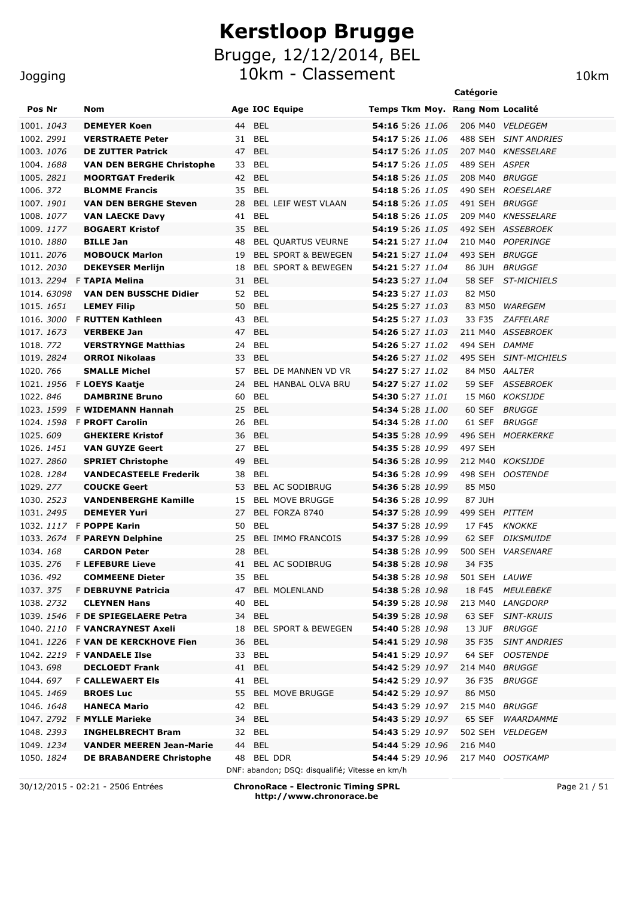# Kerstloop Brugge

## Brugge, 12/12/2014, BEL

## 10km - Classement

Jogging — 10km

| Pos | Nr | | Nom | Age | IOC | Equipe | Temps | Tkm | Moy. | Rang | Catégorie Nom | Localité |
|---|---|---|---|---|---|---|---|---|---|---|---|---|
| 1001. | 1043 | | **DEMEYER Koen** | 44 | BEL | | **54:16** | 5:26 | 11.06 | 206 | M40 | VELDEGEM |
| 1002. | 2991 | | **VERSTRAETE Peter** | 31 | BEL | | **54:17** | 5:26 | 11.06 | 488 | SEH | SINT ANDRIES |
| 1003. | 1076 | | **DE ZUTTER Patrick** | 47 | BEL | | **54:17** | 5:26 | 11.05 | 207 | M40 | KNESSELARE |
| 1004. | 1688 | | **VAN DEN BERGHE Christophe** | 33 | BEL | | **54:17** | 5:26 | 11.05 | 489 | SEH | ASPER |
| 1005. | 2821 | | **MOORTGAT Frederik** | 42 | BEL | | **54:18** | 5:26 | 11.05 | 208 | M40 | BRUGGE |
| 1006. | 372 | | **BLOMME Francis** | 35 | BEL | | **54:18** | 5:26 | 11.05 | 490 | SEH | ROESELARE |
| 1007. | 1901 | | **VAN DEN BERGHE Steven** | 28 | BEL | LEIF WEST VLAAN | **54:18** | 5:26 | 11.05 | 491 | SEH | BRUGGE |
| 1008. | 1077 | | **VAN LAECKE Davy** | 41 | BEL | | **54:18** | 5:26 | 11.05 | 209 | M40 | KNESSELARE |
| 1009. | 1177 | | **BOGAERT Kristof** | 35 | BEL | | **54:19** | 5:26 | 11.05 | 492 | SEH | ASSEBROEK |
| 1010. | 1880 | | **BILLE Jan** | 48 | BEL | QUARTUS VEURNE | **54:21** | 5:27 | 11.04 | 210 | M40 | POPERINGE |
| 1011. | 2076 | | **MOBOUCK Marlon** | 19 | BEL | SPORT & BEWEGEN | **54:21** | 5:27 | 11.04 | 493 | SEH | BRUGGE |
| 1012. | 2030 | | **DEKEYSER Merlijn** | 18 | BEL | SPORT & BEWEGEN | **54:21** | 5:27 | 11.04 | 86 | JUH | BRUGGE |
| 1013. | 2294 | F | **TAPIA Melina** | 31 | BEL | | **54:23** | 5:27 | 11.04 | 58 | SEF | ST-MICHIELS |
| 1014. | 63098 | | **VAN DEN BUSSCHE Didier** | 52 | BEL | | **54:23** | 5:27 | 11.03 | 82 | M50 | |
| 1015. | 1651 | | **LEMEY Filip** | 50 | BEL | | **54:25** | 5:27 | 11.03 | 83 | M50 | WAREGEM |
| 1016. | 3000 | F | **RUTTEN Kathleen** | 43 | BEL | | **54:25** | 5:27 | 11.03 | 33 | F35 | ZAFFELARE |
| 1017. | 1673 | | **VERBEKE Jan** | 47 | BEL | | **54:26** | 5:27 | 11.03 | 211 | M40 | ASSEBROEK |
| 1018. | 772 | | **VERSTRYNGE Matthias** | 24 | BEL | | **54:26** | 5:27 | 11.02 | 494 | SEH | DAMME |
| 1019. | 2824 | | **ORROI Nikolaas** | 33 | BEL | | **54:26** | 5:27 | 11.02 | 495 | SEH | SINT-MICHIELS |
| 1020. | 766 | | **SMALLE Michel** | 57 | BEL | DE MANNEN VD VR | **54:27** | 5:27 | 11.02 | 84 | M50 | AALTER |
| 1021. | 1956 | F | **LOEYS Kaatje** | 24 | BEL | HANBAL OLVA BRU | **54:27** | 5:27 | 11.02 | 59 | SEF | ASSEBROEK |
| 1022. | 846 | | **DAMBRINE Bruno** | 60 | BEL | | **54:30** | 5:27 | 11.01 | 15 | M60 | KOKSIJDE |
| 1023. | 1599 | F | **WIDEMANN Hannah** | 25 | BEL | | **54:34** | 5:28 | 11.00 | 60 | SEF | BRUGGE |
| 1024. | 1598 | F | **PROFT Carolin** | 26 | BEL | | **54:34** | 5:28 | 11.00 | 61 | SEF | BRUGGE |
| 1025. | 609 | | **GHEKIERE Kristof** | 36 | BEL | | **54:35** | 5:28 | 10.99 | 496 | SEH | MOERKERKE |
| 1026. | 1451 | | **VAN GUYZE Geert** | 27 | BEL | | **54:35** | 5:28 | 10.99 | 497 | SEH | |
| 1027. | 2860 | | **SPRIET Christophe** | 49 | BEL | | **54:36** | 5:28 | 10.99 | 212 | M40 | KOKSIJDE |
| 1028. | 1284 | | **VANDECASTEELE Frederik** | 38 | BEL | | **54:36** | 5:28 | 10.99 | 498 | SEH | OOSTENDE |
| 1029. | 277 | | **COUCKE Geert** | 53 | BEL | AC SODIBRUG | **54:36** | 5:28 | 10.99 | 85 | M50 | |
| 1030. | 2523 | | **VANDENBERGHE Kamille** | 15 | BEL | MOVE BRUGGE | **54:36** | 5:28 | 10.99 | 87 | JUH | |
| 1031. | 2495 | | **DEMEYER Yuri** | 27 | BEL | FORZA 8740 | **54:37** | 5:28 | 10.99 | 499 | SEH | PITTEM |
| 1032. | 1117 | F | **POPPE Karin** | 50 | BEL | | **54:37** | 5:28 | 10.99 | 17 | F45 | KNOKKE |
| 1033. | 2674 | F | **PAREYN Delphine** | 25 | BEL | IMMO FRANCOIS | **54:37** | 5:28 | 10.99 | 62 | SEF | DIKSMUIDE |
| 1034. | 168 | | **CARDON Peter** | 28 | BEL | | **54:38** | 5:28 | 10.99 | 500 | SEH | VARSENARE |
| 1035. | 276 | F | **LEFEBURE Lieve** | 41 | BEL | AC SODIBRUG | **54:38** | 5:28 | 10.98 | 34 | F35 | |
| 1036. | 492 | | **COMMEENE Dieter** | 35 | BEL | | **54:38** | 5:28 | 10.98 | 501 | SEH | LAUWE |
| 1037. | 375 | F | **DEBRUYNE Patricia** | 47 | BEL | MOLENLAND | **54:38** | 5:28 | 10.98 | 18 | F45 | MEULEBEKE |
| 1038. | 2732 | | **CLEYNEN Hans** | 40 | BEL | | **54:39** | 5:28 | 10.98 | 213 | M40 | LANGDORP |
| 1039. | 1546 | F | **DE SPIEGELAERE Petra** | 34 | BEL | | **54:39** | 5:28 | 10.98 | 63 | SEF | SINT-KRUIS |
| 1040. | 2110 | F | **VANCRAYNEST Axeli** | 18 | BEL | SPORT & BEWEGEN | **54:40** | 5:28 | 10.98 | 13 | JUF | BRUGGE |
| 1041. | 1226 | F | **VAN DE KERCKHOVE Fien** | 36 | BEL | | **54:41** | 5:29 | 10.98 | 35 | F35 | SINT ANDRIES |
| 1042. | 2219 | F | **VANDAELE Ilse** | 33 | BEL | | **54:41** | 5:29 | 10.97 | 64 | SEF | OOSTENDE |
| 1043. | 698 | | **DECLOEDT Frank** | 41 | BEL | | **54:42** | 5:29 | 10.97 | 214 | M40 | BRUGGE |
| 1044. | 697 | F | **CALLEWAERT Els** | 41 | BEL | | **54:42** | 5:29 | 10.97 | 36 | F35 | BRUGGE |
| 1045. | 1469 | | **BROES Luc** | 55 | BEL | MOVE BRUGGE | **54:42** | 5:29 | 10.97 | 86 | M50 | |
| 1046. | 1648 | | **HANECA Mario** | 42 | BEL | | **54:43** | 5:29 | 10.97 | 215 | M40 | BRUGGE |
| 1047. | 2792 | F | **MYLLE Marieke** | 34 | BEL | | **54:43** | 5:29 | 10.97 | 65 | SEF | WAARDAMME |
| 1048. | 2393 | | **INGHELBRECHT Bram** | 32 | BEL | | **54:43** | 5:29 | 10.97 | 502 | SEH | VELDEGEM |
| 1049. | 1234 | | **VANDER MEEREN Jean-Marie** | 44 | BEL | | **54:44** | 5:29 | 10.96 | 216 | M40 | |
| 1050. | 1824 | | **DE BRABANDERE Christophe** | 48 | BEL | DDR | **54:44** | 5:29 | 10.96 | 217 | M40 | OOSTKAMP |

DNF: abandon; DSQ: disqualifié; Vitesse en km/h

30/12/2015 - 02:21 - 2506 Entrées

**ChronoRace - Electronic Timing SPRL**
**http://www.chronorace.be**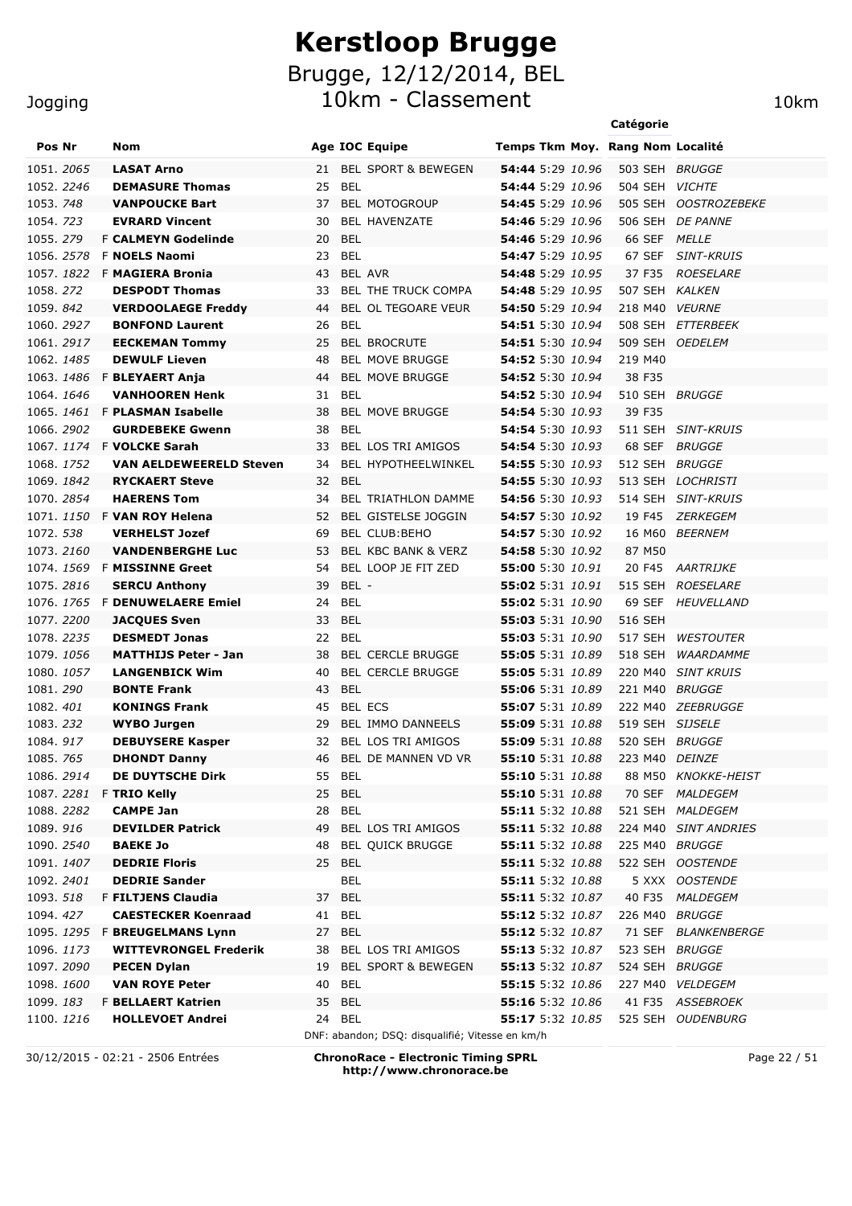# Kerstloop Brugge

## Brugge, 12/12/2014, BEL

## 10km - Classement

Jogging — 10km

| Pos | Nr | | Nom | Age | IOC | Equipe | Temps | Tkm | Moy. | Rang | Catégorie Nom | Localité |
|---|---|---|---|---|---|---|---|---|---|---|---|---|
| 1051. | *2065* | | **LASAT Arno** | 21 | BEL | SPORT & BEWEGEN | **54:44** | 5:29 | *10.96* | 503 | SEH | *BRUGGE* |
| 1052. | *2246* | | **DEMASURE Thomas** | 25 | BEL | | **54:44** | 5:29 | *10.96* | 504 | SEH | *VICHTE* |
| 1053. | *748* | | **VANPOUCKE Bart** | 37 | BEL | MOTOGROUP | **54:45** | 5:29 | *10.96* | 505 | SEH | *OOSTROZEBEKE* |
| 1054. | *723* | | **EVRARD Vincent** | 30 | BEL | HAVENZATE | **54:46** | 5:29 | *10.96* | 506 | SEH | *DE PANNE* |
| 1055. | *279* | F | **CALMEYN Godelinde** | 20 | BEL | | **54:46** | 5:29 | *10.96* | 66 | SEF | *MELLE* |
| 1056. | *2578* | F | **NOELS Naomi** | 23 | BEL | | **54:47** | 5:29 | *10.95* | 67 | SEF | *SINT-KRUIS* |
| 1057. | *1822* | F | **MAGIERA Bronia** | 43 | BEL | AVR | **54:48** | 5:29 | *10.95* | 37 | F35 | *ROESELARE* |
| 1058. | *272* | | **DESPODT Thomas** | 33 | BEL | THE TRUCK COMPA | **54:48** | 5:29 | *10.95* | 507 | SEH | *KALKEN* |
| 1059. | *842* | | **VERDOOLAEGE Freddy** | 44 | BEL | OL TEGOARE VEUR | **54:50** | 5:29 | *10.94* | 218 | M40 | *VEURNE* |
| 1060. | *2927* | | **BONFOND Laurent** | 26 | BEL | | **54:51** | 5:30 | *10.94* | 508 | SEH | *ETTERBEEK* |
| 1061. | *2917* | | **EECKEMAN Tommy** | 25 | BEL | BROCRUTE | **54:51** | 5:30 | *10.94* | 509 | SEH | *OEDELEM* |
| 1062. | *1485* | | **DEWULF Lieven** | 48 | BEL | MOVE BRUGGE | **54:52** | 5:30 | *10.94* | 219 | M40 | |
| 1063. | *1486* | F | **BLEYAERT Anja** | 44 | BEL | MOVE BRUGGE | **54:52** | 5:30 | *10.94* | 38 | F35 | |
| 1064. | *1646* | | **VANHOOREN Henk** | 31 | BEL | | **54:52** | 5:30 | *10.94* | 510 | SEH | *BRUGGE* |
| 1065. | *1461* | F | **PLASMAN Isabelle** | 38 | BEL | MOVE BRUGGE | **54:54** | 5:30 | *10.93* | 39 | F35 | |
| 1066. | *2902* | | **GURDEBEKE Gwenn** | 38 | BEL | | **54:54** | 5:30 | *10.93* | 511 | SEH | *SINT-KRUIS* |
| 1067. | *1174* | F | **VOLCKE Sarah** | 33 | BEL | LOS TRI AMIGOS | **54:54** | 5:30 | *10.93* | 68 | SEF | *BRUGGE* |
| 1068. | *1752* | | **VAN AELDEWEERELD Steven** | 34 | BEL | HYPOTHEELWINKEL | **54:55** | 5:30 | *10.93* | 512 | SEH | *BRUGGE* |
| 1069. | *1842* | | **RYCKAERT Steve** | 32 | BEL | | **54:55** | 5:30 | *10.93* | 513 | SEH | *LOCHRISTI* |
| 1070. | *2854* | | **HAERENS Tom** | 34 | BEL | TRIATHLON DAMME | **54:56** | 5:30 | *10.93* | 514 | SEH | *SINT-KRUIS* |
| 1071. | *1150* | F | **VAN ROY Helena** | 52 | BEL | GISTELSE JOGGIN | **54:57** | 5:30 | *10.92* | 19 | F45 | *ZERKEGEM* |
| 1072. | *538* | | **VERHELST Jozef** | 69 | BEL | CLUB:BEHO | **54:57** | 5:30 | *10.92* | 16 | M60 | *BEERNEM* |
| 1073. | *2160* | | **VANDENBERGHE Luc** | 53 | BEL | KBC BANK & VERZ | **54:58** | 5:30 | *10.92* | 87 | M50 | |
| 1074. | *1569* | F | **MISSINNE Greet** | 54 | BEL | LOOP JE FIT ZED | **55:00** | 5:30 | *10.91* | 20 | F45 | *AARTRIJKE* |
| 1075. | *2816* | | **SERCU Anthony** | 39 | BEL | - | **55:02** | 5:31 | *10.91* | 515 | SEH | *ROESELARE* |
| 1076. | *1765* | F | **DENUWELAERE Emiel** | 24 | BEL | | **55:02** | 5:31 | *10.90* | 69 | SEF | *HEUVELLAND* |
| 1077. | *2200* | | **JACQUES Sven** | 33 | BEL | | **55:03** | 5:31 | *10.90* | 516 | SEH | |
| 1078. | *2235* | | **DESMEDT Jonas** | 22 | BEL | | **55:03** | 5:31 | *10.90* | 517 | SEH | *WESTOUTER* |
| 1079. | *1056* | | **MATTHIJS Peter - Jan** | 38 | BEL | CERCLE BRUGGE | **55:05** | 5:31 | *10.89* | 518 | SEH | *WAARDAMME* |
| 1080. | *1057* | | **LANGENBICK Wim** | 40 | BEL | CERCLE BRUGGE | **55:05** | 5:31 | *10.89* | 220 | M40 | *SINT KRUIS* |
| 1081. | *290* | | **BONTE Frank** | 43 | BEL | | **55:06** | 5:31 | *10.89* | 221 | M40 | *BRUGGE* |
| 1082. | *401* | | **KONINGS Frank** | 45 | BEL | ECS | **55:07** | 5:31 | *10.89* | 222 | M40 | *ZEEBRUGGE* |
| 1083. | *232* | | **WYBO Jurgen** | 29 | BEL | IMMO DANNEELS | **55:09** | 5:31 | *10.88* | 519 | SEH | *SIJSELE* |
| 1084. | *917* | | **DEBUYSERE Kasper** | 32 | BEL | LOS TRI AMIGOS | **55:09** | 5:31 | *10.88* | 520 | SEH | *BRUGGE* |
| 1085. | *765* | | **DHONDT Danny** | 46 | BEL | DE MANNEN VD VR | **55:10** | 5:31 | *10.88* | 223 | M40 | *DEINZE* |
| 1086. | *2914* | | **DE DUYTSCHE Dirk** | 55 | BEL | | **55:10** | 5:31 | *10.88* | 88 | M50 | *KNOKKE-HEIST* |
| 1087. | *2281* | F | **TRIO Kelly** | 25 | BEL | | **55:10** | 5:31 | *10.88* | 70 | SEF | *MALDEGEM* |
| 1088. | *2282* | | **CAMPE Jan** | 28 | BEL | | **55:11** | 5:32 | *10.88* | 521 | SEH | *MALDEGEM* |
| 1089. | *916* | | **DEVILDER Patrick** | 49 | BEL | LOS TRI AMIGOS | **55:11** | 5:32 | *10.88* | 224 | M40 | *SINT ANDRIES* |
| 1090. | *2540* | | **BAEKE Jo** | 48 | BEL | QUICK BRUGGE | **55:11** | 5:32 | *10.88* | 225 | M40 | *BRUGGE* |
| 1091. | *1407* | | **DEDRIE Floris** | 25 | BEL | | **55:11** | 5:32 | *10.88* | 522 | SEH | *OOSTENDE* |
| 1092. | *2401* | | **DEDRIE Sander** | | BEL | | **55:11** | 5:32 | *10.88* | 5 | XXX | *OOSTENDE* |
| 1093. | *518* | F | **FILTJENS Claudia** | 37 | BEL | | **55:11** | 5:32 | *10.87* | 40 | F35 | *MALDEGEM* |
| 1094. | *427* | | **CAESTECKER Koenraad** | 41 | BEL | | **55:12** | 5:32 | *10.87* | 226 | M40 | *BRUGGE* |
| 1095. | *1295* | F | **BREUGELMANS Lynn** | 27 | BEL | | **55:12** | 5:32 | *10.87* | 71 | SEF | *BLANKENBERGE* |
| 1096. | *1173* | | **WITTEVRONGEL Frederik** | 38 | BEL | LOS TRI AMIGOS | **55:13** | 5:32 | *10.87* | 523 | SEH | *BRUGGE* |
| 1097. | *2090* | | **PECEN Dylan** | 19 | BEL | SPORT & BEWEGEN | **55:13** | 5:32 | *10.87* | 524 | SEH | *BRUGGE* |
| 1098. | *1600* | | **VAN ROYE Peter** | 40 | BEL | | **55:15** | 5:32 | *10.86* | 227 | M40 | *VELDEGEM* |
| 1099. | *183* | F | **BELLAERT Katrien** | 35 | BEL | | **55:16** | 5:32 | *10.86* | 41 | F35 | *ASSEBROEK* |
| 1100. | *1216* | | **HOLLEVOET Andrei** | 24 | BEL | | **55:17** | 5:32 | *10.85* | 525 | SEH | *OUDENBURG* |

DNF: abandon; DSQ: disqualifié; Vitesse en km/h

30/12/2015 - 02:21 - 2506 Entrées

**ChronoRace - Electronic Timing SPRL**
**http://www.chronorace.be**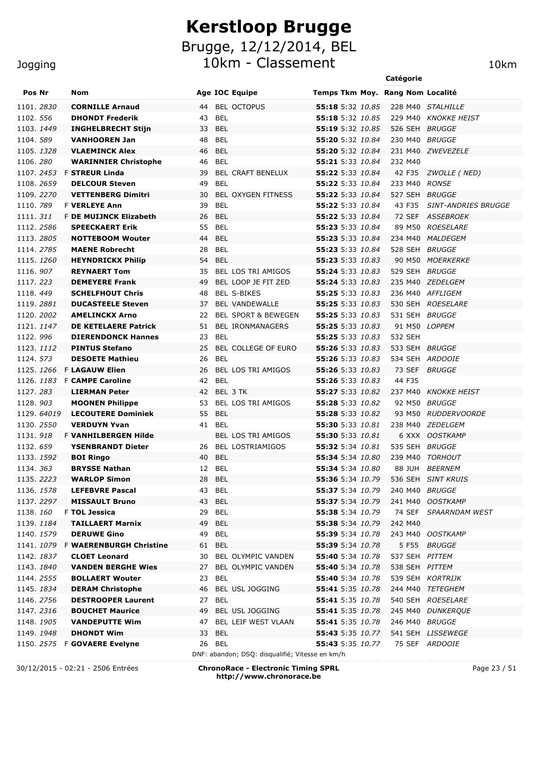# Kerstloop Brugge

## Brugge, 12/12/2014, BEL

## 10km - Classement

Jogging — 10km

| Pos | Nr | | Nom | Age | IOC | Equipe | Temps | Tkm | Moy. | Rang | Catégorie | Localité |
|---|---|---|---|---|---|---|---|---|---|---|---|---|
| 1101. | 2830 | | **CORNILLE Arnaud** | 44 | BEL | OCTOPUS | **55:18** | 5:32 | 10.85 | 228 | M40 | STALHILLE |
| 1102. | 556 | | **DHONDT Frederik** | 43 | BEL | | **55:18** | 5:32 | 10.85 | 229 | M40 | KNOKKE HEIST |
| 1103. | 1449 | | **INGHELBRECHT Stijn** | 33 | BEL | | **55:19** | 5:32 | 10.85 | 526 | SEH | BRUGGE |
| 1104. | 589 | | **VANHOOREN Jan** | 48 | BEL | | **55:20** | 5:32 | 10.84 | 230 | M40 | BRUGGE |
| 1105. | 1328 | | **VLAEMINCK Alex** | 46 | BEL | | **55:20** | 5:32 | 10.84 | 231 | M40 | ZWEVEZELE |
| 1106. | 280 | | **WARINNIER Christophe** | 46 | BEL | | **55:21** | 5:33 | 10.84 | 232 | M40 | |
| 1107. | 2453 | F | **STREUR Linda** | 39 | BEL | CRAFT BENELUX | **55:22** | 5:33 | 10.84 | 42 | F35 | ZWOLLE ( NED) |
| 1108. | 2659 | | **DELCOUR Steven** | 49 | BEL | | **55:22** | 5:33 | 10.84 | 233 | M40 | RONSE |
| 1109. | 2270 | | **VETTENBERG Dimitri** | 30 | BEL | OXYGEN FITNESS | **55:22** | 5:33 | 10.84 | 527 | SEH | BRUGGE |
| 1110. | 789 | F | **VERLEYE Ann** | 39 | BEL | | **55:22** | 5:33 | 10.84 | 43 | F35 | SINT-ANDRIES BRUGGE |
| 1111. | 311 | F | **DE MUIJNCK Elizabeth** | 26 | BEL | | **55:22** | 5:33 | 10.84 | 72 | SEF | ASSEBROEK |
| 1112. | 2586 | | **SPEECKAERT Erik** | 55 | BEL | | **55:23** | 5:33 | 10.84 | 89 | M50 | ROESELARE |
| 1113. | 2805 | | **NOTTEBOOM Wouter** | 44 | BEL | | **55:23** | 5:33 | 10.84 | 234 | M40 | MALDEGEM |
| 1114. | 2785 | | **MAENE Robrecht** | 28 | BEL | | **55:23** | 5:33 | 10.84 | 528 | SEH | BRUGGE |
| 1115. | 1260 | | **HEYNDRICKX Philip** | 54 | BEL | | **55:23** | 5:33 | 10.83 | 90 | M50 | MOERKERKE |
| 1116. | 907 | | **REYNAERT Tom** | 35 | BEL | LOS TRI AMIGOS | **55:24** | 5:33 | 10.83 | 529 | SEH | BRUGGE |
| 1117. | 223 | | **DEMEYERE Frank** | 49 | BEL | LOOP JE FIT ZED | **55:24** | 5:33 | 10.83 | 235 | M40 | ZEDELGEM |
| 1118. | 449 | | **SCHELFHOUT Chris** | 48 | BEL | S-BIKES | **55:25** | 5:33 | 10.83 | 236 | M40 | AFFLIGEM |
| 1119. | 2881 | | **DUCASTEELE Steven** | 37 | BEL | VANDEWALLE | **55:25** | 5:33 | 10.83 | 530 | SEH | ROESELARE |
| 1120. | 2002 | | **AMELINCKX Arno** | 22 | BEL | SPORT & BEWEGEN | **55:25** | 5:33 | 10.83 | 531 | SEH | BRUGGE |
| 1121. | 1147 | | **DE KETELAERE Patrick** | 51 | BEL | IRONMANAGERS | **55:25** | 5:33 | 10.83 | 91 | M50 | LOPPEM |
| 1122. | 996 | | **DIERENDONCK Hannes** | 23 | BEL | | **55:25** | 5:33 | 10.83 | 532 | SEH | |
| 1123. | 1112 | | **PINTUS Stefano** | 25 | BEL | COLLEGE OF EURO | **55:26** | 5:33 | 10.83 | 533 | SEH | BRUGGE |
| 1124. | 573 | | **DESOETE Mathieu** | 26 | BEL | | **55:26** | 5:33 | 10.83 | 534 | SEH | ARDOOIE |
| 1125. | 1266 | F | **LAGAUW Elien** | 26 | BEL | LOS TRI AMIGOS | **55:26** | 5:33 | 10.83 | 73 | SEF | BRUGGE |
| 1126. | 1183 | F | **CAMPE Caroline** | 42 | BEL | | **55:26** | 5:33 | 10.83 | 44 | F35 | |
| 1127. | 283 | | **LIERMAN Peter** | 42 | BEL | 3 TK | **55:27** | 5:33 | 10.82 | 237 | M40 | KNOKKE HEIST |
| 1128. | 903 | | **MOONEN Philippe** | 53 | BEL | LOS TRI AMIGOS | **55:28** | 5:33 | 10.82 | 92 | M50 | BRUGGE |
| 1129. | 64019 | | **LECOUTERE Dominiek** | 55 | BEL | | **55:28** | 5:33 | 10.82 | 93 | M50 | RUDDERVOORDE |
| 1130. | 2550 | | **VERDUYN Yvan** | 41 | BEL | | **55:30** | 5:33 | 10.81 | 238 | M40 | ZEDELGEM |
| 1131. | 918 | F | **VANHILBERGEN Hilde** | | BEL | LOS TRI AMIGOS | **55:30** | 5:33 | 10.81 | 6 | XXX | OOSTKAMP |
| 1132. | 659 | | **YSENBRANDT Dieter** | 26 | BEL | LOSTRIAMIGOS | **55:32** | 5:34 | 10.81 | 535 | SEH | BRUGGE |
| 1133. | 1592 | | **BOI Ringo** | 40 | BEL | | **55:34** | 5:34 | 10.80 | 239 | M40 | TORHOUT |
| 1134. | 363 | | **BRYSSE Nathan** | 12 | BEL | | **55:34** | 5:34 | 10.80 | 88 | JUH | BEERNEM |
| 1135. | 2223 | | **WARLOP Simon** | 28 | BEL | | **55:36** | 5:34 | 10.79 | 536 | SEH | SINT KRUIS |
| 1136. | 1578 | | **LEFEBVRE Pascal** | 43 | BEL | | **55:37** | 5:34 | 10.79 | 240 | M40 | BRUGGE |
| 1137. | 2297 | | **MISSAULT Bruno** | 43 | BEL | | **55:37** | 5:34 | 10.79 | 241 | M40 | OOSTKAMP |
| 1138. | 160 | F | **TOL Jessica** | 29 | BEL | | **55:38** | 5:34 | 10.79 | 74 | SEF | SPAARNDAM WEST |
| 1139. | 1184 | | **TAILLAERT Marnix** | 49 | BEL | | **55:38** | 5:34 | 10.79 | 242 | M40 | |
| 1140. | 1579 | | **DERUWE Gino** | 49 | BEL | | **55:39** | 5:34 | 10.78 | 243 | M40 | OOSTKAMP |
| 1141. | 1079 | F | **WAERENBURGH Christine** | 61 | BEL | | **55:39** | 5:34 | 10.78 | 5 | F55 | BRUGGE |
| 1142. | 1837 | | **CLOET Leonard** | 30 | BEL | OLYMPIC VANDEN | **55:40** | 5:34 | 10.78 | 537 | SEH | PITTEM |
| 1143. | 1840 | | **VANDEN BERGHE Wies** | 27 | BEL | OLYMPIC VANDEN | **55:40** | 5:34 | 10.78 | 538 | SEH | PITTEM |
| 1144. | 2555 | | **BOLLAERT Wouter** | 23 | BEL | | **55:40** | 5:34 | 10.78 | 539 | SEH | KORTRIJK |
| 1145. | 1834 | | **DERAM Christophe** | 46 | BEL | USL JOGGING | **55:41** | 5:35 | 10.78 | 244 | M40 | TETEGHEM |
| 1146. | 2756 | | **DESTROOPER Laurent** | 27 | BEL | | **55:41** | 5:35 | 10.78 | 540 | SEH | ROESELARE |
| 1147. | 2316 | | **BOUCHET Maurice** | 49 | BEL | USL JOGGING | **55:41** | 5:35 | 10.78 | 245 | M40 | DUNKERQUE |
| 1148. | 1905 | | **VANDEPUTTE Wim** | 47 | BEL | LEIF WEST VLAAN | **55:41** | 5:35 | 10.78 | 246 | M40 | BRUGGE |
| 1149. | 1948 | | **DHONDT Wim** | 33 | BEL | | **55:43** | 5:35 | 10.77 | 541 | SEH | LISSEWEGE |
| 1150. | 2575 | F | **GOVAERE Evelyne** | 26 | BEL | | **55:43** | 5:35 | 10.77 | 75 | SEF | ARDOOIE |

DNF: abandon; DSQ: disqualifié; Vitesse en km/h

30/12/2015 - 02:21 - 2506 Entrées

**ChronoRace - Electronic Timing SPRL**
**http://www.chronorace.be**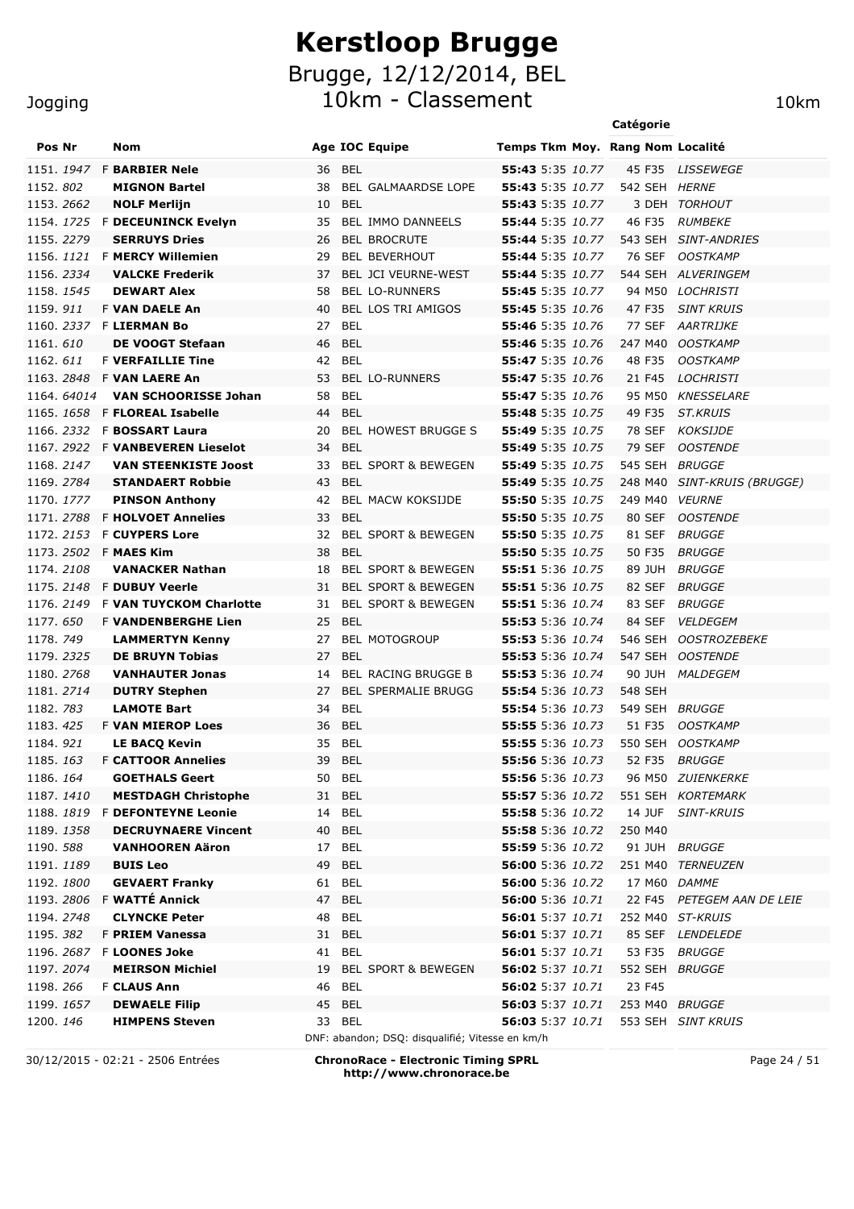# Kerstloop Brugge

## Brugge, 12/12/2014, BEL

## 10km - Classement

Jogging — 10km

| Pos | Nr | | Nom | Age | IOC | Equipe | Temps | Tkm | Moy. | Rang | Catégorie | Localité |
|---|---|---|---|---|---|---|---|---|---|---|---|---|
| 1151. | 1947 | F | **BARBIER Nele** | 36 | BEL | | **55:43** | 5:35 | 10.77 | 45 | F35 | LISSEWEGE |
| 1152. | 802 | | **MIGNON Bartel** | 38 | BEL | GALMAARDSE LOPE | **55:43** | 5:35 | 10.77 | 542 | SEH | HERNE |
| 1153. | 2662 | | **NOLF Merlijn** | 10 | BEL | | **55:43** | 5:35 | 10.77 | 3 | DEH | TORHOUT |
| 1154. | 1725 | F | **DECEUNINCK Evelyn** | 35 | BEL | IMMO DANNEELS | **55:44** | 5:35 | 10.77 | 46 | F35 | RUMBEKE |
| 1155. | 2279 | | **SERRUYS Dries** | 26 | BEL | BROCRUTE | **55:44** | 5:35 | 10.77 | 543 | SEH | SINT-ANDRIES |
| 1156. | 1121 | F | **MERCY Willemien** | 29 | BEL | BEVERHOUT | **55:44** | 5:35 | 10.77 | 76 | SEF | OOSTKAMP |
| 1157. | 2334 | | **VALCKE Frederik** | 37 | BEL | JCI VEURNE-WEST | **55:44** | 5:35 | 10.77 | 544 | SEH | ALVERINGEM |
| 1158. | 1545 | | **DEWART Alex** | 58 | BEL | LO-RUNNERS | **55:45** | 5:35 | 10.77 | 94 | M50 | LOCHRISTI |
| 1159. | 911 | F | **VAN DAELE An** | 40 | BEL | LOS TRI AMIGOS | **55:45** | 5:35 | 10.76 | 47 | F35 | SINT KRUIS |
| 1160. | 2337 | F | **LIERMAN Bo** | 27 | BEL | | **55:46** | 5:35 | 10.76 | 77 | SEF | AARTRIJKE |
| 1161. | 610 | | **DE VOOGT Stefaan** | 46 | BEL | | **55:46** | 5:35 | 10.76 | 247 | M40 | OOSTKAMP |
| 1162. | 611 | F | **VERFAILLIE Tine** | 42 | BEL | | **55:47** | 5:35 | 10.76 | 48 | F35 | OOSTKAMP |
| 1163. | 2848 | F | **VAN LAERE An** | 53 | BEL | LO-RUNNERS | **55:47** | 5:35 | 10.76 | 21 | F45 | LOCHRISTI |
| 1164. | 64014 | | **VAN SCHOORISSE Johan** | 58 | BEL | | **55:47** | 5:35 | 10.76 | 95 | M50 | KNESSELARE |
| 1165. | 1658 | F | **FLOREAL Isabelle** | 44 | BEL | | **55:48** | 5:35 | 10.75 | 49 | F35 | ST.KRUIS |
| 1166. | 2332 | F | **BOSSART Laura** | 20 | BEL | HOWEST BRUGGE S | **55:49** | 5:35 | 10.75 | 78 | SEF | KOKSIJDE |
| 1167. | 2922 | F | **VANBEVEREN Lieselot** | 34 | BEL | | **55:49** | 5:35 | 10.75 | 79 | SEF | OOSTENDE |
| 1168. | 2147 | | **VAN STEENKISTE Joost** | 33 | BEL | SPORT & BEWEGEN | **55:49** | 5:35 | 10.75 | 545 | SEH | BRUGGE |
| 1169. | 2784 | | **STANDAERT Robbie** | 43 | BEL | | **55:49** | 5:35 | 10.75 | 248 | M40 | SINT-KRUIS (BRUGGE) |
| 1170. | 1777 | | **PINSON Anthony** | 42 | BEL | MACW KOKSIJDE | **55:50** | 5:35 | 10.75 | 249 | M40 | VEURNE |
| 1171. | 2788 | F | **HOLVOET Annelies** | 33 | BEL | | **55:50** | 5:35 | 10.75 | 80 | SEF | OOSTENDE |
| 1172. | 2153 | F | **CUYPERS Lore** | 32 | BEL | SPORT & BEWEGEN | **55:50** | 5:35 | 10.75 | 81 | SEF | BRUGGE |
| 1173. | 2502 | F | **MAES Kim** | 38 | BEL | | **55:50** | 5:35 | 10.75 | 50 | F35 | BRUGGE |
| 1174. | 2108 | | **VANACKER Nathan** | 18 | BEL | SPORT & BEWEGEN | **55:51** | 5:36 | 10.75 | 89 | JUH | BRUGGE |
| 1175. | 2148 | F | **DUBUY Veerle** | 31 | BEL | SPORT & BEWEGEN | **55:51** | 5:36 | 10.75 | 82 | SEF | BRUGGE |
| 1176. | 2149 | F | **VAN TUYCKOM Charlotte** | 31 | BEL | SPORT & BEWEGEN | **55:51** | 5:36 | 10.74 | 83 | SEF | BRUGGE |
| 1177. | 650 | F | **VANDENBERGHE Lien** | 25 | BEL | | **55:53** | 5:36 | 10.74 | 84 | SEF | VELDEGEM |
| 1178. | 749 | | **LAMMERTYN Kenny** | 27 | BEL | MOTOGROUP | **55:53** | 5:36 | 10.74 | 546 | SEH | OOSTROZEBEKE |
| 1179. | 2325 | | **DE BRUYN Tobias** | 27 | BEL | | **55:53** | 5:36 | 10.74 | 547 | SEH | OOSTENDE |
| 1180. | 2768 | | **VANHAUTER Jonas** | 14 | BEL | RACING BRUGGE B | **55:53** | 5:36 | 10.74 | 90 | JUH | MALDEGEM |
| 1181. | 2714 | | **DUTRY Stephen** | 27 | BEL | SPERMALIE BRUGG | **55:54** | 5:36 | 10.73 | 548 | SEH | |
| 1182. | 783 | | **LAMOTE Bart** | 34 | BEL | | **55:54** | 5:36 | 10.73 | 549 | SEH | BRUGGE |
| 1183. | 425 | F | **VAN MIEROP Loes** | 36 | BEL | | **55:55** | 5:36 | 10.73 | 51 | F35 | OOSTKAMP |
| 1184. | 921 | | **LE BACQ Kevin** | 35 | BEL | | **55:55** | 5:36 | 10.73 | 550 | SEH | OOSTKAMP |
| 1185. | 163 | F | **CATTOOR Annelies** | 39 | BEL | | **55:56** | 5:36 | 10.73 | 52 | F35 | BRUGGE |
| 1186. | 164 | | **GOETHALS Geert** | 50 | BEL | | **55:56** | 5:36 | 10.73 | 96 | M50 | ZUIENKERKE |
| 1187. | 1410 | | **MESTDAGH Christophe** | 31 | BEL | | **55:57** | 5:36 | 10.72 | 551 | SEH | KORTEMARK |
| 1188. | 1819 | F | **DEFONTEYNE Leonie** | 14 | BEL | | **55:58** | 5:36 | 10.72 | 14 | JUF | SINT-KRUIS |
| 1189. | 1358 | | **DECRUYNAERE Vincent** | 40 | BEL | | **55:58** | 5:36 | 10.72 | 250 | M40 | |
| 1190. | 588 | | **VANHOOREN Aäron** | 17 | BEL | | **55:59** | 5:36 | 10.72 | 91 | JUH | BRUGGE |
| 1191. | 1189 | | **BUIS Leo** | 49 | BEL | | **56:00** | 5:36 | 10.72 | 251 | M40 | TERNEUZEN |
| 1192. | 1800 | | **GEVAERT Franky** | 61 | BEL | | **56:00** | 5:36 | 10.72 | 17 | M60 | DAMME |
| 1193. | 2806 | F | **WATTÉ Annick** | 47 | BEL | | **56:00** | 5:36 | 10.71 | 22 | F45 | PETEGEM AAN DE LEIE |
| 1194. | 2748 | | **CLYNCKE Peter** | 48 | BEL | | **56:01** | 5:37 | 10.71 | 252 | M40 | ST-KRUIS |
| 1195. | 382 | F | **PRIEM Vanessa** | 31 | BEL | | **56:01** | 5:37 | 10.71 | 85 | SEF | LENDELEDE |
| 1196. | 2687 | F | **LOONES Joke** | 41 | BEL | | **56:01** | 5:37 | 10.71 | 53 | F35 | BRUGGE |
| 1197. | 2074 | | **MEIRSON Michiel** | 19 | BEL | SPORT & BEWEGEN | **56:02** | 5:37 | 10.71 | 552 | SEH | BRUGGE |
| 1198. | 266 | F | **CLAUS Ann** | 46 | BEL | | **56:02** | 5:37 | 10.71 | 23 | F45 | |
| 1199. | 1657 | | **DEWAELE Filip** | 45 | BEL | | **56:03** | 5:37 | 10.71 | 253 | M40 | BRUGGE |
| 1200. | 146 | | **HIMPENS Steven** | 33 | BEL | | **56:03** | 5:37 | 10.71 | 553 | SEH | SINT KRUIS |

DNF: abandon; DSQ: disqualifié; Vitesse en km/h

30/12/2015 - 02:21 - 2506 Entrées

**ChronoRace - Electronic Timing SPRL**
**http://www.chronorace.be**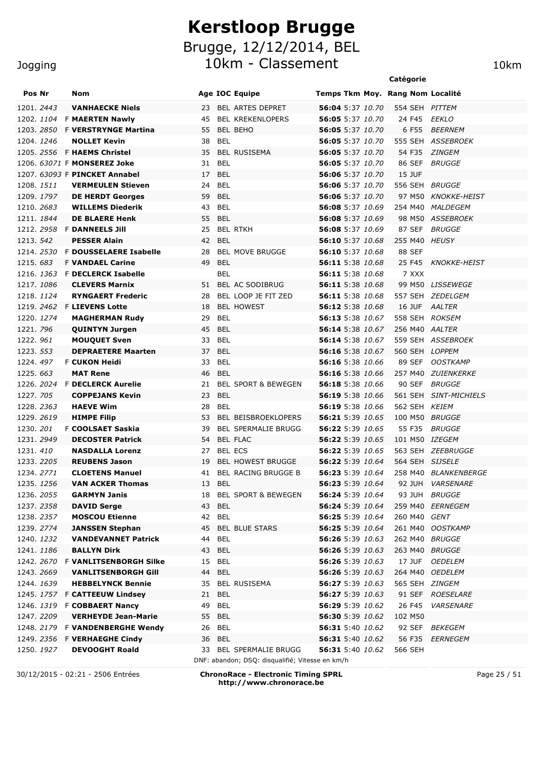# Kerstloop Brugge

## Brugge, 12/12/2014, BEL

## 10km - Classement

Jogging — 10km

| Pos | Nr | | Nom | Age | IOC | Equipe | Temps | Tkm | Moy. | Rang | Nom (Catégorie) | Localité |
|---|---|---|---|---|---|---|---|---|---|---|---|---|
| 1201. | 2443 | | **VANHAECKE Niels** | 23 | BEL | ARTES DEPRET | **56:04** | 5:37 | 10.70 | 554 | SEH | PITTEM |
| 1202. | 1104 | F | **MAERTEN Nawly** | 45 | BEL | KREKENLOPERS | **56:05** | 5:37 | 10.70 | 24 | F45 | EEKLO |
| 1203. | 2850 | F | **VERSTRYNGE Martina** | 55 | BEL | BEHO | **56:05** | 5:37 | 10.70 | 6 | F55 | BEERNEM |
| 1204. | 1246 | | **NOLLET Kevin** | 38 | BEL | | **56:05** | 5:37 | 10.70 | 555 | SEH | ASSEBROEK |
| 1205. | 2556 | F | **HAEMS Christel** | 35 | BEL | RUSISEMA | **56:05** | 5:37 | 10.70 | 54 | F35 | ZINGEM |
| 1206. | 63071 | F | **MONSEREZ Joke** | 31 | BEL | | **56:05** | 5:37 | 10.70 | 86 | SEF | BRUGGE |
| 1207. | 63093 | F | **PINCKET Annabel** | 17 | BEL | | **56:06** | 5:37 | 10.70 | 15 | JUF | |
| 1208. | 1511 | | **VERMEULEN Stieven** | 24 | BEL | | **56:06** | 5:37 | 10.70 | 556 | SEH | BRUGGE |
| 1209. | 1797 | | **DE HERDT Georges** | 59 | BEL | | **56:06** | 5:37 | 10.70 | 97 | M50 | KNOKKE-HEIST |
| 1210. | 2683 | | **WILLEMS Diederik** | 43 | BEL | | **56:08** | 5:37 | 10.69 | 254 | M40 | MALDEGEM |
| 1211. | 1844 | | **DE BLAERE Henk** | 55 | BEL | | **56:08** | 5:37 | 10.69 | 98 | M50 | ASSEBROEK |
| 1212. | 2958 | F | **DANNEELS Jill** | 25 | BEL | RTKH | **56:08** | 5:37 | 10.69 | 87 | SEF | BRUGGE |
| 1213. | 542 | | **PESSER Alain** | 42 | BEL | | **56:10** | 5:37 | 10.68 | 255 | M40 | HEUSY |
| 1214. | 2530 | F | **DOUSSELAERE Isabelle** | 28 | BEL | MOVE BRUGGE | **56:10** | 5:37 | 10.68 | 88 | SEF | |
| 1215. | 683 | F | **VANDAEL Carine** | 49 | BEL | | **56:11** | 5:38 | 10.68 | 25 | F45 | KNOKKE-HEIST |
| 1216. | 1363 | F | **DECLERCK Isabelle** | | BEL | | **56:11** | 5:38 | 10.68 | 7 | XXX | |
| 1217. | 1086 | | **CLEVERS Marnix** | 51 | BEL | AC SODIBRUG | **56:11** | 5:38 | 10.68 | 99 | M50 | LISSEWEGE |
| 1218. | 1124 | | **RYNGAERT Frederic** | 28 | BEL | LOOP JE FIT ZED | **56:11** | 5:38 | 10.68 | 557 | SEH | ZEDELGEM |
| 1219. | 2462 | F | **LIEVENS Lotte** | 18 | BEL | HOWEST | **56:12** | 5:38 | 10.68 | 16 | JUF | AALTER |
| 1220. | 1274 | | **MAGHERMAN Rudy** | 29 | BEL | | **56:13** | 5:38 | 10.67 | 558 | SEH | ROKSEM |
| 1221. | 796 | | **QUINTYN Jurgen** | 45 | BEL | | **56:14** | 5:38 | 10.67 | 256 | M40 | AALTER |
| 1222. | 961 | | **MOUQUET Sven** | 33 | BEL | | **56:14** | 5:38 | 10.67 | 559 | SEH | ASSEBROEK |
| 1223. | 553 | | **DEPRAETERE Maarten** | 37 | BEL | | **56:16** | 5:38 | 10.67 | 560 | SEH | LOPPEM |
| 1224. | 497 | F | **CUKON Heidi** | 33 | BEL | | **56:16** | 5:38 | 10.66 | 89 | SEF | OOSTKAMP |
| 1225. | 663 | | **MAT Rene** | 46 | BEL | | **56:16** | 5:38 | 10.66 | 257 | M40 | ZUIENKERKE |
| 1226. | 2024 | F | **DECLERCK Aurelie** | 21 | BEL | SPORT & BEWEGEN | **56:18** | 5:38 | 10.66 | 90 | SEF | BRUGGE |
| 1227. | 705 | | **COPPEJANS Kevin** | 23 | BEL | | **56:19** | 5:38 | 10.66 | 561 | SEH | SINT-MICHIELS |
| 1228. | 2363 | | **HAEVE Wim** | 28 | BEL | | **56:19** | 5:38 | 10.66 | 562 | SEH | KEIEM |
| 1229. | 2619 | | **HIMPE Filip** | 53 | BEL | BEISBROEKLOPERS | **56:21** | 5:39 | 10.65 | 100 | M50 | BRUGGE |
| 1230. | 201 | F | **COOLSAET Saskia** | 39 | BEL | SPERMALIE BRUGG | **56:22** | 5:39 | 10.65 | 55 | F35 | BRUGGE |
| 1231. | 2949 | | **DECOSTER Patrick** | 54 | BEL | FLAC | **56:22** | 5:39 | 10.65 | 101 | M50 | IZEGEM |
| 1231. | 410 | | **NASDALLA Lorenz** | 27 | BEL | ECS | **56:22** | 5:39 | 10.65 | 563 | SEH | ZEEBRUGGE |
| 1233. | 2205 | | **REUBENS Jason** | 19 | BEL | HOWEST BRUGGE | **56:22** | 5:39 | 10.64 | 564 | SEH | SIJSELE |
| 1234. | 2771 | | **CLOETENS Manuel** | 41 | BEL | RACING BRUGGE B | **56:23** | 5:39 | 10.64 | 258 | M40 | BLANKENBERGE |
| 1235. | 1256 | | **VAN ACKER Thomas** | 13 | BEL | | **56:23** | 5:39 | 10.64 | 92 | JUH | VARSENARE |
| 1236. | 2055 | | **GARMYN Janis** | 18 | BEL | SPORT & BEWEGEN | **56:24** | 5:39 | 10.64 | 93 | JUH | BRUGGE |
| 1237. | 2358 | | **DAVID Serge** | 43 | BEL | | **56:24** | 5:39 | 10.64 | 259 | M40 | EERNEGEM |
| 1238. | 2357 | | **MOSCOU Etienne** | 42 | BEL | | **56:25** | 5:39 | 10.64 | 260 | M40 | GENT |
| 1239. | 2774 | | **JANSSEN Stephan** | 45 | BEL | BLUE STARS | **56:25** | 5:39 | 10.64 | 261 | M40 | OOSTKAMP |
| 1240. | 1232 | | **VANDEVANNET Patrick** | 44 | BEL | | **56:26** | 5:39 | 10.63 | 262 | M40 | BRUGGE |
| 1241. | 1186 | | **BALLYN Dirk** | 43 | BEL | | **56:26** | 5:39 | 10.63 | 263 | M40 | BRUGGE |
| 1242. | 2670 | F | **VANLITSENBORGH Silke** | 15 | BEL | | **56:26** | 5:39 | 10.63 | 17 | JUF | OEDELEM |
| 1243. | 2669 | | **VANLITSENBORGH Gill** | 44 | BEL | | **56:26** | 5:39 | 10.63 | 264 | M40 | OEDELEM |
| 1244. | 1639 | | **HEBBELYNCK Bennie** | 35 | BEL | RUSISEMA | **56:27** | 5:39 | 10.63 | 565 | SEH | ZINGEM |
| 1245. | 1757 | F | **CATTEEUW Lindsey** | 21 | BEL | | **56:27** | 5:39 | 10.63 | 91 | SEF | ROESELARE |
| 1246. | 1319 | F | **COBBAERT Nancy** | 49 | BEL | | **56:29** | 5:39 | 10.62 | 26 | F45 | VARSENARE |
| 1247. | 2209 | | **VERHEYDE Jean-Marie** | 55 | BEL | | **56:30** | 5:39 | 10.62 | 102 | M50 | |
| 1248. | 2179 | F | **VANDENBERGHE Wendy** | 26 | BEL | | **56:31** | 5:40 | 10.62 | 92 | SEF | BEKEGEM |
| 1249. | 2356 | F | **VERHAEGHE Cindy** | 36 | BEL | | **56:31** | 5:40 | 10.62 | 56 | F35 | EERNEGEM |
| 1250. | 1927 | | **DEVOOGHT Roald** | 33 | BEL | SPERMALIE BRUGG | **56:31** | 5:40 | 10.62 | 566 | SEH | |

DNF: abandon; DSQ: disqualifié; Vitesse en km/h

30/12/2015 - 02:21 - 2506 Entrées

**ChronoRace - Electronic Timing SPRL**
**http://www.chronorace.be**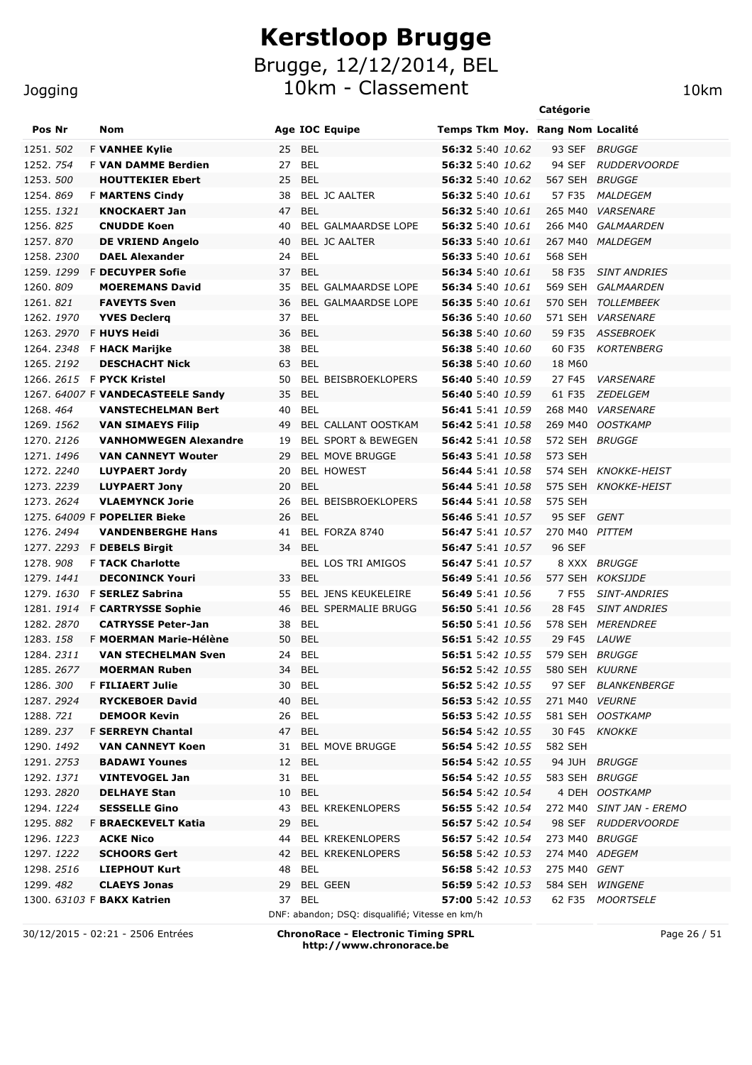# Kerstloop Brugge

## Brugge, 12/12/2014, BEL

## 10km - Classement

Jogging — 10km

| Pos | Nr | | Nom | Age | IOC | Equipe | Temps | Tkm | Moy. | Rang | Catégorie Nom | Localité |
|---|---|---|---|---|---|---|---|---|---|---|---|---|
| 1251. | *502* | F | **VANHEE Kylie** | 25 | BEL | | **56:32** | 5:40 | *10.62* | 93 | SEF | *BRUGGE* |
| 1252. | *754* | F | **VAN DAMME Berdien** | 27 | BEL | | **56:32** | 5:40 | *10.62* | 94 | SEF | *RUDDERVOORDE* |
| 1253. | *500* | | **HOUTTEKIER Ebert** | 25 | BEL | | **56:32** | 5:40 | *10.62* | 567 | SEH | *BRUGGE* |
| 1254. | *869* | F | **MARTENS Cindy** | 38 | BEL | JC AALTER | **56:32** | 5:40 | *10.61* | 57 | F35 | *MALDEGEM* |
| 1255. | *1321* | | **KNOCKAERT Jan** | 47 | BEL | | **56:32** | 5:40 | *10.61* | 265 | M40 | *VARSENARE* |
| 1256. | *825* | | **CNUDDE Koen** | 40 | BEL | GALMAARDSE LOPE | **56:32** | 5:40 | *10.61* | 266 | M40 | *GALMAARDEN* |
| 1257. | *870* | | **DE VRIEND Angelo** | 40 | BEL | JC AALTER | **56:33** | 5:40 | *10.61* | 267 | M40 | *MALDEGEM* |
| 1258. | *2300* | | **DAEL Alexander** | 24 | BEL | | **56:33** | 5:40 | *10.61* | 568 | SEH | |
| 1259. | *1299* | F | **DECUYPER Sofie** | 37 | BEL | | **56:34** | 5:40 | *10.61* | 58 | F35 | *SINT ANDRIES* |
| 1260. | *809* | | **MOEREMANS David** | 35 | BEL | GALMAARDSE LOPE | **56:34** | 5:40 | *10.61* | 569 | SEH | *GALMAARDEN* |
| 1261. | *821* | | **FAVEYTS Sven** | 36 | BEL | GALMAARDSE LOPE | **56:35** | 5:40 | *10.61* | 570 | SEH | *TOLLEMBEEK* |
| 1262. | *1970* | | **YVES Declerq** | 37 | BEL | | **56:36** | 5:40 | *10.60* | 571 | SEH | *VARSENARE* |
| 1263. | *2970* | F | **HUYS Heidi** | 36 | BEL | | **56:38** | 5:40 | *10.60* | 59 | F35 | *ASSEBROEK* |
| 1264. | *2348* | F | **HACK Marijke** | 38 | BEL | | **56:38** | 5:40 | *10.60* | 60 | F35 | *KORTENBERG* |
| 1265. | *2192* | | **DESCHACHT Nick** | 63 | BEL | | **56:38** | 5:40 | *10.60* | 18 | M60 | |
| 1266. | *2615* | F | **PYCK Kristel** | 50 | BEL | BEISBROEKLOPERS | **56:40** | 5:40 | *10.59* | 27 | F45 | *VARSENARE* |
| 1267. | *64007* | F | **VANDECASTEELE Sandy** | 35 | BEL | | **56:40** | 5:40 | *10.59* | 61 | F35 | *ZEDELGEM* |
| 1268. | *464* | | **VANSTECHELMAN Bert** | 40 | BEL | | **56:41** | 5:41 | *10.59* | 268 | M40 | *VARSENARE* |
| 1269. | *1562* | | **VAN SIMAEYS Filip** | 49 | BEL | CALLANT OOSTKAM | **56:42** | 5:41 | *10.58* | 269 | M40 | *OOSTKAMP* |
| 1270. | *2126* | | **VANHOMWEGEN Alexandre** | 19 | BEL | SPORT & BEWEGEN | **56:42** | 5:41 | *10.58* | 572 | SEH | *BRUGGE* |
| 1271. | *1496* | | **VAN CANNEYT Wouter** | 29 | BEL | MOVE BRUGGE | **56:43** | 5:41 | *10.58* | 573 | SEH | |
| 1272. | *2240* | | **LUYPAERT Jordy** | 20 | BEL | HOWEST | **56:44** | 5:41 | *10.58* | 574 | SEH | *KNOKKE-HEIST* |
| 1273. | *2239* | | **LUYPAERT Jony** | 20 | BEL | | **56:44** | 5:41 | *10.58* | 575 | SEH | *KNOKKE-HEIST* |
| 1273. | *2624* | | **VLAEMYNCK Jorie** | 26 | BEL | BEISBROEKLOPERS | **56:44** | 5:41 | *10.58* | 575 | SEH | |
| 1275. | *64009* | F | **POPELIER Bieke** | 26 | BEL | | **56:46** | 5:41 | *10.57* | 95 | SEF | *GENT* |
| 1276. | *2494* | | **VANDENBERGHE Hans** | 41 | BEL | FORZA 8740 | **56:47** | 5:41 | *10.57* | 270 | M40 | *PITTEM* |
| 1277. | *2293* | F | **DEBELS Birgit** | 34 | BEL | | **56:47** | 5:41 | *10.57* | 96 | SEF | |
| 1278. | *908* | F | **TACK Charlotte** | | BEL | LOS TRI AMIGOS | **56:47** | 5:41 | *10.57* | 8 | XXX | *BRUGGE* |
| 1279. | *1441* | | **DECONINCK Youri** | 33 | BEL | | **56:49** | 5:41 | *10.56* | 577 | SEH | *KOKSIJDE* |
| 1279. | *1630* | F | **SERLEZ Sabrina** | 55 | BEL | JENS KEUKELEIRE | **56:49** | 5:41 | *10.56* | 7 | F55 | *SINT-ANDRIES* |
| 1281. | *1914* | F | **CARTRYSSE Sophie** | 46 | BEL | SPERMALIE BRUGG | **56:50** | 5:41 | *10.56* | 28 | F45 | *SINT ANDRIES* |
| 1282. | *2870* | | **CATRYSSE Peter-Jan** | 38 | BEL | | **56:50** | 5:41 | *10.56* | 578 | SEH | *MERENDREE* |
| 1283. | *158* | F | **MOERMAN Marie-Hélène** | 50 | BEL | | **56:51** | 5:42 | *10.55* | 29 | F45 | *LAUWE* |
| 1284. | *2311* | | **VAN STECHELMAN Sven** | 24 | BEL | | **56:51** | 5:42 | *10.55* | 579 | SEH | *BRUGGE* |
| 1285. | *2677* | | **MOERMAN Ruben** | 34 | BEL | | **56:52** | 5:42 | *10.55* | 580 | SEH | *KUURNE* |
| 1286. | *300* | F | **FILIAERT Julie** | 30 | BEL | | **56:52** | 5:42 | *10.55* | 97 | SEF | *BLANKENBERGE* |
| 1287. | *2924* | | **RYCKEBOER David** | 40 | BEL | | **56:53** | 5:42 | *10.55* | 271 | M40 | *VEURNE* |
| 1288. | *721* | | **DEMOOR Kevin** | 26 | BEL | | **56:53** | 5:42 | *10.55* | 581 | SEH | *OOSTKAMP* |
| 1289. | *237* | F | **SERREYN Chantal** | 47 | BEL | | **56:54** | 5:42 | *10.55* | 30 | F45 | *KNOKKE* |
| 1290. | *1492* | | **VAN CANNEYT Koen** | 31 | BEL | MOVE BRUGGE | **56:54** | 5:42 | *10.55* | 582 | SEH | |
| 1291. | *2753* | | **BADAWI Younes** | 12 | BEL | | **56:54** | 5:42 | *10.55* | 94 | JUH | *BRUGGE* |
| 1292. | *1371* | | **VINTEVOGEL Jan** | 31 | BEL | | **56:54** | 5:42 | *10.55* | 583 | SEH | *BRUGGE* |
| 1293. | *2820* | | **DELHAYE Stan** | 10 | BEL | | **56:54** | 5:42 | *10.54* | 4 | DEH | *OOSTKAMP* |
| 1294. | *1224* | | **SESSELLE Gino** | 43 | BEL | KREKENLOPERS | **56:55** | 5:42 | *10.54* | 272 | M40 | *SINT JAN - EREMO* |
| 1295. | *882* | F | **BRAECKEVELT Katia** | 29 | BEL | | **56:57** | 5:42 | *10.54* | 98 | SEF | *RUDDERVOORDE* |
| 1296. | *1223* | | **ACKE Nico** | 44 | BEL | KREKENLOPERS | **56:57** | 5:42 | *10.54* | 273 | M40 | *BRUGGE* |
| 1297. | *1222* | | **SCHOORS Gert** | 42 | BEL | KREKENLOPERS | **56:58** | 5:42 | *10.53* | 274 | M40 | *ADEGEM* |
| 1298. | *2516* | | **LIEPHOUT Kurt** | 48 | BEL | | **56:58** | 5:42 | *10.53* | 275 | M40 | *GENT* |
| 1299. | *482* | | **CLAEYS Jonas** | 29 | BEL | GEEN | **56:59** | 5:42 | *10.53* | 584 | SEH | *WINGENE* |
| 1300. | *63103* | F | **BAKX Katrien** | 37 | BEL | | **57:00** | 5:42 | *10.53* | 62 | F35 | *MOORTSELE* |

DNF: abandon; DSQ: disqualifié; Vitesse en km/h

30/12/2015 - 02:21 - 2506 Entrées

**ChronoRace - Electronic Timing SPRL**
**http://www.chronorace.be**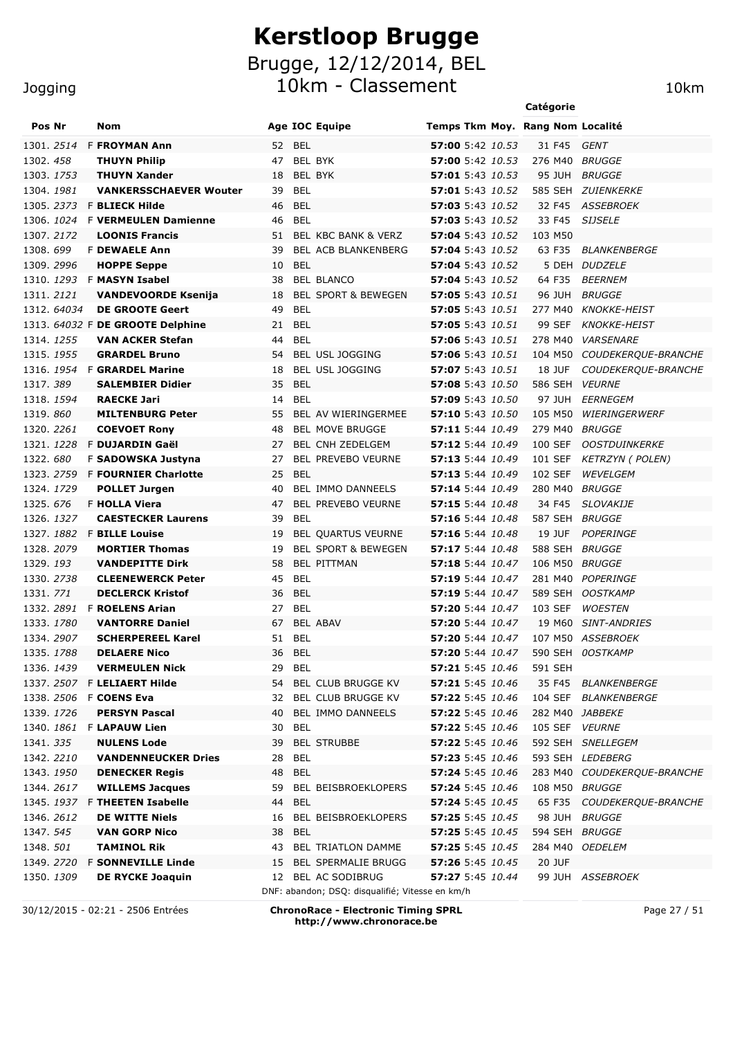# Kerstloop Brugge

## Brugge, 12/12/2014, BEL

## 10km - Classement

Jogging — 10km

| Pos | Nr | | Nom | Age | IOC | Equipe | Temps | Tkm | Moy. | Rang | Catégorie Nom | Localité |
|---|---|---|---|---|---|---|---|---|---|---|---|---|
| 1301. | 2514 | F | **FROYMAN Ann** | 52 | BEL | | **57:00** | 5:42 | 10.53 | 31 | F45 | GENT |
| 1302. | 458 | | **THUYN Philip** | 47 | BEL | BYK | **57:00** | 5:42 | 10.53 | 276 | M40 | BRUGGE |
| 1303. | 1753 | | **THUYN Xander** | 18 | BEL | BYK | **57:01** | 5:43 | 10.53 | 95 | JUH | BRUGGE |
| 1304. | 1981 | | **VANKERSSCHAEVER Wouter** | 39 | BEL | | **57:01** | 5:43 | 10.52 | 585 | SEH | ZUIENKERKE |
| 1305. | 2373 | F | **BLIECK Hilde** | 46 | BEL | | **57:03** | 5:43 | 10.52 | 32 | F45 | ASSEBROEK |
| 1306. | 1024 | F | **VERMEULEN Damienne** | 46 | BEL | | **57:03** | 5:43 | 10.52 | 33 | F45 | SIJSELE |
| 1307. | 2172 | | **LOONIS Francis** | 51 | BEL | KBC BANK & VERZ | **57:04** | 5:43 | 10.52 | 103 | M50 | |
| 1308. | 699 | F | **DEWAELE Ann** | 39 | BEL | ACB BLANKENBERG | **57:04** | 5:43 | 10.52 | 63 | F35 | BLANKENBERGE |
| 1309. | 2996 | | **HOPPE Seppe** | 10 | BEL | | **57:04** | 5:43 | 10.52 | 5 | DEH | DUDZELE |
| 1310. | 1293 | F | **MASYN Isabel** | 38 | BEL | BLANCO | **57:04** | 5:43 | 10.52 | 64 | F35 | BEERNEM |
| 1311. | 2121 | | **VANDEVOORDE Ksenija** | 18 | BEL | SPORT & BEWEGEN | **57:05** | 5:43 | 10.51 | 96 | JUH | BRUGGE |
| 1312. | 64034 | | **DE GROOTE Geert** | 49 | BEL | | **57:05** | 5:43 | 10.51 | 277 | M40 | KNOKKE-HEIST |
| 1313. | 64032 | F | **DE GROOTE Delphine** | 21 | BEL | | **57:05** | 5:43 | 10.51 | 99 | SEF | KNOKKE-HEIST |
| 1314. | 1255 | | **VAN ACKER Stefan** | 44 | BEL | | **57:06** | 5:43 | 10.51 | 278 | M40 | VARSENARE |
| 1315. | 1955 | | **GRARDEL Bruno** | 54 | BEL | USL JOGGING | **57:06** | 5:43 | 10.51 | 104 | M50 | COUDEKERQUE-BRANCHE |
| 1316. | 1954 | F | **GRARDEL Marine** | 18 | BEL | USL JOGGING | **57:07** | 5:43 | 10.51 | 18 | JUF | COUDEKERQUE-BRANCHE |
| 1317. | 389 | | **SALEMBIER Didier** | 35 | BEL | | **57:08** | 5:43 | 10.50 | 586 | SEH | VEURNE |
| 1318. | 1594 | | **RAECKE Jari** | 14 | BEL | | **57:09** | 5:43 | 10.50 | 97 | JUH | EERNEGEM |
| 1319. | 860 | | **MILTENBURG Peter** | 55 | BEL | AV WIERINGERMEE | **57:10** | 5:43 | 10.50 | 105 | M50 | WIERINGERWERF |
| 1320. | 2261 | | **COEVOET Rony** | 48 | BEL | MOVE BRUGGE | **57:11** | 5:44 | 10.49 | 279 | M40 | BRUGGE |
| 1321. | 1228 | F | **DUJARDIN Gaël** | 27 | BEL | CNH ZEDELGEM | **57:12** | 5:44 | 10.49 | 100 | SEF | OOSTDUINKERKE |
| 1322. | 680 | F | **SADOWSKA Justyna** | 27 | BEL | PREVEBO VEURNE | **57:13** | 5:44 | 10.49 | 101 | SEF | KETRZYN ( POLEN) |
| 1323. | 2759 | F | **FOURNIER Charlotte** | 25 | BEL | | **57:13** | 5:44 | 10.49 | 102 | SEF | WEVELGEM |
| 1324. | 1729 | | **POLLET Jurgen** | 40 | BEL | IMMO DANNEELS | **57:14** | 5:44 | 10.49 | 280 | M40 | BRUGGE |
| 1325. | 676 | F | **HOLLA Viera** | 47 | BEL | PREVEBO VEURNE | **57:15** | 5:44 | 10.48 | 34 | F45 | SLOVAKIJE |
| 1326. | 1327 | | **CAESTECKER Laurens** | 39 | BEL | | **57:16** | 5:44 | 10.48 | 587 | SEH | BRUGGE |
| 1327. | 1882 | F | **BILLE Louise** | 19 | BEL | QUARTUS VEURNE | **57:16** | 5:44 | 10.48 | 19 | JUF | POPERINGE |
| 1328. | 2079 | | **MORTIER Thomas** | 19 | BEL | SPORT & BEWEGEN | **57:17** | 5:44 | 10.48 | 588 | SEH | BRUGGE |
| 1329. | 193 | | **VANDEPITTE Dirk** | 58 | BEL | PITTMAN | **57:18** | 5:44 | 10.47 | 106 | M50 | BRUGGE |
| 1330. | 2738 | | **CLEENEWERCK Peter** | 45 | BEL | | **57:19** | 5:44 | 10.47 | 281 | M40 | POPERINGE |
| 1331. | 771 | | **DECLERCK Kristof** | 36 | BEL | | **57:19** | 5:44 | 10.47 | 589 | SEH | OOSTKAMP |
| 1332. | 2891 | F | **ROELENS Arian** | 27 | BEL | | **57:20** | 5:44 | 10.47 | 103 | SEF | WOESTEN |
| 1333. | 1780 | | **VANTORRE Daniel** | 67 | BEL | ABAV | **57:20** | 5:44 | 10.47 | 19 | M60 | SINT-ANDRIES |
| 1334. | 2907 | | **SCHERPEREEL Karel** | 51 | BEL | | **57:20** | 5:44 | 10.47 | 107 | M50 | ASSEBROEK |
| 1335. | 1788 | | **DELAERE Nico** | 36 | BEL | | **57:20** | 5:44 | 10.47 | 590 | SEH | 0OSTKAMP |
| 1336. | 1439 | | **VERMEULEN Nick** | 29 | BEL | | **57:21** | 5:45 | 10.46 | 591 | SEH | |
| 1337. | 2507 | F | **LELIAERT Hilde** | 54 | BEL | CLUB BRUGGE KV | **57:21** | 5:45 | 10.46 | 35 | F45 | BLANKENBERGE |
| 1338. | 2506 | F | **COENS Eva** | 32 | BEL | CLUB BRUGGE KV | **57:22** | 5:45 | 10.46 | 104 | SEF | BLANKENBERGE |
| 1339. | 1726 | | **PERSYN Pascal** | 40 | BEL | IMMO DANNEELS | **57:22** | 5:45 | 10.46 | 282 | M40 | JABBEKE |
| 1340. | 1861 | F | **LAPAUW Lien** | 30 | BEL | | **57:22** | 5:45 | 10.46 | 105 | SEF | VEURNE |
| 1341. | 335 | | **NULENS Lode** | 39 | BEL | STRUBBE | **57:22** | 5:45 | 10.46 | 592 | SEH | SNELLEGEM |
| 1342. | 2210 | | **VANDENNEUCKER Dries** | 28 | BEL | | **57:23** | 5:45 | 10.46 | 593 | SEH | LEDEBERG |
| 1343. | 1950 | | **DENECKER Regis** | 48 | BEL | | **57:24** | 5:45 | 10.46 | 283 | M40 | COUDEKERQUE-BRANCHE |
| 1344. | 2617 | | **WILLEMS Jacques** | 59 | BEL | BEISBROEKLOPERS | **57:24** | 5:45 | 10.46 | 108 | M50 | BRUGGE |
| 1345. | 1937 | F | **THEETEN Isabelle** | 44 | BEL | | **57:24** | 5:45 | 10.45 | 65 | F35 | COUDEKERQUE-BRANCHE |
| 1346. | 2612 | | **DE WITTE Niels** | 16 | BEL | BEISBROEKLOPERS | **57:25** | 5:45 | 10.45 | 98 | JUH | BRUGGE |
| 1347. | 545 | | **VAN GORP Nico** | 38 | BEL | | **57:25** | 5:45 | 10.45 | 594 | SEH | BRUGGE |
| 1348. | 501 | | **TAMINOL Rik** | 43 | BEL | TRIATLON DAMME | **57:25** | 5:45 | 10.45 | 284 | M40 | OEDELEM |
| 1349. | 2720 | F | **SONNEVILLE Linde** | 15 | BEL | SPERMALIE BRUGG | **57:26** | 5:45 | 10.45 | 20 | JUF | |
| 1350. | 1309 | | **DE RYCKE Joaquin** | 12 | BEL | AC SODIBRUG | **57:27** | 5:45 | 10.44 | 99 | JUH | ASSEBROEK |

DNF: abandon; DSQ: disqualifié; Vitesse en km/h

30/12/2015 - 02:21 - 2506 Entrées

**ChronoRace - Electronic Timing SPRL**
**http://www.chronorace.be**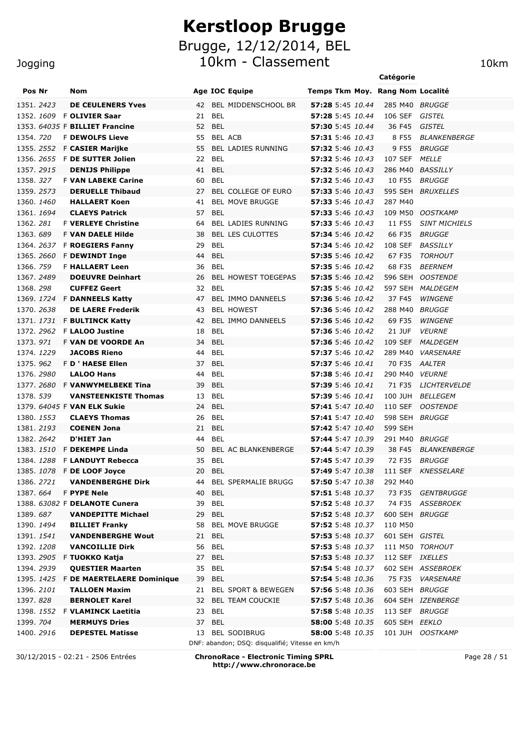# Kerstloop Brugge

## Brugge, 12/12/2014, BEL

## 10km - Classement

Jogging — 10km

| Pos | Nr | | Nom | Age | IOC | Equipe | Temps | Tkm | Moy. | Rang | Catégorie Nom | Localité |
|---|---|---|---|---|---|---|---|---|---|---|---|---|
| 1351. | 2423 | | DE CEULENERS Yves | 42 | BEL | MIDDENSCHOOL BR | 57:28 | 5:45 | 10.44 | 285 | M40 | BRUGGE |
| 1352. | 1609 | F | OLIVIER Saar | 21 | BEL | | 57:28 | 5:45 | 10.44 | 106 | SEF | GISTEL |
| 1353. | 64035 | F | BILLIET Francine | 52 | BEL | | 57:30 | 5:45 | 10.44 | 36 | F45 | GISTEL |
| 1354. | 720 | F | DEWOLFS Lieve | 55 | BEL | ACB | 57:31 | 5:46 | 10.43 | 8 | F55 | BLANKENBERGE |
| 1355. | 2552 | F | CASIER Marijke | 55 | BEL | LADIES RUNNING | 57:32 | 5:46 | 10.43 | 9 | F55 | BRUGGE |
| 1356. | 2655 | F | DE SUTTER Jolien | 22 | BEL | | 57:32 | 5:46 | 10.43 | 107 | SEF | MELLE |
| 1357. | 2915 | | DENIJS Philippe | 41 | BEL | | 57:32 | 5:46 | 10.43 | 286 | M40 | BASSILLY |
| 1358. | 327 | F | VAN LABEKE Carine | 60 | BEL | | 57:32 | 5:46 | 10.43 | 10 | F55 | BRUGGE |
| 1359. | 2573 | | DERUELLE Thibaud | 27 | BEL | COLLEGE OF EURO | 57:33 | 5:46 | 10.43 | 595 | SEH | BRUXELLES |
| 1360. | 1460 | | HALLAERT Koen | 41 | BEL | MOVE BRUGGE | 57:33 | 5:46 | 10.43 | 287 | M40 | |
| 1361. | 1694 | | CLAEYS Patrick | 57 | BEL | | 57:33 | 5:46 | 10.43 | 109 | M50 | OOSTKAMP |
| 1362. | 281 | F | VERLEYE Christine | 64 | BEL | LADIES RUNNING | 57:33 | 5:46 | 10.43 | 11 | F55 | SINT MICHIELS |
| 1363. | 689 | F | VAN DAELE Hilde | 38 | BEL | LES CULOTTES | 57:34 | 5:46 | 10.42 | 66 | F35 | BRUGGE |
| 1364. | 2637 | F | ROEGIERS Fanny | 29 | BEL | | 57:34 | 5:46 | 10.42 | 108 | SEF | BASSILLY |
| 1365. | 2660 | F | DEWINDT Inge | 44 | BEL | | 57:35 | 5:46 | 10.42 | 67 | F35 | TORHOUT |
| 1366. | 759 | F | HALLAERT Leen | 36 | BEL | | 57:35 | 5:46 | 10.42 | 68 | F35 | BEERNEM |
| 1367. | 2489 | | DOEUVRE Deinhart | 26 | BEL | HOWEST TOEGEPAS | 57:35 | 5:46 | 10.42 | 596 | SEH | OOSTENDE |
| 1368. | 298 | | CUFFEZ Geert | 32 | BEL | | 57:35 | 5:46 | 10.42 | 597 | SEH | MALDEGEM |
| 1369. | 1724 | F | DANNEELS Katty | 47 | BEL | IMMO DANNEELS | 57:36 | 5:46 | 10.42 | 37 | F45 | WINGENE |
| 1370. | 2638 | | DE LAERE Frederik | 43 | BEL | HOWEST | 57:36 | 5:46 | 10.42 | 288 | M40 | BRUGGE |
| 1371. | 1731 | F | BULTINCK Katty | 42 | BEL | IMMO DANNEELS | 57:36 | 5:46 | 10.42 | 69 | F35 | WINGENE |
| 1372. | 2962 | F | LALOO Justine | 18 | BEL | | 57:36 | 5:46 | 10.42 | 21 | JUF | VEURNE |
| 1373. | 971 | F | VAN DE VOORDE An | 34 | BEL | | 57:36 | 5:46 | 10.42 | 109 | SEF | MALDEGEM |
| 1374. | 1229 | | JACOBS Rieno | 44 | BEL | | 57:37 | 5:46 | 10.42 | 289 | M40 | VARSENARE |
| 1375. | 962 | F | D ' HAESE Ellen | 37 | BEL | | 57:37 | 5:46 | 10.41 | 70 | F35 | AALTER |
| 1376. | 2980 | | LALOO Hans | 44 | BEL | | 57:38 | 5:46 | 10.41 | 290 | M40 | VEURNE |
| 1377. | 2680 | F | VANWYMELBEKE Tina | 39 | BEL | | 57:39 | 5:46 | 10.41 | 71 | F35 | LICHTERVELDE |
| 1378. | 539 | | VANSTEENKISTE Thomas | 13 | BEL | | 57:39 | 5:46 | 10.41 | 100 | JUH | BELLEGEM |
| 1379. | 64045 | F | VAN ELK Sukie | 24 | BEL | | 57:41 | 5:47 | 10.40 | 110 | SEF | OOSTENDE |
| 1380. | 1553 | | CLAEYS Thomas | 26 | BEL | | 57:41 | 5:47 | 10.40 | 598 | SEH | BRUGGE |
| 1381. | 2193 | | COENEN Jona | 21 | BEL | | 57:42 | 5:47 | 10.40 | 599 | SEH | |
| 1382. | 2642 | | D'HIET Jan | 44 | BEL | | 57:44 | 5:47 | 10.39 | 291 | M40 | BRUGGE |
| 1383. | 1510 | F | DEKEMPE Linda | 50 | BEL | AC BLANKENBERGE | 57:44 | 5:47 | 10.39 | 38 | F45 | BLANKENBERGE |
| 1384. | 1288 | F | LANDUYT Rebecca | 35 | BEL | | 57:45 | 5:47 | 10.39 | 72 | F35 | BRUGGE |
| 1385. | 1078 | F | DE LOOF Joyce | 20 | BEL | | 57:49 | 5:47 | 10.38 | 111 | SEF | KNESSELARE |
| 1386. | 2721 | | VANDENBERGHE Dirk | 44 | BEL | SPERMALIE BRUGG | 57:50 | 5:47 | 10.38 | 292 | M40 | |
| 1387. | 664 | F | PYPE Nele | 40 | BEL | | 57:51 | 5:48 | 10.37 | 73 | F35 | GENTBRUGGE |
| 1388. | 63082 | F | DELANOTE Cunera | 39 | BEL | | 57:52 | 5:48 | 10.37 | 74 | F35 | ASSEBROEK |
| 1389. | 687 | | VANDEPITTE Michael | 29 | BEL | | 57:52 | 5:48 | 10.37 | 600 | SEH | BRUGGE |
| 1390. | 1494 | | BILLIET Franky | 58 | BEL | MOVE BRUGGE | 57:52 | 5:48 | 10.37 | 110 | M50 | |
| 1391. | 1541 | | VANDENBERGHE Wout | 21 | BEL | | 57:53 | 5:48 | 10.37 | 601 | SEH | GISTEL |
| 1392. | 1208 | | VANCOILLIE Dirk | 56 | BEL | | 57:53 | 5:48 | 10.37 | 111 | M50 | TORHOUT |
| 1393. | 2905 | F | TUOKKO Katja | 27 | BEL | | 57:53 | 5:48 | 10.37 | 112 | SEF | IXELLES |
| 1394. | 2939 | | QUESTIER Maarten | 35 | BEL | | 57:54 | 5:48 | 10.37 | 602 | SEH | ASSEBROEK |
| 1395. | 1425 | F | DE MAERTELAERE Dominique | 39 | BEL | | 57:54 | 5:48 | 10.36 | 75 | F35 | VARSENARE |
| 1396. | 2101 | | TALLOEN Maxim | 21 | BEL | SPORT & BEWEGEN | 57:56 | 5:48 | 10.36 | 603 | SEH | BRUGGE |
| 1397. | 828 | | BERNOLET Karel | 32 | BEL | TEAM COUCKIE | 57:57 | 5:48 | 10.36 | 604 | SEH | IZENBERGE |
| 1398. | 1552 | F | VLAMINCK Laetitia | 23 | BEL | | 57:58 | 5:48 | 10.35 | 113 | SEF | BRUGGE |
| 1399. | 704 | | MERMUYS Dries | 37 | BEL | | 58:00 | 5:48 | 10.35 | 605 | SEH | EEKLO |
| 1400. | 2916 | | DEPESTEL Matisse | 13 | BEL | SODIBRUG | 58:00 | 5:48 | 10.35 | 101 | JUH | OOSTKAMP |

DNF: abandon; DSQ: disqualifié; Vitesse en km/h

30/12/2015 - 02:21 - 2506 Entrées — ChronoRace - Electronic Timing SPRL http://www.chronorace.be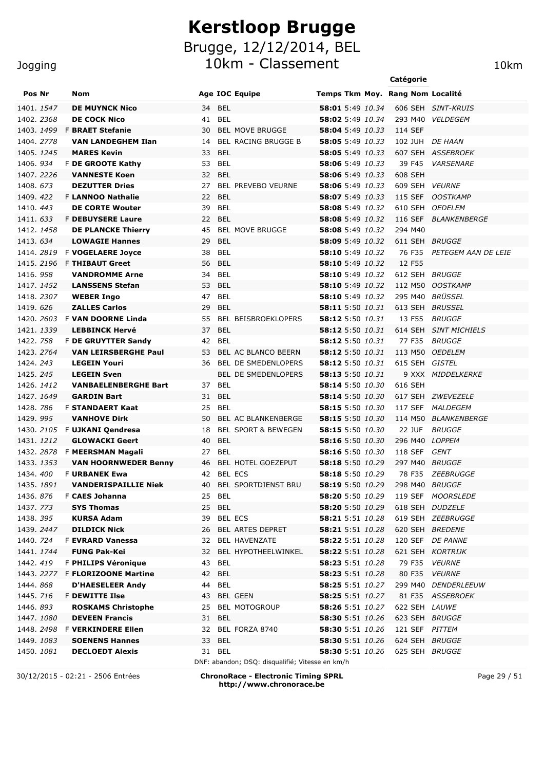# Kerstloop Brugge

## Brugge, 12/12/2014, BEL

## 10km - Classement

Jogging

10km

| Pos | Nr | | Nom | Age | IOC | Equipe | Temps | Tkm | Moy. | Rang | Catégorie Nom | Localité |
|---|---|---|---|---|---|---|---|---|---|---|---|---|
| 1401. | *1547* | | **DE MUYNCK Nico** | 34 | BEL | | **58:01** | 5:49 | *10.34* | 606 | SEH | *SINT-KRUIS* |
| 1402. | *2368* | | **DE COCK Nico** | 41 | BEL | | **58:02** | 5:49 | *10.34* | 293 | M40 | *VELDEGEM* |
| 1403. | *1499* | F | **BRAET Stefanie** | 30 | BEL | MOVE BRUGGE | **58:04** | 5:49 | *10.33* | 114 | SEF | |
| 1404. | *2778* | | **VAN LANDEGHEM Ilan** | 14 | BEL | RACING BRUGGE B | **58:05** | 5:49 | *10.33* | 102 | JUH | *DE HAAN* |
| 1405. | *1245* | | **MARES Kevin** | 33 | BEL | | **58:05** | 5:49 | *10.33* | 607 | SEH | *ASSEBROEK* |
| 1406. | *934* | F | **DE GROOTE Kathy** | 53 | BEL | | **58:06** | 5:49 | *10.33* | 39 | F45 | *VARSENARE* |
| 1407. | *2226* | | **VANNESTE Koen** | 32 | BEL | | **58:06** | 5:49 | *10.33* | 608 | SEH | |
| 1408. | *673* | | **DEZUTTER Dries** | 27 | BEL | PREVEBO VEURNE | **58:06** | 5:49 | *10.33* | 609 | SEH | *VEURNE* |
| 1409. | *422* | F | **LANNOO Nathalie** | 22 | BEL | | **58:07** | 5:49 | *10.33* | 115 | SEF | *OOSTKAMP* |
| 1410. | *443* | | **DE CORTE Wouter** | 39 | BEL | | **58:08** | 5:49 | *10.32* | 610 | SEH | *OEDELEM* |
| 1411. | *633* | F | **DEBUYSERE Laure** | 22 | BEL | | **58:08** | 5:49 | *10.32* | 116 | SEF | *BLANKENBERGE* |
| 1412. | *1458* | | **DE PLANCKE Thierry** | 45 | BEL | MOVE BRUGGE | **58:08** | 5:49 | *10.32* | 294 | M40 | |
| 1413. | *634* | | **LOWAGIE Hannes** | 29 | BEL | | **58:09** | 5:49 | *10.32* | 611 | SEH | *BRUGGE* |
| 1414. | *2819* | F | **VOGELAERE Joyce** | 38 | BEL | | **58:10** | 5:49 | *10.32* | 76 | F35 | *PETEGEM AAN DE LEIE* |
| 1415. | *2196* | F | **THIBAUT Greet** | 56 | BEL | | **58:10** | 5:49 | *10.32* | 12 | F55 | |
| 1416. | *958* | | **VANDROMME Arne** | 34 | BEL | | **58:10** | 5:49 | *10.32* | 612 | SEH | *BRUGGE* |
| 1417. | *1452* | | **LANSSENS Stefan** | 53 | BEL | | **58:10** | 5:49 | *10.32* | 112 | M50 | *OOSTKAMP* |
| 1418. | *2307* | | **WEBER Ingo** | 47 | BEL | | **58:10** | 5:49 | *10.32* | 295 | M40 | *BRÜSSEL* |
| 1419. | *626* | | **ZALLES Carlos** | 29 | BEL | | **58:11** | 5:50 | *10.31* | 613 | SEH | *BRUSSEL* |
| 1420. | *2603* | F | **VAN DOORNE Linda** | 55 | BEL | BEISBROEKLOPERS | **58:12** | 5:50 | *10.31* | 13 | F55 | *BRUGGE* |
| 1421. | *1339* | | **LEBBINCK Hervé** | 37 | BEL | | **58:12** | 5:50 | *10.31* | 614 | SEH | *SINT MICHIELS* |
| 1422. | *758* | F | **DE GRUYTTER Sandy** | 42 | BEL | | **58:12** | 5:50 | *10.31* | 77 | F35 | *BRUGGE* |
| 1423. | *2764* | | **VAN LEIRSBERGHE Paul** | 53 | BEL | AC BLANCO BEERN | **58:12** | 5:50 | *10.31* | 113 | M50 | *OEDELEM* |
| 1424. | *243* | | **LEGEIN Youri** | 36 | BEL | DE SMEDENLOPERS | **58:12** | 5:50 | *10.31* | 615 | SEH | *GISTEL* |
| 1425. | *245* | | **LEGEIN Sven** | | BEL | DE SMEDENLOPERS | **58:13** | 5:50 | *10.31* | 9 | XXX | *MIDDELKERKE* |
| 1426. | *1412* | | **VANBAELENBERGHE Bart** | 37 | BEL | | **58:14** | 5:50 | *10.30* | 616 | SEH | |
| 1427. | *1649* | | **GARDIN Bart** | 31 | BEL | | **58:14** | 5:50 | *10.30* | 617 | SEH | *ZWEVEZELE* |
| 1428. | *786* | F | **STANDAERT Kaat** | 25 | BEL | | **58:15** | 5:50 | *10.30* | 117 | SEF | *MALDEGEM* |
| 1429. | *995* | | **VANHOVE Dirk** | 50 | BEL | AC BLANKENBERGE | **58:15** | 5:50 | *10.30* | 114 | M50 | *BLANKENBERGE* |
| 1430. | *2105* | F | **UJKANI Qendresa** | 18 | BEL | SPORT & BEWEGEN | **58:15** | 5:50 | *10.30* | 22 | JUF | *BRUGGE* |
| 1431. | *1212* | | **GLOWACKI Geert** | 40 | BEL | | **58:16** | 5:50 | *10.30* | 296 | M40 | *LOPPEM* |
| 1432. | *2878* | F | **MEERSMAN Magali** | 27 | BEL | | **58:16** | 5:50 | *10.30* | 118 | SEF | *GENT* |
| 1433. | *1353* | | **VAN HOORNWEDER Benny** | 46 | BEL | HOTEL GOEZEPUT | **58:18** | 5:50 | *10.29* | 297 | M40 | *BRUGGE* |
| 1434. | *400* | F | **URBANEK Ewa** | 42 | BEL | ECS | **58:18** | 5:50 | *10.29* | 78 | F35 | *ZEEBRUGGE* |
| 1435. | *1891* | | **VANDERISPAILLIE Niek** | 40 | BEL | SPORTDIENST BRU | **58:19** | 5:50 | *10.29* | 298 | M40 | *BRUGGE* |
| 1436. | *876* | F | **CAES Johanna** | 25 | BEL | | **58:20** | 5:50 | *10.29* | 119 | SEF | *MOORSLEDE* |
| 1437. | *773* | | **SYS Thomas** | 25 | BEL | | **58:20** | 5:50 | *10.29* | 618 | SEH | *DUDZELE* |
| 1438. | *395* | | **KURSA Adam** | 39 | BEL | ECS | **58:21** | 5:51 | *10.28* | 619 | SEH | *ZEEBRUGGE* |
| 1439. | *2447* | | **DILDICK Nick** | 26 | BEL | ARTES DEPRET | **58:21** | 5:51 | *10.28* | 620 | SEH | *BREDENE* |
| 1440. | *724* | F | **EVRARD Vanessa** | 32 | BEL | HAVENZATE | **58:22** | 5:51 | *10.28* | 120 | SEF | *DE PANNE* |
| 1441. | *1744* | | **FUNG Pak-Kei** | 32 | BEL | HYPOTHEELWINKEL | **58:22** | 5:51 | *10.28* | 621 | SEH | *KORTRIJK* |
| 1442. | *419* | F | **PHILIPS Véronique** | 43 | BEL | | **58:23** | 5:51 | *10.28* | 79 | F35 | *VEURNE* |
| 1443. | *2277* | F | **FLORIZOONE Martine** | 42 | BEL | | **58:23** | 5:51 | *10.28* | 80 | F35 | *VEURNE* |
| 1444. | *868* | | **D'HAESELEER Andy** | 44 | BEL | | **58:25** | 5:51 | *10.27* | 299 | M40 | *DENDERLEEUW* |
| 1445. | *716* | F | **DEWITTE Ilse** | 43 | BEL | GEEN | **58:25** | 5:51 | *10.27* | 81 | F35 | *ASSEBROEK* |
| 1446. | *893* | | **ROSKAMS Christophe** | 25 | BEL | MOTOGROUP | **58:26** | 5:51 | *10.27* | 622 | SEH | *LAUWE* |
| 1447. | *1080* | | **DEVEEN Francis** | 31 | BEL | | **58:30** | 5:51 | *10.26* | 623 | SEH | *BRUGGE* |
| 1448. | *2498* | F | **VERKINDERE Ellen** | 32 | BEL | FORZA 8740 | **58:30** | 5:51 | *10.26* | 121 | SEF | *PITTEM* |
| 1449. | *1083* | | **SOENENS Hannes** | 33 | BEL | | **58:30** | 5:51 | *10.26* | 624 | SEH | *BRUGGE* |
| 1450. | *1081* | | **DECLOEDT Alexis** | 31 | BEL | | **58:30** | 5:51 | *10.26* | 625 | SEH | *BRUGGE* |

DNF: abandon; DSQ: disqualifié; Vitesse en km/h

30/12/2015 - 02:21 - 2506 Entrées

**ChronoRace - Electronic Timing SPRL**
**http://www.chronorace.be**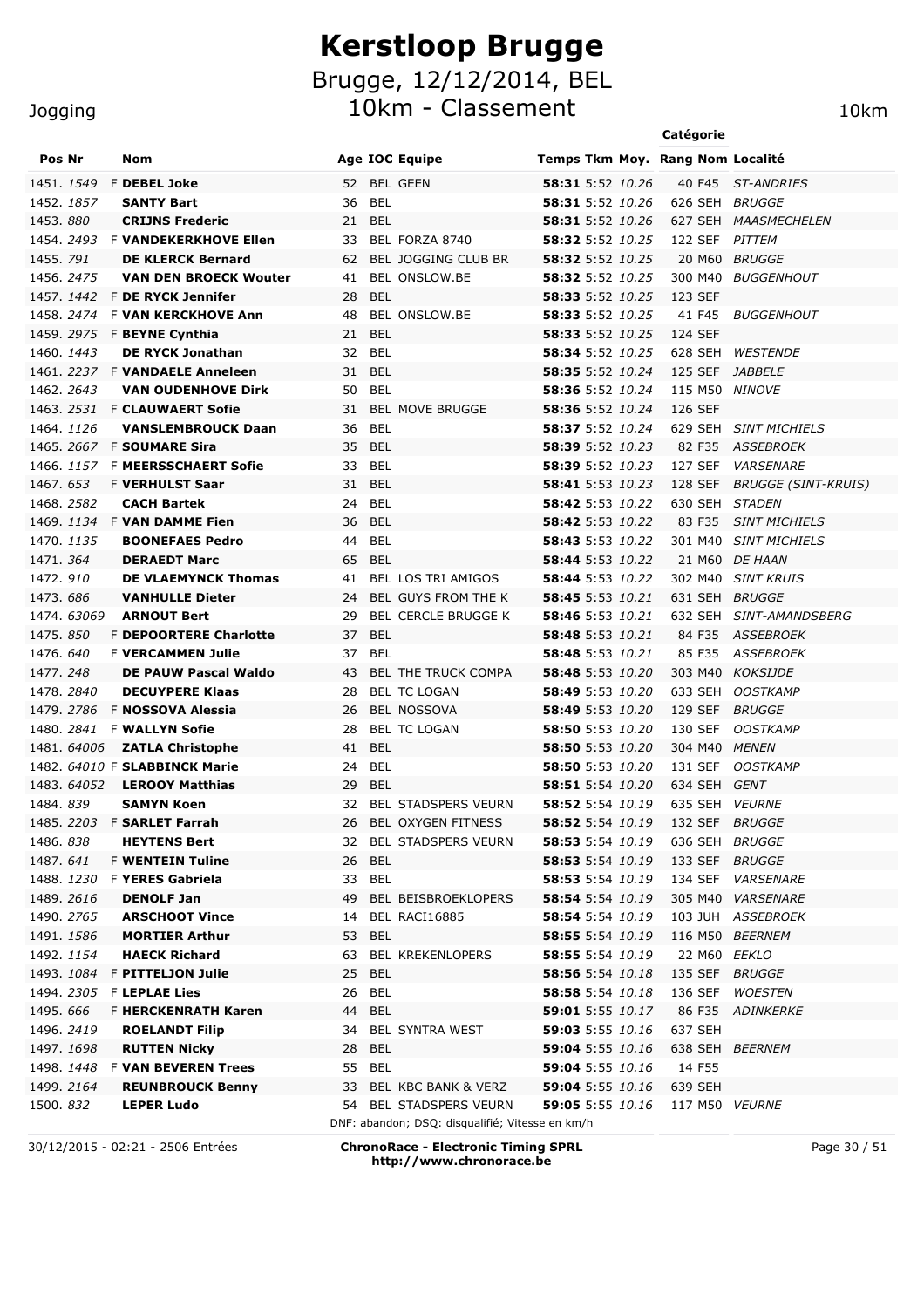# Kerstloop Brugge

## Brugge, 12/12/2014, BEL

## 10km - Classement

Jogging

10km

| Pos | Nr | | Nom | Age | IOC | Equipe | Temps | Tkm | Moy. | Rang | Catégorie | Localité |
|---|---|---|---|---|---|---|---|---|---|---|---|---|
| 1451. | 1549 | F | **DEBEL Joke** | 52 | BEL | GEEN | **58:31** | 5:52 | 10.26 | 40 | F45 | ST-ANDRIES |
| 1452. | 1857 | | **SANTY Bart** | 36 | BEL | | **58:31** | 5:52 | 10.26 | 626 | SEH | BRUGGE |
| 1453. | 880 | | **CRIJNS Frederic** | 21 | BEL | | **58:31** | 5:52 | 10.26 | 627 | SEH | MAASMECHELEN |
| 1454. | 2493 | F | **VANDEKERKHOVE Ellen** | 33 | BEL | FORZA 8740 | **58:32** | 5:52 | 10.25 | 122 | SEF | PITTEM |
| 1455. | 791 | | **DE KLERCK Bernard** | 62 | BEL | JOGGING CLUB BR | **58:32** | 5:52 | 10.25 | 20 | M60 | BRUGGE |
| 1456. | 2475 | | **VAN DEN BROECK Wouter** | 41 | BEL | ONSLOW.BE | **58:32** | 5:52 | 10.25 | 300 | M40 | BUGGENHOUT |
| 1457. | 1442 | F | **DE RYCK Jennifer** | 28 | BEL | | **58:33** | 5:52 | 10.25 | 123 | SEF | |
| 1458. | 2474 | F | **VAN KERCKHOVE Ann** | 48 | BEL | ONSLOW.BE | **58:33** | 5:52 | 10.25 | 41 | F45 | BUGGENHOUT |
| 1459. | 2975 | F | **BEYNE Cynthia** | 21 | BEL | | **58:33** | 5:52 | 10.25 | 124 | SEF | |
| 1460. | 1443 | | **DE RYCK Jonathan** | 32 | BEL | | **58:34** | 5:52 | 10.25 | 628 | SEH | WESTENDE |
| 1461. | 2237 | F | **VANDAELE Anneleen** | 31 | BEL | | **58:35** | 5:52 | 10.24 | 125 | SEF | JABBELE |
| 1462. | 2643 | | **VAN OUDENHOVE Dirk** | 50 | BEL | | **58:36** | 5:52 | 10.24 | 115 | M50 | NINOVE |
| 1463. | 2531 | F | **CLAUWAERT Sofie** | 31 | BEL | MOVE BRUGGE | **58:36** | 5:52 | 10.24 | 126 | SEF | |
| 1464. | 1126 | | **VANSLEMBROUCK Daan** | 36 | BEL | | **58:37** | 5:52 | 10.24 | 629 | SEH | SINT MICHIELS |
| 1465. | 2667 | F | **SOUMARE Sira** | 35 | BEL | | **58:39** | 5:52 | 10.23 | 82 | F35 | ASSEBROEK |
| 1466. | 1157 | F | **MEERSSCHAERT Sofie** | 33 | BEL | | **58:39** | 5:52 | 10.23 | 127 | SEF | VARSENARE |
| 1467. | 653 | F | **VERHULST Saar** | 31 | BEL | | **58:41** | 5:53 | 10.23 | 128 | SEF | BRUGGE (SINT-KRUIS) |
| 1468. | 2582 | | **CACH Bartek** | 24 | BEL | | **58:42** | 5:53 | 10.22 | 630 | SEH | STADEN |
| 1469. | 1134 | F | **VAN DAMME Fien** | 36 | BEL | | **58:42** | 5:53 | 10.22 | 83 | F35 | SINT MICHIELS |
| 1470. | 1135 | | **BOONEFAES Pedro** | 44 | BEL | | **58:43** | 5:53 | 10.22 | 301 | M40 | SINT MICHIELS |
| 1471. | 364 | | **DERAEDT Marc** | 65 | BEL | | **58:44** | 5:53 | 10.22 | 21 | M60 | DE HAAN |
| 1472. | 910 | | **DE VLAEMYNCK Thomas** | 41 | BEL | LOS TRI AMIGOS | **58:44** | 5:53 | 10.22 | 302 | M40 | SINT KRUIS |
| 1473. | 686 | | **VANHULLE Dieter** | 24 | BEL | GUYS FROM THE K | **58:45** | 5:53 | 10.21 | 631 | SEH | BRUGGE |
| 1474. | 63069 | | **ARNOUT Bert** | 29 | BEL | CERCLE BRUGGE K | **58:46** | 5:53 | 10.21 | 632 | SEH | SINT-AMANDSBERG |
| 1475. | 850 | F | **DEPOORTERE Charlotte** | 37 | BEL | | **58:48** | 5:53 | 10.21 | 84 | F35 | ASSEBROEK |
| 1476. | 640 | F | **VERCAMMEN Julie** | 37 | BEL | | **58:48** | 5:53 | 10.21 | 85 | F35 | ASSEBROEK |
| 1477. | 248 | | **DE PAUW Pascal Waldo** | 43 | BEL | THE TRUCK COMPA | **58:48** | 5:53 | 10.20 | 303 | M40 | KOKSIJDE |
| 1478. | 2840 | | **DECUYPERE Klaas** | 28 | BEL | TC LOGAN | **58:49** | 5:53 | 10.20 | 633 | SEH | OOSTKAMP |
| 1479. | 2786 | F | **NOSSOVA Alessia** | 26 | BEL | NOSSOVA | **58:49** | 5:53 | 10.20 | 129 | SEF | BRUGGE |
| 1480. | 2841 | F | **WALLYN Sofie** | 28 | BEL | TC LOGAN | **58:50** | 5:53 | 10.20 | 130 | SEF | OOSTKAMP |
| 1481. | 64006 | | **ZATLA Christophe** | 41 | BEL | | **58:50** | 5:53 | 10.20 | 304 | M40 | MENEN |
| 1482. | 64010 | F | **SLABBINCK Marie** | 24 | BEL | | **58:50** | 5:53 | 10.20 | 131 | SEF | OOSTKAMP |
| 1483. | 64052 | | **LEROOY Matthias** | 29 | BEL | | **58:51** | 5:54 | 10.20 | 634 | SEH | GENT |
| 1484. | 839 | | **SAMYN Koen** | 32 | BEL | STADSPERS VEURN | **58:52** | 5:54 | 10.19 | 635 | SEH | VEURNE |
| 1485. | 2203 | F | **SARLET Farrah** | 26 | BEL | OXYGEN FITNESS | **58:52** | 5:54 | 10.19 | 132 | SEF | BRUGGE |
| 1486. | 838 | | **HEYTENS Bert** | 32 | BEL | STADSPERS VEURN | **58:53** | 5:54 | 10.19 | 636 | SEH | BRUGGE |
| 1487. | 641 | F | **WENTEIN Tuline** | 26 | BEL | | **58:53** | 5:54 | 10.19 | 133 | SEF | BRUGGE |
| 1488. | 1230 | F | **YERES Gabriela** | 33 | BEL | | **58:53** | 5:54 | 10.19 | 134 | SEF | VARSENARE |
| 1489. | 2616 | | **DENOLF Jan** | 49 | BEL | BEISBROEKLOPERS | **58:54** | 5:54 | 10.19 | 305 | M40 | VARSENARE |
| 1490. | 2765 | | **ARSCHOOT Vince** | 14 | BEL | RACI16885 | **58:54** | 5:54 | 10.19 | 103 | JUH | ASSEBROEK |
| 1491. | 1586 | | **MORTIER Arthur** | 53 | BEL | | **58:55** | 5:54 | 10.19 | 116 | M50 | BEERNEM |
| 1492. | 1154 | | **HAECK Richard** | 63 | BEL | KREKENLOPERS | **58:55** | 5:54 | 10.19 | 22 | M60 | EEKLO |
| 1493. | 1084 | F | **PITTELJON Julie** | 25 | BEL | | **58:56** | 5:54 | 10.18 | 135 | SEF | BRUGGE |
| 1494. | 2305 | F | **LEPLAE Lies** | 26 | BEL | | **58:58** | 5:54 | 10.18 | 136 | SEF | WOESTEN |
| 1495. | 666 | F | **HERCKENRATH Karen** | 44 | BEL | | **59:01** | 5:55 | 10.17 | 86 | F35 | ADINKERKE |
| 1496. | 2419 | | **ROELANDT Filip** | 34 | BEL | SYNTRA WEST | **59:03** | 5:55 | 10.16 | 637 | SEH | |
| 1497. | 1698 | | **RUTTEN Nicky** | 28 | BEL | | **59:04** | 5:55 | 10.16 | 638 | SEH | BEERNEM |
| 1498. | 1448 | F | **VAN BEVEREN Trees** | 55 | BEL | | **59:04** | 5:55 | 10.16 | 14 | F55 | |
| 1499. | 2164 | | **REUNBROUCK Benny** | 33 | BEL | KBC BANK & VERZ | **59:04** | 5:55 | 10.16 | 639 | SEH | |
| 1500. | 832 | | **LEPER Ludo** | 54 | BEL | STADSPERS VEURN | **59:05** | 5:55 | 10.16 | 117 | M50 | VEURNE |

DNF: abandon; DSQ: disqualifié; Vitesse en km/h

30/12/2015 - 02:21 - 2506 Entrées

**ChronoRace - Electronic Timing SPRL**
**http://www.chronorace.be**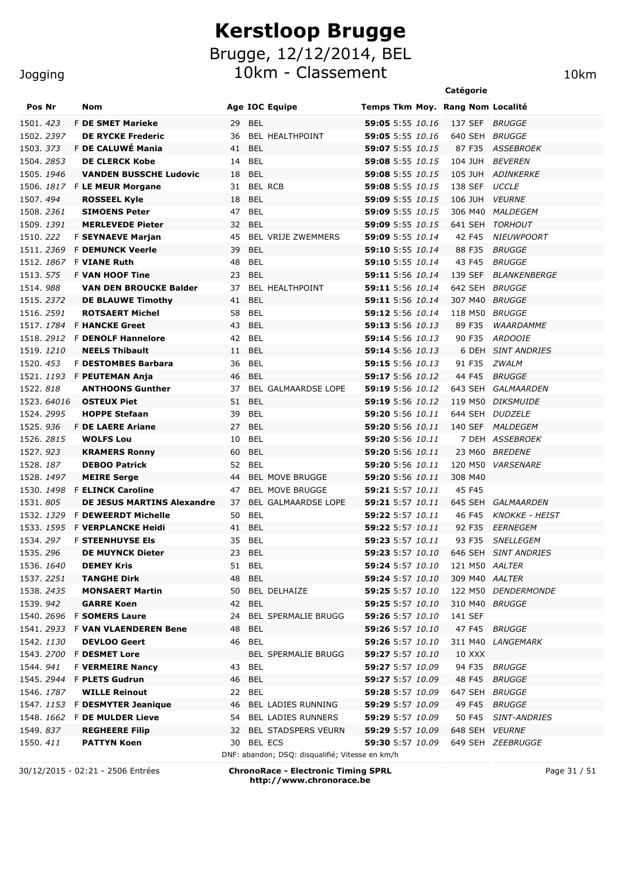# Kerstloop Brugge

## Brugge, 12/12/2014, BEL

## 10km - Classement

Jogging — 10km

| Pos | Nr | | Nom | Age | IOC | Equipe | Temps | Tkm | Moy. | Rang | Catégorie Nom | Localité |
|---|---|---|---|---|---|---|---|---|---|---|---|---|
| 1501. | *423* | F | **DE SMET Marieke** | 29 | BEL | | **59:05** | 5:55 | *10.16* | 137 | SEF | *BRUGGE* |
| 1502. | *2397* | | **DE RYCKE Frederic** | 36 | BEL | HEALTHPOINT | **59:05** | 5:55 | *10.16* | 640 | SEH | *BRUGGE* |
| 1503. | *373* | F | **DE CALUWÉ Mania** | 41 | BEL | | **59:07** | 5:55 | *10.15* | 87 | F35 | *ASSEBROEK* |
| 1504. | *2853* | | **DE CLERCK Kobe** | 14 | BEL | | **59:08** | 5:55 | *10.15* | 104 | JUH | *BEVEREN* |
| 1505. | *1946* | | **VANDEN BUSSCHE Ludovic** | 18 | BEL | | **59:08** | 5:55 | *10.15* | 105 | JUH | *ADINKERKE* |
| 1506. | *1817* | F | **LE MEUR Morgane** | 31 | BEL | RCB | **59:08** | 5:55 | *10.15* | 138 | SEF | *UCCLE* |
| 1507. | *494* | | **ROSSEEL Kyle** | 18 | BEL | | **59:09** | 5:55 | *10.15* | 106 | JUH | *VEURNE* |
| 1508. | *2361* | | **SIMOENS Peter** | 47 | BEL | | **59:09** | 5:55 | *10.15* | 306 | M40 | *MALDEGEM* |
| 1509. | *1391* | | **MERLEVEDE Pieter** | 32 | BEL | | **59:09** | 5:55 | *10.15* | 641 | SEH | *TORHOUT* |
| 1510. | *222* | F | **SEYNAEVE Marjan** | 45 | BEL | VRIJE ZWEMMERS | **59:09** | 5:55 | *10.14* | 42 | F45 | *NIEUWPOORT* |
| 1511. | *2369* | F | **DEMUNCK Veerle** | 39 | BEL | | **59:10** | 5:55 | *10.14* | 88 | F35 | *BRUGGE* |
| 1512. | *1867* | F | **VIANE Ruth** | 48 | BEL | | **59:10** | 5:55 | *10.14* | 43 | F45 | *BRUGGE* |
| 1513. | *575* | F | **VAN HOOF Tine** | 23 | BEL | | **59:11** | 5:56 | *10.14* | 139 | SEF | *BLANKENBERGE* |
| 1514. | *988* | | **VAN DEN BROUCKE Balder** | 37 | BEL | HEALTHPOINT | **59:11** | 5:56 | *10.14* | 642 | SEH | *BRUGGE* |
| 1515. | *2372* | | **DE BLAUWE Timothy** | 41 | BEL | | **59:11** | 5:56 | *10.14* | 307 | M40 | *BRUGGE* |
| 1516. | *2591* | | **ROTSAERT Michel** | 58 | BEL | | **59:12** | 5:56 | *10.14* | 118 | M50 | *BRUGGE* |
| 1517. | *1784* | F | **HANCKE Greet** | 43 | BEL | | **59:13** | 5:56 | *10.13* | 89 | F35 | *WAARDAMME* |
| 1518. | *2912* | F | **DENOLF Hannelore** | 42 | BEL | | **59:14** | 5:56 | *10.13* | 90 | F35 | *ARDOOIE* |
| 1519. | *1210* | | **NEELS Thibault** | 11 | BEL | | **59:14** | 5:56 | *10.13* | 6 | DEH | *SINT ANDRIES* |
| 1520. | *453* | F | **DESTOMBES Barbara** | 36 | BEL | | **59:15** | 5:56 | *10.13* | 91 | F35 | *ZWALM* |
| 1521. | *1193* | F | **PEUTEMAN Anja** | 46 | BEL | | **59:17** | 5:56 | *10.12* | 44 | F45 | *BRUGGE* |
| 1522. | *818* | | **ANTHOONS Gunther** | 37 | BEL | GALMAARDSE LOPE | **59:19** | 5:56 | *10.12* | 643 | SEH | *GALMAARDEN* |
| 1523. | *64016* | | **OSTEUX Piet** | 51 | BEL | | **59:19** | 5:56 | *10.12* | 119 | M50 | *DIKSMUIDE* |
| 1524. | *2995* | | **HOPPE Stefaan** | 39 | BEL | | **59:20** | 5:56 | *10.11* | 644 | SEH | *DUDZELE* |
| 1525. | *936* | F | **DE LAERE Ariane** | 27 | BEL | | **59:20** | 5:56 | *10.11* | 140 | SEF | *MALDEGEM* |
| 1526. | *2815* | | **WOLFS Lou** | 10 | BEL | | **59:20** | 5:56 | *10.11* | 7 | DEH | *ASSEBROEK* |
| 1527. | *923* | | **KRAMERS Ronny** | 60 | BEL | | **59:20** | 5:56 | *10.11* | 23 | M60 | *BREDENE* |
| 1528. | *187* | | **DEBOO Patrick** | 52 | BEL | | **59:20** | 5:56 | *10.11* | 120 | M50 | *VARSENARE* |
| 1528. | *1497* | | **MEIRE Serge** | 44 | BEL | MOVE BRUGGE | **59:20** | 5:56 | *10.11* | 308 | M40 | |
| 1530. | *1498* | F | **ELINCK Caroline** | 47 | BEL | MOVE BRUGGE | **59:21** | 5:57 | *10.11* | 45 | F45 | |
| 1531. | *805* | | **DE JESUS MARTINS Alexandre** | 37 | BEL | GALMAARDSE LOPE | **59:21** | 5:57 | *10.11* | 645 | SEH | *GALMAARDEN* |
| 1532. | *1329* | F | **DEWEERDT Michelle** | 50 | BEL | | **59:22** | 5:57 | *10.11* | 46 | F45 | *KNOKKE - HEIST* |
| 1533. | *1595* | F | **VERPLANCKE Heidi** | 41 | BEL | | **59:22** | 5:57 | *10.11* | 92 | F35 | *EERNEGEM* |
| 1534. | *297* | F | **STEENHUYSE Els** | 35 | BEL | | **59:23** | 5:57 | *10.11* | 93 | F35 | *SNELLEGEM* |
| 1535. | *296* | | **DE MUYNCK Dieter** | 23 | BEL | | **59:23** | 5:57 | *10.10* | 646 | SEH | *SINT ANDRIES* |
| 1536. | *1640* | | **DEMEY Kris** | 51 | BEL | | **59:24** | 5:57 | *10.10* | 121 | M50 | *AALTER* |
| 1537. | *2251* | | **TANGHE Dirk** | 48 | BEL | | **59:24** | 5:57 | *10.10* | 309 | M40 | *AALTER* |
| 1538. | *2435* | | **MONSAERT Martin** | 50 | BEL | DELHAIZE | **59:25** | 5:57 | *10.10* | 122 | M50 | *DENDERMONDE* |
| 1539. | *942* | | **GARRE Koen** | 42 | BEL | | **59:25** | 5:57 | *10.10* | 310 | M40 | *BRUGGE* |
| 1540. | *2696* | F | **SOMERS Laure** | 24 | BEL | SPERMALIE BRUGG | **59:26** | 5:57 | *10.10* | 141 | SEF | |
| 1541. | *2933* | F | **VAN VLAENDEREN Bene** | 48 | BEL | | **59:26** | 5:57 | *10.10* | 47 | F45 | *BRUGGE* |
| 1542. | *1130* | | **DEVLOO Geert** | 46 | BEL | | **59:26** | 5:57 | *10.10* | 311 | M40 | *LANGEMARK* |
| 1543. | *2700* | F | **DESMET Lore** | | BEL | SPERMALIE BRUGG | **59:27** | 5:57 | *10.10* | 10 | XXX | |
| 1544. | *941* | F | **VERMEIRE Nancy** | 43 | BEL | | **59:27** | 5:57 | *10.09* | 94 | F35 | *BRUGGE* |
| 1545. | *2944* | F | **PLETS Gudrun** | 46 | BEL | | **59:27** | 5:57 | *10.09* | 48 | F45 | *BRUGGE* |
| 1546. | *1787* | | **WILLE Reinout** | 22 | BEL | | **59:28** | 5:57 | *10.09* | 647 | SEH | *BRUGGE* |
| 1547. | *1153* | F | **DESMYTER Jeanique** | 46 | BEL | LADIES RUNNING | **59:29** | 5:57 | *10.09* | 49 | F45 | *BRUGGE* |
| 1548. | *1662* | F | **DE MULDER Lieve** | 54 | BEL | LADIES RUNNERS | **59:29** | 5:57 | *10.09* | 50 | F45 | *SINT-ANDRIES* |
| 1549. | *837* | | **REGHEERE Filip** | 32 | BEL | STADSPERS VEURN | **59:29** | 5:57 | *10.09* | 648 | SEH | *VEURNE* |
| 1550. | *411* | | **PATTYN Koen** | 30 | BEL | ECS | **59:30** | 5:57 | *10.09* | 649 | SEH | *ZEEBRUGGE* |

DNF: abandon; DSQ: disqualifié; Vitesse en km/h

30/12/2015 - 02:21 - 2506 Entrées

**ChronoRace - Electronic Timing SPRL**
**http://www.chronorace.be**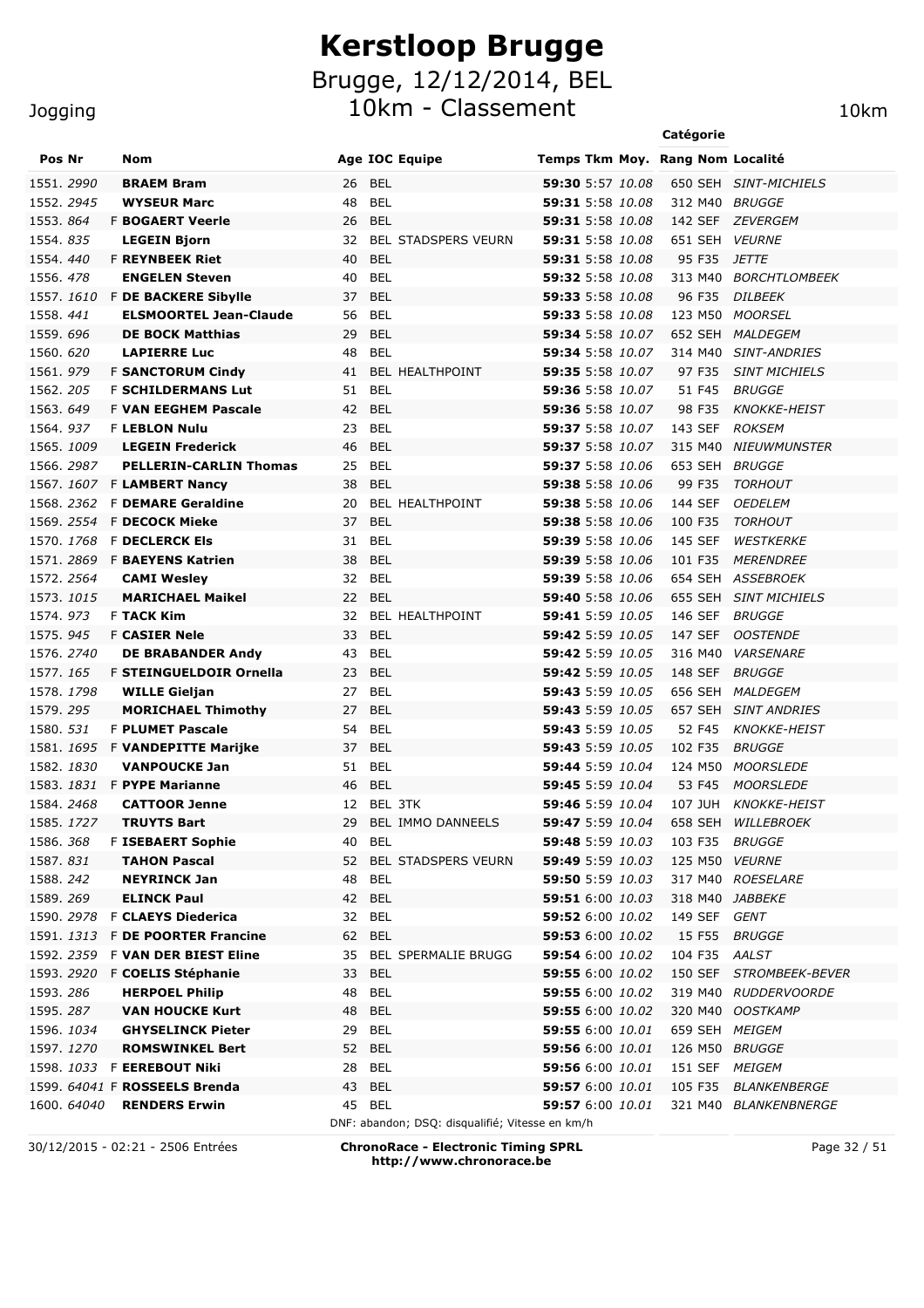# Kerstloop Brugge

## Brugge, 12/12/2014, BEL

## 10km - Classement

Jogging — 10km

| Pos | Nr | | Nom | Age | IOC | Equipe | Temps | Tkm | Moy. | Rang | Catégorie | Localité |
|---|---|---|---|---|---|---|---|---|---|---|---|---|
| 1551. | 2990 | | **BRAEM Bram** | 26 | BEL | | **59:30** | 5:57 | *10.08* | 650 | SEH | *SINT-MICHIELS* |
| 1552. | 2945 | | **WYSEUR Marc** | 48 | BEL | | **59:31** | 5:58 | *10.08* | 312 | M40 | *BRUGGE* |
| 1553. | 864 | F | **BOGAERT Veerle** | 26 | BEL | | **59:31** | 5:58 | *10.08* | 142 | SEF | *ZEVERGEM* |
| 1554. | 835 | | **LEGEIN Bjorn** | 32 | BEL | STADSPERS VEURN | **59:31** | 5:58 | *10.08* | 651 | SEH | *VEURNE* |
| 1554. | 440 | F | **REYNBEEK Riet** | 40 | BEL | | **59:31** | 5:58 | *10.08* | 95 | F35 | *JETTE* |
| 1556. | 478 | | **ENGELEN Steven** | 40 | BEL | | **59:32** | 5:58 | *10.08* | 313 | M40 | *BORCHTLOMBEEK* |
| 1557. | 1610 | F | **DE BACKERE Sibylle** | 37 | BEL | | **59:33** | 5:58 | *10.08* | 96 | F35 | *DILBEEK* |
| 1558. | 441 | | **ELSMOORTEL Jean-Claude** | 56 | BEL | | **59:33** | 5:58 | *10.08* | 123 | M50 | *MOORSEL* |
| 1559. | 696 | | **DE BOCK Matthias** | 29 | BEL | | **59:34** | 5:58 | *10.07* | 652 | SEH | *MALDEGEM* |
| 1560. | 620 | | **LAPIERRE Luc** | 48 | BEL | | **59:34** | 5:58 | *10.07* | 314 | M40 | *SINT-ANDRIES* |
| 1561. | 979 | F | **SANCTORUM Cindy** | 41 | BEL | HEALTHPOINT | **59:35** | 5:58 | *10.07* | 97 | F35 | *SINT MICHIELS* |
| 1562. | 205 | F | **SCHILDERMANS Lut** | 51 | BEL | | **59:36** | 5:58 | *10.07* | 51 | F45 | *BRUGGE* |
| 1563. | 649 | F | **VAN EEGHEM Pascale** | 42 | BEL | | **59:36** | 5:58 | *10.07* | 98 | F35 | *KNOKKE-HEIST* |
| 1564. | 937 | F | **LEBLON Nulu** | 23 | BEL | | **59:37** | 5:58 | *10.07* | 143 | SEF | *ROKSEM* |
| 1565. | 1009 | | **LEGEIN Frederick** | 46 | BEL | | **59:37** | 5:58 | *10.07* | 315 | M40 | *NIEUWMUNSTER* |
| 1566. | 2987 | | **PELLERIN-CARLIN Thomas** | 25 | BEL | | **59:37** | 5:58 | *10.06* | 653 | SEH | *BRUGGE* |
| 1567. | 1607 | F | **LAMBERT Nancy** | 38 | BEL | | **59:38** | 5:58 | *10.06* | 99 | F35 | *TORHOUT* |
| 1568. | 2362 | F | **DEMARE Geraldine** | 20 | BEL | HEALTHPOINT | **59:38** | 5:58 | *10.06* | 144 | SEF | *OEDELEM* |
| 1569. | 2554 | F | **DECOCK Mieke** | 37 | BEL | | **59:38** | 5:58 | *10.06* | 100 | F35 | *TORHOUT* |
| 1570. | 1768 | F | **DECLERCK Els** | 31 | BEL | | **59:39** | 5:58 | *10.06* | 145 | SEF | *WESTKERKE* |
| 1571. | 2869 | F | **BAEYENS Katrien** | 38 | BEL | | **59:39** | 5:58 | *10.06* | 101 | F35 | *MERENDREE* |
| 1572. | 2564 | | **CAMI Wesley** | 32 | BEL | | **59:39** | 5:58 | *10.06* | 654 | SEH | *ASSEBROEK* |
| 1573. | 1015 | | **MARICHAEL Maikel** | 22 | BEL | | **59:40** | 5:58 | *10.06* | 655 | SEH | *SINT MICHIELS* |
| 1574. | 973 | F | **TACK Kim** | 32 | BEL | HEALTHPOINT | **59:41** | 5:59 | *10.05* | 146 | SEF | *BRUGGE* |
| 1575. | 945 | F | **CASIER Nele** | 33 | BEL | | **59:42** | 5:59 | *10.05* | 147 | SEF | *OOSTENDE* |
| 1576. | 2740 | | **DE BRABANDER Andy** | 43 | BEL | | **59:42** | 5:59 | *10.05* | 316 | M40 | *VARSENARE* |
| 1577. | 165 | F | **STEINGUELDOIR Ornella** | 23 | BEL | | **59:42** | 5:59 | *10.05* | 148 | SEF | *BRUGGE* |
| 1578. | 1798 | | **WILLE Gieljan** | 27 | BEL | | **59:43** | 5:59 | *10.05* | 656 | SEH | *MALDEGEM* |
| 1579. | 295 | | **MORICHAEL Thimothy** | 27 | BEL | | **59:43** | 5:59 | *10.05* | 657 | SEH | *SINT ANDRIES* |
| 1580. | 531 | F | **PLUMET Pascale** | 54 | BEL | | **59:43** | 5:59 | *10.05* | 52 | F45 | *KNOKKE-HEIST* |
| 1581. | 1695 | F | **VANDEPITTE Marijke** | 37 | BEL | | **59:43** | 5:59 | *10.05* | 102 | F35 | *BRUGGE* |
| 1582. | 1830 | | **VANPOUCKE Jan** | 51 | BEL | | **59:44** | 5:59 | *10.04* | 124 | M50 | *MOORSLEDE* |
| 1583. | 1831 | F | **PYPE Marianne** | 46 | BEL | | **59:45** | 5:59 | *10.04* | 53 | F45 | *MOORSLEDE* |
| 1584. | 2468 | | **CATTOOR Jenne** | 12 | BEL | 3TK | **59:46** | 5:59 | *10.04* | 107 | JUH | *KNOKKE-HEIST* |
| 1585. | 1727 | | **TRUYTS Bart** | 29 | BEL | IMMO DANNEELS | **59:47** | 5:59 | *10.04* | 658 | SEH | *WILLEBROEK* |
| 1586. | 368 | F | **ISEBAERT Sophie** | 40 | BEL | | **59:48** | 5:59 | *10.03* | 103 | F35 | *BRUGGE* |
| 1587. | 831 | | **TAHON Pascal** | 52 | BEL | STADSPERS VEURN | **59:49** | 5:59 | *10.03* | 125 | M50 | *VEURNE* |
| 1588. | 242 | | **NEYRINCK Jan** | 48 | BEL | | **59:50** | 5:59 | *10.03* | 317 | M40 | *ROESELARE* |
| 1589. | 269 | | **ELINCK Paul** | 42 | BEL | | **59:51** | 6:00 | *10.03* | 318 | M40 | *JABBEKE* |
| 1590. | 2978 | F | **CLAEYS Diederica** | 32 | BEL | | **59:52** | 6:00 | *10.02* | 149 | SEF | *GENT* |
| 1591. | 1313 | F | **DE POORTER Francine** | 62 | BEL | | **59:53** | 6:00 | *10.02* | 15 | F55 | *BRUGGE* |
| 1592. | 2359 | F | **VAN DER BIEST Eline** | 35 | BEL | SPERMALIE BRUGG | **59:54** | 6:00 | *10.02* | 104 | F35 | *AALST* |
| 1593. | 2920 | F | **COELIS Stéphanie** | 33 | BEL | | **59:55** | 6:00 | *10.02* | 150 | SEF | *STROMBEEK-BEVER* |
| 1593. | 286 | | **HERPOEL Philip** | 48 | BEL | | **59:55** | 6:00 | *10.02* | 319 | M40 | *RUDDERVOORDE* |
| 1595. | 287 | | **VAN HOUCKE Kurt** | 48 | BEL | | **59:55** | 6:00 | *10.02* | 320 | M40 | *OOSTKAMP* |
| 1596. | 1034 | | **GHYSELINCK Pieter** | 29 | BEL | | **59:55** | 6:00 | *10.01* | 659 | SEH | *MEIGEM* |
| 1597. | 1270 | | **ROMSWINKEL Bert** | 52 | BEL | | **59:56** | 6:00 | *10.01* | 126 | M50 | *BRUGGE* |
| 1598. | 1033 | F | **EEREBOUT Niki** | 28 | BEL | | **59:56** | 6:00 | *10.01* | 151 | SEF | *MEIGEM* |
| 1599. | 64041 | F | **ROSSEELS Brenda** | 43 | BEL | | **59:57** | 6:00 | *10.01* | 105 | F35 | *BLANKENBERGE* |
| 1600. | 64040 | | **RENDERS Erwin** | 45 | BEL | | **59:57** | 6:00 | *10.01* | 321 | M40 | *BLANKENBNERGE* |

DNF: abandon; DSQ: disqualifié; Vitesse en km/h

30/12/2015 - 02:21 - 2506 Entrées

**ChronoRace - Electronic Timing SPRL**
**http://www.chronorace.be**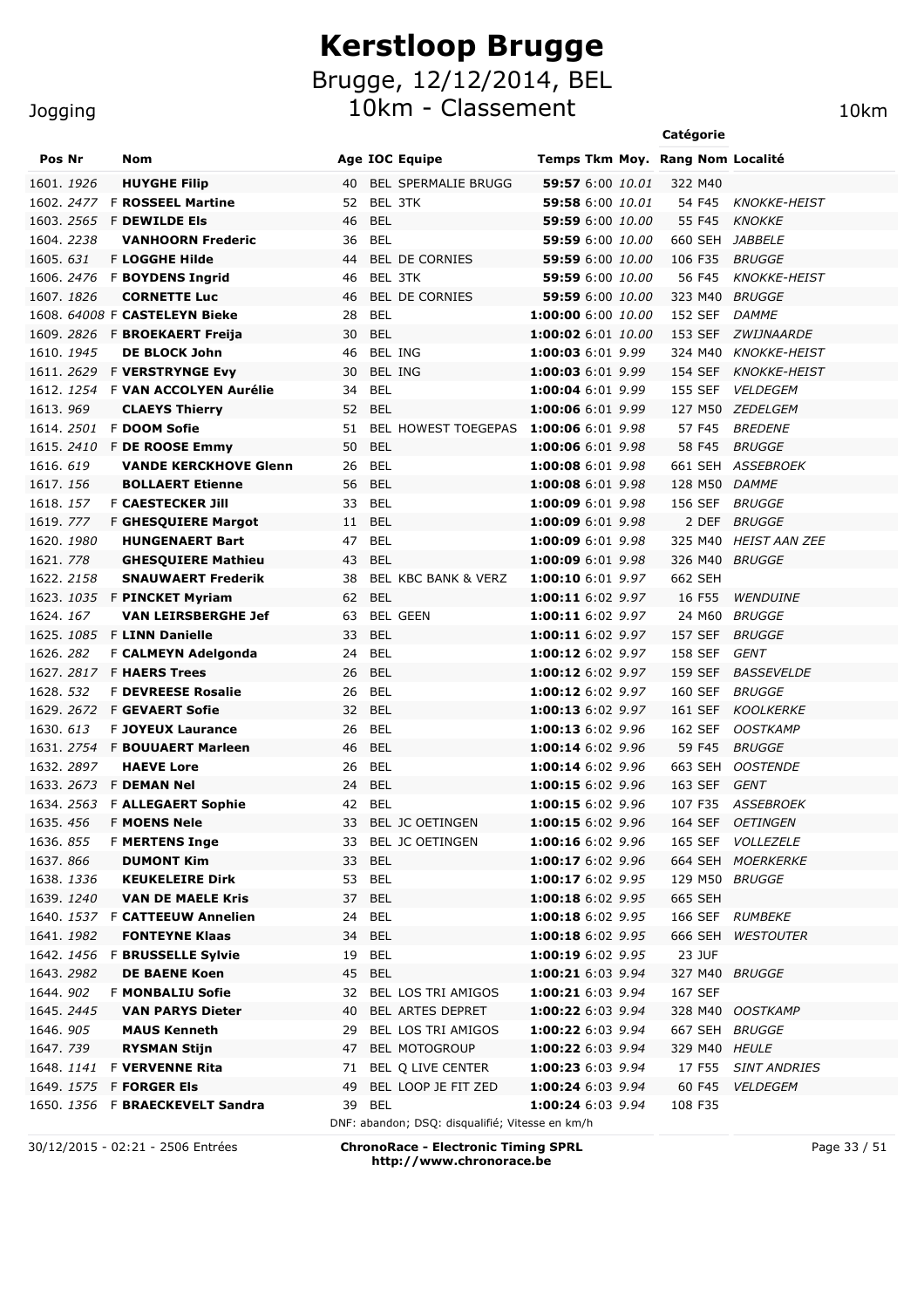# Kerstloop Brugge

## Brugge, 12/12/2014, BEL

## 10km - Classement

Jogging — 10km

| Pos | Nr | | Nom | Age | IOC | Equipe | Temps | Tkm | Moy. | Rang | Catégorie Nom | Localité |
|---|---|---|---|---|---|---|---|---|---|---|---|---|
| 1601. | *1926* | | **HUYGHE Filip** | 40 | BEL | SPERMALIE BRUGG | **59:57** | 6:00 | *10.01* | 322 | M40 | |
| 1602. | *2477* | F | **ROSSEEL Martine** | 52 | BEL | 3TK | **59:58** | 6:00 | *10.01* | 54 | F45 | *KNOKKE-HEIST* |
| 1603. | *2565* | F | **DEWILDE Els** | 46 | BEL | | **59:59** | 6:00 | *10.00* | 55 | F45 | *KNOKKE* |
| 1604. | *2238* | | **VANHOORN Frederic** | 36 | BEL | | **59:59** | 6:00 | *10.00* | 660 | SEH | *JABBELE* |
| 1605. | *631* | F | **LOGGHE Hilde** | 44 | BEL | DE CORNIES | **59:59** | 6:00 | *10.00* | 106 | F35 | *BRUGGE* |
| 1606. | *2476* | F | **BOYDENS Ingrid** | 46 | BEL | 3TK | **59:59** | 6:00 | *10.00* | 56 | F45 | *KNOKKE-HEIST* |
| 1607. | *1826* | | **CORNETTE Luc** | 46 | BEL | DE CORNIES | **59:59** | 6:00 | *10.00* | 323 | M40 | *BRUGGE* |
| 1608. | *64008* | F | **CASTELEYN Bieke** | 28 | BEL | | **1:00:00** | 6:00 | *10.00* | 152 | SEF | *DAMME* |
| 1609. | *2826* | F | **BROEKAERT Freija** | 30 | BEL | | **1:00:02** | 6:01 | *10.00* | 153 | SEF | *ZWIJNAARDE* |
| 1610. | *1945* | | **DE BLOCK John** | 46 | BEL | ING | **1:00:03** | 6:01 | *9.99* | 324 | M40 | *KNOKKE-HEIST* |
| 1611. | *2629* | F | **VERSTRYNGE Evy** | 30 | BEL | ING | **1:00:03** | 6:01 | *9.99* | 154 | SEF | *KNOKKE-HEIST* |
| 1612. | *1254* | F | **VAN ACCOLYEN Aurélie** | 34 | BEL | | **1:00:04** | 6:01 | *9.99* | 155 | SEF | *VELDEGEM* |
| 1613. | *969* | | **CLAEYS Thierry** | 52 | BEL | | **1:00:06** | 6:01 | *9.99* | 127 | M50 | *ZEDELGEM* |
| 1614. | *2501* | F | **DOOM Sofie** | 51 | BEL | HOWEST TOEGEPAS | **1:00:06** | 6:01 | *9.98* | 57 | F45 | *BREDENE* |
| 1615. | *2410* | F | **DE ROOSE Emmy** | 50 | BEL | | **1:00:06** | 6:01 | *9.98* | 58 | F45 | *BRUGGE* |
| 1616. | *619* | | **VANDE KERCKHOVE Glenn** | 26 | BEL | | **1:00:08** | 6:01 | *9.98* | 661 | SEH | *ASSEBROEK* |
| 1617. | *156* | | **BOLLAERT Etienne** | 56 | BEL | | **1:00:08** | 6:01 | *9.98* | 128 | M50 | *DAMME* |
| 1618. | *157* | F | **CAESTECKER Jill** | 33 | BEL | | **1:00:09** | 6:01 | *9.98* | 156 | SEF | *BRUGGE* |
| 1619. | *777* | F | **GHESQUIERE Margot** | 11 | BEL | | **1:00:09** | 6:01 | *9.98* | 2 | DEF | *BRUGGE* |
| 1620. | *1980* | | **HUNGENAERT Bart** | 47 | BEL | | **1:00:09** | 6:01 | *9.98* | 325 | M40 | *HEIST AAN ZEE* |
| 1621. | *778* | | **GHESQUIERE Mathieu** | 43 | BEL | | **1:00:09** | 6:01 | *9.98* | 326 | M40 | *BRUGGE* |
| 1622. | *2158* | | **SNAUWAERT Frederik** | 38 | BEL | KBC BANK & VERZ | **1:00:10** | 6:01 | *9.97* | 662 | SEH | |
| 1623. | *1035* | F | **PINCKET Myriam** | 62 | BEL | | **1:00:11** | 6:02 | *9.97* | 16 | F55 | *WENDUINE* |
| 1624. | *167* | | **VAN LEIRSBERGHE Jef** | 63 | BEL | GEEN | **1:00:11** | 6:02 | *9.97* | 24 | M60 | *BRUGGE* |
| 1625. | *1085* | F | **LINN Danielle** | 33 | BEL | | **1:00:11** | 6:02 | *9.97* | 157 | SEF | *BRUGGE* |
| 1626. | *282* | F | **CALMEYN Adelgonda** | 24 | BEL | | **1:00:12** | 6:02 | *9.97* | 158 | SEF | *GENT* |
| 1627. | *2817* | F | **HAERS Trees** | 26 | BEL | | **1:00:12** | 6:02 | *9.97* | 159 | SEF | *BASSEVELDE* |
| 1628. | *532* | F | **DEVREESE Rosalie** | 26 | BEL | | **1:00:12** | 6:02 | *9.97* | 160 | SEF | *BRUGGE* |
| 1629. | *2672* | F | **GEVAERT Sofie** | 32 | BEL | | **1:00:13** | 6:02 | *9.97* | 161 | SEF | *KOOLKERKE* |
| 1630. | *613* | F | **JOYEUX Laurance** | 26 | BEL | | **1:00:13** | 6:02 | *9.96* | 162 | SEF | *OOSTKAMP* |
| 1631. | *2754* | F | **BOUUAERT Marleen** | 46 | BEL | | **1:00:14** | 6:02 | *9.96* | 59 | F45 | *BRUGGE* |
| 1632. | *2897* | | **HAEVE Lore** | 26 | BEL | | **1:00:14** | 6:02 | *9.96* | 663 | SEH | *OOSTENDE* |
| 1633. | *2673* | F | **DEMAN Nel** | 24 | BEL | | **1:00:15** | 6:02 | *9.96* | 163 | SEF | *GENT* |
| 1634. | *2563* | F | **ALLEGAERT Sophie** | 42 | BEL | | **1:00:15** | 6:02 | *9.96* | 107 | F35 | *ASSEBROEK* |
| 1635. | *456* | F | **MOENS Nele** | 33 | BEL | JC OETINGEN | **1:00:15** | 6:02 | *9.96* | 164 | SEF | *OETINGEN* |
| 1636. | *855* | F | **MERTENS Inge** | 33 | BEL | JC OETINGEN | **1:00:16** | 6:02 | *9.96* | 165 | SEF | *VOLLEZELE* |
| 1637. | *866* | | **DUMONT Kim** | 33 | BEL | | **1:00:17** | 6:02 | *9.96* | 664 | SEH | *MOERKERKE* |
| 1638. | *1336* | | **KEUKELEIRE Dirk** | 53 | BEL | | **1:00:17** | 6:02 | *9.95* | 129 | M50 | *BRUGGE* |
| 1639. | *1240* | | **VAN DE MAELE Kris** | 37 | BEL | | **1:00:18** | 6:02 | *9.95* | 665 | SEH | |
| 1640. | *1537* | F | **CATTEEUW Annelien** | 24 | BEL | | **1:00:18** | 6:02 | *9.95* | 166 | SEF | *RUMBEKE* |
| 1641. | *1982* | | **FONTEYNE Klaas** | 34 | BEL | | **1:00:18** | 6:02 | *9.95* | 666 | SEH | *WESTOUTER* |
| 1642. | *1456* | F | **BRUSSELLE Sylvie** | 19 | BEL | | **1:00:19** | 6:02 | *9.95* | 23 | JUF | |
| 1643. | *2982* | | **DE BAENE Koen** | 45 | BEL | | **1:00:21** | 6:03 | *9.94* | 327 | M40 | *BRUGGE* |
| 1644. | *902* | F | **MONBALIU Sofie** | 32 | BEL | LOS TRI AMIGOS | **1:00:21** | 6:03 | *9.94* | 167 | SEF | |
| 1645. | *2445* | | **VAN PARYS Dieter** | 40 | BEL | ARTES DEPRET | **1:00:22** | 6:03 | *9.94* | 328 | M40 | *OOSTKAMP* |
| 1646. | *905* | | **MAUS Kenneth** | 29 | BEL | LOS TRI AMIGOS | **1:00:22** | 6:03 | *9.94* | 667 | SEH | *BRUGGE* |
| 1647. | *739* | | **RYSMAN Stijn** | 47 | BEL | MOTOGROUP | **1:00:22** | 6:03 | *9.94* | 329 | M40 | *HEULE* |
| 1648. | *1141* | F | **VERVENNE Rita** | 71 | BEL | Q LIVE CENTER | **1:00:23** | 6:03 | *9.94* | 17 | F55 | *SINT ANDRIES* |
| 1649. | *1575* | F | **FORGER Els** | 49 | BEL | LOOP JE FIT ZED | **1:00:24** | 6:03 | *9.94* | 60 | F45 | *VELDEGEM* |
| 1650. | *1356* | F | **BRAECKEVELT Sandra** | 39 | BEL | | **1:00:24** | 6:03 | *9.94* | 108 | F35 | |

DNF: abandon; DSQ: disqualifié; Vitesse en km/h

30/12/2015 - 02:21 - 2506 Entrées

**ChronoRace - Electronic Timing SPRL**
**http://www.chronorace.be**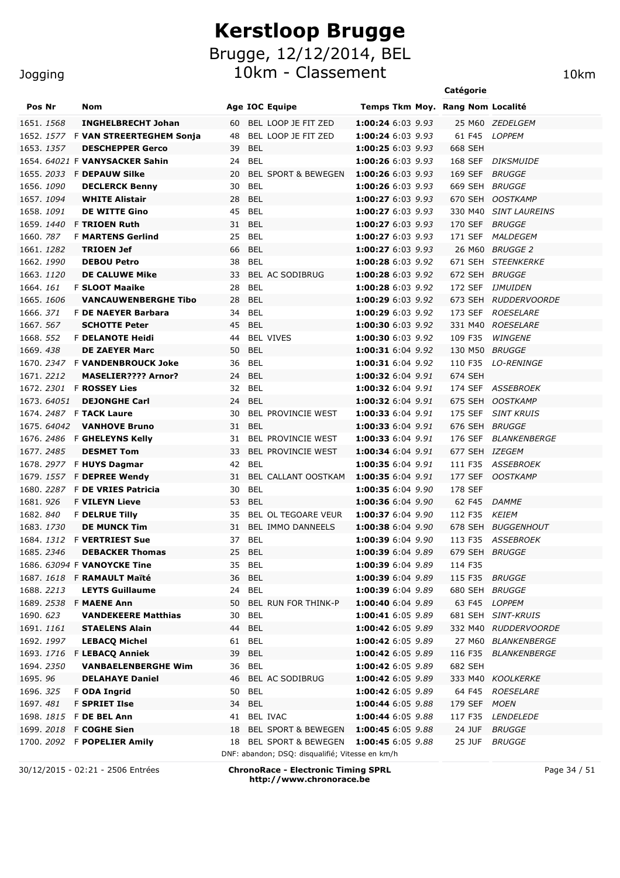# Kerstloop Brugge

## Brugge, 12/12/2014, BEL

## 10km - Classement

Jogging — 10km

| Pos | Nr | | Nom | Age | IOC | Equipe | Temps | Tkm | Moy. | Rang | Catégorie | Localité |
|---|---|---|---|---|---|---|---|---|---|---|---|---|
| 1651. | 1568 | | **INGHELBRECHT Johan** | 60 | BEL | LOOP JE FIT ZED | **1:00:24** | 6:03 | 9.93 | 25 | M60 | ZEDELGEM |
| 1652. | 1577 | F | **VAN STREERTEGHEM Sonja** | 48 | BEL | LOOP JE FIT ZED | **1:00:24** | 6:03 | 9.93 | 61 | F45 | LOPPEM |
| 1653. | 1357 | | **DESCHEPPER Gerco** | 39 | BEL | | **1:00:25** | 6:03 | 9.93 | 668 | SEH | |
| 1654. | 64021 | F | **VANYSACKER Sahin** | 24 | BEL | | **1:00:26** | 6:03 | 9.93 | 168 | SEF | DIKSMUIDE |
| 1655. | 2033 | F | **DEPAUW Silke** | 20 | BEL | SPORT & BEWEGEN | **1:00:26** | 6:03 | 9.93 | 169 | SEF | BRUGGE |
| 1656. | 1090 | | **DECLERCK Benny** | 30 | BEL | | **1:00:26** | 6:03 | 9.93 | 669 | SEH | BRUGGE |
| 1657. | 1094 | | **WHITE Alistair** | 28 | BEL | | **1:00:27** | 6:03 | 9.93 | 670 | SEH | OOSTKAMP |
| 1658. | 1091 | | **DE WITTE Gino** | 45 | BEL | | **1:00:27** | 6:03 | 9.93 | 330 | M40 | SINT LAUREINS |
| 1659. | 1440 | F | **TRIOEN Ruth** | 31 | BEL | | **1:00:27** | 6:03 | 9.93 | 170 | SEF | BRUGGE |
| 1660. | 787 | F | **MARTENS Gerlind** | 25 | BEL | | **1:00:27** | 6:03 | 9.93 | 171 | SEF | MALDEGEM |
| 1661. | 1282 | | **TRIOEN Jef** | 66 | BEL | | **1:00:27** | 6:03 | 9.93 | 26 | M60 | BRUGGE 2 |
| 1662. | 1990 | | **DEBOU Petro** | 38 | BEL | | **1:00:28** | 6:03 | 9.92 | 671 | SEH | STEENKERKE |
| 1663. | 1120 | | **DE CALUWE Mike** | 33 | BEL | AC SODIBRUG | **1:00:28** | 6:03 | 9.92 | 672 | SEH | BRUGGE |
| 1664. | 161 | F | **SLOOT Maaike** | 28 | BEL | | **1:00:28** | 6:03 | 9.92 | 172 | SEF | IJMUIDEN |
| 1665. | 1606 | | **VANCAUWENBERGHE Tibo** | 28 | BEL | | **1:00:29** | 6:03 | 9.92 | 673 | SEH | RUDDERVOORDE |
| 1666. | 371 | F | **DE NAEYER Barbara** | 34 | BEL | | **1:00:29** | 6:03 | 9.92 | 173 | SEF | ROESELARE |
| 1667. | 567 | | **SCHOTTE Peter** | 45 | BEL | | **1:00:30** | 6:03 | 9.92 | 331 | M40 | ROESELARE |
| 1668. | 552 | F | **DELANOTE Heidi** | 44 | BEL | VIVES | **1:00:30** | 6:03 | 9.92 | 109 | F35 | WINGENE |
| 1669. | 438 | | **DE ZAEYER Marc** | 50 | BEL | | **1:00:31** | 6:04 | 9.92 | 130 | M50 | BRUGGE |
| 1670. | 2347 | F | **VANDENBROUCK Joke** | 36 | BEL | | **1:00:31** | 6:04 | 9.92 | 110 | F35 | LO-RENINGE |
| 1671. | 2212 | | **MASELIER???? Arnor?** | 24 | BEL | | **1:00:32** | 6:04 | 9.91 | 674 | SEH | |
| 1672. | 2301 | F | **ROSSEY Lies** | 32 | BEL | | **1:00:32** | 6:04 | 9.91 | 174 | SEF | ASSEBROEK |
| 1673. | 64051 | | **DEJONGHE Carl** | 24 | BEL | | **1:00:32** | 6:04 | 9.91 | 675 | SEH | OOSTKAMP |
| 1674. | 2487 | F | **TACK Laure** | 30 | BEL | PROVINCIE WEST | **1:00:33** | 6:04 | 9.91 | 175 | SEF | SINT KRUIS |
| 1675. | 64042 | | **VANHOVE Bruno** | 31 | BEL | | **1:00:33** | 6:04 | 9.91 | 676 | SEH | BRUGGE |
| 1676. | 2486 | F | **GHELEYNS Kelly** | 31 | BEL | PROVINCIE WEST | **1:00:33** | 6:04 | 9.91 | 176 | SEF | BLANKENBERGE |
| 1677. | 2485 | | **DESMET Tom** | 33 | BEL | PROVINCIE WEST | **1:00:34** | 6:04 | 9.91 | 677 | SEH | IZEGEM |
| 1678. | 2977 | F | **HUYS Dagmar** | 42 | BEL | | **1:00:35** | 6:04 | 9.91 | 111 | F35 | ASSEBROEK |
| 1679. | 1557 | F | **DEPREE Wendy** | 31 | BEL | CALLANT OOSTKAM | **1:00:35** | 6:04 | 9.91 | 177 | SEF | OOSTKAMP |
| 1680. | 2287 | F | **DE VRIES Patricia** | 30 | BEL | | **1:00:35** | 6:04 | 9.90 | 178 | SEF | |
| 1681. | 926 | F | **VILEYN Lieve** | 53 | BEL | | **1:00:36** | 6:04 | 9.90 | 62 | F45 | DAMME |
| 1682. | 840 | F | **DELRUE Tilly** | 35 | BEL | OL TEGOARE VEUR | **1:00:37** | 6:04 | 9.90 | 112 | F35 | KEIEM |
| 1683. | 1730 | | **DE MUNCK Tim** | 31 | BEL | IMMO DANNEELS | **1:00:38** | 6:04 | 9.90 | 678 | SEH | BUGGENHOUT |
| 1684. | 1312 | F | **VERTRIEST Sue** | 37 | BEL | | **1:00:39** | 6:04 | 9.90 | 113 | F35 | ASSEBROEK |
| 1685. | 2346 | | **DEBACKER Thomas** | 25 | BEL | | **1:00:39** | 6:04 | 9.89 | 679 | SEH | BRUGGE |
| 1686. | 63094 | F | **VANOYCKE Tine** | 35 | BEL | | **1:00:39** | 6:04 | 9.89 | 114 | F35 | |
| 1687. | 1618 | F | **RAMAULT Maïté** | 36 | BEL | | **1:00:39** | 6:04 | 9.89 | 115 | F35 | BRUGGE |
| 1688. | 2213 | | **LEYTS Guillaume** | 24 | BEL | | **1:00:39** | 6:04 | 9.89 | 680 | SEH | BRUGGE |
| 1689. | 2538 | F | **MAENE Ann** | 50 | BEL | RUN FOR THINK-P | **1:00:40** | 6:04 | 9.89 | 63 | F45 | LOPPEM |
| 1690. | 623 | | **VANDEKEERE Matthias** | 30 | BEL | | **1:00:41** | 6:05 | 9.89 | 681 | SEH | SINT-KRUIS |
| 1691. | 1161 | | **STAELENS Alain** | 44 | BEL | | **1:00:42** | 6:05 | 9.89 | 332 | M40 | RUDDERVOORDE |
| 1692. | 1997 | | **LEBACQ Michel** | 61 | BEL | | **1:00:42** | 6:05 | 9.89 | 27 | M60 | BLANKENBERGE |
| 1693. | 1716 | F | **LEBACQ Anniek** | 39 | BEL | | **1:00:42** | 6:05 | 9.89 | 116 | F35 | BLANKENBERGE |
| 1694. | 2350 | | **VANBAELENBERGHE Wim** | 36 | BEL | | **1:00:42** | 6:05 | 9.89 | 682 | SEH | |
| 1695. | 96 | | **DELAHAYE Daniel** | 46 | BEL | AC SODIBRUG | **1:00:42** | 6:05 | 9.89 | 333 | M40 | KOOLKERKE |
| 1696. | 325 | F | **ODA Ingrid** | 50 | BEL | | **1:00:42** | 6:05 | 9.89 | 64 | F45 | ROESELARE |
| 1697. | 481 | F | **SPRIET Ilse** | 34 | BEL | | **1:00:44** | 6:05 | 9.88 | 179 | SEF | MOEN |
| 1698. | 1815 | F | **DE BEL Ann** | 41 | BEL | IVAC | **1:00:44** | 6:05 | 9.88 | 117 | F35 | LENDELEDE |
| 1699. | 2018 | F | **COGHE Sien** | 18 | BEL | SPORT & BEWEGEN | **1:00:45** | 6:05 | 9.88 | 24 | JUF | BRUGGE |
| 1700. | 2092 | F | **POPELIER Amily** | 18 | BEL | SPORT & BEWEGEN | **1:00:45** | 6:05 | 9.88 | 25 | JUF | BRUGGE |

DNF: abandon; DSQ: disqualifié; Vitesse en km/h

30/12/2015 - 02:21 - 2506 Entrées

**ChronoRace - Electronic Timing SPRL**
**http://www.chronorace.be**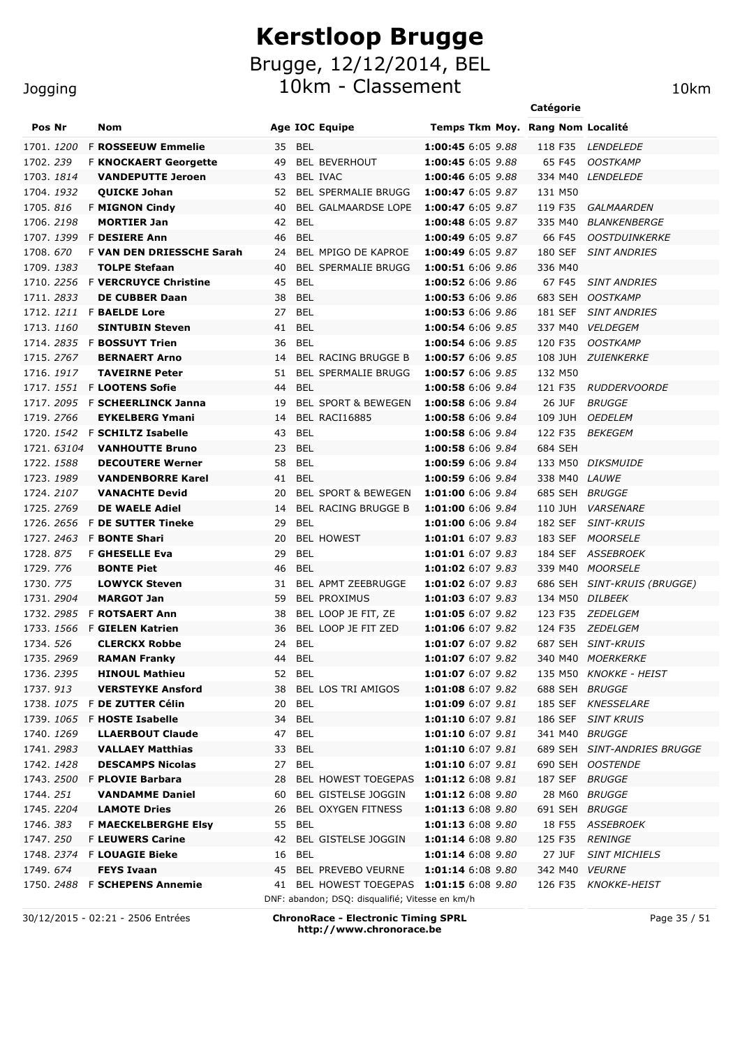# Kerstloop Brugge

## Brugge, 12/12/2014, BEL

## 10km - Classement

Jogging — 10km

| Pos | Nr | | Nom | Age | IOC | Equipe | Temps | Tkm | Moy. | Rang | Catégorie Nom | Localité |
|---|---|---|---|---|---|---|---|---|---|---|---|---|
| 1701. | 1200 | F | **ROSSEEUW Emmelie** | 35 | BEL | | **1:00:45** | 6:05 | 9.88 | 118 | F35 | LENDELEDE |
| 1702. | 239 | F | **KNOCKAERT Georgette** | 49 | BEL | BEVERHOUT | **1:00:45** | 6:05 | 9.88 | 65 | F45 | OOSTKAMP |
| 1703. | 1814 | | **VANDEPUTTE Jeroen** | 43 | BEL | IVAC | **1:00:46** | 6:05 | 9.88 | 334 | M40 | LENDELEDE |
| 1704. | 1932 | | **QUICKE Johan** | 52 | BEL | SPERMALIE BRUGG | **1:00:47** | 6:05 | 9.87 | 131 | M50 | |
| 1705. | 816 | F | **MIGNON Cindy** | 40 | BEL | GALMAARDSE LOPE | **1:00:47** | 6:05 | 9.87 | 119 | F35 | GALMAARDEN |
| 1706. | 2198 | | **MORTIER Jan** | 42 | BEL | | **1:00:48** | 6:05 | 9.87 | 335 | M40 | BLANKENBERGE |
| 1707. | 1399 | F | **DESIERE Ann** | 46 | BEL | | **1:00:49** | 6:05 | 9.87 | 66 | F45 | OOSTDUINKERKE |
| 1708. | 670 | F | **VAN DEN DRIESSCHE Sarah** | 24 | BEL | MPIGO DE KAPROE | **1:00:49** | 6:05 | 9.87 | 180 | SEF | SINT ANDRIES |
| 1709. | 1383 | | **TOLPE Stefaan** | 40 | BEL | SPERMALIE BRUGG | **1:00:51** | 6:06 | 9.86 | 336 | M40 | |
| 1710. | 2256 | F | **VERCRUYCE Christine** | 45 | BEL | | **1:00:52** | 6:06 | 9.86 | 67 | F45 | SINT ANDRIES |
| 1711. | 2833 | | **DE CUBBER Daan** | 38 | BEL | | **1:00:53** | 6:06 | 9.86 | 683 | SEH | OOSTKAMP |
| 1712. | 1211 | F | **BAELDE Lore** | 27 | BEL | | **1:00:53** | 6:06 | 9.86 | 181 | SEF | SINT ANDRIES |
| 1713. | 1160 | | **SINTUBIN Steven** | 41 | BEL | | **1:00:54** | 6:06 | 9.85 | 337 | M40 | VELDEGEM |
| 1714. | 2835 | F | **BOSSUYT Trien** | 36 | BEL | | **1:00:54** | 6:06 | 9.85 | 120 | F35 | OOSTKAMP |
| 1715. | 2767 | | **BERNAERT Arno** | 14 | BEL | RACING BRUGGE B | **1:00:57** | 6:06 | 9.85 | 108 | JUH | ZUIENKERKE |
| 1716. | 1917 | | **TAVEIRNE Peter** | 51 | BEL | SPERMALIE BRUGG | **1:00:57** | 6:06 | 9.85 | 132 | M50 | |
| 1717. | 1551 | F | **LOOTENS Sofie** | 44 | BEL | | **1:00:58** | 6:06 | 9.84 | 121 | F35 | RUDDERVOORDE |
| 1717. | 2095 | F | **SCHEERLINCK Janna** | 19 | BEL | SPORT & BEWEGEN | **1:00:58** | 6:06 | 9.84 | 26 | JUF | BRUGGE |
| 1719. | 2766 | | **EYKELBERG Ymani** | 14 | BEL | RACI16885 | **1:00:58** | 6:06 | 9.84 | 109 | JUH | OEDELEM |
| 1720. | 1542 | F | **SCHILTZ Isabelle** | 43 | BEL | | **1:00:58** | 6:06 | 9.84 | 122 | F35 | BEKEGEM |
| 1721. | 63104 | | **VANHOUTTE Bruno** | 23 | BEL | | **1:00:58** | 6:06 | 9.84 | 684 | SEH | |
| 1722. | 1588 | | **DECOUTERE Werner** | 58 | BEL | | **1:00:59** | 6:06 | 9.84 | 133 | M50 | DIKSMUIDE |
| 1723. | 1989 | | **VANDENBORRE Karel** | 41 | BEL | | **1:00:59** | 6:06 | 9.84 | 338 | M40 | LAUWE |
| 1724. | 2107 | | **VANACHTE Devid** | 20 | BEL | SPORT & BEWEGEN | **1:01:00** | 6:06 | 9.84 | 685 | SEH | BRUGGE |
| 1725. | 2769 | | **DE WAELE Adiel** | 14 | BEL | RACING BRUGGE B | **1:01:00** | 6:06 | 9.84 | 110 | JUH | VARSENARE |
| 1726. | 2656 | F | **DE SUTTER Tineke** | 29 | BEL | | **1:01:00** | 6:06 | 9.84 | 182 | SEF | SINT-KRUIS |
| 1727. | 2463 | F | **BONTE Shari** | 20 | BEL | HOWEST | **1:01:01** | 6:07 | 9.83 | 183 | SEF | MOORSELE |
| 1728. | 875 | F | **GHESELLE Eva** | 29 | BEL | | **1:01:01** | 6:07 | 9.83 | 184 | SEF | ASSEBROEK |
| 1729. | 776 | | **BONTE Piet** | 46 | BEL | | **1:01:02** | 6:07 | 9.83 | 339 | M40 | MOORSELE |
| 1730. | 775 | | **LOWYCK Steven** | 31 | BEL | APMT ZEEBRUGGE | **1:01:02** | 6:07 | 9.83 | 686 | SEH | SINT-KRUIS (BRUGGE) |
| 1731. | 2904 | | **MARGOT Jan** | 59 | BEL | PROXIMUS | **1:01:03** | 6:07 | 9.83 | 134 | M50 | DILBEEK |
| 1732. | 2985 | F | **ROTSAERT Ann** | 38 | BEL | LOOP JE FIT, ZE | **1:01:05** | 6:07 | 9.82 | 123 | F35 | ZEDELGEM |
| 1733. | 1566 | F | **GIELEN Katrien** | 36 | BEL | LOOP JE FIT ZED | **1:01:06** | 6:07 | 9.82 | 124 | F35 | ZEDELGEM |
| 1734. | 526 | | **CLERCKX Robbe** | 24 | BEL | | **1:01:07** | 6:07 | 9.82 | 687 | SEH | SINT-KRUIS |
| 1735. | 2969 | | **RAMAN Franky** | 44 | BEL | | **1:01:07** | 6:07 | 9.82 | 340 | M40 | MOERKERKE |
| 1736. | 2395 | | **HINOUL Mathieu** | 52 | BEL | | **1:01:07** | 6:07 | 9.82 | 135 | M50 | KNOKKE - HEIST |
| 1737. | 913 | | **VERSTEYKE Ansford** | 38 | BEL | LOS TRI AMIGOS | **1:01:08** | 6:07 | 9.82 | 688 | SEH | BRUGGE |
| 1738. | 1075 | F | **DE ZUTTER Célin** | 20 | BEL | | **1:01:09** | 6:07 | 9.81 | 185 | SEF | KNESSELARE |
| 1739. | 1065 | F | **HOSTE Isabelle** | 34 | BEL | | **1:01:10** | 6:07 | 9.81 | 186 | SEF | SINT KRUIS |
| 1740. | 1269 | | **LLAERBOUT Claude** | 47 | BEL | | **1:01:10** | 6:07 | 9.81 | 341 | M40 | BRUGGE |
| 1741. | 2983 | | **VALLAEY Matthias** | 33 | BEL | | **1:01:10** | 6:07 | 9.81 | 689 | SEH | SINT-ANDRIES BRUGGE |
| 1742. | 1428 | | **DESCAMPS Nicolas** | 27 | BEL | | **1:01:10** | 6:07 | 9.81 | 690 | SEH | OOSTENDE |
| 1743. | 2500 | F | **PLOVIE Barbara** | 28 | BEL | HOWEST TOEGEPAS | **1:01:12** | 6:08 | 9.81 | 187 | SEF | BRUGGE |
| 1744. | 251 | | **VANDAMME Daniel** | 60 | BEL | GISTELSE JOGGIN | **1:01:12** | 6:08 | 9.80 | 28 | M60 | BRUGGE |
| 1745. | 2204 | | **LAMOTE Dries** | 26 | BEL | OXYGEN FITNESS | **1:01:13** | 6:08 | 9.80 | 691 | SEH | BRUGGE |
| 1746. | 383 | F | **MAECKELBERGHE Elsy** | 55 | BEL | | **1:01:13** | 6:08 | 9.80 | 18 | F55 | ASSEBROEK |
| 1747. | 250 | F | **LEUWERS Carine** | 42 | BEL | GISTELSE JOGGIN | **1:01:14** | 6:08 | 9.80 | 125 | F35 | RENINGE |
| 1748. | 2374 | F | **LOUAGIE Bieke** | 16 | BEL | | **1:01:14** | 6:08 | 9.80 | 27 | JUF | SINT MICHIELS |
| 1749. | 674 | | **FEYS Ivaan** | 45 | BEL | PREVEBO VEURNE | **1:01:14** | 6:08 | 9.80 | 342 | M40 | VEURNE |
| 1750. | 2488 | F | **SCHEPENS Annemie** | 41 | BEL | HOWEST TOEGEPAS | **1:01:15** | 6:08 | 9.80 | 126 | F35 | KNOKKE-HEIST |

DNF: abandon; DSQ: disqualifié; Vitesse en km/h

30/12/2015 - 02:21 - 2506 Entrées

**ChronoRace - Electronic Timing SPRL**
**http://www.chronorace.be**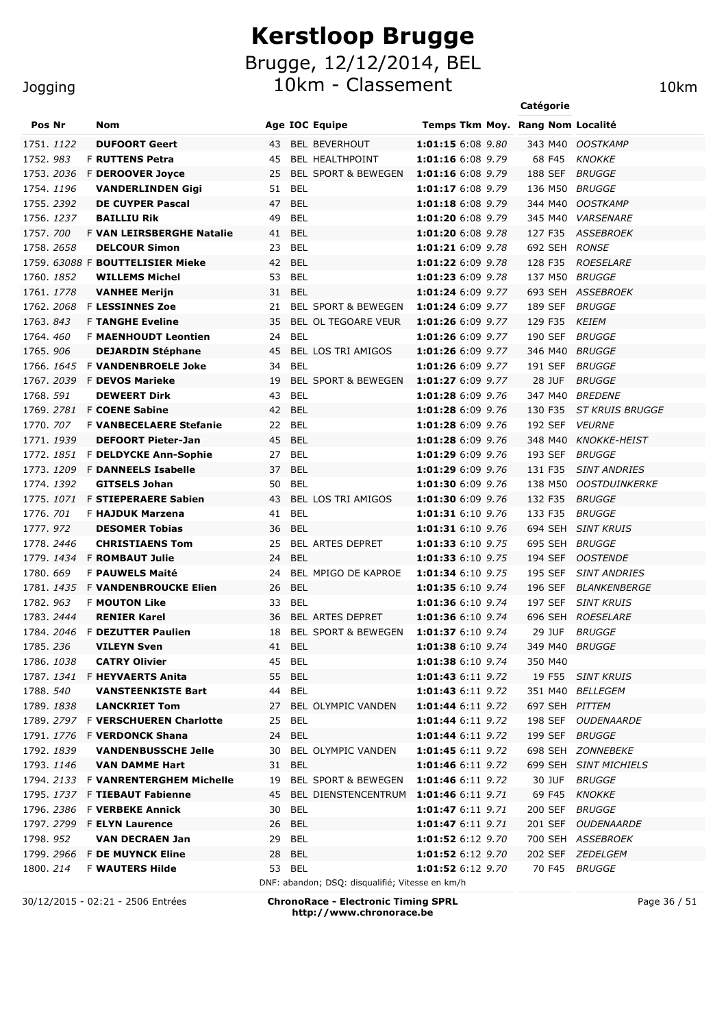# Kerstloop Brugge

## Brugge, 12/12/2014, BEL

## 10km - Classement

Jogging

10km

| Pos | Nr | | Nom | Age | IOC | Equipe | Temps | Tkm | Moy. | Rang | Catégorie | Localité |
|---|---|---|---|---|---|---|---|---|---|---|---|---|
| 1751. | 1122 | | **DUFOORT Geert** | 43 | BEL | BEVERHOUT | **1:01:15** | 6:08 | 9.80 | 343 | M40 | OOSTKAMP |
| 1752. | 983 | F | **RUTTENS Petra** | 45 | BEL | HEALTHPOINT | **1:01:16** | 6:08 | 9.79 | 68 | F45 | KNOKKE |
| 1753. | 2036 | F | **DEROOVER Joyce** | 25 | BEL | SPORT & BEWEGEN | **1:01:16** | 6:08 | 9.79 | 188 | SEF | BRUGGE |
| 1754. | 1196 | | **VANDERLINDEN Gigi** | 51 | BEL | | **1:01:17** | 6:08 | 9.79 | 136 | M50 | BRUGGE |
| 1755. | 2392 | | **DE CUYPER Pascal** | 47 | BEL | | **1:01:18** | 6:08 | 9.79 | 344 | M40 | OOSTKAMP |
| 1756. | 1237 | | **BAILLIU Rik** | 49 | BEL | | **1:01:20** | 6:08 | 9.79 | 345 | M40 | VARSENARE |
| 1757. | 700 | F | **VAN LEIRSBERGHE Natalie** | 41 | BEL | | **1:01:20** | 6:08 | 9.78 | 127 | F35 | ASSEBROEK |
| 1758. | 2658 | | **DELCOUR Simon** | 23 | BEL | | **1:01:21** | 6:09 | 9.78 | 692 | SEH | RONSE |
| 1759. | 63088 | F | **BOUTTELISIER Mieke** | 42 | BEL | | **1:01:22** | 6:09 | 9.78 | 128 | F35 | ROESELARE |
| 1760. | 1852 | | **WILLEMS Michel** | 53 | BEL | | **1:01:23** | 6:09 | 9.78 | 137 | M50 | BRUGGE |
| 1761. | 1778 | | **VANHEE Merijn** | 31 | BEL | | **1:01:24** | 6:09 | 9.77 | 693 | SEH | ASSEBROEK |
| 1762. | 2068 | F | **LESSINNES Zoe** | 21 | BEL | SPORT & BEWEGEN | **1:01:24** | 6:09 | 9.77 | 189 | SEF | BRUGGE |
| 1763. | 843 | F | **TANGHE Eveline** | 35 | BEL | OL TEGOARE VEUR | **1:01:26** | 6:09 | 9.77 | 129 | F35 | KEIEM |
| 1764. | 460 | F | **MAENHOUDT Leontien** | 24 | BEL | | **1:01:26** | 6:09 | 9.77 | 190 | SEF | BRUGGE |
| 1765. | 906 | | **DEJARDIN Stéphane** | 45 | BEL | LOS TRI AMIGOS | **1:01:26** | 6:09 | 9.77 | 346 | M40 | BRUGGE |
| 1766. | 1645 | F | **VANDENBROELE Joke** | 34 | BEL | | **1:01:26** | 6:09 | 9.77 | 191 | SEF | BRUGGE |
| 1767. | 2039 | F | **DEVOS Marieke** | 19 | BEL | SPORT & BEWEGEN | **1:01:27** | 6:09 | 9.77 | 28 | JUF | BRUGGE |
| 1768. | 591 | | **DEWEERT Dirk** | 43 | BEL | | **1:01:28** | 6:09 | 9.76 | 347 | M40 | BREDENE |
| 1769. | 2781 | F | **COENE Sabine** | 42 | BEL | | **1:01:28** | 6:09 | 9.76 | 130 | F35 | ST KRUIS BRUGGE |
| 1770. | 707 | F | **VANBECELAERE Stefanie** | 22 | BEL | | **1:01:28** | 6:09 | 9.76 | 192 | SEF | VEURNE |
| 1771. | 1939 | | **DEFOORT Pieter-Jan** | 45 | BEL | | **1:01:28** | 6:09 | 9.76 | 348 | M40 | KNOKKE-HEIST |
| 1772. | 1851 | F | **DELDYCKE Ann-Sophie** | 27 | BEL | | **1:01:29** | 6:09 | 9.76 | 193 | SEF | BRUGGE |
| 1773. | 1209 | F | **DANNEELS Isabelle** | 37 | BEL | | **1:01:29** | 6:09 | 9.76 | 131 | F35 | SINT ANDRIES |
| 1774. | 1392 | | **GITSELS Johan** | 50 | BEL | | **1:01:30** | 6:09 | 9.76 | 138 | M50 | OOSTDUINKERKE |
| 1775. | 1071 | F | **STIEPERAERE Sabien** | 43 | BEL | LOS TRI AMIGOS | **1:01:30** | 6:09 | 9.76 | 132 | F35 | BRUGGE |
| 1776. | 701 | F | **HAJDUK Marzena** | 41 | BEL | | **1:01:31** | 6:10 | 9.76 | 133 | F35 | BRUGGE |
| 1777. | 972 | | **DESOMER Tobias** | 36 | BEL | | **1:01:31** | 6:10 | 9.76 | 694 | SEH | SINT KRUIS |
| 1778. | 2446 | | **CHRISTIAENS Tom** | 25 | BEL | ARTES DEPRET | **1:01:33** | 6:10 | 9.75 | 695 | SEH | BRUGGE |
| 1779. | 1434 | F | **ROMBAUT Julie** | 24 | BEL | | **1:01:33** | 6:10 | 9.75 | 194 | SEF | OOSTENDE |
| 1780. | 669 | F | **PAUWELS Maité** | 24 | BEL | MPIGO DE KAPROE | **1:01:34** | 6:10 | 9.75 | 195 | SEF | SINT ANDRIES |
| 1781. | 1435 | F | **VANDENBROUCKE Elien** | 26 | BEL | | **1:01:35** | 6:10 | 9.74 | 196 | SEF | BLANKENBERGE |
| 1782. | 963 | F | **MOUTON Like** | 33 | BEL | | **1:01:36** | 6:10 | 9.74 | 197 | SEF | SINT KRUIS |
| 1783. | 2444 | | **RENIER Karel** | 36 | BEL | ARTES DEPRET | **1:01:36** | 6:10 | 9.74 | 696 | SEH | ROESELARE |
| 1784. | 2046 | F | **DEZUTTER Paulien** | 18 | BEL | SPORT & BEWEGEN | **1:01:37** | 6:10 | 9.74 | 29 | JUF | BRUGGE |
| 1785. | 236 | | **VILEYN Sven** | 41 | BEL | | **1:01:38** | 6:10 | 9.74 | 349 | M40 | BRUGGE |
| 1786. | 1038 | | **CATRY Olivier** | 45 | BEL | | **1:01:38** | 6:10 | 9.74 | 350 | M40 | |
| 1787. | 1341 | F | **HEYVAERTS Anita** | 55 | BEL | | **1:01:43** | 6:11 | 9.72 | 19 | F55 | SINT KRUIS |
| 1788. | 540 | | **VANSTEENKISTE Bart** | 44 | BEL | | **1:01:43** | 6:11 | 9.72 | 351 | M40 | BELLEGEM |
| 1789. | 1838 | | **LANCKRIET Tom** | 27 | BEL | OLYMPIC VANDEN | **1:01:44** | 6:11 | 9.72 | 697 | SEH | PITTEM |
| 1789. | 2797 | F | **VERSCHUEREN Charlotte** | 25 | BEL | | **1:01:44** | 6:11 | 9.72 | 198 | SEF | OUDENAARDE |
| 1791. | 1776 | F | **VERDONCK Shana** | 24 | BEL | | **1:01:44** | 6:11 | 9.72 | 199 | SEF | BRUGGE |
| 1792. | 1839 | | **VANDENBUSSCHE Jelle** | 30 | BEL | OLYMPIC VANDEN | **1:01:45** | 6:11 | 9.72 | 698 | SEH | ZONNEBEKE |
| 1793. | 1146 | | **VAN DAMME Hart** | 31 | BEL | | **1:01:46** | 6:11 | 9.72 | 699 | SEH | SINT MICHIELS |
| 1794. | 2133 | F | **VANRENTERGHEM Michelle** | 19 | BEL | SPORT & BEWEGEN | **1:01:46** | 6:11 | 9.72 | 30 | JUF | BRUGGE |
| 1795. | 1737 | F | **TIEBAUT Fabienne** | 45 | BEL | DIENSTENCENTRUM | **1:01:46** | 6:11 | 9.71 | 69 | F45 | KNOKKE |
| 1796. | 2386 | F | **VERBEKE Annick** | 30 | BEL | | **1:01:47** | 6:11 | 9.71 | 200 | SEF | BRUGGE |
| 1797. | 2799 | F | **ELYN Laurence** | 26 | BEL | | **1:01:47** | 6:11 | 9.71 | 201 | SEF | OUDENAARDE |
| 1798. | 952 | | **VAN DECRAEN Jan** | 29 | BEL | | **1:01:52** | 6:12 | 9.70 | 700 | SEH | ASSEBROEK |
| 1799. | 2966 | F | **DE MUYNCK Eline** | 28 | BEL | | **1:01:52** | 6:12 | 9.70 | 202 | SEF | ZEDELGEM |
| 1800. | 214 | F | **WAUTERS Hilde** | 53 | BEL | | **1:01:52** | 6:12 | 9.70 | 70 | F45 | BRUGGE |

DNF: abandon; DSQ: disqualifié; Vitesse en km/h

30/12/2015 - 02:21 - 2506 Entrées

**ChronoRace - Electronic Timing SPRL**
**http://www.chronorace.be**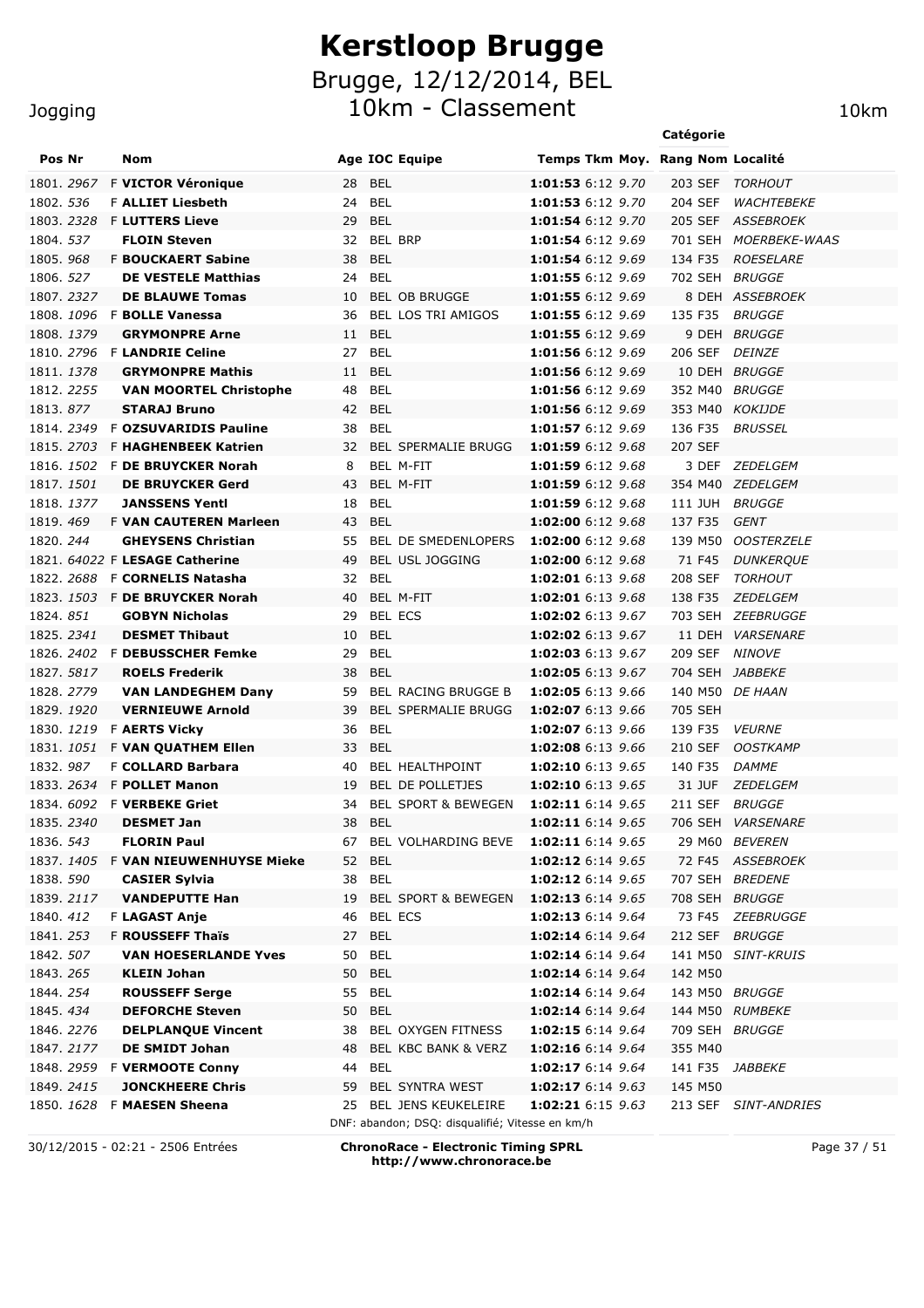# Kerstloop Brugge

## Brugge, 12/12/2014, BEL

## 10km - Classement

Jogging | 10km

| Pos | Nr | | Nom | Age | IOC | Equipe | Temps | Tkm | Moy. | Rang | Catégorie Nom | Localité |
|---|---|---|---|---|---|---|---|---|---|---|---|---|
| 1801. | *2967* | F | **VICTOR Véronique** | 28 | BEL | | **1:01:53** | 6:12 | *9.70* | 203 | SEF | *TORHOUT* |
| 1802. | *536* | F | **ALLIET Liesbeth** | 24 | BEL | | **1:01:53** | 6:12 | *9.70* | 204 | SEF | *WACHTEBEKE* |
| 1803. | *2328* | F | **LUTTERS Lieve** | 29 | BEL | | **1:01:54** | 6:12 | *9.70* | 205 | SEF | *ASSEBROEK* |
| 1804. | *537* | | **FLOIN Steven** | 32 | BEL | BRP | **1:01:54** | 6:12 | *9.69* | 701 | SEH | *MOERBEKE-WAAS* |
| 1805. | *968* | F | **BOUCKAERT Sabine** | 38 | BEL | | **1:01:54** | 6:12 | *9.69* | 134 | F35 | *ROESELARE* |
| 1806. | *527* | | **DE VESTELE Matthias** | 24 | BEL | | **1:01:55** | 6:12 | *9.69* | 702 | SEH | *BRUGGE* |
| 1807. | *2327* | | **DE BLAUWE Tomas** | 10 | BEL | OB BRUGGE | **1:01:55** | 6:12 | *9.69* | 8 | DEH | *ASSEBROEK* |
| 1808. | *1096* | F | **BOLLE Vanessa** | 36 | BEL | LOS TRI AMIGOS | **1:01:55** | 6:12 | *9.69* | 135 | F35 | *BRUGGE* |
| 1808. | *1379* | | **GRYMONPRE Arne** | 11 | BEL | | **1:01:55** | 6:12 | *9.69* | 9 | DEH | *BRUGGE* |
| 1810. | *2796* | F | **LANDRIE Celine** | 27 | BEL | | **1:01:56** | 6:12 | *9.69* | 206 | SEF | *DEINZE* |
| 1811. | *1378* | | **GRYMONPRE Mathis** | 11 | BEL | | **1:01:56** | 6:12 | *9.69* | 10 | DEH | *BRUGGE* |
| 1812. | *2255* | | **VAN MOORTEL Christophe** | 48 | BEL | | **1:01:56** | 6:12 | *9.69* | 352 | M40 | *BRUGGE* |
| 1813. | *877* | | **STARAJ Bruno** | 42 | BEL | | **1:01:56** | 6:12 | *9.69* | 353 | M40 | *KOKIJDE* |
| 1814. | *2349* | F | **OZSUVARIDIS Pauline** | 38 | BEL | | **1:01:57** | 6:12 | *9.69* | 136 | F35 | *BRUSSEL* |
| 1815. | *2703* | F | **HAGHENBEEK Katrien** | 32 | BEL | SPERMALIE BRUGG | **1:01:59** | 6:12 | *9.68* | 207 | SEF | |
| 1816. | *1502* | F | **DE BRUYCKER Norah** | 8 | BEL | M-FIT | **1:01:59** | 6:12 | *9.68* | 3 | DEF | *ZEDELGEM* |
| 1817. | *1501* | | **DE BRUYCKER Gerd** | 43 | BEL | M-FIT | **1:01:59** | 6:12 | *9.68* | 354 | M40 | *ZEDELGEM* |
| 1818. | *1377* | | **JANSSENS Yentl** | 18 | BEL | | **1:01:59** | 6:12 | *9.68* | 111 | JUH | *BRUGGE* |
| 1819. | *469* | F | **VAN CAUTEREN Marleen** | 43 | BEL | | **1:02:00** | 6:12 | *9.68* | 137 | F35 | *GENT* |
| 1820. | *244* | | **GHEYSENS Christian** | 55 | BEL | DE SMEDENLOPERS | **1:02:00** | 6:12 | *9.68* | 139 | M50 | *OOSTERZELE* |
| 1821. | *64022* | F | **LESAGE Catherine** | 49 | BEL | USL JOGGING | **1:02:00** | 6:12 | *9.68* | 71 | F45 | *DUNKERQUE* |
| 1822. | *2688* | F | **CORNELIS Natasha** | 32 | BEL | | **1:02:01** | 6:13 | *9.68* | 208 | SEF | *TORHOUT* |
| 1823. | *1503* | F | **DE BRUYCKER Norah** | 40 | BEL | M-FIT | **1:02:01** | 6:13 | *9.68* | 138 | F35 | *ZEDELGEM* |
| 1824. | *851* | | **GOBYN Nicholas** | 29 | BEL | ECS | **1:02:02** | 6:13 | *9.67* | 703 | SEH | *ZEEBRUGGE* |
| 1825. | *2341* | | **DESMET Thibaut** | 10 | BEL | | **1:02:02** | 6:13 | *9.67* | 11 | DEH | *VARSENARE* |
| 1826. | *2402* | F | **DEBUSSCHER Femke** | 29 | BEL | | **1:02:03** | 6:13 | *9.67* | 209 | SEF | *NINOVE* |
| 1827. | *5817* | | **ROELS Frederik** | 38 | BEL | | **1:02:05** | 6:13 | *9.67* | 704 | SEH | *JABBEKE* |
| 1828. | *2779* | | **VAN LANDEGHEM Dany** | 59 | BEL | RACING BRUGGE B | **1:02:05** | 6:13 | *9.66* | 140 | M50 | *DE HAAN* |
| 1829. | *1920* | | **VERNIEUWE Arnold** | 39 | BEL | SPERMALIE BRUGG | **1:02:07** | 6:13 | *9.66* | 705 | SEH | |
| 1830. | *1219* | F | **AERTS Vicky** | 36 | BEL | | **1:02:07** | 6:13 | *9.66* | 139 | F35 | *VEURNE* |
| 1831. | *1051* | F | **VAN QUATHEM Ellen** | 33 | BEL | | **1:02:08** | 6:13 | *9.66* | 210 | SEF | *OOSTKAMP* |
| 1832. | *987* | F | **COLLARD Barbara** | 40 | BEL | HEALTHPOINT | **1:02:10** | 6:13 | *9.65* | 140 | F35 | *DAMME* |
| 1833. | *2634* | F | **POLLET Manon** | 19 | BEL | DE POLLETJES | **1:02:10** | 6:13 | *9.65* | 31 | JUF | *ZEDELGEM* |
| 1834. | *6092* | F | **VERBEKE Griet** | 34 | BEL | SPORT & BEWEGEN | **1:02:11** | 6:14 | *9.65* | 211 | SEF | *BRUGGE* |
| 1835. | *2340* | | **DESMET Jan** | 38 | BEL | | **1:02:11** | 6:14 | *9.65* | 706 | SEH | *VARSENARE* |
| 1836. | *543* | | **FLORIN Paul** | 67 | BEL | VOLHARDING BEVE | **1:02:11** | 6:14 | *9.65* | 29 | M60 | *BEVEREN* |
| 1837. | *1405* | F | **VAN NIEUWENHUYSE Mieke** | 52 | BEL | | **1:02:12** | 6:14 | *9.65* | 72 | F45 | *ASSEBROEK* |
| 1838. | *590* | | **CASIER Sylvia** | 38 | BEL | | **1:02:12** | 6:14 | *9.65* | 707 | SEH | *BREDENE* |
| 1839. | *2117* | | **VANDEPUTTE Han** | 19 | BEL | SPORT & BEWEGEN | **1:02:13** | 6:14 | *9.65* | 708 | SEH | *BRUGGE* |
| 1840. | *412* | F | **LAGAST Anje** | 46 | BEL | ECS | **1:02:13** | 6:14 | *9.64* | 73 | F45 | *ZEEBRUGGE* |
| 1841. | *253* | F | **ROUSSEFF Thaïs** | 27 | BEL | | **1:02:14** | 6:14 | *9.64* | 212 | SEF | *BRUGGE* |
| 1842. | *507* | | **VAN HOESERLANDE Yves** | 50 | BEL | | **1:02:14** | 6:14 | *9.64* | 141 | M50 | *SINT-KRUIS* |
| 1843. | *265* | | **KLEIN Johan** | 50 | BEL | | **1:02:14** | 6:14 | *9.64* | 142 | M50 | |
| 1844. | *254* | | **ROUSSEFF Serge** | 55 | BEL | | **1:02:14** | 6:14 | *9.64* | 143 | M50 | *BRUGGE* |
| 1845. | *434* | | **DEFORCHE Steven** | 50 | BEL | | **1:02:14** | 6:14 | *9.64* | 144 | M50 | *RUMBEKE* |
| 1846. | *2276* | | **DELPLANQUE Vincent** | 38 | BEL | OXYGEN FITNESS | **1:02:15** | 6:14 | *9.64* | 709 | SEH | *BRUGGE* |
| 1847. | *2177* | | **DE SMIDT Johan** | 48 | BEL | KBC BANK & VERZ | **1:02:16** | 6:14 | *9.64* | 355 | M40 | |
| 1848. | *2959* | F | **VERMOOTE Conny** | 44 | BEL | | **1:02:17** | 6:14 | *9.64* | 141 | F35 | *JABBEKE* |
| 1849. | *2415* | | **JONCKHEERE Chris** | 59 | BEL | SYNTRA WEST | **1:02:17** | 6:14 | *9.63* | 145 | M50 | |
| 1850. | *1628* | F | **MAESEN Sheena** | 25 | BEL | JENS KEUKELEIRE | **1:02:21** | 6:15 | *9.63* | 213 | SEF | *SINT-ANDRIES* |

DNF: abandon; DSQ: disqualifié; Vitesse en km/h

30/12/2015 - 02:21 - 2506 Entrées

**ChronoRace - Electronic Timing SPRL**
**http://www.chronorace.be**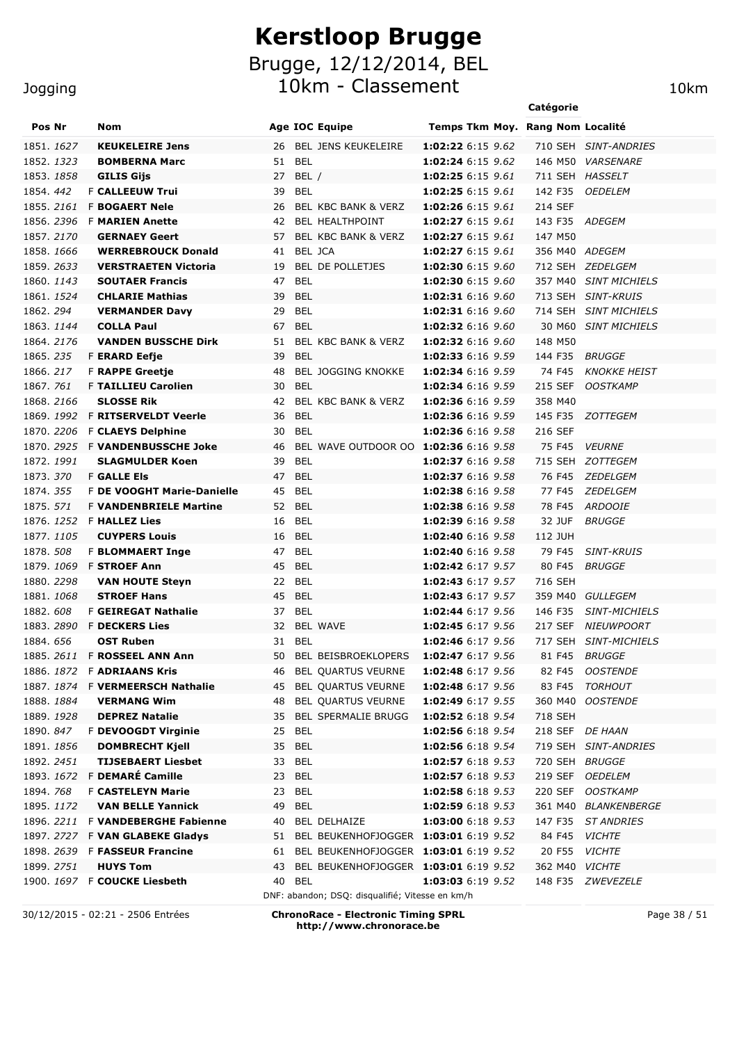# Kerstloop Brugge

## Brugge, 12/12/2014, BEL

## 10km - Classement

Jogging 10km

| Pos | Nr | | Nom | Age | IOC | Equipe | Temps | Tkm | Moy. | Rang | Catégorie | Localité |
|---|---|---|---|---|---|---|---|---|---|---|---|---|
| 1851. | *1627* | | **KEUKELEIRE Jens** | 26 | BEL | JENS KEUKELEIRE | **1:02:22** | 6:15 | *9.62* | 710 | SEH | *SINT-ANDRIES* |
| 1852. | *1323* | | **BOMBERNA Marc** | 51 | BEL | | **1:02:24** | 6:15 | *9.62* | 146 | M50 | *VARSENARE* |
| 1853. | *1858* | | **GILIS Gijs** | 27 | BEL | / | **1:02:25** | 6:15 | *9.61* | 711 | SEH | *HASSELT* |
| 1854. | *442* | F | **CALLEEUW Trui** | 39 | BEL | | **1:02:25** | 6:15 | *9.61* | 142 | F35 | *OEDELEM* |
| 1855. | *2161* | F | **BOGAERT Nele** | 26 | BEL | KBC BANK & VERZ | **1:02:26** | 6:15 | *9.61* | 214 | SEF | |
| 1856. | *2396* | F | **MARIEN Anette** | 42 | BEL | HEALTHPOINT | **1:02:27** | 6:15 | *9.61* | 143 | F35 | *ADEGEM* |
| 1857. | *2170* | | **GERNAEY Geert** | 57 | BEL | KBC BANK & VERZ | **1:02:27** | 6:15 | *9.61* | 147 | M50 | |
| 1858. | *1666* | | **WERREBROUCK Donald** | 41 | BEL | JCA | **1:02:27** | 6:15 | *9.61* | 356 | M40 | *ADEGEM* |
| 1859. | *2633* | | **VERSTRAETEN Victoria** | 19 | BEL | DE POLLETJES | **1:02:30** | 6:15 | *9.60* | 712 | SEH | *ZEDELGEM* |
| 1860. | *1143* | | **SOUTAER Francis** | 47 | BEL | | **1:02:30** | 6:15 | *9.60* | 357 | M40 | *SINT MICHIELS* |
| 1861. | *1524* | | **CHLARIE Mathias** | 39 | BEL | | **1:02:31** | 6:16 | *9.60* | 713 | SEH | *SINT-KRUIS* |
| 1862. | *294* | | **VERMANDER Davy** | 29 | BEL | | **1:02:31** | 6:16 | *9.60* | 714 | SEH | *SINT MICHIELS* |
| 1863. | *1144* | | **COLLA Paul** | 67 | BEL | | **1:02:32** | 6:16 | *9.60* | 30 | M60 | *SINT MICHIELS* |
| 1864. | *2176* | | **VANDEN BUSSCHE Dirk** | 51 | BEL | KBC BANK & VERZ | **1:02:32** | 6:16 | *9.60* | 148 | M50 | |
| 1865. | *235* | F | **ERARD Eefje** | 39 | BEL | | **1:02:33** | 6:16 | *9.59* | 144 | F35 | *BRUGGE* |
| 1866. | *217* | F | **RAPPE Greetje** | 48 | BEL | JOGGING KNOKKE | **1:02:34** | 6:16 | *9.59* | 74 | F45 | *KNOKKE HEIST* |
| 1867. | *761* | F | **TAILLIEU Carolien** | 30 | BEL | | **1:02:34** | 6:16 | *9.59* | 215 | SEF | *OOSTKAMP* |
| 1868. | *2166* | | **SLOSSE Rik** | 42 | BEL | KBC BANK & VERZ | **1:02:36** | 6:16 | *9.59* | 358 | M40 | |
| 1869. | *1992* | F | **RITSERVELDT Veerle** | 36 | BEL | | **1:02:36** | 6:16 | *9.59* | 145 | F35 | *ZOTTEGEM* |
| 1870. | *2206* | F | **CLAEYS Delphine** | 30 | BEL | | **1:02:36** | 6:16 | *9.58* | 216 | SEF | |
| 1870. | *2925* | F | **VANDENBUSSCHE Joke** | 46 | BEL | WAVE OUTDOOR OO | **1:02:36** | 6:16 | *9.58* | 75 | F45 | *VEURNE* |
| 1872. | *1991* | | **SLAGMULDER Koen** | 39 | BEL | | **1:02:37** | 6:16 | *9.58* | 715 | SEH | *ZOTTEGEM* |
| 1873. | *370* | F | **GALLE Els** | 47 | BEL | | **1:02:37** | 6:16 | *9.58* | 76 | F45 | *ZEDELGEM* |
| 1874. | *355* | F | **DE VOOGHT Marie-Danielle** | 45 | BEL | | **1:02:38** | 6:16 | *9.58* | 77 | F45 | *ZEDELGEM* |
| 1875. | *571* | F | **VANDENBRIELE Martine** | 52 | BEL | | **1:02:38** | 6:16 | *9.58* | 78 | F45 | *ARDOOIE* |
| 1876. | *1252* | F | **HALLEZ Lies** | 16 | BEL | | **1:02:39** | 6:16 | *9.58* | 32 | JUF | *BRUGGE* |
| 1877. | *1105* | | **CUYPERS Louis** | 16 | BEL | | **1:02:40** | 6:16 | *9.58* | 112 | JUH | |
| 1878. | *508* | F | **BLOMMAERT Inge** | 47 | BEL | | **1:02:40** | 6:16 | *9.58* | 79 | F45 | *SINT-KRUIS* |
| 1879. | *1069* | F | **STROEF Ann** | 45 | BEL | | **1:02:42** | 6:17 | *9.57* | 80 | F45 | *BRUGGE* |
| 1880. | *2298* | | **VAN HOUTE Steyn** | 22 | BEL | | **1:02:43** | 6:17 | *9.57* | 716 | SEH | |
| 1881. | *1068* | | **STROEF Hans** | 45 | BEL | | **1:02:43** | 6:17 | *9.57* | 359 | M40 | *GULLEGEM* |
| 1882. | *608* | F | **GEIREGAT Nathalie** | 37 | BEL | | **1:02:44** | 6:17 | *9.56* | 146 | F35 | *SINT-MICHIELS* |
| 1883. | *2890* | F | **DECKERS Lies** | 32 | BEL | WAVE | **1:02:45** | 6:17 | *9.56* | 217 | SEF | *NIEUWPOORT* |
| 1884. | *656* | | **OST Ruben** | 31 | BEL | | **1:02:46** | 6:17 | *9.56* | 717 | SEH | *SINT-MICHIELS* |
| 1885. | *2611* | F | **ROSSEEL ANN Ann** | 50 | BEL | BEISBROEKLOPERS | **1:02:47** | 6:17 | *9.56* | 81 | F45 | *BRUGGE* |
| 1886. | *1872* | F | **ADRIAANS Kris** | 46 | BEL | QUARTUS VEURNE | **1:02:48** | 6:17 | *9.56* | 82 | F45 | *OOSTENDE* |
| 1887. | *1874* | F | **VERMEERSCH Nathalie** | 45 | BEL | QUARTUS VEURNE | **1:02:48** | 6:17 | *9.56* | 83 | F45 | *TORHOUT* |
| 1888. | *1884* | | **VERMANG Wim** | 48 | BEL | QUARTUS VEURNE | **1:02:49** | 6:17 | *9.55* | 360 | M40 | *OOSTENDE* |
| 1889. | *1928* | | **DEPREZ Natalie** | 35 | BEL | SPERMALIE BRUGG | **1:02:52** | 6:18 | *9.54* | 718 | SEH | |
| 1890. | *847* | F | **DEVOOGDT Virginie** | 25 | BEL | | **1:02:56** | 6:18 | *9.54* | 218 | SEF | *DE HAAN* |
| 1891. | *1856* | | **DOMBRECHT Kjell** | 35 | BEL | | **1:02:56** | 6:18 | *9.54* | 719 | SEH | *SINT-ANDRIES* |
| 1892. | *2451* | | **TIJSEBAERT Liesbet** | 33 | BEL | | **1:02:57** | 6:18 | *9.53* | 720 | SEH | *BRUGGE* |
| 1893. | *1672* | F | **DEMARÉ Camille** | 23 | BEL | | **1:02:57** | 6:18 | *9.53* | 219 | SEF | *OEDELEM* |
| 1894. | *768* | F | **CASTELEYN Marie** | 23 | BEL | | **1:02:58** | 6:18 | *9.53* | 220 | SEF | *OOSTKAMP* |
| 1895. | *1172* | | **VAN BELLE Yannick** | 49 | BEL | | **1:02:59** | 6:18 | *9.53* | 361 | M40 | *BLANKENBERGE* |
| 1896. | *2211* | F | **VANDEBERGHE Fabienne** | 40 | BEL | DELHAIZE | **1:03:00** | 6:18 | *9.53* | 147 | F35 | *ST ANDRIES* |
| 1897. | *2727* | F | **VAN GLABEKE Gladys** | 51 | BEL | BEUKENHOFJOGGER | **1:03:01** | 6:19 | *9.52* | 84 | F45 | *VICHTE* |
| 1898. | *2639* | F | **FASSEUR Francine** | 61 | BEL | BEUKENHOFJOGGER | **1:03:01** | 6:19 | *9.52* | 20 | F55 | *VICHTE* |
| 1899. | *2751* | | **HUYS Tom** | 43 | BEL | BEUKENHOFJOGGER | **1:03:01** | 6:19 | *9.52* | 362 | M40 | *VICHTE* |
| 1900. | *1697* | F | **COUCKE Liesbeth** | 40 | BEL | | **1:03:03** | 6:19 | *9.52* | 148 | F35 | *ZWEVEZELE* |

DNF: abandon; DSQ: disqualifié; Vitesse en km/h

30/12/2015 - 02:21 - 2506 Entrées

**ChronoRace - Electronic Timing SPRL**
**http://www.chronorace.be**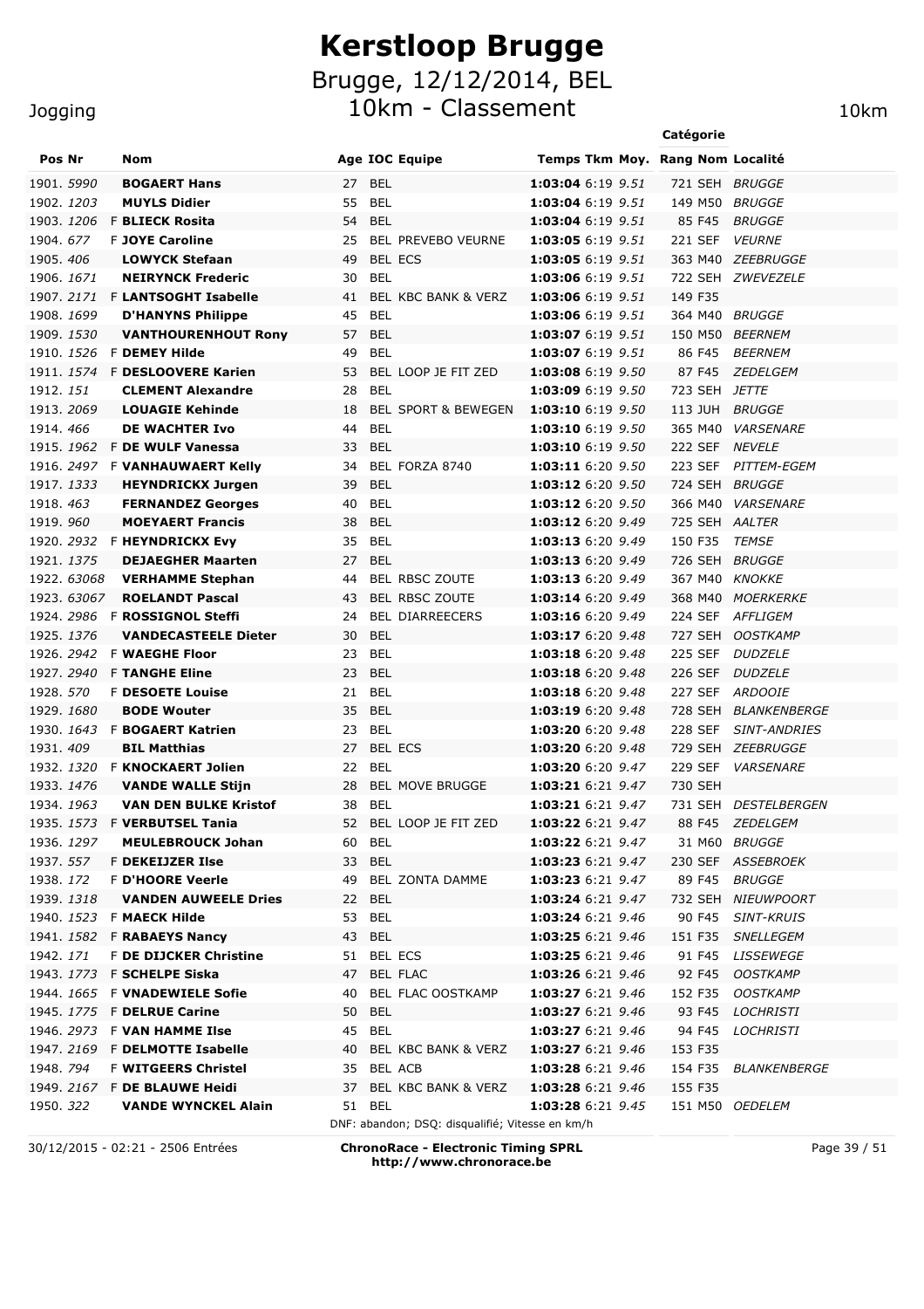# Kerstloop Brugge

## Brugge, 12/12/2014, BEL

## 10km - Classement

Jogging 10km

| Pos | Nr | | Nom | Age | IOC | Equipe | Temps | Tkm | Moy. | Rang | Catégorie | Localité |
|---|---|---|---|---|---|---|---|---|---|---|---|---|
| 1901. | 5990 | | **BOGAERT Hans** | 27 | BEL | | **1:03:04** | 6:19 | 9.51 | 721 | SEH | BRUGGE |
| 1902. | 1203 | | **MUYLS Didier** | 55 | BEL | | **1:03:04** | 6:19 | 9.51 | 149 | M50 | BRUGGE |
| 1903. | 1206 | F | **BLIECK Rosita** | 54 | BEL | | **1:03:04** | 6:19 | 9.51 | 85 | F45 | BRUGGE |
| 1904. | 677 | F | **JOYE Caroline** | 25 | BEL | PREVEBO VEURNE | **1:03:05** | 6:19 | 9.51 | 221 | SEF | VEURNE |
| 1905. | 406 | | **LOWYCK Stefaan** | 49 | BEL | ECS | **1:03:05** | 6:19 | 9.51 | 363 | M40 | ZEEBRUGGE |
| 1906. | 1671 | | **NEIRYNCK Frederic** | 30 | BEL | | **1:03:06** | 6:19 | 9.51 | 722 | SEH | ZWEVEZELE |
| 1907. | 2171 | F | **LANTSOGHT Isabelle** | 41 | BEL | KBC BANK & VERZ | **1:03:06** | 6:19 | 9.51 | 149 | F35 | |
| 1908. | 1699 | | **D'HANYNS Philippe** | 45 | BEL | | **1:03:06** | 6:19 | 9.51 | 364 | M40 | BRUGGE |
| 1909. | 1530 | | **VANTHOURENHOUT Rony** | 57 | BEL | | **1:03:07** | 6:19 | 9.51 | 150 | M50 | BEERNEM |
| 1910. | 1526 | F | **DEMEY Hilde** | 49 | BEL | | **1:03:07** | 6:19 | 9.51 | 86 | F45 | BEERNEM |
| 1911. | 1574 | F | **DESLOOVERE Karien** | 53 | BEL | LOOP JE FIT ZED | **1:03:08** | 6:19 | 9.50 | 87 | F45 | ZEDELGEM |
| 1912. | 151 | | **CLEMENT Alexandre** | 28 | BEL | | **1:03:09** | 6:19 | 9.50 | 723 | SEH | JETTE |
| 1913. | 2069 | | **LOUAGIE Kehinde** | 18 | BEL | SPORT & BEWEGEN | **1:03:10** | 6:19 | 9.50 | 113 | JUH | BRUGGE |
| 1914. | 466 | | **DE WACHTER Ivo** | 44 | BEL | | **1:03:10** | 6:19 | 9.50 | 365 | M40 | VARSENARE |
| 1915. | 1962 | F | **DE WULF Vanessa** | 33 | BEL | | **1:03:10** | 6:19 | 9.50 | 222 | SEF | NEVELE |
| 1916. | 2497 | F | **VANHAUWAERT Kelly** | 34 | BEL | FORZA 8740 | **1:03:11** | 6:20 | 9.50 | 223 | SEF | PITTEM-EGEM |
| 1917. | 1333 | | **HEYNDRICKX Jurgen** | 39 | BEL | | **1:03:12** | 6:20 | 9.50 | 724 | SEH | BRUGGE |
| 1918. | 463 | | **FERNANDEZ Georges** | 40 | BEL | | **1:03:12** | 6:20 | 9.50 | 366 | M40 | VARSENARE |
| 1919. | 960 | | **MOEYAERT Francis** | 38 | BEL | | **1:03:12** | 6:20 | 9.49 | 725 | SEH | AALTER |
| 1920. | 2932 | F | **HEYNDRICKX Evy** | 35 | BEL | | **1:03:13** | 6:20 | 9.49 | 150 | F35 | TEMSE |
| 1921. | 1375 | | **DEJAEGHER Maarten** | 27 | BEL | | **1:03:13** | 6:20 | 9.49 | 726 | SEH | BRUGGE |
| 1922. | 63068 | | **VERHAMME Stephan** | 44 | BEL | RBSC ZOUTE | **1:03:13** | 6:20 | 9.49 | 367 | M40 | KNOKKE |
| 1923. | 63067 | | **ROELANDT Pascal** | 43 | BEL | RBSC ZOUTE | **1:03:14** | 6:20 | 9.49 | 368 | M40 | MOERKERKE |
| 1924. | 2986 | F | **ROSSIGNOL Steffi** | 24 | BEL | DIARREECERS | **1:03:16** | 6:20 | 9.49 | 224 | SEF | AFFLIGEM |
| 1925. | 1376 | | **VANDECASTEELE Dieter** | 30 | BEL | | **1:03:17** | 6:20 | 9.48 | 727 | SEH | OOSTKAMP |
| 1926. | 2942 | F | **WAEGHE Floor** | 23 | BEL | | **1:03:18** | 6:20 | 9.48 | 225 | SEF | DUDZELE |
| 1927. | 2940 | F | **TANGHE Eline** | 23 | BEL | | **1:03:18** | 6:20 | 9.48 | 226 | SEF | DUDZELE |
| 1928. | 570 | F | **DESOETE Louise** | 21 | BEL | | **1:03:18** | 6:20 | 9.48 | 227 | SEF | ARDOOIE |
| 1929. | 1680 | | **BODE Wouter** | 35 | BEL | | **1:03:19** | 6:20 | 9.48 | 728 | SEH | BLANKENBERGE |
| 1930. | 1643 | F | **BOGAERT Katrien** | 23 | BEL | | **1:03:20** | 6:20 | 9.48 | 228 | SEF | SINT-ANDRIES |
| 1931. | 409 | | **BIL Matthias** | 27 | BEL | ECS | **1:03:20** | 6:20 | 9.48 | 729 | SEH | ZEEBRUGGE |
| 1932. | 1320 | F | **KNOCKAERT Jolien** | 22 | BEL | | **1:03:20** | 6:20 | 9.47 | 229 | SEF | VARSENARE |
| 1933. | 1476 | | **VANDE WALLE Stijn** | 28 | BEL | MOVE BRUGGE | **1:03:21** | 6:21 | 9.47 | 730 | SEH | |
| 1934. | 1963 | | **VAN DEN BULKE Kristof** | 38 | BEL | | **1:03:21** | 6:21 | 9.47 | 731 | SEH | DESTELBERGEN |
| 1935. | 1573 | F | **VERBUTSEL Tania** | 52 | BEL | LOOP JE FIT ZED | **1:03:22** | 6:21 | 9.47 | 88 | F45 | ZEDELGEM |
| 1936. | 1297 | | **MEULEBROUCK Johan** | 60 | BEL | | **1:03:22** | 6:21 | 9.47 | 31 | M60 | BRUGGE |
| 1937. | 557 | F | **DEKEIJZER Ilse** | 33 | BEL | | **1:03:23** | 6:21 | 9.47 | 230 | SEF | ASSEBROEK |
| 1938. | 172 | F | **D'HOORE Veerle** | 49 | BEL | ZONTA DAMME | **1:03:23** | 6:21 | 9.47 | 89 | F45 | BRUGGE |
| 1939. | 1318 | | **VANDEN AUWEELE Dries** | 22 | BEL | | **1:03:24** | 6:21 | 9.47 | 732 | SEH | NIEUWPOORT |
| 1940. | 1523 | F | **MAECK Hilde** | 53 | BEL | | **1:03:24** | 6:21 | 9.46 | 90 | F45 | SINT-KRUIS |
| 1941. | 1582 | F | **RABAEYS Nancy** | 43 | BEL | | **1:03:25** | 6:21 | 9.46 | 151 | F35 | SNELLEGEM |
| 1942. | 171 | F | **DE DIJCKER Christine** | 51 | BEL | ECS | **1:03:25** | 6:21 | 9.46 | 91 | F45 | LISSEWEGE |
| 1943. | 1773 | F | **SCHELPE Siska** | 47 | BEL | FLAC | **1:03:26** | 6:21 | 9.46 | 92 | F45 | OOSTKAMP |
| 1944. | 1665 | F | **VNADEWIELE Sofie** | 40 | BEL | FLAC OOSTKAMP | **1:03:27** | 6:21 | 9.46 | 152 | F35 | OOSTKAMP |
| 1945. | 1775 | F | **DELRUE Carine** | 50 | BEL | | **1:03:27** | 6:21 | 9.46 | 93 | F45 | LOCHRISTI |
| 1946. | 2973 | F | **VAN HAMME Ilse** | 45 | BEL | | **1:03:27** | 6:21 | 9.46 | 94 | F45 | LOCHRISTI |
| 1947. | 2169 | F | **DELMOTTE Isabelle** | 40 | BEL | KBC BANK & VERZ | **1:03:27** | 6:21 | 9.46 | 153 | F35 | |
| 1948. | 794 | F | **WITGEERS Christel** | 35 | BEL | ACB | **1:03:28** | 6:21 | 9.46 | 154 | F35 | BLANKENBERGE |
| 1949. | 2167 | F | **DE BLAUWE Heidi** | 37 | BEL | KBC BANK & VERZ | **1:03:28** | 6:21 | 9.46 | 155 | F35 | |
| 1950. | 322 | | **VANDE WYNCKEL Alain** | 51 | BEL | | **1:03:28** | 6:21 | 9.45 | 151 | M50 | OEDELEM |

DNF: abandon; DSQ: disqualifié; Vitesse en km/h

30/12/2015 - 02:21 - 2506 Entrées

**ChronoRace - Electronic Timing SPRL**
**http://www.chronorace.be**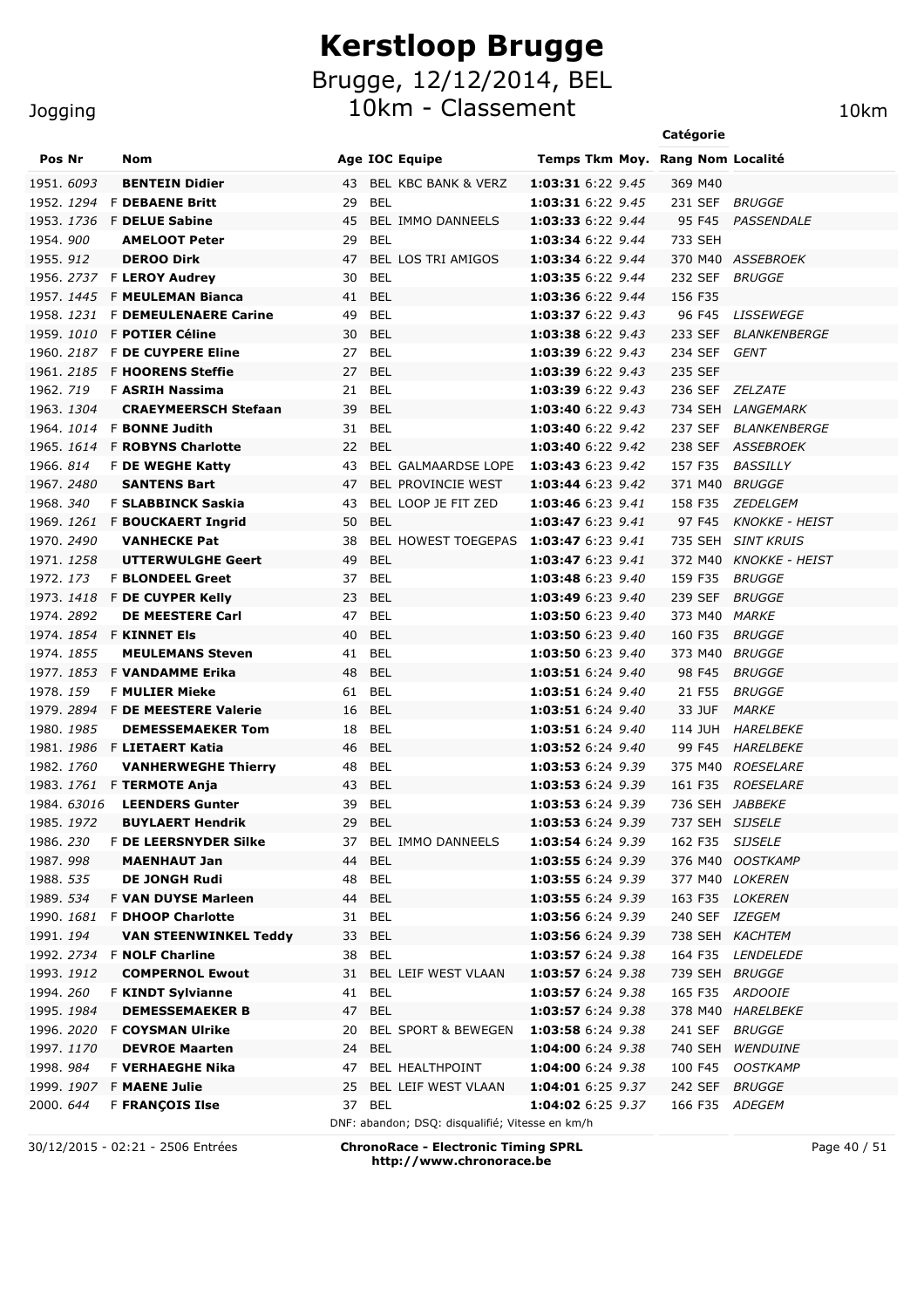# Kerstloop Brugge

## Brugge, 12/12/2014, BEL

## 10km - Classement

Jogging — 10km

| Pos | Nr | | Nom | Age | IOC | Equipe | Temps | Tkm | Moy. | Rang | Catégorie Nom | Localité |
|---|---|---|---|---|---|---|---|---|---|---|---|---|
| 1951. | 6093 | | **BENTEIN Didier** | 43 | BEL | KBC BANK & VERZ | **1:03:31** | 6:22 | 9.45 | 369 | M40 | |
| 1952. | 1294 | F | **DEBAENE Britt** | 29 | BEL | | **1:03:31** | 6:22 | 9.45 | 231 | SEF | BRUGGE |
| 1953. | 1736 | F | **DELUE Sabine** | 45 | BEL | IMMO DANNEELS | **1:03:33** | 6:22 | 9.44 | 95 | F45 | PASSENDALE |
| 1954. | 900 | | **AMELOOT Peter** | 29 | BEL | | **1:03:34** | 6:22 | 9.44 | 733 | SEH | |
| 1955. | 912 | | **DEROO Dirk** | 47 | BEL | LOS TRI AMIGOS | **1:03:34** | 6:22 | 9.44 | 370 | M40 | ASSEBROEK |
| 1956. | 2737 | F | **LEROY Audrey** | 30 | BEL | | **1:03:35** | 6:22 | 9.44 | 232 | SEF | BRUGGE |
| 1957. | 1445 | F | **MEULEMAN Bianca** | 41 | BEL | | **1:03:36** | 6:22 | 9.44 | 156 | F35 | |
| 1958. | 1231 | F | **DEMEULENAERE Carine** | 49 | BEL | | **1:03:37** | 6:22 | 9.43 | 96 | F45 | LISSEWEGE |
| 1959. | 1010 | F | **POTIER Céline** | 30 | BEL | | **1:03:38** | 6:22 | 9.43 | 233 | SEF | BLANKENBERGE |
| 1960. | 2187 | F | **DE CUYPERE Eline** | 27 | BEL | | **1:03:39** | 6:22 | 9.43 | 234 | SEF | GENT |
| 1961. | 2185 | F | **HOORENS Steffie** | 27 | BEL | | **1:03:39** | 6:22 | 9.43 | 235 | SEF | |
| 1962. | 719 | F | **ASRIH Nassima** | 21 | BEL | | **1:03:39** | 6:22 | 9.43 | 236 | SEF | ZELZATE |
| 1963. | 1304 | | **CRAEYMEERSCH Stefaan** | 39 | BEL | | **1:03:40** | 6:22 | 9.43 | 734 | SEH | LANGEMARK |
| 1964. | 1014 | F | **BONNE Judith** | 31 | BEL | | **1:03:40** | 6:22 | 9.42 | 237 | SEF | BLANKENBERGE |
| 1965. | 1614 | F | **ROBYNS Charlotte** | 22 | BEL | | **1:03:40** | 6:22 | 9.42 | 238 | SEF | ASSEBROEK |
| 1966. | 814 | F | **DE WEGHE Katty** | 43 | BEL | GALMAARDSE LOPE | **1:03:43** | 6:23 | 9.42 | 157 | F35 | BASSILLY |
| 1967. | 2480 | | **SANTENS Bart** | 47 | BEL | PROVINCIE WEST | **1:03:44** | 6:23 | 9.42 | 371 | M40 | BRUGGE |
| 1968. | 340 | F | **SLABBINCK Saskia** | 43 | BEL | LOOP JE FIT ZED | **1:03:46** | 6:23 | 9.41 | 158 | F35 | ZEDELGEM |
| 1969. | 1261 | F | **BOUCKAERT Ingrid** | 50 | BEL | | **1:03:47** | 6:23 | 9.41 | 97 | F45 | KNOKKE - HEIST |
| 1970. | 2490 | | **VANHECKE Pat** | 38 | BEL | HOWEST TOEGEPAS | **1:03:47** | 6:23 | 9.41 | 735 | SEH | SINT KRUIS |
| 1971. | 1258 | | **UTTERWULGHE Geert** | 49 | BEL | | **1:03:47** | 6:23 | 9.41 | 372 | M40 | KNOKKE - HEIST |
| 1972. | 173 | F | **BLONDEEL Greet** | 37 | BEL | | **1:03:48** | 6:23 | 9.40 | 159 | F35 | BRUGGE |
| 1973. | 1418 | F | **DE CUYPER Kelly** | 23 | BEL | | **1:03:49** | 6:23 | 9.40 | 239 | SEF | BRUGGE |
| 1974. | 2892 | | **DE MEESTERE Carl** | 47 | BEL | | **1:03:50** | 6:23 | 9.40 | 373 | M40 | MARKE |
| 1974. | 1854 | F | **KINNET Els** | 40 | BEL | | **1:03:50** | 6:23 | 9.40 | 160 | F35 | BRUGGE |
| 1974. | 1855 | | **MEULEMANS Steven** | 41 | BEL | | **1:03:50** | 6:23 | 9.40 | 373 | M40 | BRUGGE |
| 1977. | 1853 | F | **VANDAMME Erika** | 48 | BEL | | **1:03:51** | 6:24 | 9.40 | 98 | F45 | BRUGGE |
| 1978. | 159 | F | **MULIER Mieke** | 61 | BEL | | **1:03:51** | 6:24 | 9.40 | 21 | F55 | BRUGGE |
| 1979. | 2894 | F | **DE MEESTERE Valerie** | 16 | BEL | | **1:03:51** | 6:24 | 9.40 | 33 | JUF | MARKE |
| 1980. | 1985 | | **DEMESSEMAEKER Tom** | 18 | BEL | | **1:03:51** | 6:24 | 9.40 | 114 | JUH | HARELBEKE |
| 1981. | 1986 | F | **LIETAERT Katia** | 46 | BEL | | **1:03:52** | 6:24 | 9.40 | 99 | F45 | HARELBEKE |
| 1982. | 1760 | | **VANHERWEGHE Thierry** | 48 | BEL | | **1:03:53** | 6:24 | 9.39 | 375 | M40 | ROESELARE |
| 1983. | 1761 | F | **TERMOTE Anja** | 43 | BEL | | **1:03:53** | 6:24 | 9.39 | 161 | F35 | ROESELARE |
| 1984. | 63016 | | **LEENDERS Gunter** | 39 | BEL | | **1:03:53** | 6:24 | 9.39 | 736 | SEH | JABBEKE |
| 1985. | 1972 | | **BUYLAERT Hendrik** | 29 | BEL | | **1:03:53** | 6:24 | 9.39 | 737 | SEH | SIJSELE |
| 1986. | 230 | F | **DE LEERSNYDER Silke** | 37 | BEL | IMMO DANNEELS | **1:03:54** | 6:24 | 9.39 | 162 | F35 | SIJSELE |
| 1987. | 998 | | **MAENHAUT Jan** | 44 | BEL | | **1:03:55** | 6:24 | 9.39 | 376 | M40 | OOSTKAMP |
| 1988. | 535 | | **DE JONGH Rudi** | 48 | BEL | | **1:03:55** | 6:24 | 9.39 | 377 | M40 | LOKEREN |
| 1989. | 534 | F | **VAN DUYSE Marleen** | 44 | BEL | | **1:03:55** | 6:24 | 9.39 | 163 | F35 | LOKEREN |
| 1990. | 1681 | F | **DHOOP Charlotte** | 31 | BEL | | **1:03:56** | 6:24 | 9.39 | 240 | SEF | IZEGEM |
| 1991. | 194 | | **VAN STEENWINKEL Teddy** | 33 | BEL | | **1:03:56** | 6:24 | 9.39 | 738 | SEH | KACHTEM |
| 1992. | 2734 | F | **NOLF Charline** | 38 | BEL | | **1:03:57** | 6:24 | 9.38 | 164 | F35 | LENDELEDE |
| 1993. | 1912 | | **COMPERNOL Ewout** | 31 | BEL | LEIF WEST VLAAN | **1:03:57** | 6:24 | 9.38 | 739 | SEH | BRUGGE |
| 1994. | 260 | F | **KINDT Sylvianne** | 41 | BEL | | **1:03:57** | 6:24 | 9.38 | 165 | F35 | ARDOOIE |
| 1995. | 1984 | | **DEMESSEMAEKER B** | 47 | BEL | | **1:03:57** | 6:24 | 9.38 | 378 | M40 | HARELBEKE |
| 1996. | 2020 | F | **COYSMAN Ulrike** | 20 | BEL | SPORT & BEWEGEN | **1:03:58** | 6:24 | 9.38 | 241 | SEF | BRUGGE |
| 1997. | 1170 | | **DEVROE Maarten** | 24 | BEL | | **1:04:00** | 6:24 | 9.38 | 740 | SEH | WENDUINE |
| 1998. | 984 | F | **VERHAEGHE Nika** | 47 | BEL | HEALTHPOINT | **1:04:00** | 6:24 | 9.38 | 100 | F45 | OOSTKAMP |
| 1999. | 1907 | F | **MAENE Julie** | 25 | BEL | LEIF WEST VLAAN | **1:04:01** | 6:25 | 9.37 | 242 | SEF | BRUGGE |
| 2000. | 644 | F | **FRANÇOIS Ilse** | 37 | BEL | | **1:04:02** | 6:25 | 9.37 | 166 | F35 | ADEGEM |

DNF: abandon; DSQ: disqualifié; Vitesse en km/h

30/12/2015 - 02:21 - 2506 Entrées

**ChronoRace - Electronic Timing SPRL**
**http://www.chronorace.be**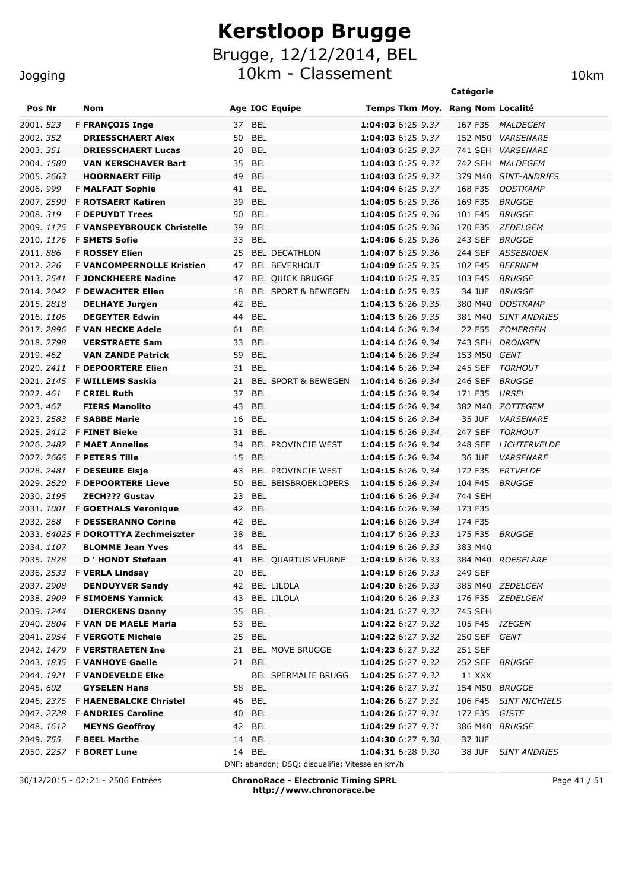# Kerstloop Brugge

## Brugge, 12/12/2014, BEL

## 10km - Classement

Jogging 10km

| Pos | Nr | | Nom | Age | IOC | Equipe | Temps | Tkm | Moy. | Rang | Catégorie Nom | Localité |
|---|---|---|---|---|---|---|---|---|---|---|---|---|
| 2001. | 523 | F | **FRANÇOIS Inge** | 37 | BEL | | **1:04:03** | 6:25 | 9.37 | 167 | F35 | MALDEGEM |
| 2002. | 352 | | **DRIESSCHAERT Alex** | 50 | BEL | | **1:04:03** | 6:25 | 9.37 | 152 | M50 | VARSENARE |
| 2003. | 351 | | **DRIESSCHAERT Lucas** | 20 | BEL | | **1:04:03** | 6:25 | 9.37 | 741 | SEH | VARSENARE |
| 2004. | 1580 | | **VAN KERSCHAVER Bart** | 35 | BEL | | **1:04:03** | 6:25 | 9.37 | 742 | SEH | MALDEGEM |
| 2005. | 2663 | | **HOORNAERT Filip** | 49 | BEL | | **1:04:03** | 6:25 | 9.37 | 379 | M40 | SINT-ANDRIES |
| 2006. | 999 | F | **MALFAIT Sophie** | 41 | BEL | | **1:04:04** | 6:25 | 9.37 | 168 | F35 | OOSTKAMP |
| 2007. | 2590 | F | **ROTSAERT Katiren** | 39 | BEL | | **1:04:05** | 6:25 | 9.36 | 169 | F35 | BRUGGE |
| 2008. | 319 | F | **DEPUYDT Trees** | 50 | BEL | | **1:04:05** | 6:25 | 9.36 | 101 | F45 | BRUGGE |
| 2009. | 1175 | F | **VANSPEYBROUCK Christelle** | 39 | BEL | | **1:04:05** | 6:25 | 9.36 | 170 | F35 | ZEDELGEM |
| 2010. | 1176 | F | **SMETS Sofie** | 33 | BEL | | **1:04:06** | 6:25 | 9.36 | 243 | SEF | BRUGGE |
| 2011. | 886 | F | **ROSSEY Elien** | 25 | BEL | DECATHLON | **1:04:07** | 6:25 | 9.36 | 244 | SEF | ASSEBROEK |
| 2012. | 226 | F | **VANCOMPERNOLLE Kristien** | 47 | BEL | BEVERHOUT | **1:04:09** | 6:25 | 9.35 | 102 | F45 | BEERNEM |
| 2013. | 2541 | F | **JONCKHEERE Nadine** | 47 | BEL | QUICK BRUGGE | **1:04:10** | 6:25 | 9.35 | 103 | F45 | BRUGGE |
| 2014. | 2042 | F | **DEWACHTER Elien** | 18 | BEL | SPORT & BEWEGEN | **1:04:10** | 6:25 | 9.35 | 34 | JUF | BRUGGE |
| 2015. | 2818 | | **DELHAYE Jurgen** | 42 | BEL | | **1:04:13** | 6:25 | 9.35 | 380 | M40 | OOSTKAMP |
| 2016. | 1106 | | **DEGEYTER Edwin** | 44 | BEL | | **1:04:13** | 6:26 | 9.35 | 381 | M40 | SINT ANDRIES |
| 2017. | 2896 | F | **VAN HECKE Adele** | 61 | BEL | | **1:04:14** | 6:26 | 9.34 | 22 | F55 | ZOMERGEM |
| 2018. | 2798 | | **VERSTRAETE Sam** | 33 | BEL | | **1:04:14** | 6:26 | 9.34 | 743 | SEH | DRONGEN |
| 2019. | 462 | | **VAN ZANDE Patrick** | 59 | BEL | | **1:04:14** | 6:26 | 9.34 | 153 | M50 | GENT |
| 2020. | 2411 | F | **DEPOORTERE Elien** | 31 | BEL | | **1:04:14** | 6:26 | 9.34 | 245 | SEF | TORHOUT |
| 2021. | 2145 | F | **WILLEMS Saskia** | 21 | BEL | SPORT & BEWEGEN | **1:04:14** | 6:26 | 9.34 | 246 | SEF | BRUGGE |
| 2022. | 461 | F | **CRIEL Ruth** | 37 | BEL | | **1:04:15** | 6:26 | 9.34 | 171 | F35 | URSEL |
| 2023. | 467 | | **FIERS Manolito** | 43 | BEL | | **1:04:15** | 6:26 | 9.34 | 382 | M40 | ZOTTEGEM |
| 2023. | 2583 | F | **SABBE Marie** | 16 | BEL | | **1:04:15** | 6:26 | 9.34 | 35 | JUF | VARSENARE |
| 2025. | 2412 | F | **FINET Bieke** | 31 | BEL | | **1:04:15** | 6:26 | 9.34 | 247 | SEF | TORHOUT |
| 2026. | 2482 | F | **MAET Annelies** | 34 | BEL | PROVINCIE WEST | **1:04:15** | 6:26 | 9.34 | 248 | SEF | LICHTERVELDE |
| 2027. | 2665 | F | **PETERS Tille** | 15 | BEL | | **1:04:15** | 6:26 | 9.34 | 36 | JUF | VARSENARE |
| 2028. | 2481 | F | **DESEURE Elsje** | 43 | BEL | PROVINCIE WEST | **1:04:15** | 6:26 | 9.34 | 172 | F35 | ERTVELDE |
| 2029. | 2620 | F | **DEPOORTERE Lieve** | 50 | BEL | BEISBROEKLOPERS | **1:04:15** | 6:26 | 9.34 | 104 | F45 | BRUGGE |
| 2030. | 2195 | | **ZECH??? Gustav** | 23 | BEL | | **1:04:16** | 6:26 | 9.34 | 744 | SEH | |
| 2031. | 1001 | F | **GOETHALS Veronique** | 42 | BEL | | **1:04:16** | 6:26 | 9.34 | 173 | F35 | |
| 2032. | 268 | F | **DESSERANNO Corine** | 42 | BEL | | **1:04:16** | 6:26 | 9.34 | 174 | F35 | |
| 2033. | 64025 | F | **DOROTTYA Zechmeiszter** | 38 | BEL | | **1:04:17** | 6:26 | 9.33 | 175 | F35 | BRUGGE |
| 2034. | 1107 | | **BLOMME Jean Yves** | 44 | BEL | | **1:04:19** | 6:26 | 9.33 | 383 | M40 | |
| 2035. | 1878 | | **D ' HONDT Stefaan** | 41 | BEL | QUARTUS VEURNE | **1:04:19** | 6:26 | 9.33 | 384 | M40 | ROESELARE |
| 2036. | 2533 | F | **VERLA Lindsay** | 20 | BEL | | **1:04:19** | 6:26 | 9.33 | 249 | SEF | |
| 2037. | 2908 | | **DENDUYVER Sandy** | 42 | BEL | LILOLA | **1:04:20** | 6:26 | 9.33 | 385 | M40 | ZEDELGEM |
| 2038. | 2909 | F | **SIMOENS Yannick** | 43 | BEL | LILOLA | **1:04:20** | 6:26 | 9.33 | 176 | F35 | ZEDELGEM |
| 2039. | 1244 | | **DIERCKENS Danny** | 35 | BEL | | **1:04:21** | 6:27 | 9.32 | 745 | SEH | |
| 2040. | 2804 | F | **VAN DE MAELE Maria** | 53 | BEL | | **1:04:22** | 6:27 | 9.32 | 105 | F45 | IZEGEM |
| 2041. | 2954 | F | **VERGOTE Michele** | 25 | BEL | | **1:04:22** | 6:27 | 9.32 | 250 | SEF | GENT |
| 2042. | 1479 | F | **VERSTRAETEN Ine** | 21 | BEL | MOVE BRUGGE | **1:04:23** | 6:27 | 9.32 | 251 | SEF | |
| 2043. | 1835 | F | **VANHOYE Gaelle** | 21 | BEL | | **1:04:25** | 6:27 | 9.32 | 252 | SEF | BRUGGE |
| 2044. | 1921 | F | **VANDEVELDE Elke** | | BEL | SPERMALIE BRUGG | **1:04:25** | 6:27 | 9.32 | 11 | XXX | |
| 2045. | 602 | | **GYSELEN Hans** | 58 | BEL | | **1:04:26** | 6:27 | 9.31 | 154 | M50 | BRUGGE |
| 2046. | 2375 | F | **HAENEBALCKE Christel** | 46 | BEL | | **1:04:26** | 6:27 | 9.31 | 106 | F45 | SINT MICHIELS |
| 2047. | 2728 | F | **ANDRIES Caroline** | 40 | BEL | | **1:04:26** | 6:27 | 9.31 | 177 | F35 | GISTE |
| 2048. | 1612 | | **MEYNS Geoffroy** | 42 | BEL | | **1:04:29** | 6:27 | 9.31 | 386 | M40 | BRUGGE |
| 2049. | 755 | F | **BEEL Marthe** | 14 | BEL | | **1:04:30** | 6:27 | 9.30 | 37 | JUF | |
| 2050. | 2257 | F | **BORET Lune** | 14 | BEL | | **1:04:31** | 6:28 | 9.30 | 38 | JUF | SINT ANDRIES |

DNF: abandon; DSQ: disqualifié; Vitesse en km/h

30/12/2015 - 02:21 - 2506 Entrées

**ChronoRace - Electronic Timing SPRL**
**http://www.chronorace.be**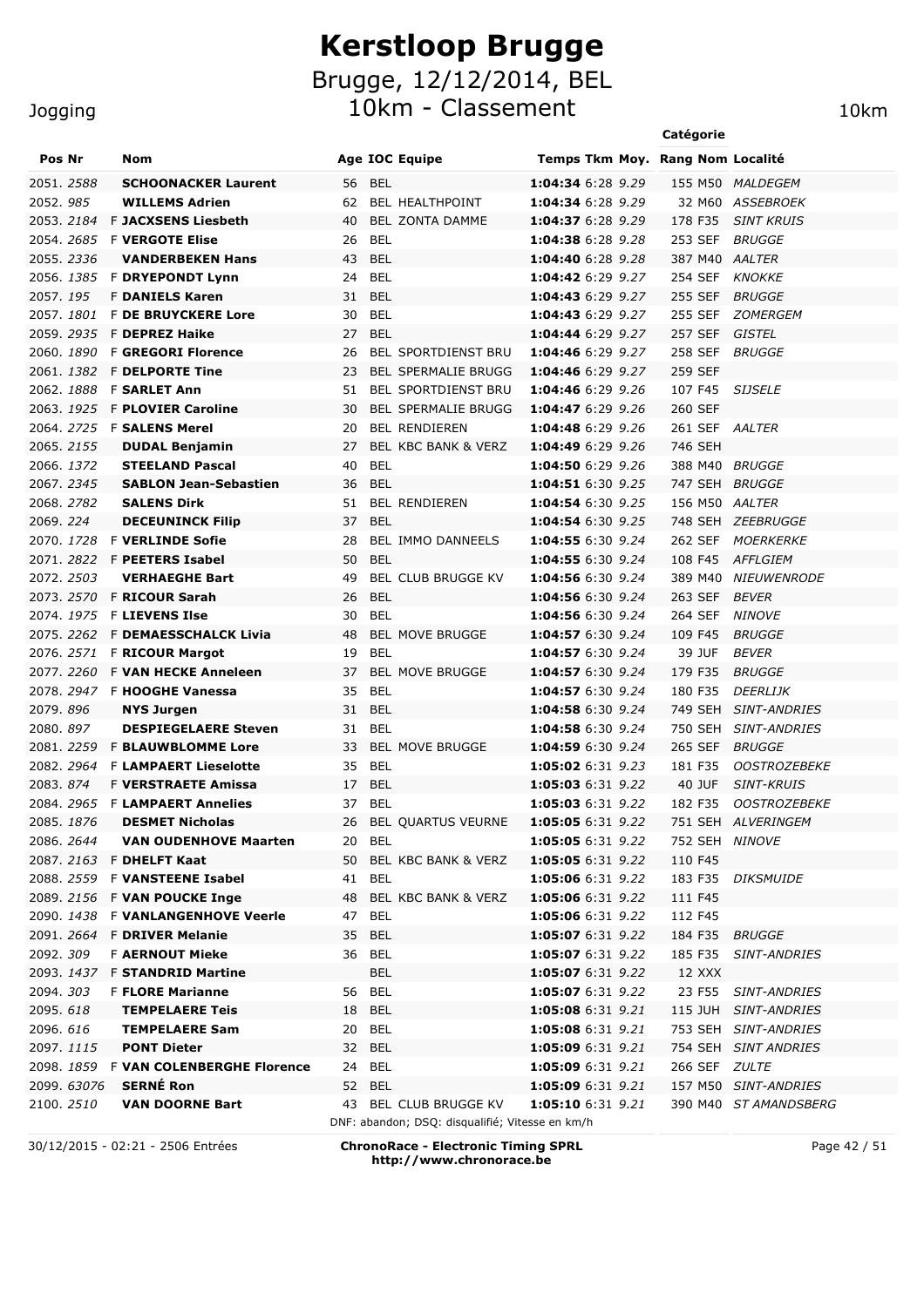# Kerstloop Brugge

## Brugge, 12/12/2014, BEL

## 10km - Classement

Jogging — 10km

| Pos | Nr | | Nom | Age | IOC | Equipe | Temps | Tkm | Moy. | Rang | Catégorie Nom | Localité |
|---|---|---|---|---|---|---|---|---|---|---|---|---|
| 2051. | *2588* | | **SCHOONACKER Laurent** | 56 | BEL | | **1:04:34** | 6:28 | *9.29* | 155 | M50 | *MALDEGEM* |
| 2052. | *985* | | **WILLEMS Adrien** | 62 | BEL | HEALTHPOINT | **1:04:34** | 6:28 | *9.29* | 32 | M60 | *ASSEBROEK* |
| 2053. | *2184* | F | **JACXSENS Liesbeth** | 40 | BEL | ZONTA DAMME | **1:04:37** | 6:28 | *9.29* | 178 | F35 | *SINT KRUIS* |
| 2054. | *2685* | F | **VERGOTE Elise** | 26 | BEL | | **1:04:38** | 6:28 | *9.28* | 253 | SEF | *BRUGGE* |
| 2055. | *2336* | | **VANDERBEKEN Hans** | 43 | BEL | | **1:04:40** | 6:28 | *9.28* | 387 | M40 | *AALTER* |
| 2056. | *1385* | F | **DRYEPONDT Lynn** | 24 | BEL | | **1:04:42** | 6:29 | *9.27* | 254 | SEF | *KNOKKE* |
| 2057. | *195* | F | **DANIELS Karen** | 31 | BEL | | **1:04:43** | 6:29 | *9.27* | 255 | SEF | *BRUGGE* |
| 2057. | *1801* | F | **DE BRUYCKERE Lore** | 30 | BEL | | **1:04:43** | 6:29 | *9.27* | 255 | SEF | *ZOMERGEM* |
| 2059. | *2935* | F | **DEPREZ Haike** | 27 | BEL | | **1:04:44** | 6:29 | *9.27* | 257 | SEF | *GISTEL* |
| 2060. | *1890* | F | **GREGORI Florence** | 26 | BEL | SPORTDIENST BRU | **1:04:46** | 6:29 | *9.27* | 258 | SEF | *BRUGGE* |
| 2061. | *1382* | F | **DELPORTE Tine** | 23 | BEL | SPERMALIE BRUGG | **1:04:46** | 6:29 | *9.27* | 259 | SEF | |
| 2062. | *1888* | F | **SARLET Ann** | 51 | BEL | SPORTDIENST BRU | **1:04:46** | 6:29 | *9.26* | 107 | F45 | *SIJSELE* |
| 2063. | *1925* | F | **PLOVIER Caroline** | 30 | BEL | SPERMALIE BRUGG | **1:04:47** | 6:29 | *9.26* | 260 | SEF | |
| 2064. | *2725* | F | **SALENS Merel** | 20 | BEL | RENDIEREN | **1:04:48** | 6:29 | *9.26* | 261 | SEF | *AALTER* |
| 2065. | *2155* | | **DUDAL Benjamin** | 27 | BEL | KBC BANK & VERZ | **1:04:49** | 6:29 | *9.26* | 746 | SEH | |
| 2066. | *1372* | | **STEELAND Pascal** | 40 | BEL | | **1:04:50** | 6:29 | *9.26* | 388 | M40 | *BRUGGE* |
| 2067. | *2345* | | **SABLON Jean-Sebastien** | 36 | BEL | | **1:04:51** | 6:30 | *9.25* | 747 | SEH | *BRUGGE* |
| 2068. | *2782* | | **SALENS Dirk** | 51 | BEL | RENDIEREN | **1:04:54** | 6:30 | *9.25* | 156 | M50 | *AALTER* |
| 2069. | *224* | | **DECEUNINCK Filip** | 37 | BEL | | **1:04:54** | 6:30 | *9.25* | 748 | SEH | *ZEEBRUGGE* |
| 2070. | *1728* | F | **VERLINDE Sofie** | 28 | BEL | IMMO DANNEELS | **1:04:55** | 6:30 | *9.24* | 262 | SEF | *MOERKERKE* |
| 2071. | *2822* | F | **PEETERS Isabel** | 50 | BEL | | **1:04:55** | 6:30 | *9.24* | 108 | F45 | *AFFLGIEM* |
| 2072. | *2503* | | **VERHAEGHE Bart** | 49 | BEL | CLUB BRUGGE KV | **1:04:56** | 6:30 | *9.24* | 389 | M40 | *NIEUWENRODE* |
| 2073. | *2570* | F | **RICOUR Sarah** | 26 | BEL | | **1:04:56** | 6:30 | *9.24* | 263 | SEF | *BEVER* |
| 2074. | *1975* | F | **LIEVENS Ilse** | 30 | BEL | | **1:04:56** | 6:30 | *9.24* | 264 | SEF | *NINOVE* |
| 2075. | *2262* | F | **DEMAESSCHALCK Livia** | 48 | BEL | MOVE BRUGGE | **1:04:57** | 6:30 | *9.24* | 109 | F45 | *BRUGGE* |
| 2076. | *2571* | F | **RICOUR Margot** | 19 | BEL | | **1:04:57** | 6:30 | *9.24* | 39 | JUF | *BEVER* |
| 2077. | *2260* | F | **VAN HECKE Anneleen** | 37 | BEL | MOVE BRUGGE | **1:04:57** | 6:30 | *9.24* | 179 | F35 | *BRUGGE* |
| 2078. | *2947* | F | **HOOGHE Vanessa** | 35 | BEL | | **1:04:57** | 6:30 | *9.24* | 180 | F35 | *DEERLIJK* |
| 2079. | *896* | | **NYS Jurgen** | 31 | BEL | | **1:04:58** | 6:30 | *9.24* | 749 | SEH | *SINT-ANDRIES* |
| 2080. | *897* | | **DESPIEGELAERE Steven** | 31 | BEL | | **1:04:58** | 6:30 | *9.24* | 750 | SEH | *SINT-ANDRIES* |
| 2081. | *2259* | F | **BLAUWBLOMME Lore** | 33 | BEL | MOVE BRUGGE | **1:04:59** | 6:30 | *9.24* | 265 | SEF | *BRUGGE* |
| 2082. | *2964* | F | **LAMPAERT Lieselotte** | 35 | BEL | | **1:05:02** | 6:31 | *9.23* | 181 | F35 | *OOSTROZEBEKE* |
| 2083. | *874* | F | **VERSTRAETE Amissa** | 17 | BEL | | **1:05:03** | 6:31 | *9.22* | 40 | JUF | *SINT-KRUIS* |
| 2084. | *2965* | F | **LAMPAERT Annelies** | 37 | BEL | | **1:05:03** | 6:31 | *9.22* | 182 | F35 | *OOSTROZEBEKE* |
| 2085. | *1876* | | **DESMET Nicholas** | 26 | BEL | QUARTUS VEURNE | **1:05:05** | 6:31 | *9.22* | 751 | SEH | *ALVERINGEM* |
| 2086. | *2644* | | **VAN OUDENHOVE Maarten** | 20 | BEL | | **1:05:05** | 6:31 | *9.22* | 752 | SEH | *NINOVE* |
| 2087. | *2163* | F | **DHELFT Kaat** | 50 | BEL | KBC BANK & VERZ | **1:05:05** | 6:31 | *9.22* | 110 | F45 | |
| 2088. | *2559* | F | **VANSTEENE Isabel** | 41 | BEL | | **1:05:06** | 6:31 | *9.22* | 183 | F35 | *DIKSMUIDE* |
| 2089. | *2156* | F | **VAN POUCKE Inge** | 48 | BEL | KBC BANK & VERZ | **1:05:06** | 6:31 | *9.22* | 111 | F45 | |
| 2090. | *1438* | F | **VANLANGENHOVE Veerle** | 47 | BEL | | **1:05:06** | 6:31 | *9.22* | 112 | F45 | |
| 2091. | *2664* | F | **DRIVER Melanie** | 35 | BEL | | **1:05:07** | 6:31 | *9.22* | 184 | F35 | *BRUGGE* |
| 2092. | *309* | F | **AERNOUT Mieke** | 36 | BEL | | **1:05:07** | 6:31 | *9.22* | 185 | F35 | *SINT-ANDRIES* |
| 2093. | *1437* | F | **STANDRID Martine** | | BEL | | **1:05:07** | 6:31 | *9.22* | 12 | XXX | |
| 2094. | *303* | F | **FLORE Marianne** | 56 | BEL | | **1:05:07** | 6:31 | *9.22* | 23 | F55 | *SINT-ANDRIES* |
| 2095. | *618* | | **TEMPELAERE Teis** | 18 | BEL | | **1:05:08** | 6:31 | *9.21* | 115 | JUH | *SINT-ANDRIES* |
| 2096. | *616* | | **TEMPELAERE Sam** | 20 | BEL | | **1:05:08** | 6:31 | *9.21* | 753 | SEH | *SINT-ANDRIES* |
| 2097. | *1115* | | **PONT Dieter** | 32 | BEL | | **1:05:09** | 6:31 | *9.21* | 754 | SEH | *SINT ANDRIES* |
| 2098. | *1859* | F | **VAN COLENBERGHE Florence** | 24 | BEL | | **1:05:09** | 6:31 | *9.21* | 266 | SEF | *ZULTE* |
| 2099. | *63076* | | **SERNÉ Ron** | 52 | BEL | | **1:05:09** | 6:31 | *9.21* | 157 | M50 | *SINT-ANDRIES* |
| 2100. | *2510* | | **VAN DOORNE Bart** | 43 | BEL | CLUB BRUGGE KV | **1:05:10** | 6:31 | *9.21* | 390 | M40 | *ST AMANDSBERG* |

DNF: abandon; DSQ: disqualifié; Vitesse en km/h

30/12/2015 - 02:21 - 2506 Entrées

**ChronoRace - Electronic Timing SPRL**
**http://www.chronorace.be**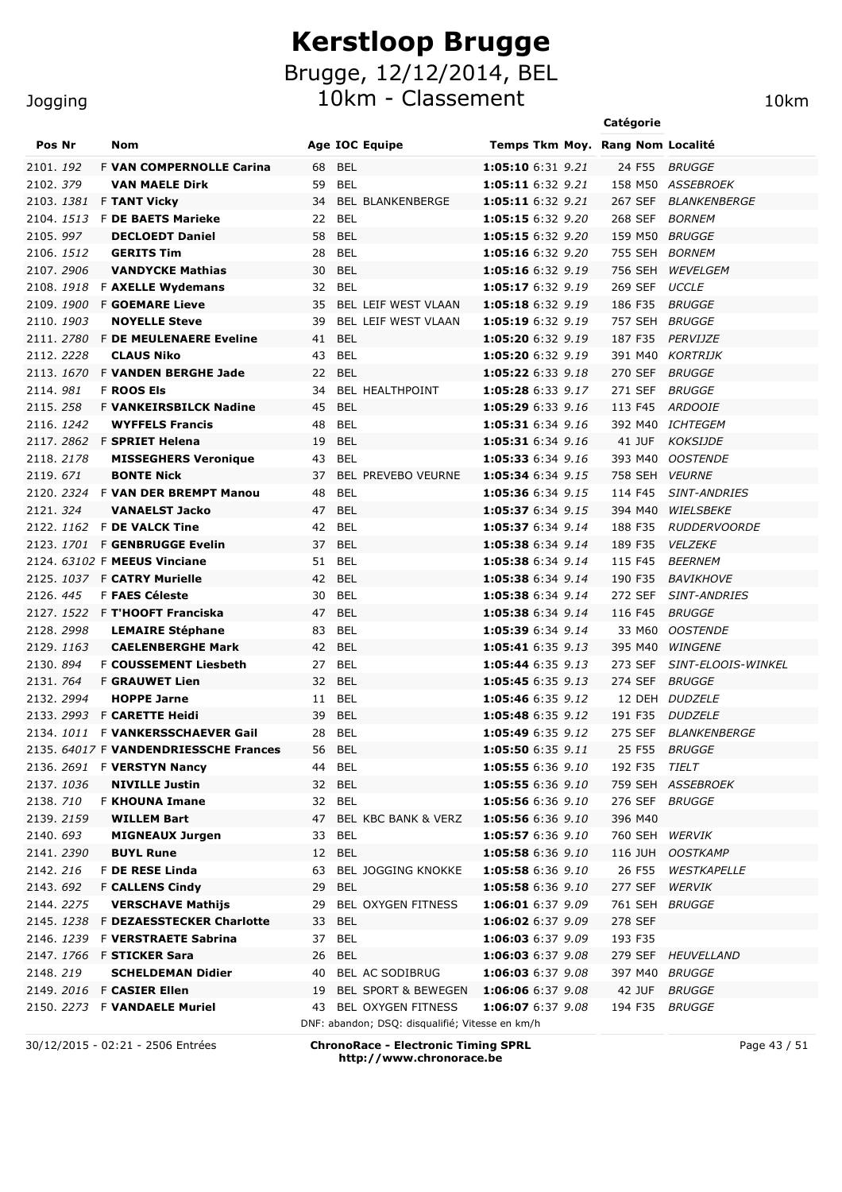# Kerstloop Brugge

## Brugge, 12/12/2014, BEL

## 10km - Classement

Jogging — 10km

| Pos | Nr | | Nom | Age | IOC | Equipe | Temps | Tkm | Moy. | Rang | Catégorie | Localité |
|---|---|---|---|---|---|---|---|---|---|---|---|---|
| 2101. | 192 | F | **VAN COMPERNOLLE Carina** | 68 | BEL | | **1:05:10** | 6:31 | *9.21* | 24 | F55 | *BRUGGE* |
| 2102. | 379 | | **VAN MAELE Dirk** | 59 | BEL | | **1:05:11** | 6:32 | *9.21* | 158 | M50 | *ASSEBROEK* |
| 2103. | 1381 | F | **TANT Vicky** | 34 | BEL | BLANKENBERGE | **1:05:11** | 6:32 | *9.21* | 267 | SEF | *BLANKENBERGE* |
| 2104. | 1513 | F | **DE BAETS Marieke** | 22 | BEL | | **1:05:15** | 6:32 | *9.20* | 268 | SEF | *BORNEM* |
| 2105. | 997 | | **DECLOEDT Daniel** | 58 | BEL | | **1:05:15** | 6:32 | *9.20* | 159 | M50 | *BRUGGE* |
| 2106. | 1512 | | **GERITS Tim** | 28 | BEL | | **1:05:16** | 6:32 | *9.20* | 755 | SEH | *BORNEM* |
| 2107. | 2906 | | **VANDYCKE Mathias** | 30 | BEL | | **1:05:16** | 6:32 | *9.19* | 756 | SEH | *WEVELGEM* |
| 2108. | 1918 | F | **AXELLE Wydemans** | 32 | BEL | | **1:05:17** | 6:32 | *9.19* | 269 | SEF | *UCCLE* |
| 2109. | 1900 | F | **GOEMARE Lieve** | 35 | BEL | LEIF WEST VLAAN | **1:05:18** | 6:32 | *9.19* | 186 | F35 | *BRUGGE* |
| 2110. | 1903 | | **NOYELLE Steve** | 39 | BEL | LEIF WEST VLAAN | **1:05:19** | 6:32 | *9.19* | 757 | SEH | *BRUGGE* |
| 2111. | 2780 | F | **DE MEULENAERE Eveline** | 41 | BEL | | **1:05:20** | 6:32 | *9.19* | 187 | F35 | *PERVIJZE* |
| 2112. | 2228 | | **CLAUS Niko** | 43 | BEL | | **1:05:20** | 6:32 | *9.19* | 391 | M40 | *KORTRIJK* |
| 2113. | 1670 | F | **VANDEN BERGHE Jade** | 22 | BEL | | **1:05:22** | 6:33 | *9.18* | 270 | SEF | *BRUGGE* |
| 2114. | 981 | F | **ROOS Els** | 34 | BEL | HEALTHPOINT | **1:05:28** | 6:33 | *9.17* | 271 | SEF | *BRUGGE* |
| 2115. | 258 | F | **VANKEIRSBILCK Nadine** | 45 | BEL | | **1:05:29** | 6:33 | *9.16* | 113 | F45 | *ARDOOIE* |
| 2116. | 1242 | | **WYFFELS Francis** | 48 | BEL | | **1:05:31** | 6:34 | *9.16* | 392 | M40 | *ICHTEGEM* |
| 2117. | 2862 | F | **SPRIET Helena** | 19 | BEL | | **1:05:31** | 6:34 | *9.16* | 41 | JUF | *KOKSIJDE* |
| 2118. | 2178 | | **MISSEGHERS Veronique** | 43 | BEL | | **1:05:33** | 6:34 | *9.16* | 393 | M40 | *OOSTENDE* |
| 2119. | 671 | | **BONTE Nick** | 37 | BEL | PREVEBO VEURNE | **1:05:34** | 6:34 | *9.15* | 758 | SEH | *VEURNE* |
| 2120. | 2324 | F | **VAN DER BREMPT Manou** | 48 | BEL | | **1:05:36** | 6:34 | *9.15* | 114 | F45 | *SINT-ANDRIES* |
| 2121. | 324 | | **VANAELST Jacko** | 47 | BEL | | **1:05:37** | 6:34 | *9.15* | 394 | M40 | *WIELSBEKE* |
| 2122. | 1162 | F | **DE VALCK Tine** | 42 | BEL | | **1:05:37** | 6:34 | *9.14* | 188 | F35 | *RUDDERVOORDE* |
| 2123. | 1701 | F | **GENBRUGGE Evelin** | 37 | BEL | | **1:05:38** | 6:34 | *9.14* | 189 | F35 | *VELZEKE* |
| 2124. | 63102 | F | **MEEUS Vinciane** | 51 | BEL | | **1:05:38** | 6:34 | *9.14* | 115 | F45 | *BEERNEM* |
| 2125. | 1037 | F | **CATRY Murielle** | 42 | BEL | | **1:05:38** | 6:34 | *9.14* | 190 | F35 | *BAVIKHOVE* |
| 2126. | 445 | F | **FAES Céleste** | 30 | BEL | | **1:05:38** | 6:34 | *9.14* | 272 | SEF | *SINT-ANDRIES* |
| 2127. | 1522 | F | **T'HOOFT Franciska** | 47 | BEL | | **1:05:38** | 6:34 | *9.14* | 116 | F45 | *BRUGGE* |
| 2128. | 2998 | | **LEMAIRE Stéphane** | 83 | BEL | | **1:05:39** | 6:34 | *9.14* | 33 | M60 | *OOSTENDE* |
| 2129. | 1163 | | **CAELENBERGHE Mark** | 42 | BEL | | **1:05:41** | 6:35 | *9.13* | 395 | M40 | *WINGENE* |
| 2130. | 894 | F | **COUSSEMENT Liesbeth** | 27 | BEL | | **1:05:44** | 6:35 | *9.13* | 273 | SEF | *SINT-ELOOIS-WINKEL* |
| 2131. | 764 | F | **GRAUWET Lien** | 32 | BEL | | **1:05:45** | 6:35 | *9.13* | 274 | SEF | *BRUGGE* |
| 2132. | 2994 | | **HOPPE Jarne** | 11 | BEL | | **1:05:46** | 6:35 | *9.12* | 12 | DEH | *DUDZELE* |
| 2133. | 2993 | F | **CARETTE Heidi** | 39 | BEL | | **1:05:48** | 6:35 | *9.12* | 191 | F35 | *DUDZELE* |
| 2134. | 1011 | F | **VANKERSSCHAEVER Gail** | 28 | BEL | | **1:05:49** | 6:35 | *9.12* | 275 | SEF | *BLANKENBERGE* |
| 2135. | 64017 | F | **VANDENDRIESSCHE Frances** | 56 | BEL | | **1:05:50** | 6:35 | *9.11* | 25 | F55 | *BRUGGE* |
| 2136. | 2691 | F | **VERSTYN Nancy** | 44 | BEL | | **1:05:55** | 6:36 | *9.10* | 192 | F35 | *TIELT* |
| 2137. | 1036 | | **NIVILLE Justin** | 32 | BEL | | **1:05:55** | 6:36 | *9.10* | 759 | SEH | *ASSEBROEK* |
| 2138. | 710 | F | **KHOUNA Imane** | 32 | BEL | | **1:05:56** | 6:36 | *9.10* | 276 | SEF | *BRUGGE* |
| 2139. | 2159 | | **WILLEM Bart** | 47 | BEL | KBC BANK & VERZ | **1:05:56** | 6:36 | *9.10* | 396 | M40 | |
| 2140. | 693 | | **MIGNEAUX Jurgen** | 33 | BEL | | **1:05:57** | 6:36 | *9.10* | 760 | SEH | *WERVIK* |
| 2141. | 2390 | | **BUYL Rune** | 12 | BEL | | **1:05:58** | 6:36 | *9.10* | 116 | JUH | *OOSTKAMP* |
| 2142. | 216 | F | **DE RESE Linda** | 63 | BEL | JOGGING KNOKKE | **1:05:58** | 6:36 | *9.10* | 26 | F55 | *WESTKAPELLE* |
| 2143. | 692 | F | **CALLENS Cindy** | 29 | BEL | | **1:05:58** | 6:36 | *9.10* | 277 | SEF | *WERVIK* |
| 2144. | 2275 | | **VERSCHAVE Mathijs** | 29 | BEL | OXYGEN FITNESS | **1:06:01** | 6:37 | *9.09* | 761 | SEH | *BRUGGE* |
| 2145. | 1238 | F | **DEZAESSTECKER Charlotte** | 33 | BEL | | **1:06:02** | 6:37 | *9.09* | 278 | SEF | |
| 2146. | 1239 | F | **VERSTRAETE Sabrina** | 37 | BEL | | **1:06:03** | 6:37 | *9.09* | 193 | F35 | |
| 2147. | 1766 | F | **STICKER Sara** | 26 | BEL | | **1:06:03** | 6:37 | *9.08* | 279 | SEF | *HEUVELLAND* |
| 2148. | 219 | | **SCHELDEMAN Didier** | 40 | BEL | AC SODIBRUG | **1:06:03** | 6:37 | *9.08* | 397 | M40 | *BRUGGE* |
| 2149. | 2016 | F | **CASIER Ellen** | 19 | BEL | SPORT & BEWEGEN | **1:06:06** | 6:37 | *9.08* | 42 | JUF | *BRUGGE* |
| 2150. | 2273 | F | **VANDAELE Muriel** | 43 | BEL | OXYGEN FITNESS | **1:06:07** | 6:37 | *9.08* | 194 | F35 | *BRUGGE* |

DNF: abandon; DSQ: disqualifié; Vitesse en km/h

30/12/2015 - 02:21 - 2506 Entrées

**ChronoRace - Electronic Timing SPRL**
**http://www.chronorace.be**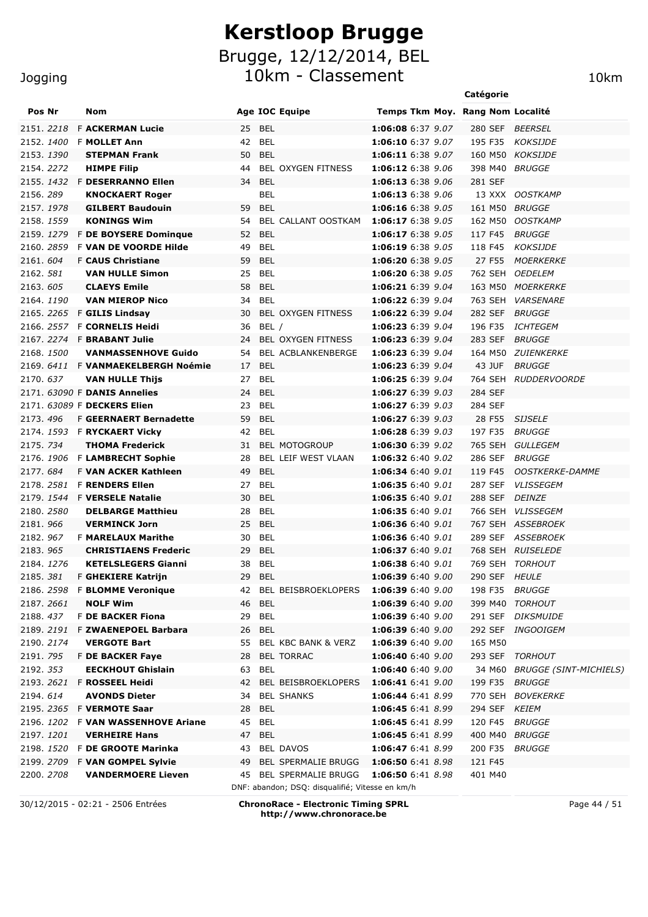# Kerstloop Brugge

## Brugge, 12/12/2014, BEL

## 10km - Classement

Jogging 10km

| Pos | Nr | | Nom | Age | IOC | Equipe | Temps | Tkm | Moy. | Rang | Catégorie Nom | Localité |
|---|---|---|---|---|---|---|---|---|---|---|---|---|
| 2151. | 2218 | F | **ACKERMAN Lucie** | 25 | BEL | | **1:06:08** | 6:37 | 9.07 | 280 | SEF | BEERSEL |
| 2152. | 1400 | F | **MOLLET Ann** | 42 | BEL | | **1:06:10** | 6:37 | 9.07 | 195 | F35 | KOKSIJDE |
| 2153. | 1390 | | **STEPMAN Frank** | 50 | BEL | | **1:06:11** | 6:38 | 9.07 | 160 | M50 | KOKSIJDE |
| 2154. | 2272 | | **HIMPE Filip** | 44 | BEL | OXYGEN FITNESS | **1:06:12** | 6:38 | 9.06 | 398 | M40 | BRUGGE |
| 2155. | 1432 | F | **DESERRANNO Ellen** | 34 | BEL | | **1:06:13** | 6:38 | 9.06 | 281 | SEF | |
| 2156. | 289 | | **KNOCKAERT Roger** | | BEL | | **1:06:13** | 6:38 | 9.06 | 13 | XXX | OOSTKAMP |
| 2157. | 1978 | | **GILBERT Baudouin** | 59 | BEL | | **1:06:16** | 6:38 | 9.05 | 161 | M50 | BRUGGE |
| 2158. | 1559 | | **KONINGS Wim** | 54 | BEL | CALLANT OOSTKAM | **1:06:17** | 6:38 | 9.05 | 162 | M50 | OOSTKAMP |
| 2159. | 1279 | F | **DE BOYSERE Dominque** | 52 | BEL | | **1:06:17** | 6:38 | 9.05 | 117 | F45 | BRUGGE |
| 2160. | 2859 | F | **VAN DE VOORDE Hilde** | 49 | BEL | | **1:06:19** | 6:38 | 9.05 | 118 | F45 | KOKSIJDE |
| 2161. | 604 | F | **CAUS Christiane** | 59 | BEL | | **1:06:20** | 6:38 | 9.05 | 27 | F55 | MOERKERKE |
| 2162. | 581 | | **VAN HULLE Simon** | 25 | BEL | | **1:06:20** | 6:38 | 9.05 | 762 | SEH | OEDELEM |
| 2163. | 605 | | **CLAEYS Emile** | 58 | BEL | | **1:06:21** | 6:39 | 9.04 | 163 | M50 | MOERKERKE |
| 2164. | 1190 | | **VAN MIEROP Nico** | 34 | BEL | | **1:06:22** | 6:39 | 9.04 | 763 | SEH | VARSENARE |
| 2165. | 2265 | F | **GILIS Lindsay** | 30 | BEL | OXYGEN FITNESS | **1:06:22** | 6:39 | 9.04 | 282 | SEF | BRUGGE |
| 2166. | 2557 | F | **CORNELIS Heidi** | 36 | BEL | / | **1:06:23** | 6:39 | 9.04 | 196 | F35 | ICHTEGEM |
| 2167. | 2274 | F | **BRABANT Julie** | 24 | BEL | OXYGEN FITNESS | **1:06:23** | 6:39 | 9.04 | 283 | SEF | BRUGGE |
| 2168. | 1500 | | **VANMASSENHOVE Guido** | 54 | BEL | ACBLANKENBERGE | **1:06:23** | 6:39 | 9.04 | 164 | M50 | ZUIENKERKE |
| 2169. | 6411 | F | **VANMAEKELBERGH Noémie** | 17 | BEL | | **1:06:23** | 6:39 | 9.04 | 43 | JUF | BRUGGE |
| 2170. | 637 | | **VAN HULLE Thijs** | 27 | BEL | | **1:06:25** | 6:39 | 9.04 | 764 | SEH | RUDDERVOORDE |
| 2171. | 63090 | F | **DANIS Annelies** | 24 | BEL | | **1:06:27** | 6:39 | 9.03 | 284 | SEF | |
| 2171. | 63089 | F | **DECKERS Elien** | 23 | BEL | | **1:06:27** | 6:39 | 9.03 | 284 | SEF | |
| 2173. | 496 | F | **GEERNAERT Bernadette** | 59 | BEL | | **1:06:27** | 6:39 | 9.03 | 28 | F55 | SIJSELE |
| 2174. | 1593 | F | **RYCKAERT Vicky** | 42 | BEL | | **1:06:28** | 6:39 | 9.03 | 197 | F35 | BRUGGE |
| 2175. | 734 | | **THOMA Frederick** | 31 | BEL | MOTOGROUP | **1:06:30** | 6:39 | 9.02 | 765 | SEH | GULLEGEM |
| 2176. | 1906 | F | **LAMBRECHT Sophie** | 28 | BEL | LEIF WEST VLAAN | **1:06:32** | 6:40 | 9.02 | 286 | SEF | BRUGGE |
| 2177. | 684 | F | **VAN ACKER Kathleen** | 49 | BEL | | **1:06:34** | 6:40 | 9.01 | 119 | F45 | OOSTKERKE-DAMME |
| 2178. | 2581 | F | **RENDERS Ellen** | 27 | BEL | | **1:06:35** | 6:40 | 9.01 | 287 | SEF | VLISSEGEM |
| 2179. | 1544 | F | **VERSELE Natalie** | 30 | BEL | | **1:06:35** | 6:40 | 9.01 | 288 | SEF | DEINZE |
| 2180. | 2580 | | **DELBARGE Matthieu** | 28 | BEL | | **1:06:35** | 6:40 | 9.01 | 766 | SEH | VLISSEGEM |
| 2181. | 966 | | **VERMINCK Jorn** | 25 | BEL | | **1:06:36** | 6:40 | 9.01 | 767 | SEH | ASSEBROEK |
| 2182. | 967 | F | **MARELAUX Marithe** | 30 | BEL | | **1:06:36** | 6:40 | 9.01 | 289 | SEF | ASSEBROEK |
| 2183. | 965 | | **CHRISTIAENS Frederic** | 29 | BEL | | **1:06:37** | 6:40 | 9.01 | 768 | SEH | RUISELEDE |
| 2184. | 1276 | | **KETELSLEGERS Gianni** | 38 | BEL | | **1:06:38** | 6:40 | 9.01 | 769 | SEH | TORHOUT |
| 2185. | 381 | F | **GHEKIERE Katrijn** | 29 | BEL | | **1:06:39** | 6:40 | 9.00 | 290 | SEF | HEULE |
| 2186. | 2598 | F | **BLOMME Veronique** | 42 | BEL | BEISBROEKLOPERS | **1:06:39** | 6:40 | 9.00 | 198 | F35 | BRUGGE |
| 2187. | 2661 | | **NOLF Wim** | 46 | BEL | | **1:06:39** | 6:40 | 9.00 | 399 | M40 | TORHOUT |
| 2188. | 437 | F | **DE BACKER Fiona** | 29 | BEL | | **1:06:39** | 6:40 | 9.00 | 291 | SEF | DIKSMUIDE |
| 2189. | 2191 | F | **ZWAENEPOEL Barbara** | 26 | BEL | | **1:06:39** | 6:40 | 9.00 | 292 | SEF | INGOOIGEM |
| 2190. | 2174 | | **VERGOTE Bart** | 55 | BEL | KBC BANK & VERZ | **1:06:39** | 6:40 | 9.00 | 165 | M50 | |
| 2191. | 795 | F | **DE BACKER Faye** | 28 | BEL | TORRAC | **1:06:40** | 6:40 | 9.00 | 293 | SEF | TORHOUT |
| 2192. | 353 | | **EECKHOUT Ghislain** | 63 | BEL | | **1:06:40** | 6:40 | 9.00 | 34 | M60 | BRUGGE (SINT-MICHIELS) |
| 2193. | 2621 | F | **ROSSEEL Heidi** | 42 | BEL | BEISBROEKLOPERS | **1:06:41** | 6:41 | 9.00 | 199 | F35 | BRUGGE |
| 2194. | 614 | | **AVONDS Dieter** | 34 | BEL | SHANKS | **1:06:44** | 6:41 | 8.99 | 770 | SEH | BOVEKERKE |
| 2195. | 2365 | F | **VERMOTE Saar** | 28 | BEL | | **1:06:45** | 6:41 | 8.99 | 294 | SEF | KEIEM |
| 2196. | 1202 | F | **VAN WASSENHOVE Ariane** | 45 | BEL | | **1:06:45** | 6:41 | 8.99 | 120 | F45 | BRUGGE |
| 2197. | 1201 | | **VERHEIRE Hans** | 47 | BEL | | **1:06:45** | 6:41 | 8.99 | 400 | M40 | BRUGGE |
| 2198. | 1520 | F | **DE GROOTE Marinka** | 43 | BEL | DAVOS | **1:06:47** | 6:41 | 8.99 | 200 | F35 | BRUGGE |
| 2199. | 2709 | F | **VAN GOMPEL Sylvie** | 49 | BEL | SPERMALIE BRUGG | **1:06:50** | 6:41 | 8.98 | 121 | F45 | |
| 2200. | 2708 | | **VANDERMOERE Lieven** | 45 | BEL | SPERMALIE BRUGG | **1:06:50** | 6:41 | 8.98 | 401 | M40 | |

DNF: abandon; DSQ: disqualifié; Vitesse en km/h

30/12/2015 - 02:21 - 2506 Entrées

**ChronoRace - Electronic Timing SPRL**
**http://www.chronorace.be**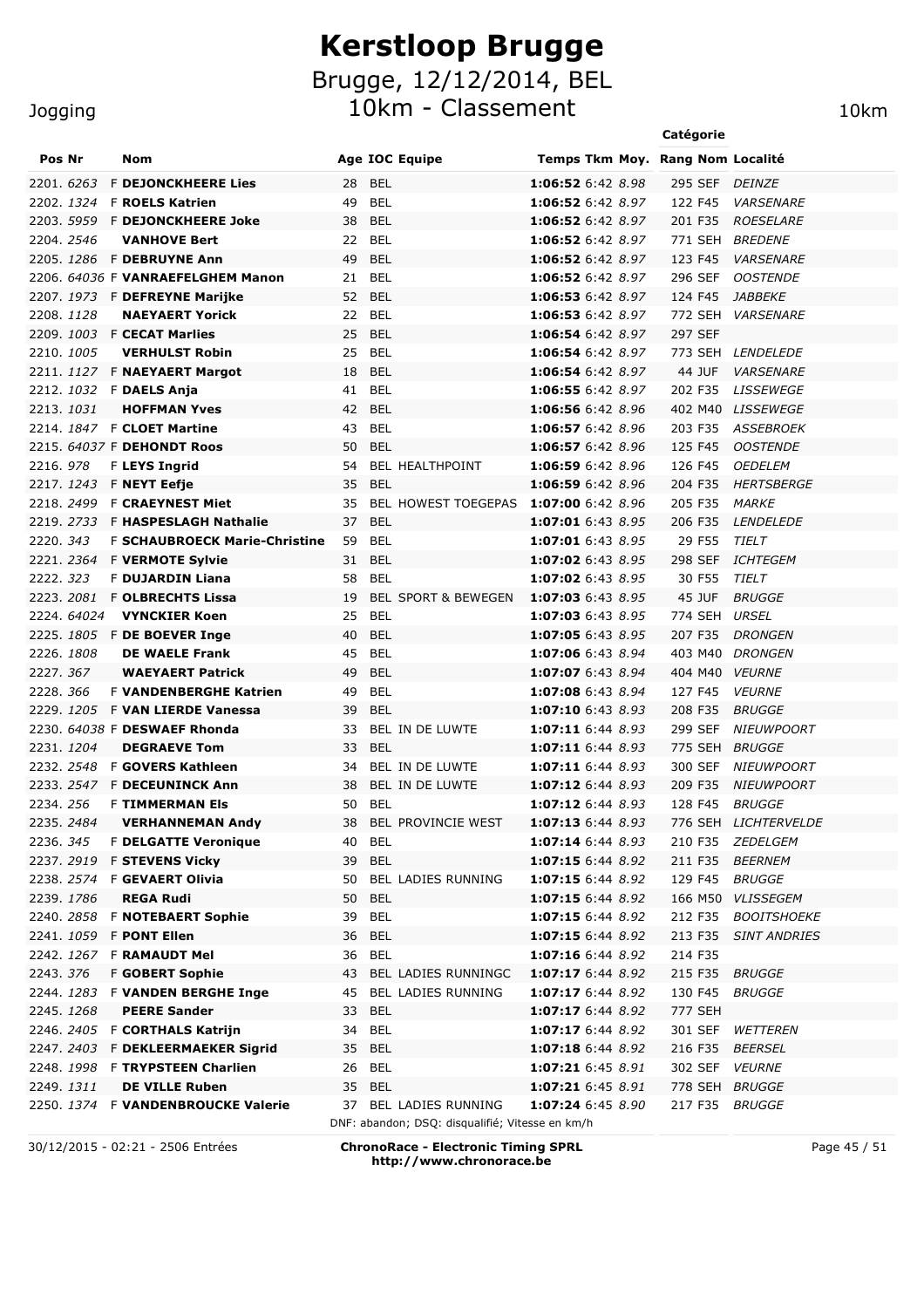# Kerstloop Brugge

## Brugge, 12/12/2014, BEL

## 10km - Classement

Jogging 10km

| Pos | Nr | | Nom | Age | IOC | Equipe | Temps | Tkm | Moy. | Rang | Catégorie Nom | Localité |
|---|---|---|---|---|---|---|---|---|---|---|---|---|
| 2201. | 6263 | F | **DEJONCKHEERE Lies** | 28 | BEL | | **1:06:52** | 6:42 | 8.98 | 295 | SEF | DEINZE |
| 2202. | 1324 | F | **ROELS Katrien** | 49 | BEL | | **1:06:52** | 6:42 | 8.97 | 122 | F45 | VARSENARE |
| 2203. | 5959 | F | **DEJONCKHEERE Joke** | 38 | BEL | | **1:06:52** | 6:42 | 8.97 | 201 | F35 | ROESELARE |
| 2204. | 2546 | | **VANHOVE Bert** | 22 | BEL | | **1:06:52** | 6:42 | 8.97 | 771 | SEH | BREDENE |
| 2205. | 1286 | F | **DEBRUYNE Ann** | 49 | BEL | | **1:06:52** | 6:42 | 8.97 | 123 | F45 | VARSENARE |
| 2206. | 64036 | F | **VANRAEFELGHEM Manon** | 21 | BEL | | **1:06:52** | 6:42 | 8.97 | 296 | SEF | OOSTENDE |
| 2207. | 1973 | F | **DEFREYNE Marijke** | 52 | BEL | | **1:06:53** | 6:42 | 8.97 | 124 | F45 | JABBEKE |
| 2208. | 1128 | | **NAEYAERT Yorick** | 22 | BEL | | **1:06:53** | 6:42 | 8.97 | 772 | SEH | VARSENARE |
| 2209. | 1003 | F | **CECAT Marlies** | 25 | BEL | | **1:06:54** | 6:42 | 8.97 | 297 | SEF | |
| 2210. | 1005 | | **VERHULST Robin** | 25 | BEL | | **1:06:54** | 6:42 | 8.97 | 773 | SEH | LENDELEDE |
| 2211. | 1127 | F | **NAEYAERT Margot** | 18 | BEL | | **1:06:54** | 6:42 | 8.97 | 44 | JUF | VARSENARE |
| 2212. | 1032 | F | **DAELS Anja** | 41 | BEL | | **1:06:55** | 6:42 | 8.97 | 202 | F35 | LISSEWEGE |
| 2213. | 1031 | | **HOFFMAN Yves** | 42 | BEL | | **1:06:56** | 6:42 | 8.96 | 402 | M40 | LISSEWEGE |
| 2214. | 1847 | F | **CLOET Martine** | 43 | BEL | | **1:06:57** | 6:42 | 8.96 | 203 | F35 | ASSEBROEK |
| 2215. | 64037 | F | **DEHONDT Roos** | 50 | BEL | | **1:06:57** | 6:42 | 8.96 | 125 | F45 | OOSTENDE |
| 2216. | 978 | F | **LEYS Ingrid** | 54 | BEL | HEALTHPOINT | **1:06:59** | 6:42 | 8.96 | 126 | F45 | OEDELEM |
| 2217. | 1243 | F | **NEYT Eefje** | 35 | BEL | | **1:06:59** | 6:42 | 8.96 | 204 | F35 | HERTSBERGE |
| 2218. | 2499 | F | **CRAEYNEST Miet** | 35 | BEL | HOWEST TOEGEPAS | **1:07:00** | 6:42 | 8.96 | 205 | F35 | MARKE |
| 2219. | 2733 | F | **HASPESLAGH Nathalie** | 37 | BEL | | **1:07:01** | 6:43 | 8.95 | 206 | F35 | LENDELEDE |
| 2220. | 343 | F | **SCHAUBROECK Marie-Christine** | 59 | BEL | | **1:07:01** | 6:43 | 8.95 | 29 | F55 | TIELT |
| 2221. | 2364 | F | **VERMOTE Sylvie** | 31 | BEL | | **1:07:02** | 6:43 | 8.95 | 298 | SEF | ICHTEGEM |
| 2222. | 323 | F | **DUJARDIN Liana** | 58 | BEL | | **1:07:02** | 6:43 | 8.95 | 30 | F55 | TIELT |
| 2223. | 2081 | F | **OLBRECHTS Lissa** | 19 | BEL | SPORT & BEWEGEN | **1:07:03** | 6:43 | 8.95 | 45 | JUF | BRUGGE |
| 2224. | 64024 | | **VYNCKIER Koen** | 25 | BEL | | **1:07:03** | 6:43 | 8.95 | 774 | SEH | URSEL |
| 2225. | 1805 | F | **DE BOEVER Inge** | 40 | BEL | | **1:07:05** | 6:43 | 8.95 | 207 | F35 | DRONGEN |
| 2226. | 1808 | | **DE WAELE Frank** | 45 | BEL | | **1:07:06** | 6:43 | 8.94 | 403 | M40 | DRONGEN |
| 2227. | 367 | | **WAEYAERT Patrick** | 49 | BEL | | **1:07:07** | 6:43 | 8.94 | 404 | M40 | VEURNE |
| 2228. | 366 | F | **VANDENBERGHE Katrien** | 49 | BEL | | **1:07:08** | 6:43 | 8.94 | 127 | F45 | VEURNE |
| 2229. | 1205 | F | **VAN LIERDE Vanessa** | 39 | BEL | | **1:07:10** | 6:43 | 8.93 | 208 | F35 | BRUGGE |
| 2230. | 64038 | F | **DESWAEF Rhonda** | 33 | BEL | IN DE LUWTE | **1:07:11** | 6:44 | 8.93 | 299 | SEF | NIEUWPOORT |
| 2231. | 1204 | | **DEGRAEVE Tom** | 33 | BEL | | **1:07:11** | 6:44 | 8.93 | 775 | SEH | BRUGGE |
| 2232. | 2548 | F | **GOVERS Kathleen** | 34 | BEL | IN DE LUWTE | **1:07:11** | 6:44 | 8.93 | 300 | SEF | NIEUWPOORT |
| 2233. | 2547 | F | **DECEUNINCK Ann** | 38 | BEL | IN DE LUWTE | **1:07:12** | 6:44 | 8.93 | 209 | F35 | NIEUWPOORT |
| 2234. | 256 | F | **TIMMERMAN Els** | 50 | BEL | | **1:07:12** | 6:44 | 8.93 | 128 | F45 | BRUGGE |
| 2235. | 2484 | | **VERHANNEMAN Andy** | 38 | BEL | PROVINCIE WEST | **1:07:13** | 6:44 | 8.93 | 776 | SEH | LICHTERVELDE |
| 2236. | 345 | F | **DELGATTE Veronique** | 40 | BEL | | **1:07:14** | 6:44 | 8.93 | 210 | F35 | ZEDELGEM |
| 2237. | 2919 | F | **STEVENS Vicky** | 39 | BEL | | **1:07:15** | 6:44 | 8.92 | 211 | F35 | BEERNEM |
| 2238. | 2574 | F | **GEVAERT Olivia** | 50 | BEL | LADIES RUNNING | **1:07:15** | 6:44 | 8.92 | 129 | F45 | BRUGGE |
| 2239. | 1786 | | **REGA Rudi** | 50 | BEL | | **1:07:15** | 6:44 | 8.92 | 166 | M50 | VLISSEGEM |
| 2240. | 2858 | F | **NOTEBAERT Sophie** | 39 | BEL | | **1:07:15** | 6:44 | 8.92 | 212 | F35 | BOOITSHOEKE |
| 2241. | 1059 | F | **PONT Ellen** | 36 | BEL | | **1:07:15** | 6:44 | 8.92 | 213 | F35 | SINT ANDRIES |
| 2242. | 1267 | F | **RAMAUDT Mel** | 36 | BEL | | **1:07:16** | 6:44 | 8.92 | 214 | F35 | |
| 2243. | 376 | F | **GOBERT Sophie** | 43 | BEL | LADIES RUNNINGC | **1:07:17** | 6:44 | 8.92 | 215 | F35 | BRUGGE |
| 2244. | 1283 | F | **VANDEN BERGHE Inge** | 45 | BEL | LADIES RUNNING | **1:07:17** | 6:44 | 8.92 | 130 | F45 | BRUGGE |
| 2245. | 1268 | | **PEERE Sander** | 33 | BEL | | **1:07:17** | 6:44 | 8.92 | 777 | SEH | |
| 2246. | 2405 | F | **CORTHALS Katrijn** | 34 | BEL | | **1:07:17** | 6:44 | 8.92 | 301 | SEF | WETTEREN |
| 2247. | 2403 | F | **DEKLEERMAEKER Sigrid** | 35 | BEL | | **1:07:18** | 6:44 | 8.92 | 216 | F35 | BEERSEL |
| 2248. | 1998 | F | **TRYPSTEEN Charlien** | 26 | BEL | | **1:07:21** | 6:45 | 8.91 | 302 | SEF | VEURNE |
| 2249. | 1311 | | **DE VILLE Ruben** | 35 | BEL | | **1:07:21** | 6:45 | 8.91 | 778 | SEH | BRUGGE |
| 2250. | 1374 | F | **VANDENBROUCKE Valerie** | 37 | BEL | LADIES RUNNING | **1:07:24** | 6:45 | 8.90 | 217 | F35 | BRUGGE |

DNF: abandon; DSQ: disqualifié; Vitesse en km/h

30/12/2015 - 02:21 - 2506 Entrées

**ChronoRace - Electronic Timing SPRL**
**http://www.chronorace.be**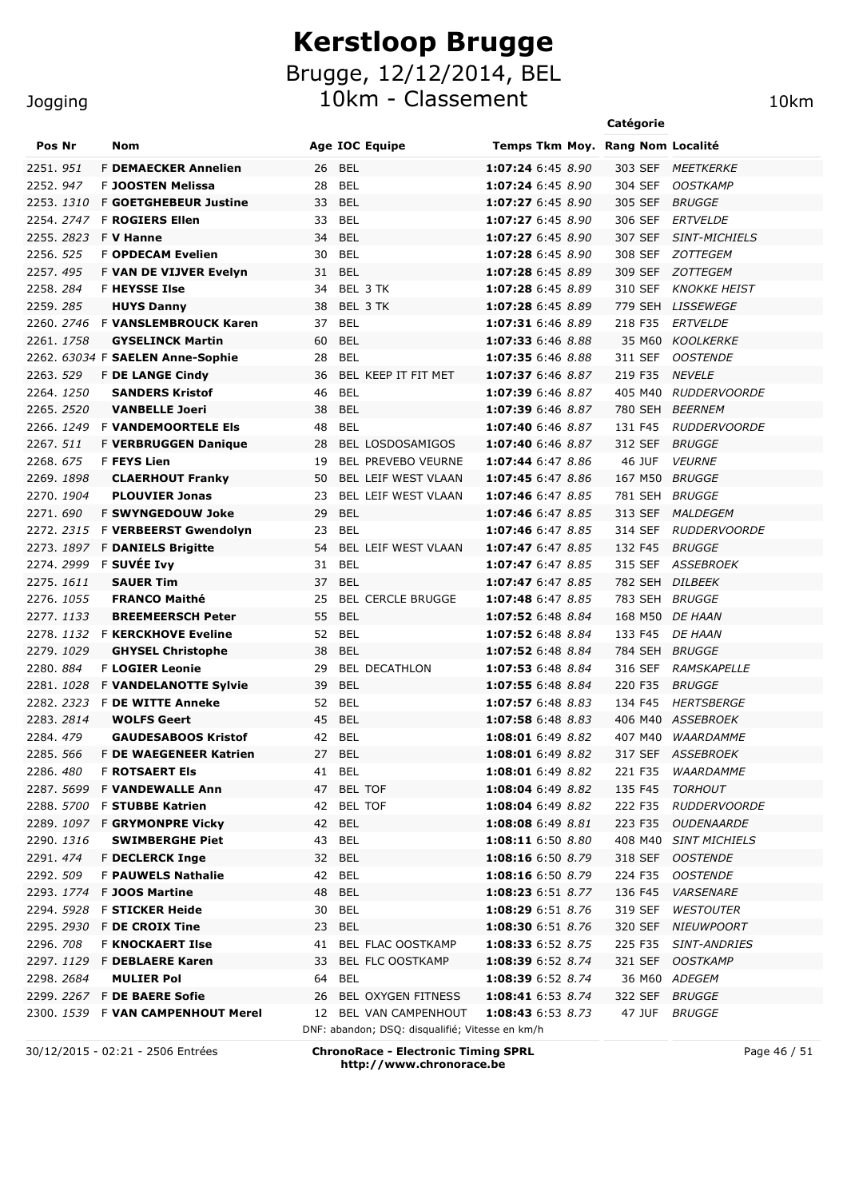# Kerstloop Brugge

## Brugge, 12/12/2014, BEL

## 10km - Classement

Jogging

10km

| Pos | Nr | | Nom | Age | IOC | Equipe | Temps | Tkm | Moy. | Rang | Catégorie | Localité |
|---|---|---|---|---|---|---|---|---|---|---|---|---|
| 2251. | 951 | F | **DEMAECKER Annelien** | 26 | BEL | | **1:07:24** | 6:45 | 8.90 | 303 | SEF | MEETKERKE |
| 2252. | 947 | F | **JOOSTEN Melissa** | 28 | BEL | | **1:07:24** | 6:45 | 8.90 | 304 | SEF | OOSTKAMP |
| 2253. | 1310 | F | **GOETGHEBEUR Justine** | 33 | BEL | | **1:07:27** | 6:45 | 8.90 | 305 | SEF | BRUGGE |
| 2254. | 2747 | F | **ROGIERS Ellen** | 33 | BEL | | **1:07:27** | 6:45 | 8.90 | 306 | SEF | ERTVELDE |
| 2255. | 2823 | F | **V Hanne** | 34 | BEL | | **1:07:27** | 6:45 | 8.90 | 307 | SEF | SINT-MICHIELS |
| 2256. | 525 | F | **OPDECAM Evelien** | 30 | BEL | | **1:07:28** | 6:45 | 8.90 | 308 | SEF | ZOTTEGEM |
| 2257. | 495 | F | **VAN DE VIJVER Evelyn** | 31 | BEL | | **1:07:28** | 6:45 | 8.89 | 309 | SEF | ZOTTEGEM |
| 2258. | 284 | F | **HEYSSE Ilse** | 34 | BEL | 3 TK | **1:07:28** | 6:45 | 8.89 | 310 | SEF | KNOKKE HEIST |
| 2259. | 285 | | **HUYS Danny** | 38 | BEL | 3 TK | **1:07:28** | 6:45 | 8.89 | 779 | SEH | LISSEWEGE |
| 2260. | 2746 | F | **VANSLEMBROUCK Karen** | 37 | BEL | | **1:07:31** | 6:46 | 8.89 | 218 | F35 | ERTVELDE |
| 2261. | 1758 | | **GYSELINCK Martin** | 60 | BEL | | **1:07:33** | 6:46 | 8.88 | 35 | M60 | KOOLKERKE |
| 2262. | 63034 | F | **SAELEN Anne-Sophie** | 28 | BEL | | **1:07:35** | 6:46 | 8.88 | 311 | SEF | OOSTENDE |
| 2263. | 529 | F | **DE LANGE Cindy** | 36 | BEL | KEEP IT FIT MET | **1:07:37** | 6:46 | 8.87 | 219 | F35 | NEVELE |
| 2264. | 1250 | | **SANDERS Kristof** | 46 | BEL | | **1:07:39** | 6:46 | 8.87 | 405 | M40 | RUDDERVOORDE |
| 2265. | 2520 | | **VANBELLE Joeri** | 38 | BEL | | **1:07:39** | 6:46 | 8.87 | 780 | SEH | BEERNEM |
| 2266. | 1249 | F | **VANDEMOORTELE Els** | 48 | BEL | | **1:07:40** | 6:46 | 8.87 | 131 | F45 | RUDDERVOORDE |
| 2267. | 511 | F | **VERBRUGGEN Danique** | 28 | BEL | LOSDOSAMIGOS | **1:07:40** | 6:46 | 8.87 | 312 | SEF | BRUGGE |
| 2268. | 675 | F | **FEYS Lien** | 19 | BEL | PREVEBO VEURNE | **1:07:44** | 6:47 | 8.86 | 46 | JUF | VEURNE |
| 2269. | 1898 | | **CLAERHOUT Franky** | 50 | BEL | LEIF WEST VLAAN | **1:07:45** | 6:47 | 8.86 | 167 | M50 | BRUGGE |
| 2270. | 1904 | | **PLOUVIER Jonas** | 23 | BEL | LEIF WEST VLAAN | **1:07:46** | 6:47 | 8.85 | 781 | SEH | BRUGGE |
| 2271. | 690 | F | **SWYNGEDOUW Joke** | 29 | BEL | | **1:07:46** | 6:47 | 8.85 | 313 | SEF | MALDEGEM |
| 2272. | 2315 | F | **VERBEERST Gwendolyn** | 23 | BEL | | **1:07:46** | 6:47 | 8.85 | 314 | SEF | RUDDERVOORDE |
| 2273. | 1897 | F | **DANIELS Brigitte** | 54 | BEL | LEIF WEST VLAAN | **1:07:47** | 6:47 | 8.85 | 132 | F45 | BRUGGE |
| 2274. | 2999 | F | **SUVÉE Ivy** | 31 | BEL | | **1:07:47** | 6:47 | 8.85 | 315 | SEF | ASSEBROEK |
| 2275. | 1611 | | **SAUER Tim** | 37 | BEL | | **1:07:47** | 6:47 | 8.85 | 782 | SEH | DILBEEK |
| 2276. | 1055 | | **FRANCO Maithé** | 25 | BEL | CERCLE BRUGGE | **1:07:48** | 6:47 | 8.85 | 783 | SEH | BRUGGE |
| 2277. | 1133 | | **BREEMEERSCH Peter** | 55 | BEL | | **1:07:52** | 6:48 | 8.84 | 168 | M50 | DE HAAN |
| 2278. | 1132 | F | **KERCKHOVE Eveline** | 52 | BEL | | **1:07:52** | 6:48 | 8.84 | 133 | F45 | DE HAAN |
| 2279. | 1029 | | **GHYSEL Christophe** | 38 | BEL | | **1:07:52** | 6:48 | 8.84 | 784 | SEH | BRUGGE |
| 2280. | 884 | F | **LOGIER Leonie** | 29 | BEL | DECATHLON | **1:07:53** | 6:48 | 8.84 | 316 | SEF | RAMSKAPELLE |
| 2281. | 1028 | F | **VANDELANOTTE Sylvie** | 39 | BEL | | **1:07:55** | 6:48 | 8.84 | 220 | F35 | BRUGGE |
| 2282. | 2323 | F | **DE WITTE Anneke** | 52 | BEL | | **1:07:57** | 6:48 | 8.83 | 134 | F45 | HERTSBERGE |
| 2283. | 2814 | | **WOLFS Geert** | 45 | BEL | | **1:07:58** | 6:48 | 8.83 | 406 | M40 | ASSEBROEK |
| 2284. | 479 | | **GAUDESABOOS Kristof** | 42 | BEL | | **1:08:01** | 6:49 | 8.82 | 407 | M40 | WAARDAMME |
| 2285. | 566 | F | **DE WAEGENEER Katrien** | 27 | BEL | | **1:08:01** | 6:49 | 8.82 | 317 | SEF | ASSEBROEK |
| 2286. | 480 | F | **ROTSAERT Els** | 41 | BEL | | **1:08:01** | 6:49 | 8.82 | 221 | F35 | WAARDAMME |
| 2287. | 5699 | F | **VANDEWALLE Ann** | 47 | BEL | TOF | **1:08:04** | 6:49 | 8.82 | 135 | F45 | TORHOUT |
| 2288. | 5700 | F | **STUBBE Katrien** | 42 | BEL | TOF | **1:08:04** | 6:49 | 8.82 | 222 | F35 | RUDDERVOORDE |
| 2289. | 1097 | F | **GRYMONPRE Vicky** | 42 | BEL | | **1:08:08** | 6:49 | 8.81 | 223 | F35 | OUDENAARDE |
| 2290. | 1316 | | **SWIMBERGHE Piet** | 43 | BEL | | **1:08:11** | 6:50 | 8.80 | 408 | M40 | SINT MICHIELS |
| 2291. | 474 | F | **DECLERCK Inge** | 32 | BEL | | **1:08:16** | 6:50 | 8.79 | 318 | SEF | OOSTENDE |
| 2292. | 509 | F | **PAUWELS Nathalie** | 42 | BEL | | **1:08:16** | 6:50 | 8.79 | 224 | F35 | OOSTENDE |
| 2293. | 1774 | F | **JOOS Martine** | 48 | BEL | | **1:08:23** | 6:51 | 8.77 | 136 | F45 | VARSENARE |
| 2294. | 5928 | F | **STICKER Heide** | 30 | BEL | | **1:08:29** | 6:51 | 8.76 | 319 | SEF | WESTOUTER |
| 2295. | 2930 | F | **DE CROIX Tine** | 23 | BEL | | **1:08:30** | 6:51 | 8.76 | 320 | SEF | NIEUWPOORT |
| 2296. | 708 | F | **KNOCKAERT Ilse** | 41 | BEL | FLAC OOSTKAMP | **1:08:33** | 6:52 | 8.75 | 225 | F35 | SINT-ANDRIES |
| 2297. | 1129 | F | **DEBLAERE Karen** | 33 | BEL | FLC OOSTKAMP | **1:08:39** | 6:52 | 8.74 | 321 | SEF | OOSTKAMP |
| 2298. | 2684 | | **MULIER Pol** | 64 | BEL | | **1:08:39** | 6:52 | 8.74 | 36 | M60 | ADEGEM |
| 2299. | 2267 | F | **DE BAERE Sofie** | 26 | BEL | OXYGEN FITNESS | **1:08:41** | 6:53 | 8.74 | 322 | SEF | BRUGGE |
| 2300. | 1539 | F | **VAN CAMPENHOUT Merel** | 12 | BEL | VAN CAMPENHOUT | **1:08:43** | 6:53 | 8.73 | 47 | JUF | BRUGGE |

DNF: abandon; DSQ: disqualifié; Vitesse en km/h

30/12/2015 - 02:21 - 2506 Entrées

**ChronoRace - Electronic Timing SPRL**
**http://www.chronorace.be**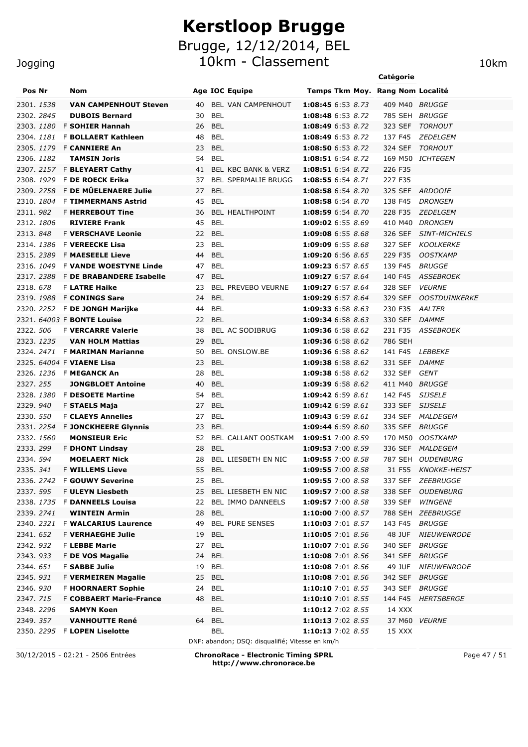# Kerstloop Brugge

## Brugge, 12/12/2014, BEL

## 10km - Classement

Jogging — 10km

| Pos | Nr | | Nom | Age | IOC | Equipe | Temps | Tkm | Moy. | Rang | Catégorie Nom | Localité |
|---|---|---|---|---|---|---|---|---|---|---|---|---|
| 2301. | *1538* | | **VAN CAMPENHOUT Steven** | 40 | BEL | VAN CAMPENHOUT | **1:08:45** | 6:53 | *8.73* | 409 | M40 | *BRUGGE* |
| 2302. | *2845* | | **DUBOIS Bernard** | 30 | BEL | | **1:08:48** | 6:53 | *8.72* | 785 | SEH | *BRUGGE* |
| 2303. | *1180* | F | **SOHIER Hannah** | 26 | BEL | | **1:08:49** | 6:53 | *8.72* | 323 | SEF | *TORHOUT* |
| 2304. | *1181* | F | **BOLLAERT Kathleen** | 48 | BEL | | **1:08:49** | 6:53 | *8.72* | 137 | F45 | *ZEDELGEM* |
| 2305. | *1179* | F | **CANNIERE An** | 23 | BEL | | **1:08:50** | 6:53 | *8.72* | 324 | SEF | *TORHOUT* |
| 2306. | *1182* | | **TAMSIN Joris** | 54 | BEL | | **1:08:51** | 6:54 | *8.72* | 169 | M50 | *ICHTEGEM* |
| 2307. | *2157* | F | **BLEYAERT Cathy** | 41 | BEL | KBC BANK & VERZ | **1:08:51** | 6:54 | *8.72* | 226 | F35 | |
| 2308. | *1929* | F | **DE ROECK Erika** | 37 | BEL | SPERMALIE BRUGG | **1:08:55** | 6:54 | *8.71* | 227 | F35 | |
| 2309. | *2758* | F | **DE MÛELENAERE Julie** | 27 | BEL | | **1:08:58** | 6:54 | *8.70* | 325 | SEF | *ARDOOIE* |
| 2310. | *1804* | F | **TIMMERMANS Astrid** | 45 | BEL | | **1:08:58** | 6:54 | *8.70* | 138 | F45 | *DRONGEN* |
| 2311. | *982* | F | **HERREBOUT Tine** | 36 | BEL | HEALTHPOINT | **1:08:59** | 6:54 | *8.70* | 228 | F35 | *ZEDELGEM* |
| 2312. | *1806* | | **RIVIERE Frank** | 45 | BEL | | **1:09:02** | 6:55 | *8.69* | 410 | M40 | *DRONGEN* |
| 2313. | *848* | F | **VERSCHAVE Leonie** | 22 | BEL | | **1:09:08** | 6:55 | *8.68* | 326 | SEF | *SINT-MICHIELS* |
| 2314. | *1386* | F | **VEREECKE Lisa** | 23 | BEL | | **1:09:09** | 6:55 | *8.68* | 327 | SEF | *KOOLKERKE* |
| 2315. | *2389* | F | **MAESEELE Lieve** | 44 | BEL | | **1:09:20** | 6:56 | *8.65* | 229 | F35 | *OOSTKAMP* |
| 2316. | *1049* | F | **VANDE WOESTYNE Linde** | 47 | BEL | | **1:09:23** | 6:57 | *8.65* | 139 | F45 | *BRUGGE* |
| 2317. | *2388* | F | **DE BRABANDERE Isabelle** | 47 | BEL | | **1:09:27** | 6:57 | *8.64* | 140 | F45 | *ASSEBROEK* |
| 2318. | *678* | F | **LATRE Haike** | 23 | BEL | PREVEBO VEURNE | **1:09:27** | 6:57 | *8.64* | 328 | SEF | *VEURNE* |
| 2319. | *1988* | F | **CONINGS Sare** | 24 | BEL | | **1:09:29** | 6:57 | *8.64* | 329 | SEF | *OOSTDUINKERKE* |
| 2320. | *2252* | F | **DE JONGH Marijke** | 44 | BEL | | **1:09:33** | 6:58 | *8.63* | 230 | F35 | *AALTER* |
| 2321. | *64003* | F | **BONTE Louise** | 22 | BEL | | **1:09:34** | 6:58 | *8.63* | 330 | SEF | *DAMME* |
| 2322. | *506* | F | **VERCARRE Valerie** | 38 | BEL | AC SODIBRUG | **1:09:36** | 6:58 | *8.62* | 231 | F35 | *ASSEBROEK* |
| 2323. | *1235* | | **VAN HOLM Mattias** | 29 | BEL | | **1:09:36** | 6:58 | *8.62* | 786 | SEH | |
| 2324. | *2471* | F | **MARIMAN Marianne** | 50 | BEL | ONSLOW.BE | **1:09:36** | 6:58 | *8.62* | 141 | F45 | *LEBBEKE* |
| 2325. | *64004* | F | **VIAENE Lisa** | 23 | BEL | | **1:09:38** | 6:58 | *8.62* | 331 | SEF | *DAMME* |
| 2326. | *1236* | F | **MEGANCK An** | 28 | BEL | | **1:09:38** | 6:58 | *8.62* | 332 | SEF | *GENT* |
| 2327. | *255* | | **JONGBLOET Antoine** | 40 | BEL | | **1:09:39** | 6:58 | *8.62* | 411 | M40 | *BRUGGE* |
| 2328. | *1380* | F | **DESOETE Martine** | 54 | BEL | | **1:09:42** | 6:59 | *8.61* | 142 | F45 | *SIJSELE* |
| 2329. | *940* | F | **STAELS Maja** | 27 | BEL | | **1:09:42** | 6:59 | *8.61* | 333 | SEF | *SIJSELE* |
| 2330. | *550* | F | **CLAEYS Annelies** | 27 | BEL | | **1:09:43** | 6:59 | *8.61* | 334 | SEF | *MALDEGEM* |
| 2331. | *2254* | F | **JONCKHEERE Glynnis** | 23 | BEL | | **1:09:44** | 6:59 | *8.60* | 335 | SEF | *BRUGGE* |
| 2332. | *1560* | | **MONSIEUR Eric** | 52 | BEL | CALLANT OOSTKAM | **1:09:51** | 7:00 | *8.59* | 170 | M50 | *OOSTKAMP* |
| 2333. | *299* | F | **DHONT Lindsay** | 28 | BEL | | **1:09:53** | 7:00 | *8.59* | 336 | SEF | *MALDEGEM* |
| 2334. | *594* | | **MOELAERT Nick** | 28 | BEL | LIESBETH EN NIC | **1:09:55** | 7:00 | *8.58* | 787 | SEH | *OUDENBURG* |
| 2335. | *341* | F | **WILLEMS Lieve** | 55 | BEL | | **1:09:55** | 7:00 | *8.58* | 31 | F55 | *KNOKKE-HEIST* |
| 2336. | *2742* | F | **GOUWY Severine** | 25 | BEL | | **1:09:55** | 7:00 | *8.58* | 337 | SEF | *ZEEBRUGGE* |
| 2337. | *595* | F | **ULEYN Liesbeth** | 25 | BEL | LIESBETH EN NIC | **1:09:57** | 7:00 | *8.58* | 338 | SEF | *OUDENBURG* |
| 2338. | *1735* | F | **DANNEELS Louisa** | 22 | BEL | IMMO DANNEELS | **1:09:57** | 7:00 | *8.58* | 339 | SEF | *WINGENE* |
| 2339. | *2741* | | **WINTEIN Armin** | 28 | BEL | | **1:10:00** | 7:00 | *8.57* | 788 | SEH | *ZEEBRUGGE* |
| 2340. | *2321* | F | **WALCARIUS Laurence** | 49 | BEL | PURE SENSES | **1:10:03** | 7:01 | *8.57* | 143 | F45 | *BRUGGE* |
| 2341. | *652* | F | **VERHAEGHE Julie** | 19 | BEL | | **1:10:05** | 7:01 | *8.56* | 48 | JUF | *NIEUWENRODE* |
| 2342. | *932* | F | **LEBBE Marie** | 27 | BEL | | **1:10:07** | 7:01 | *8.56* | 340 | SEF | *BRUGGE* |
| 2343. | *933* | F | **DE VOS Magalie** | 24 | BEL | | **1:10:08** | 7:01 | *8.56* | 341 | SEF | *BRUGGE* |
| 2344. | *651* | F | **SABBE Julie** | 19 | BEL | | **1:10:08** | 7:01 | *8.56* | 49 | JUF | *NIEUWENRODE* |
| 2345. | *931* | F | **VERMEIREN Magalie** | 25 | BEL | | **1:10:08** | 7:01 | *8.56* | 342 | SEF | *BRUGGE* |
| 2346. | *930* | F | **HOORNAERT Sophie** | 24 | BEL | | **1:10:10** | 7:01 | *8.55* | 343 | SEF | *BRUGGE* |
| 2347. | *715* | F | **COBBAERT Marie-France** | 48 | BEL | | **1:10:10** | 7:01 | *8.55* | 144 | F45 | *HERTSBERGE* |
| 2348. | *2296* | | **SAMYN Koen** | | BEL | | **1:10:12** | 7:02 | *8.55* | 14 | XXX | |
| 2349. | *357* | | **VANHOUTTE René** | 64 | BEL | | **1:10:13** | 7:02 | *8.55* | 37 | M60 | *VEURNE* |
| 2350. | *2295* | F | **LOPEN Liselotte** | | BEL | | **1:10:13** | 7:02 | *8.55* | 15 | XXX | |

DNF: abandon; DSQ: disqualifié; Vitesse en km/h

30/12/2015 - 02:21 - 2506 Entrées

**ChronoRace - Electronic Timing SPRL**
**http://www.chronorace.be**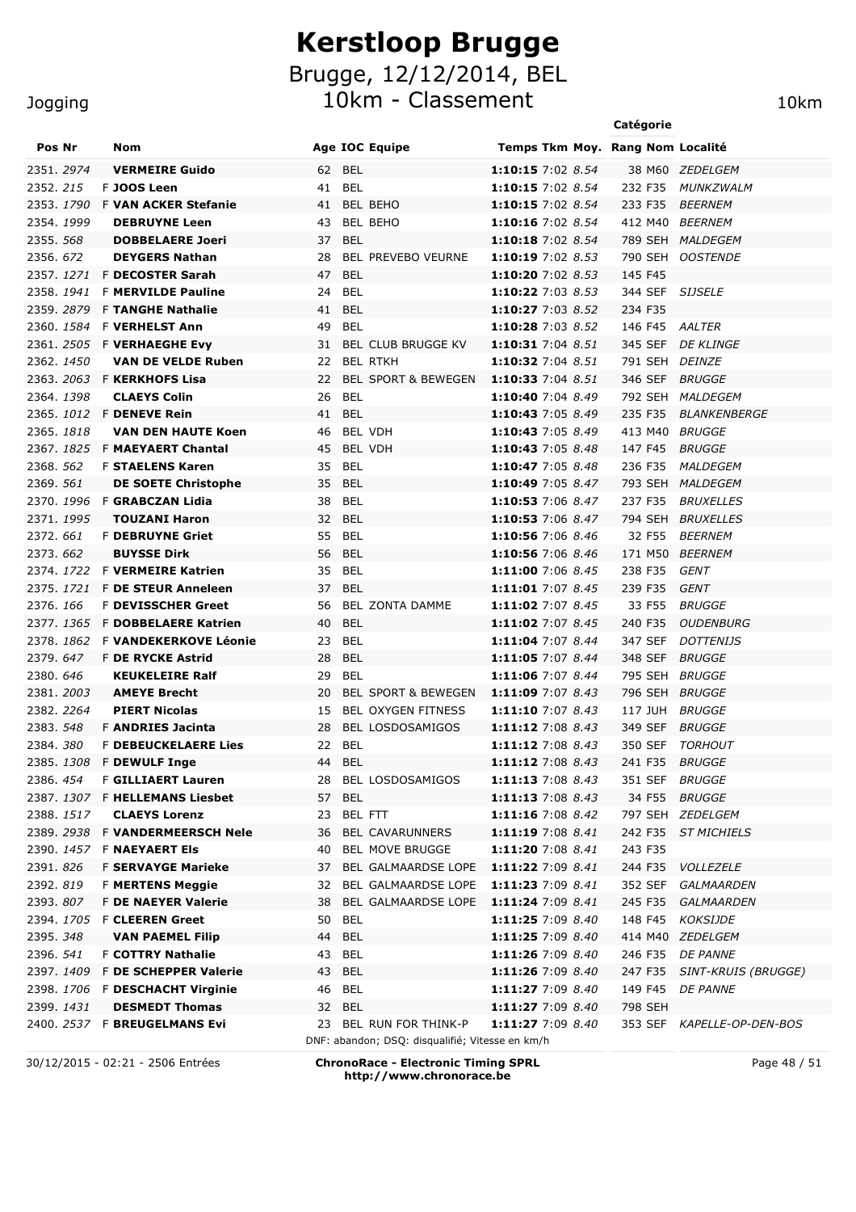# Kerstloop Brugge

## Brugge, 12/12/2014, BEL

## 10km - Classement

Jogging — 10km

| Pos | Nr | | Nom | Age | IOC | Equipe | Temps | Tkm | Moy. | Rang | Catégorie | Localité |
|---|---|---|---|---|---|---|---|---|---|---|---|---|
| 2351. | 2974 | | **VERMEIRE Guido** | 62 | BEL | | **1:10:15** | 7:02 | 8.54 | 38 | M60 | ZEDELGEM |
| 2352. | 215 | F | **JOOS Leen** | 41 | BEL | | **1:10:15** | 7:02 | 8.54 | 232 | F35 | MUNKZWALM |
| 2353. | 1790 | F | **VAN ACKER Stefanie** | 41 | BEL | BEHO | **1:10:15** | 7:02 | 8.54 | 233 | F35 | BEERNEM |
| 2354. | 1999 | | **DEBRUYNE Leen** | 43 | BEL | BEHO | **1:10:16** | 7:02 | 8.54 | 412 | M40 | BEERNEM |
| 2355. | 568 | | **DOBBELAERE Joeri** | 37 | BEL | | **1:10:18** | 7:02 | 8.54 | 789 | SEH | MALDEGEM |
| 2356. | 672 | | **DEYGERS Nathan** | 28 | BEL | PREVEBO VEURNE | **1:10:19** | 7:02 | 8.53 | 790 | SEH | OOSTENDE |
| 2357. | 1271 | F | **DECOSTER Sarah** | 47 | BEL | | **1:10:20** | 7:02 | 8.53 | 145 | F45 | |
| 2358. | 1941 | F | **MERVILDE Pauline** | 24 | BEL | | **1:10:22** | 7:03 | 8.53 | 344 | SEF | SIJSELE |
| 2359. | 2879 | F | **TANGHE Nathalie** | 41 | BEL | | **1:10:27** | 7:03 | 8.52 | 234 | F35 | |
| 2360. | 1584 | F | **VERHELST Ann** | 49 | BEL | | **1:10:28** | 7:03 | 8.52 | 146 | F45 | AALTER |
| 2361. | 2505 | F | **VERHAEGHE Evy** | 31 | BEL | CLUB BRUGGE KV | **1:10:31** | 7:04 | 8.51 | 345 | SEF | DE KLINGE |
| 2362. | 1450 | | **VAN DE VELDE Ruben** | 22 | BEL | RTKH | **1:10:32** | 7:04 | 8.51 | 791 | SEH | DEINZE |
| 2363. | 2063 | F | **KERKHOFS Lisa** | 22 | BEL | SPORT & BEWEGEN | **1:10:33** | 7:04 | 8.51 | 346 | SEF | BRUGGE |
| 2364. | 1398 | | **CLAEYS Colin** | 26 | BEL | | **1:10:40** | 7:04 | 8.49 | 792 | SEH | MALDEGEM |
| 2365. | 1012 | F | **DENEVE Rein** | 41 | BEL | | **1:10:43** | 7:05 | 8.49 | 235 | F35 | BLANKENBERGE |
| 2365. | 1818 | | **VAN DEN HAUTE Koen** | 46 | BEL | VDH | **1:10:43** | 7:05 | 8.49 | 413 | M40 | BRUGGE |
| 2367. | 1825 | F | **MAEYAERT Chantal** | 45 | BEL | VDH | **1:10:43** | 7:05 | 8.48 | 147 | F45 | BRUGGE |
| 2368. | 562 | F | **STAELENS Karen** | 35 | BEL | | **1:10:47** | 7:05 | 8.48 | 236 | F35 | MALDEGEM |
| 2369. | 561 | | **DE SOETE Christophe** | 35 | BEL | | **1:10:49** | 7:05 | 8.47 | 793 | SEH | MALDEGEM |
| 2370. | 1996 | F | **GRABCZAN Lidia** | 38 | BEL | | **1:10:53** | 7:06 | 8.47 | 237 | F35 | BRUXELLES |
| 2371. | 1995 | | **TOUZANI Haron** | 32 | BEL | | **1:10:53** | 7:06 | 8.47 | 794 | SEH | BRUXELLES |
| 2372. | 661 | F | **DEBRUYNE Griet** | 55 | BEL | | **1:10:56** | 7:06 | 8.46 | 32 | F55 | BEERNEM |
| 2373. | 662 | | **BUYSSE Dirk** | 56 | BEL | | **1:10:56** | 7:06 | 8.46 | 171 | M50 | BEERNEM |
| 2374. | 1722 | F | **VERMEIRE Katrien** | 35 | BEL | | **1:11:00** | 7:06 | 8.45 | 238 | F35 | GENT |
| 2375. | 1721 | F | **DE STEUR Anneleen** | 37 | BEL | | **1:11:01** | 7:07 | 8.45 | 239 | F35 | GENT |
| 2376. | 166 | F | **DEVISSCHER Greet** | 56 | BEL | ZONTA DAMME | **1:11:02** | 7:07 | 8.45 | 33 | F55 | BRUGGE |
| 2377. | 1365 | F | **DOBBELAERE Katrien** | 40 | BEL | | **1:11:02** | 7:07 | 8.45 | 240 | F35 | OUDENBURG |
| 2378. | 1862 | F | **VANDEKERKOVE Léonie** | 23 | BEL | | **1:11:04** | 7:07 | 8.44 | 347 | SEF | DOTTENIJS |
| 2379. | 647 | F | **DE RYCKE Astrid** | 28 | BEL | | **1:11:05** | 7:07 | 8.44 | 348 | SEF | BRUGGE |
| 2380. | 646 | | **KEUKELEIRE Ralf** | 29 | BEL | | **1:11:06** | 7:07 | 8.44 | 795 | SEH | BRUGGE |
| 2381. | 2003 | | **AMEYE Brecht** | 20 | BEL | SPORT & BEWEGEN | **1:11:09** | 7:07 | 8.43 | 796 | SEH | BRUGGE |
| 2382. | 2264 | | **PIERT Nicolas** | 15 | BEL | OXYGEN FITNESS | **1:11:10** | 7:07 | 8.43 | 117 | JUH | BRUGGE |
| 2383. | 548 | F | **ANDRIES Jacinta** | 28 | BEL | LOSDOSAMIGOS | **1:11:12** | 7:08 | 8.43 | 349 | SEF | BRUGGE |
| 2384. | 380 | F | **DEBEUCKELAERE Lies** | 22 | BEL | | **1:11:12** | 7:08 | 8.43 | 350 | SEF | TORHOUT |
| 2385. | 1308 | F | **DEWULF Inge** | 44 | BEL | | **1:11:12** | 7:08 | 8.43 | 241 | F35 | BRUGGE |
| 2386. | 454 | F | **GILLIAERT Lauren** | 28 | BEL | LOSDOSAMIGOS | **1:11:13** | 7:08 | 8.43 | 351 | SEF | BRUGGE |
| 2387. | 1307 | F | **HELLEMANS Liesbet** | 57 | BEL | | **1:11:13** | 7:08 | 8.43 | 34 | F55 | BRUGGE |
| 2388. | 1517 | | **CLAEYS Lorenz** | 23 | BEL | FTT | **1:11:16** | 7:08 | 8.42 | 797 | SEH | ZEDELGEM |
| 2389. | 2938 | F | **VANDERMEERSCH Nele** | 36 | BEL | CAVARUNNERS | **1:11:19** | 7:08 | 8.41 | 242 | F35 | ST MICHIELS |
| 2390. | 1457 | F | **NAEYAERT Els** | 40 | BEL | MOVE BRUGGE | **1:11:20** | 7:08 | 8.41 | 243 | F35 | |
| 2391. | 826 | F | **SERVAYGE Marieke** | 37 | BEL | GALMAARDSE LOPE | **1:11:22** | 7:09 | 8.41 | 244 | F35 | VOLLEZELE |
| 2392. | 819 | F | **MERTENS Meggie** | 32 | BEL | GALMAARDSE LOPE | **1:11:23** | 7:09 | 8.41 | 352 | SEF | GALMAARDEN |
| 2393. | 807 | F | **DE NAEYER Valerie** | 38 | BEL | GALMAARDSE LOPE | **1:11:24** | 7:09 | 8.41 | 245 | F35 | GALMAARDEN |
| 2394. | 1705 | F | **CLEEREN Greet** | 50 | BEL | | **1:11:25** | 7:09 | 8.40 | 148 | F45 | KOKSIJDE |
| 2395. | 348 | | **VAN PAEMEL Filip** | 44 | BEL | | **1:11:25** | 7:09 | 8.40 | 414 | M40 | ZEDELGEM |
| 2396. | 541 | F | **COTTRY Nathalie** | 43 | BEL | | **1:11:26** | 7:09 | 8.40 | 246 | F35 | DE PANNE |
| 2397. | 1409 | F | **DE SCHEPPER Valerie** | 43 | BEL | | **1:11:26** | 7:09 | 8.40 | 247 | F35 | SINT-KRUIS (BRUGGE) |
| 2398. | 1706 | F | **DESCHACHT Virginie** | 46 | BEL | | **1:11:27** | 7:09 | 8.40 | 149 | F45 | DE PANNE |
| 2399. | 1431 | | **DESMEDT Thomas** | 32 | BEL | | **1:11:27** | 7:09 | 8.40 | 798 | SEH | |
| 2400. | 2537 | F | **BREUGELMANS Evi** | 23 | BEL | RUN FOR THINK-P | **1:11:27** | 7:09 | 8.40 | 353 | SEF | KAPELLE-OP-DEN-BOS |

DNF: abandon; DSQ: disqualifié; Vitesse en km/h

30/12/2015 - 02:21 - 2506 Entrées

**ChronoRace - Electronic Timing SPRL**
**http://www.chronorace.be**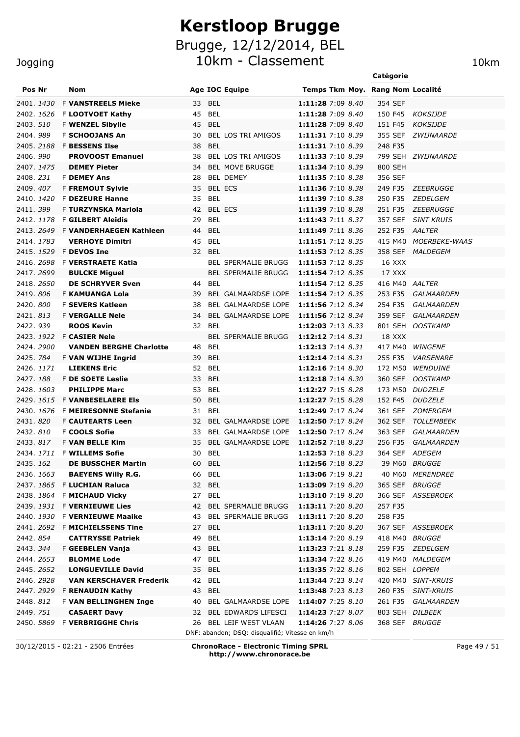# Kerstloop Brugge

## Brugge, 12/12/2014, BEL

## 10km - Classement

Jogging | 10km

| Pos | Nr | | Nom | Age | IOC | Equipe | Temps | Tkm | Moy. | Rang | Catégorie Nom | Localité |
|---|---|---|---|---|---|---|---|---|---|---|---|---|
| 2401. | *1430* | F | **VANSTREELS Mieke** | 33 | BEL | | **1:11:28** | 7:09 | *8.40* | 354 | SEF | |
| 2402. | *1626* | F | **LOOTVOET Kathy** | 45 | BEL | | **1:11:28** | 7:09 | *8.40* | 150 | F45 | *KOKSIJDE* |
| 2403. | *510* | F | **WENZEL Sibylle** | 45 | BEL | | **1:11:28** | 7:09 | *8.40* | 151 | F45 | *KOKSIJDE* |
| 2404. | *989* | F | **SCHOOJANS An** | 30 | BEL | LOS TRI AMIGOS | **1:11:31** | 7:10 | *8.39* | 355 | SEF | *ZWIJNAARDE* |
| 2405. | *2188* | F | **BESSENS Ilse** | 38 | BEL | | **1:11:31** | 7:10 | *8.39* | 248 | F35 | |
| 2406. | *990* | | **PROVOOST Emanuel** | 38 | BEL | LOS TRI AMIGOS | **1:11:33** | 7:10 | *8.39* | 799 | SEH | *ZWIJNAARDE* |
| 2407. | *1475* | | **DEMEY Pieter** | 34 | BEL | MOVE BRUGGE | **1:11:34** | 7:10 | *8.39* | 800 | SEH | |
| 2408. | *231* | F | **DEMEY Ans** | 28 | BEL | DEMEY | **1:11:35** | 7:10 | *8.38* | 356 | SEF | |
| 2409. | *407* | F | **FREMOUT Sylvie** | 35 | BEL | ECS | **1:11:36** | 7:10 | *8.38* | 249 | F35 | *ZEEBRUGGE* |
| 2410. | *1420* | F | **DEZEURE Hanne** | 35 | BEL | | **1:11:39** | 7:10 | *8.38* | 250 | F35 | *ZEDELGEM* |
| 2411. | *399* | F | **TURZYNSKA Mariola** | 42 | BEL | ECS | **1:11:39** | 7:10 | *8.38* | 251 | F35 | *ZEEBRUGGE* |
| 2412. | *1178* | F | **GILBERT Aleidis** | 29 | BEL | | **1:11:43** | 7:11 | *8.37* | 357 | SEF | *SINT KRUIS* |
| 2413. | *2649* | F | **VANDERHAEGEN Kathleen** | 44 | BEL | | **1:11:49** | 7:11 | *8.36* | 252 | F35 | *AALTER* |
| 2414. | *1783* | | **VERHOYE Dimitri** | 45 | BEL | | **1:11:51** | 7:12 | *8.35* | 415 | M40 | *MOERBEKE-WAAS* |
| 2415. | *1529* | F | **DEVOS Ine** | 32 | BEL | | **1:11:53** | 7:12 | *8.35* | 358 | SEF | *MALDEGEM* |
| 2416. | *2698* | F | **VERSTRAETE Katia** | | BEL | SPERMALIE BRUGG | **1:11:53** | 7:12 | *8.35* | 16 | XXX | |
| 2417. | *2699* | | **BULCKE Miguel** | | BEL | SPERMALIE BRUGG | **1:11:54** | 7:12 | *8.35* | 17 | XXX | |
| 2418. | *2650* | | **DE SCHRYVER Sven** | 44 | BEL | | **1:11:54** | 7:12 | *8.35* | 416 | M40 | *AALTER* |
| 2419. | *806* | F | **KAMUANGA Lola** | 39 | BEL | GALMAARDSE LOPE | **1:11:54** | 7:12 | *8.35* | 253 | F35 | *GALMAARDEN* |
| 2420. | *800* | F | **SEVERS Katleen** | 38 | BEL | GALMAARDSE LOPE | **1:11:56** | 7:12 | *8.34* | 254 | F35 | *GALMAARDEN* |
| 2421. | *813* | F | **VERGALLE Nele** | 34 | BEL | GALMAARDSE LOPE | **1:11:56** | 7:12 | *8.34* | 359 | SEF | *GALMAARDEN* |
| 2422. | *939* | | **ROOS Kevin** | 32 | BEL | | **1:12:03** | 7:13 | *8.33* | 801 | SEH | *OOSTKAMP* |
| 2423. | *1922* | F | **CASIER Nele** | | BEL | SPERMALIE BRUGG | **1:12:12** | 7:14 | *8.31* | 18 | XXX | |
| 2424. | *2900* | | **VANDEN BERGHE Charlotte** | 48 | BEL | | **1:12:13** | 7:14 | *8.31* | 417 | M40 | *WINGENE* |
| 2425. | *784* | F | **VAN WIJHE Ingrid** | 39 | BEL | | **1:12:14** | 7:14 | *8.31* | 255 | F35 | *VARSENARE* |
| 2426. | *1171* | | **LIEKENS Eric** | 52 | BEL | | **1:12:16** | 7:14 | *8.30* | 172 | M50 | *WENDUINE* |
| 2427. | *188* | F | **DE SOETE Leslie** | 33 | BEL | | **1:12:18** | 7:14 | *8.30* | 360 | SEF | *OOSTKAMP* |
| 2428. | *1603* | | **PHILIPPE Marc** | 53 | BEL | | **1:12:27** | 7:15 | *8.28* | 173 | M50 | *DUDZELE* |
| 2429. | *1615* | F | **VANBESELAERE Els** | 50 | BEL | | **1:12:27** | 7:15 | *8.28* | 152 | F45 | *DUDZELE* |
| 2430. | *1676* | F | **MEIRESONNE Stefanie** | 31 | BEL | | **1:12:49** | 7:17 | *8.24* | 361 | SEF | *ZOMERGEM* |
| 2431. | *820* | F | **CAUTEARTS Leen** | 32 | BEL | GALMAARDSE LOPE | **1:12:50** | 7:17 | *8.24* | 362 | SEF | *TOLLEMBEEK* |
| 2432. | *810* | F | **COOLS Sofie** | 33 | BEL | GALMAARDSE LOPE | **1:12:50** | 7:17 | *8.24* | 363 | SEF | *GALMAARDEN* |
| 2433. | *817* | F | **VAN BELLE Kim** | 35 | BEL | GALMAARDSE LOPE | **1:12:52** | 7:18 | *8.23* | 256 | F35 | *GALMAARDEN* |
| 2434. | *1711* | F | **WILLEMS Sofie** | 30 | BEL | | **1:12:53** | 7:18 | *8.23* | 364 | SEF | *ADEGEM* |
| 2435. | *162* | | **DE BUSSCHER Martin** | 60 | BEL | | **1:12:56** | 7:18 | *8.23* | 39 | M60 | *BRUGGE* |
| 2436. | *1663* | | **BAEYENS Willy R.G.** | 66 | BEL | | **1:13:06** | 7:19 | *8.21* | 40 | M60 | *MERENDREE* |
| 2437. | *1865* | F | **LUCHIAN Raluca** | 32 | BEL | | **1:13:09** | 7:19 | *8.20* | 365 | SEF | *BRUGGE* |
| 2438. | *1864* | F | **MICHAUD Vicky** | 27 | BEL | | **1:13:10** | 7:19 | *8.20* | 366 | SEF | *ASSEBROEK* |
| 2439. | *1931* | F | **VERNIEUWE Lies** | 42 | BEL | SPERMALIE BRUGG | **1:13:11** | 7:20 | *8.20* | 257 | F35 | |
| 2440. | *1930* | F | **VERNIEUWE Maaike** | 43 | BEL | SPERMALIE BRUGG | **1:13:11** | 7:20 | *8.20* | 258 | F35 | |
| 2441. | *2692* | F | **MICHIELSSENS Tine** | 27 | BEL | | **1:13:11** | 7:20 | *8.20* | 367 | SEF | *ASSEBROEK* |
| 2442. | *854* | | **CATTRYSSE Patriek** | 49 | BEL | | **1:13:14** | 7:20 | *8.19* | 418 | M40 | *BRUGGE* |
| 2443. | *344* | F | **GEEBELEN Vanja** | 43 | BEL | | **1:13:23** | 7:21 | *8.18* | 259 | F35 | *ZEDELGEM* |
| 2444. | *2653* | | **BLOMME Lode** | 47 | BEL | | **1:13:34** | 7:22 | *8.16* | 419 | M40 | *MALDEGEM* |
| 2445. | *2652* | | **LONGUEVILLE David** | 35 | BEL | | **1:13:35** | 7:22 | *8.16* | 802 | SEH | *LOPPEM* |
| 2446. | *2928* | | **VAN KERSCHAVER Frederik** | 42 | BEL | | **1:13:44** | 7:23 | *8.14* | 420 | M40 | *SINT-KRUIS* |
| 2447. | *2929* | F | **RENAUDIN Kathy** | 43 | BEL | | **1:13:48** | 7:23 | *8.13* | 260 | F35 | *SINT-KRUIS* |
| 2448. | *812* | F | **VAN BELLINGHEN Inge** | 40 | BEL | GALMAARDSE LOPE | **1:14:07** | 7:25 | *8.10* | 261 | F35 | *GALMAARDEN* |
| 2449. | *751* | | **CASAERT Davy** | 32 | BEL | EDWARDS LIFESCI | **1:14:23** | 7:27 | *8.07* | 803 | SEH | *DILBEEK* |
| 2450. | *5869* | F | **VERBRIGGHE Chris** | 26 | BEL | LEIF WEST VLAAN | **1:14:26** | 7:27 | *8.06* | 368 | SEF | *BRUGGE* |

DNF: abandon; DSQ: disqualifié; Vitesse en km/h

30/12/2015 - 02:21 - 2506 Entrées

**ChronoRace - Electronic Timing SPRL**
**http://www.chronorace.be**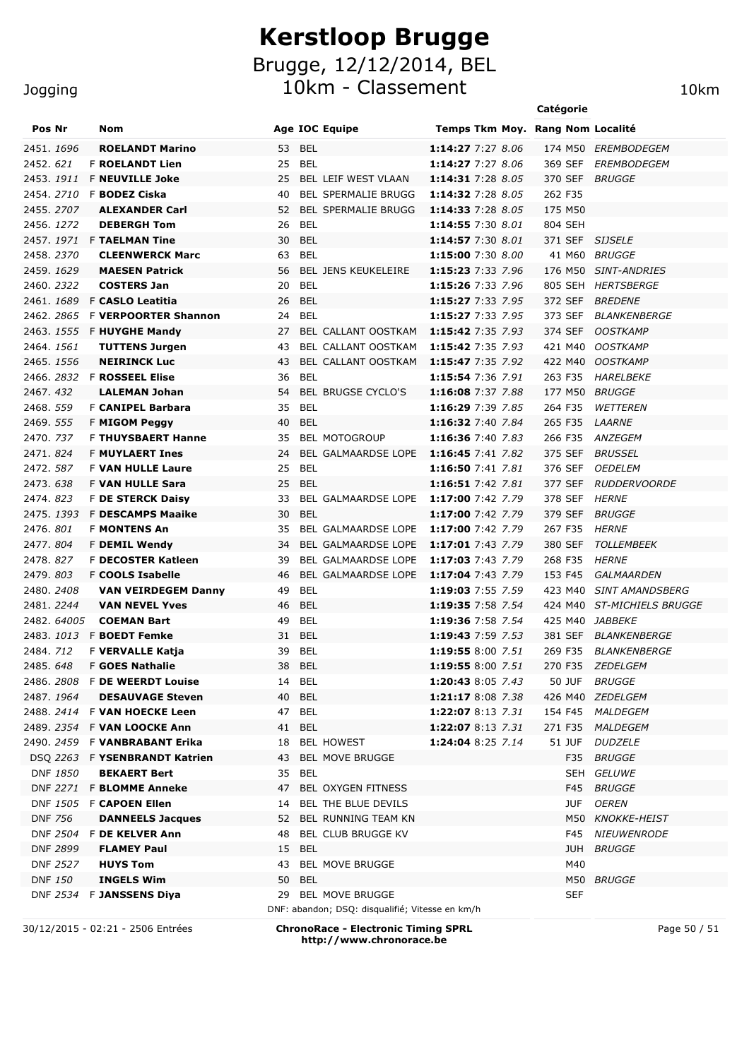# Kerstloop Brugge

## Brugge, 12/12/2014, BEL

## 10km - Classement

Jogging

10km

| Pos | Nr | | Nom | Age | IOC | Equipe | Temps | Tkm | Moy. | Rang | Catégorie | Localité |
|---|---|---|---|---|---|---|---|---|---|---|---|---|
| 2451. | 1696 | | **ROELANDT Marino** | 53 | BEL | | **1:14:27** | 7:27 | *8.06* | 174 | M50 | *EREMBODEGEM* |
| 2452. | 621 | F | **ROELANDT Lien** | 25 | BEL | | **1:14:27** | 7:27 | *8.06* | 369 | SEF | *EREMBODEGEM* |
| 2453. | 1911 | F | **NEUVILLE Joke** | 25 | BEL | LEIF WEST VLAAN | **1:14:31** | 7:28 | *8.05* | 370 | SEF | *BRUGGE* |
| 2454. | 2710 | F | **BODEZ Ciska** | 40 | BEL | SPERMALIE BRUGG | **1:14:32** | 7:28 | *8.05* | 262 | F35 | |
| 2455. | 2707 | | **ALEXANDER Carl** | 52 | BEL | SPERMALIE BRUGG | **1:14:33** | 7:28 | *8.05* | 175 | M50 | |
| 2456. | 1272 | | **DEBERGH Tom** | 26 | BEL | | **1:14:55** | 7:30 | *8.01* | 804 | SEH | |
| 2457. | 1971 | F | **TAELMAN Tine** | 30 | BEL | | **1:14:57** | 7:30 | *8.01* | 371 | SEF | *SIJSELE* |
| 2458. | 2370 | | **CLEENWERCK Marc** | 63 | BEL | | **1:15:00** | 7:30 | *8.00* | 41 | M60 | *BRUGGE* |
| 2459. | 1629 | | **MAESEN Patrick** | 56 | BEL | JENS KEUKELEIRE | **1:15:23** | 7:33 | *7.96* | 176 | M50 | *SINT-ANDRIES* |
| 2460. | 2322 | | **COSTERS Jan** | 20 | BEL | | **1:15:26** | 7:33 | *7.96* | 805 | SEH | *HERTSBERGE* |
| 2461. | 1689 | F | **CASLO Leatitia** | 26 | BEL | | **1:15:27** | 7:33 | *7.95* | 372 | SEF | *BREDENE* |
| 2462. | 2865 | F | **VERPOORTER Shannon** | 24 | BEL | | **1:15:27** | 7:33 | *7.95* | 373 | SEF | *BLANKENBERGE* |
| 2463. | 1555 | F | **HUYGHE Mandy** | 27 | BEL | CALLANT OOSTKAM | **1:15:42** | 7:35 | *7.93* | 374 | SEF | *OOSTKAMP* |
| 2464. | 1561 | | **TUTTENS Jurgen** | 43 | BEL | CALLANT OOSTKAM | **1:15:42** | 7:35 | *7.93* | 421 | M40 | *OOSTKAMP* |
| 2465. | 1556 | | **NEIRINCK Luc** | 43 | BEL | CALLANT OOSTKAM | **1:15:47** | 7:35 | *7.92* | 422 | M40 | *OOSTKAMP* |
| 2466. | 2832 | F | **ROSSEEL Elise** | 36 | BEL | | **1:15:54** | 7:36 | *7.91* | 263 | F35 | *HARELBEKE* |
| 2467. | 432 | | **LALEMAN Johan** | 54 | BEL | BRUGSE CYCLO'S | **1:16:08** | 7:37 | *7.88* | 177 | M50 | *BRUGGE* |
| 2468. | 559 | F | **CANIPEL Barbara** | 35 | BEL | | **1:16:29** | 7:39 | *7.85* | 264 | F35 | *WETTEREN* |
| 2469. | 555 | F | **MIGOM Peggy** | 40 | BEL | | **1:16:32** | 7:40 | *7.84* | 265 | F35 | *LAARNE* |
| 2470. | 737 | F | **THUYSBAERT Hanne** | 35 | BEL | MOTOGROUP | **1:16:36** | 7:40 | *7.83* | 266 | F35 | *ANZEGEM* |
| 2471. | 824 | F | **MUYLAERT Ines** | 24 | BEL | GALMAARDSE LOPE | **1:16:45** | 7:41 | *7.82* | 375 | SEF | *BRUSSEL* |
| 2472. | 587 | F | **VAN HULLE Laure** | 25 | BEL | | **1:16:50** | 7:41 | *7.81* | 376 | SEF | *OEDELEM* |
| 2473. | 638 | F | **VAN HULLE Sara** | 25 | BEL | | **1:16:51** | 7:42 | *7.81* | 377 | SEF | *RUDDERVOORDE* |
| 2474. | 823 | F | **DE STERCK Daisy** | 33 | BEL | GALMAARDSE LOPE | **1:17:00** | 7:42 | *7.79* | 378 | SEF | *HERNE* |
| 2475. | 1393 | F | **DESCAMPS Maaike** | 30 | BEL | | **1:17:00** | 7:42 | *7.79* | 379 | SEF | *BRUGGE* |
| 2476. | 801 | F | **MONTENS An** | 35 | BEL | GALMAARDSE LOPE | **1:17:00** | 7:42 | *7.79* | 267 | F35 | *HERNE* |
| 2477. | 804 | F | **DEMIL Wendy** | 34 | BEL | GALMAARDSE LOPE | **1:17:01** | 7:43 | *7.79* | 380 | SEF | *TOLLEMBEEK* |
| 2478. | 827 | F | **DECOSTER Katleen** | 39 | BEL | GALMAARDSE LOPE | **1:17:03** | 7:43 | *7.79* | 268 | F35 | *HERNE* |
| 2479. | 803 | F | **COOLS Isabelle** | 46 | BEL | GALMAARDSE LOPE | **1:17:04** | 7:43 | *7.79* | 153 | F45 | *GALMAARDEN* |
| 2480. | 2408 | | **VAN VEIRDEGEM Danny** | 49 | BEL | | **1:19:03** | 7:55 | *7.59* | 423 | M40 | *SINT AMANDSBERG* |
| 2481. | 2244 | | **VAN NEVEL Yves** | 46 | BEL | | **1:19:35** | 7:58 | *7.54* | 424 | M40 | *ST-MICHIELS BRUGGE* |
| 2482. | 64005 | | **COEMAN Bart** | 49 | BEL | | **1:19:36** | 7:58 | *7.54* | 425 | M40 | *JABBEKE* |
| 2483. | 1013 | F | **BOEDT Femke** | 31 | BEL | | **1:19:43** | 7:59 | *7.53* | 381 | SEF | *BLANKENBERGE* |
| 2484. | 712 | F | **VERVALLE Katja** | 39 | BEL | | **1:19:55** | 8:00 | *7.51* | 269 | F35 | *BLANKENBERGE* |
| 2485. | 648 | F | **GOES Nathalie** | 38 | BEL | | **1:19:55** | 8:00 | *7.51* | 270 | F35 | *ZEDELGEM* |
| 2486. | 2808 | F | **DE WEERDT Louise** | 14 | BEL | | **1:20:43** | 8:05 | *7.43* | 50 | JUF | *BRUGGE* |
| 2487. | 1964 | | **DESAUVAGE Steven** | 40 | BEL | | **1:21:17** | 8:08 | *7.38* | 426 | M40 | *ZEDELGEM* |
| 2488. | 2414 | F | **VAN HOECKE Leen** | 47 | BEL | | **1:22:07** | 8:13 | *7.31* | 154 | F45 | *MALDEGEM* |
| 2489. | 2354 | F | **VAN LOOCKE Ann** | 41 | BEL | | **1:22:07** | 8:13 | *7.31* | 271 | F35 | *MALDEGEM* |
| 2490. | 2459 | F | **VANBRABANT Erika** | 18 | BEL | HOWEST | **1:24:04** | 8:25 | *7.14* | 51 | JUF | *DUDZELE* |
| DSQ | 2263 | F | **YSENBRANDT Katrien** | 43 | BEL | MOVE BRUGGE | | | | | F35 | *BRUGGE* |
| DNF | 1850 | | **BEKAERT Bert** | 35 | BEL | | | | | | SEH | *GELUWE* |
| DNF | 2271 | F | **BLOMME Anneke** | 47 | BEL | OXYGEN FITNESS | | | | | F45 | *BRUGGE* |
| DNF | 1505 | F | **CAPOEN Ellen** | 14 | BEL | THE BLUE DEVILS | | | | | JUF | *OEREN* |
| DNF | 756 | | **DANNEELS Jacques** | 52 | BEL | RUNNING TEAM KN | | | | | M50 | *KNOKKE-HEIST* |
| DNF | 2504 | F | **DE KELVER Ann** | 48 | BEL | CLUB BRUGGE KV | | | | | F45 | *NIEUWENRODE* |
| DNF | 2899 | | **FLAMEY Paul** | 15 | BEL | | | | | | JUH | *BRUGGE* |
| DNF | 2527 | | **HUYS Tom** | 43 | BEL | MOVE BRUGGE | | | | | M40 | |
| DNF | 150 | | **INGELS Wim** | 50 | BEL | | | | | | M50 | *BRUGGE* |
| DNF | 2534 | F | **JANSSENS Diya** | 29 | BEL | MOVE BRUGGE | | | | | SEF | |

DNF: abandon; DSQ: disqualifié; Vitesse en km/h

30/12/2015 - 02:21 - 2506 Entrées

**ChronoRace - Electronic Timing SPRL**
**http://www.chronorace.be**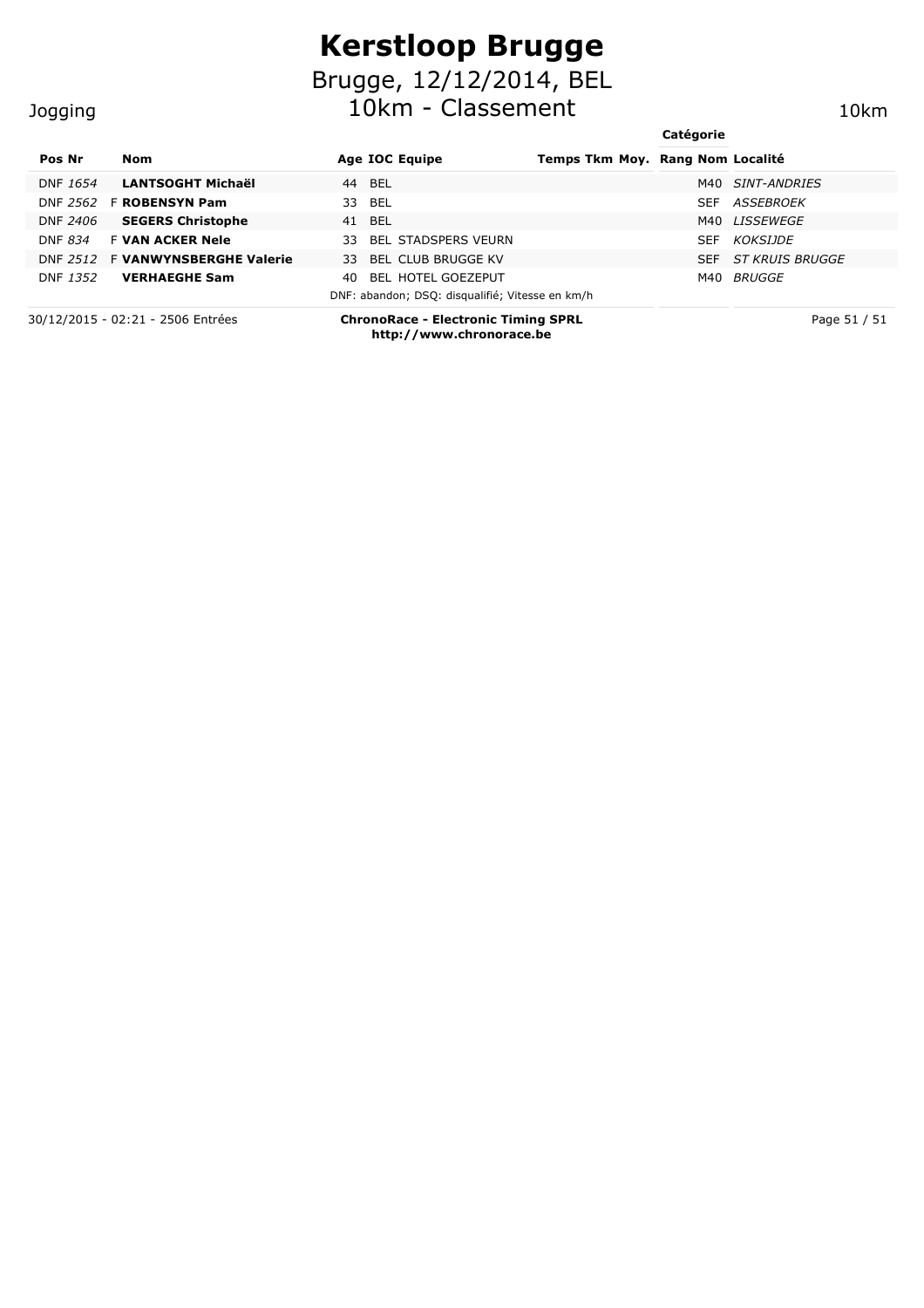# Kerstloop Brugge

## Brugge, 12/12/2014, BEL

## 10km - Classement

Jogging

10km

| Pos | Nr | | Nom | Age | IOC | Equipe | Temps | Tkm | Moy. | Catégorie Rang | Catégorie Nom | Localité |
|---|---|---|---|---|---|---|---|---|---|---|---|---|
| DNF | *1654* | | **LANTSOGHT Michaël** | 44 | BEL | | | | | | M40 | *SINT-ANDRIES* |
| DNF | *2562* | F | **ROBENSYN Pam** | 33 | BEL | | | | | | SEF | *ASSEBROEK* |
| DNF | *2406* | | **SEGERS Christophe** | 41 | BEL | | | | | | M40 | *LISSEWEGE* |
| DNF | *834* | F | **VAN ACKER Nele** | 33 | BEL | STADSPERS VEURN | | | | | SEF | *KOKSIJDE* |
| DNF | *2512* | F | **VANWYNSBERGHE Valerie** | 33 | BEL | CLUB BRUGGE KV | | | | | SEF | *ST KRUIS BRUGGE* |
| DNF | *1352* | | **VERHAEGHE Sam** | 40 | BEL | HOTEL GOEZEPUT | | | | | M40 | *BRUGGE* |

DNF: abandon; DSQ: disqualifié; Vitesse en km/h

30/12/2015 - 02:21 - 2506 Entrées

**ChronoRace - Electronic Timing SPRL**
**http://www.chronorace.be**